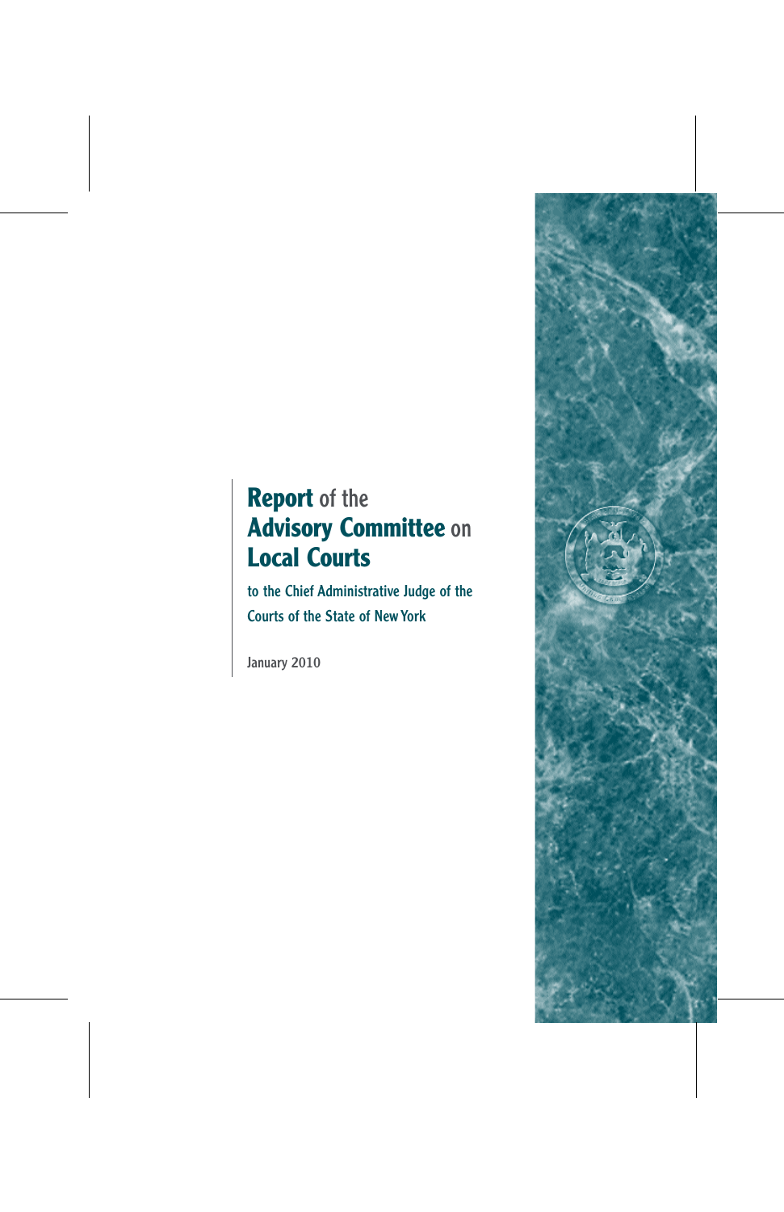# **Report** of the **Advisory Committee** on **Local Courts**

to the Chief Administrative Judge of the Courts of the State of New York

January 2010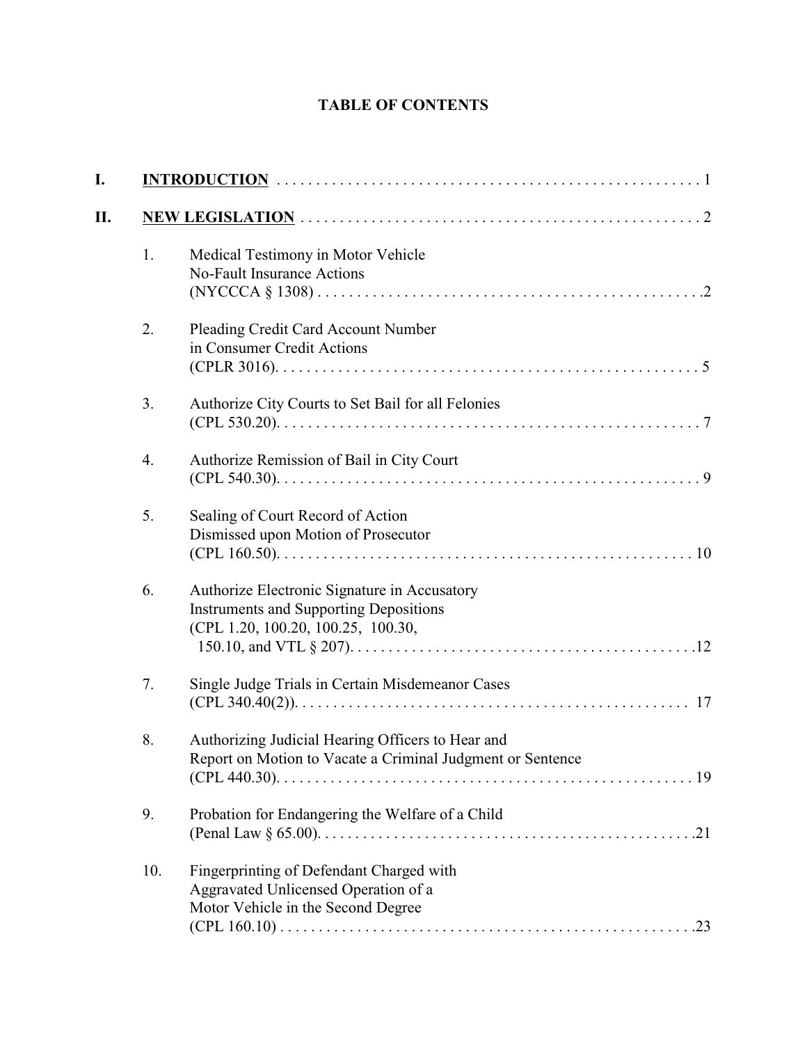# TABLE OF CONTENTS

**I. INTRODUCTION** . . . . . . . . . . . . . . . . . . . . . . . . . . . . . . . . . . . . . . . . . . . . . . . . . . . . . 1

**II. NEW LEGISLATION** . . . . . . . . . . . . . . . . . . . . . . . . . . . . . . . . . . . . . . . . . . . . . . . . . . . 2

1. Medical Testimony in Motor Vehicle No-Fault Insurance Actions (NYCCCA § 1308) . . . . . . . . . . . . . . . . . . . . . . . . . . . . . . . . . . . . . . . . . . . . . . . . .2

2. Pleading Credit Card Account Number in Consumer Credit Actions (CPLR 3016). . . . . . . . . . . . . . . . . . . . . . . . . . . . . . . . . . . . . . . . . . . . . . . . . . . . . . 5

3. Authorize City Courts to Set Bail for all Felonies (CPL 530.20). . . . . . . . . . . . . . . . . . . . . . . . . . . . . . . . . . . . . . . . . . . . . . . . . . . . . . 7

4. Authorize Remission of Bail in City Court (CPL 540.30). . . . . . . . . . . . . . . . . . . . . . . . . . . . . . . . . . . . . . . . . . . . . . . . . . . . . . 9

5. Sealing of Court Record of Action Dismissed upon Motion of Prosecutor (CPL 160.50). . . . . . . . . . . . . . . . . . . . . . . . . . . . . . . . . . . . . . . . . . . . . . . . . . . . . 10

6. Authorize Electronic Signature in Accusatory Instruments and Supporting Depositions (CPL 1.20, 100.20, 100.25, 100.30, 150.10, and VTL § 207). . . . . . . . . . . . . . . . . . . . . . . . . . . . . . . . . . . . . . . . . . . .12

7. Single Judge Trials in Certain Misdemeanor Cases (CPL 340.40(2)). . . . . . . . . . . . . . . . . . . . . . . . . . . . . . . . . . . . . . . . . . . . . . . . . . 17

8. Authorizing Judicial Hearing Officers to Hear and Report on Motion to Vacate a Criminal Judgment or Sentence (CPL 440.30). . . . . . . . . . . . . . . . . . . . . . . . . . . . . . . . . . . . . . . . . . . . . . . . . . . . . 19

9. Probation for Endangering the Welfare of a Child (Penal Law § 65.00). . . . . . . . . . . . . . . . . . . . . . . . . . . . . . . . . . . . . . . . . . . . . . . . .21

10. Fingerprinting of Defendant Charged with Aggravated Unlicensed Operation of a Motor Vehicle in the Second Degree (CPL 160.10) . . . . . . . . . . . . . . . . . . . . . . . . . . . . . . . . . . . . . . . . . . . . . . . . . . . . .23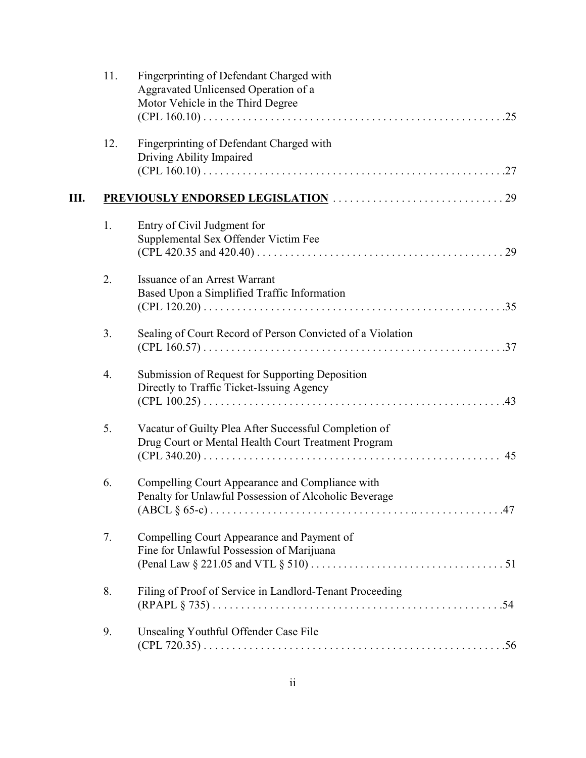11. Fingerprinting of Defendant Charged with Aggravated Unlicensed Operation of a Motor Vehicle in the Third Degree (CPL 160.10) . . . . . . . . . . . . . . . . . . . . . . . . . . . . . . . . . . . . . . . . . . . . . . . . . . . .25

12. Fingerprinting of Defendant Charged with Driving Ability Impaired (CPL 160.10) . . . . . . . . . . . . . . . . . . . . . . . . . . . . . . . . . . . . . . . . . . . . . . . . . . . .27

**III. <u>PREVIOUSLY ENDORSED LEGISLATION</u>** . . . . . . . . . . . . . . . . . . . . . . . . . . . . . . 29

1. Entry of Civil Judgment for Supplemental Sex Offender Victim Fee (CPL 420.35 and 420.40) . . . . . . . . . . . . . . . . . . . . . . . . . . . . . . . . . . . . . . . . . . . 29

2. Issuance of an Arrest Warrant Based Upon a Simplified Traffic Information (CPL 120.20) . . . . . . . . . . . . . . . . . . . . . . . . . . . . . . . . . . . . . . . . . . . . . . . . . . . .35

3. Sealing of Court Record of Person Convicted of a Violation (CPL 160.57) . . . . . . . . . . . . . . . . . . . . . . . . . . . . . . . . . . . . . . . . . . . . . . . . . . . .37

4. Submission of Request for Supporting Deposition Directly to Traffic Ticket-Issuing Agency (CPL 100.25) . . . . . . . . . . . . . . . . . . . . . . . . . . . . . . . . . . . . . . . . . . . . . . . . . . .43

5. Vacatur of Guilty Plea After Successful Completion of Drug Court or Mental Health Court Treatment Program (CPL 340.20) . . . . . . . . . . . . . . . . . . . . . . . . . . . . . . . . . . . . . . . . . . . . . . . . . . 45

6. Compelling Court Appearance and Compliance with Penalty for Unlawful Possession of Alcoholic Beverage (ABCL § 65-c) . . . . . . . . . . . . . . . . . . . . . . . . . . . . . . . . . . . . . . . . . . . . . . . . . .47

7. Compelling Court Appearance and Payment of Fine for Unlawful Possession of Marijuana (Penal Law § 221.05 and VTL § 510) . . . . . . . . . . . . . . . . . . . . . . . . . . . . . . . . . . . 51

8. Filing of Proof of Service in Landlord-Tenant Proceeding (RPAPL § 735) . . . . . . . . . . . . . . . . . . . . . . . . . . . . . . . . . . . . . . . . . . . . . . . . . . .54

9. Unsealing Youthful Offender Case File (CPL 720.35) . . . . . . . . . . . . . . . . . . . . . . . . . . . . . . . . . . . . . . . . . . . . . . . . . . . .56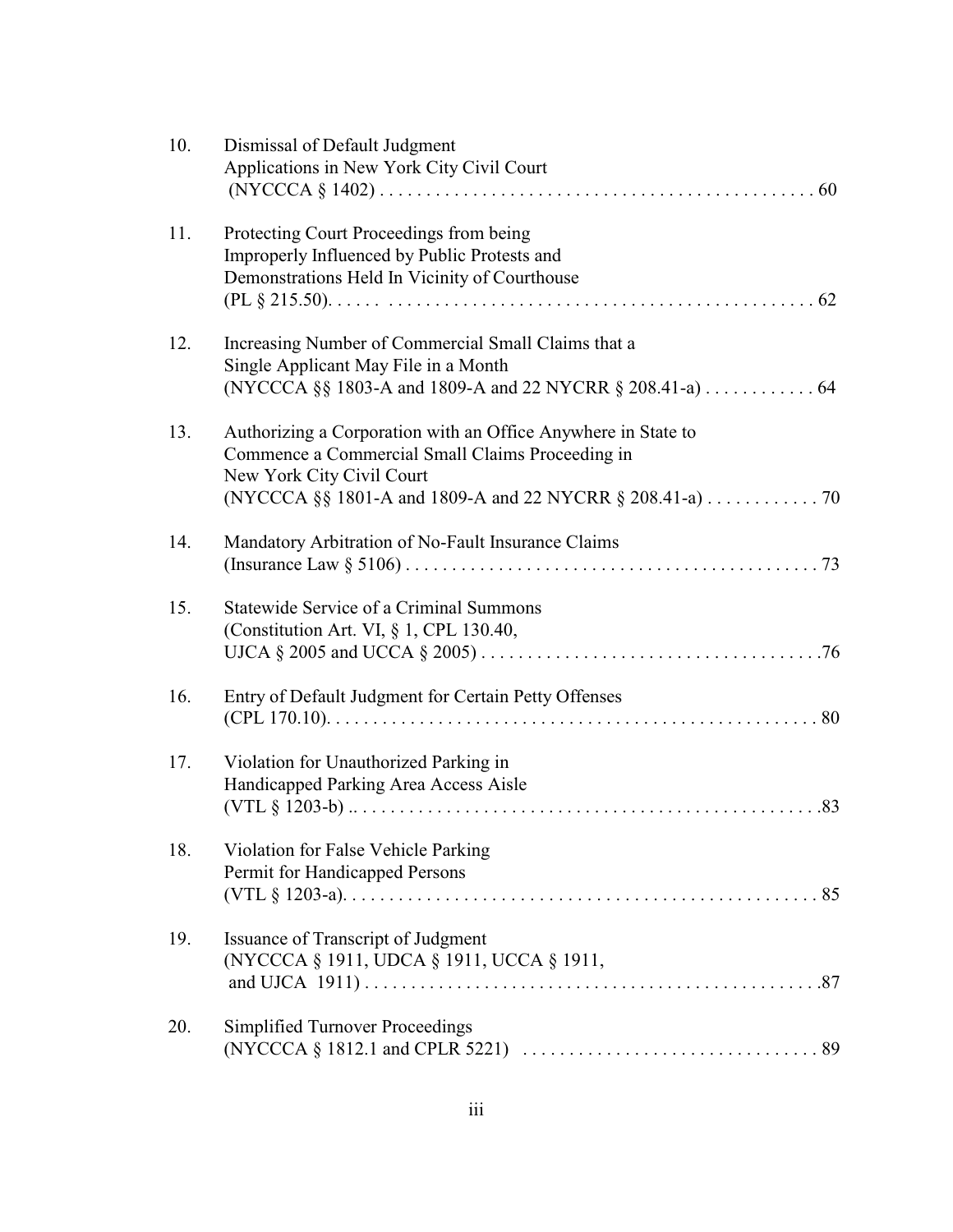10. Dismissal of Default Judgment
    Applications in New York City Civil Court
    (NYCCCA § 1402) . . . . . . . . . . . . . . . . . . . . . . . . . . . . . . . . . . . . . . . . . . . . . 60

11. Protecting Court Proceedings from being
    Improperly Influenced by Public Protests and
    Demonstrations Held In Vicinity of Courthouse
    (PL § 215.50). . . . . . . . . . . . . . . . . . . . . . . . . . . . . . . . . . . . . . . . . . . . . . . . . . 62

12. Increasing Number of Commercial Small Claims that a
    Single Applicant May File in a Month
    (NYCCCA §§ 1803-A and 1809-A and 22 NYCRR § 208.41-a) . . . . . . . . . . . . 64

13. Authorizing a Corporation with an Office Anywhere in State to
    Commence a Commercial Small Claims Proceeding in
    New York City Civil Court
    (NYCCCA §§ 1801-A and 1809-A and 22 NYCRR § 208.41-a) . . . . . . . . . . . . 70

14. Mandatory Arbitration of No-Fault Insurance Claims
    (Insurance Law § 5106) . . . . . . . . . . . . . . . . . . . . . . . . . . . . . . . . . . . . . . . . . . . . 73

15. Statewide Service of a Criminal Summons
    (Constitution Art. VI, § 1, CPL 130.40,
    UJCA § 2005 and UCCA § 2005) . . . . . . . . . . . . . . . . . . . . . . . . . . . . . . . . . . . .76

16. Entry of Default Judgment for Certain Petty Offenses
    (CPL 170.10). . . . . . . . . . . . . . . . . . . . . . . . . . . . . . . . . . . . . . . . . . . . . . . . . . . . 80

17. Violation for Unauthorized Parking in
    Handicapped Parking Area Access Aisle
    (VTL § 1203-b) .. . . . . . . . . . . . . . . . . . . . . . . . . . . . . . . . . . . . . . . . . . . . . . . . .83

18. Violation for False Vehicle Parking
    Permit for Handicapped Persons
    (VTL § 1203-a). . . . . . . . . . . . . . . . . . . . . . . . . . . . . . . . . . . . . . . . . . . . . . . . . . . 85

19. Issuance of Transcript of Judgment
    (NYCCCA § 1911, UDCA § 1911, UCCA § 1911,
    and UJCA 1911) . . . . . . . . . . . . . . . . . . . . . . . . . . . . . . . . . . . . . . . . . . . . . . . . .87

20. Simplified Turnover Proceedings
    (NYCCCA § 1812.1 and CPLR 5221) . . . . . . . . . . . . . . . . . . . . . . . . . . . . . . . . 89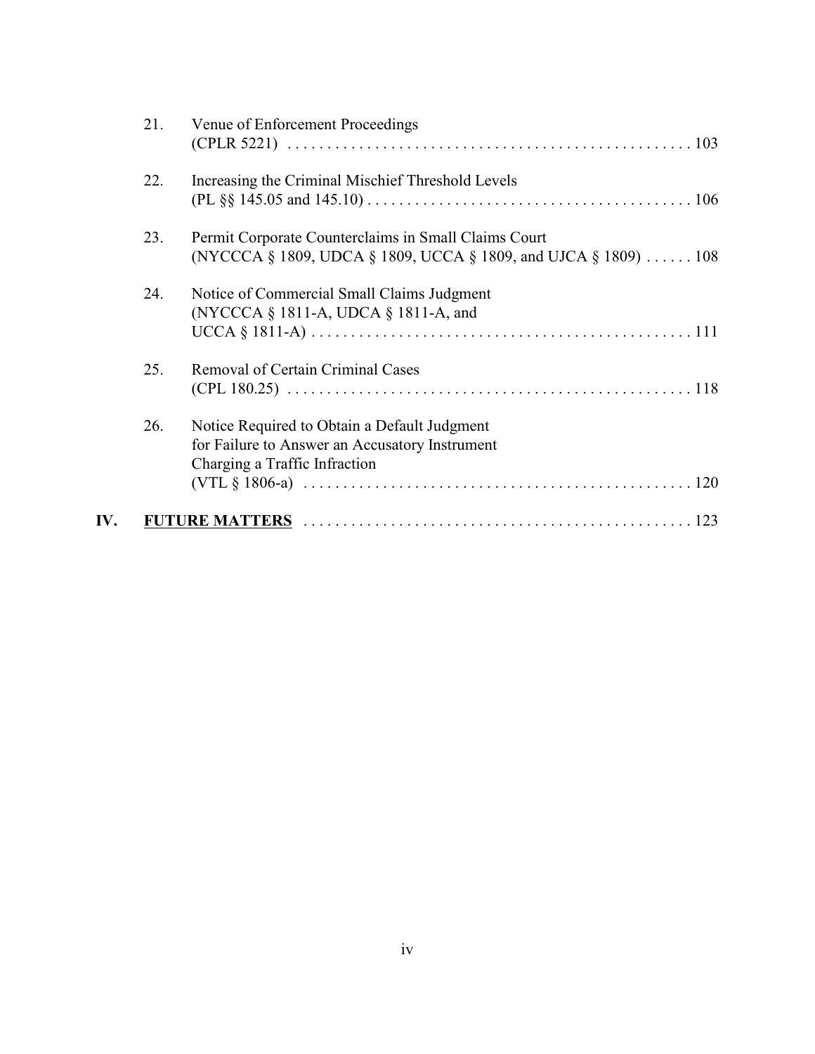21. Venue of Enforcement Proceedings (CPLR 5221) . . . . . . . . . . . . . . . . . . . . . . . . . . . . . . . . . . . . . . . . . . . . . . . . . . 103

22. Increasing the Criminal Mischief Threshold Levels (PL §§ 145.05 and 145.10) . . . . . . . . . . . . . . . . . . . . . . . . . . . . . . . . . . . . . . . . . 106

23. Permit Corporate Counterclaims in Small Claims Court (NYCCCA § 1809, UDCA § 1809, UCCA § 1809, and UJCA § 1809) . . . . . . 108

24. Notice of Commercial Small Claims Judgment (NYCCCA § 1811-A, UDCA § 1811-A, and UCCA § 1811-A) . . . . . . . . . . . . . . . . . . . . . . . . . . . . . . . . . . . . . . . . . . . . . . . . 111

25. Removal of Certain Criminal Cases (CPL 180.25) . . . . . . . . . . . . . . . . . . . . . . . . . . . . . . . . . . . . . . . . . . . . . . . . . . 118

26. Notice Required to Obtain a Default Judgment for Failure to Answer an Accusatory Instrument Charging a Traffic Infraction (VTL § 1806-a) . . . . . . . . . . . . . . . . . . . . . . . . . . . . . . . . . . . . . . . . . . . . . . . 120

**IV. FUTURE MATTERS** . . . . . . . . . . . . . . . . . . . . . . . . . . . . . . . . . . . . . . . . . . . . . . . . 123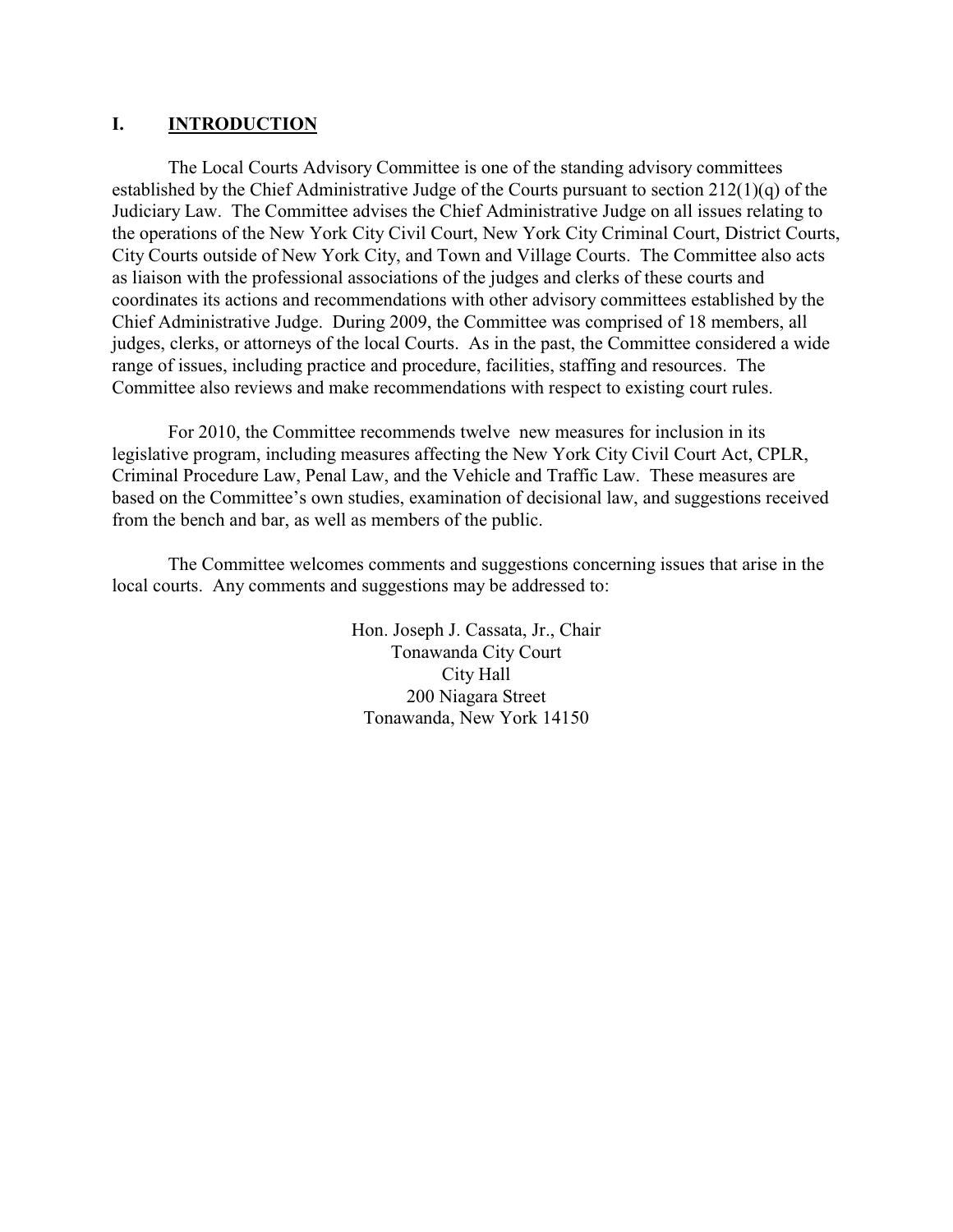## I. INTRODUCTION

The Local Courts Advisory Committee is one of the standing advisory committees established by the Chief Administrative Judge of the Courts pursuant to section 212(1)(q) of the Judiciary Law. The Committee advises the Chief Administrative Judge on all issues relating to the operations of the New York City Civil Court, New York City Criminal Court, District Courts, City Courts outside of New York City, and Town and Village Courts. The Committee also acts as liaison with the professional associations of the judges and clerks of these courts and coordinates its actions and recommendations with other advisory committees established by the Chief Administrative Judge. During 2009, the Committee was comprised of 18 members, all judges, clerks, or attorneys of the local Courts. As in the past, the Committee considered a wide range of issues, including practice and procedure, facilities, staffing and resources. The Committee also reviews and make recommendations with respect to existing court rules.

For 2010, the Committee recommends twelve new measures for inclusion in its legislative program, including measures affecting the New York City Civil Court Act, CPLR, Criminal Procedure Law, Penal Law, and the Vehicle and Traffic Law. These measures are based on the Committee's own studies, examination of decisional law, and suggestions received from the bench and bar, as well as members of the public.

The Committee welcomes comments and suggestions concerning issues that arise in the local courts. Any comments and suggestions may be addressed to:

Hon. Joseph J. Cassata, Jr., Chair
Tonawanda City Court
City Hall
200 Niagara Street
Tonawanda, New York 14150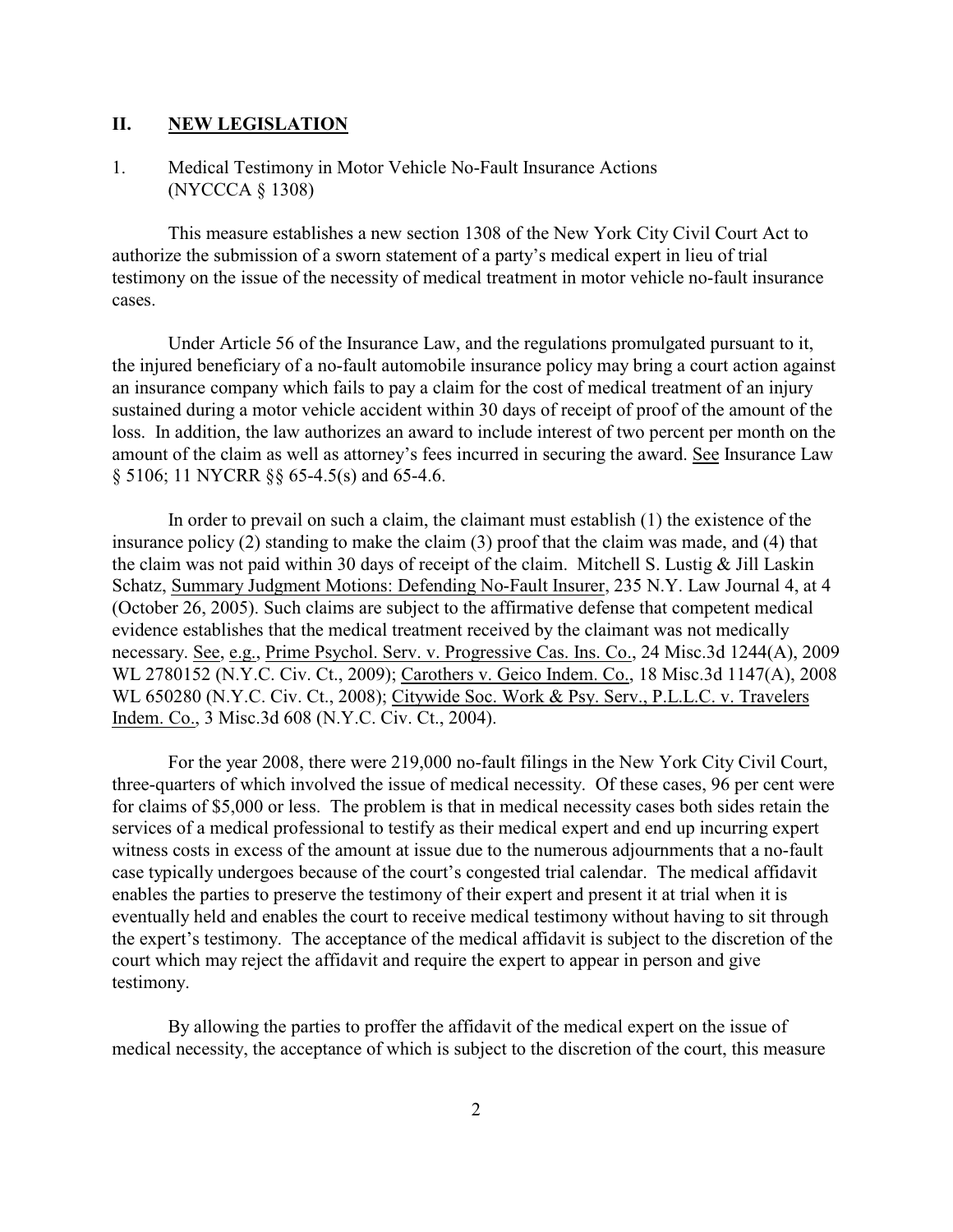## II. NEW LEGISLATION

### 1. Medical Testimony in Motor Vehicle No-Fault Insurance Actions (NYCCCA § 1308)

This measure establishes a new section 1308 of the New York City Civil Court Act to authorize the submission of a sworn statement of a party's medical expert in lieu of trial testimony on the issue of the necessity of medical treatment in motor vehicle no-fault insurance cases.

Under Article 56 of the Insurance Law, and the regulations promulgated pursuant to it, the injured beneficiary of a no-fault automobile insurance policy may bring a court action against an insurance company which fails to pay a claim for the cost of medical treatment of an injury sustained during a motor vehicle accident within 30 days of receipt of proof of the amount of the loss. In addition, the law authorizes an award to include interest of two percent per month on the amount of the claim as well as attorney's fees incurred in securing the award. See Insurance Law § 5106; 11 NYCRR §§ 65-4.5(s) and 65-4.6.

In order to prevail on such a claim, the claimant must establish (1) the existence of the insurance policy (2) standing to make the claim (3) proof that the claim was made, and (4) that the claim was not paid within 30 days of receipt of the claim. Mitchell S. Lustig & Jill Laskin Schatz, Summary Judgment Motions: Defending No-Fault Insurer, 235 N.Y. Law Journal 4, at 4 (October 26, 2005). Such claims are subject to the affirmative defense that competent medical evidence establishes that the medical treatment received by the claimant was not medically necessary. See, e.g., Prime Psychol. Serv. v. Progressive Cas. Ins. Co., 24 Misc.3d 1244(A), 2009 WL 2780152 (N.Y.C. Civ. Ct., 2009); Carothers v. Geico Indem. Co., 18 Misc.3d 1147(A), 2008 WL 650280 (N.Y.C. Civ. Ct., 2008); Citywide Soc. Work & Psy. Serv., P.L.L.C. v. Travelers Indem. Co., 3 Misc.3d 608 (N.Y.C. Civ. Ct., 2004).

For the year 2008, there were 219,000 no-fault filings in the New York City Civil Court, three-quarters of which involved the issue of medical necessity. Of these cases, 96 per cent were for claims of $5,000 or less. The problem is that in medical necessity cases both sides retain the services of a medical professional to testify as their medical expert and end up incurring expert witness costs in excess of the amount at issue due to the numerous adjournments that a no-fault case typically undergoes because of the court's congested trial calendar. The medical affidavit enables the parties to preserve the testimony of their expert and present it at trial when it is eventually held and enables the court to receive medical testimony without having to sit through the expert's testimony. The acceptance of the medical affidavit is subject to the discretion of the court which may reject the affidavit and require the expert to appear in person and give testimony.

By allowing the parties to proffer the affidavit of the medical expert on the issue of medical necessity, the acceptance of which is subject to the discretion of the court, this measure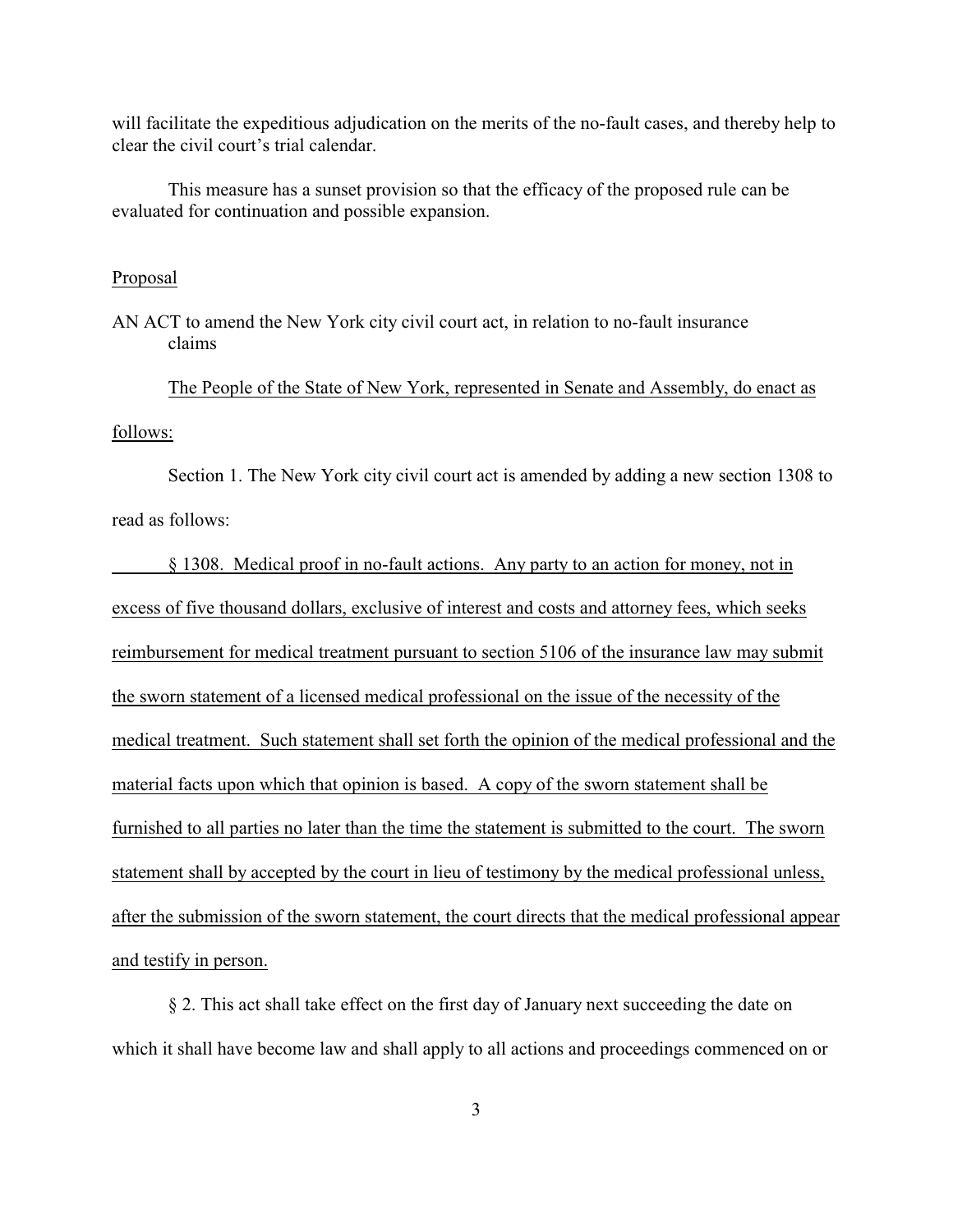will facilitate the expeditious adjudication on the merits of the no-fault cases, and thereby help to clear the civil court's trial calendar.

This measure has a sunset provision so that the efficacy of the proposed rule can be evaluated for continuation and possible expansion.

Proposal

AN ACT to amend the New York city civil court act, in relation to no-fault insurance claims

The People of the State of New York, represented in Senate and Assembly, do enact as follows:

Section 1. The New York city civil court act is amended by adding a new section 1308 to read as follows:

§ 1308. Medical proof in no-fault actions. Any party to an action for money, not in excess of five thousand dollars, exclusive of interest and costs and attorney fees, which seeks reimbursement for medical treatment pursuant to section 5106 of the insurance law may submit the sworn statement of a licensed medical professional on the issue of the necessity of the medical treatment. Such statement shall set forth the opinion of the medical professional and the material facts upon which that opinion is based. A copy of the sworn statement shall be furnished to all parties no later than the time the statement is submitted to the court. The sworn statement shall by accepted by the court in lieu of testimony by the medical professional unless, after the submission of the sworn statement, the court directs that the medical professional appear and testify in person.

§ 2. This act shall take effect on the first day of January next succeeding the date on which it shall have become law and shall apply to all actions and proceedings commenced on or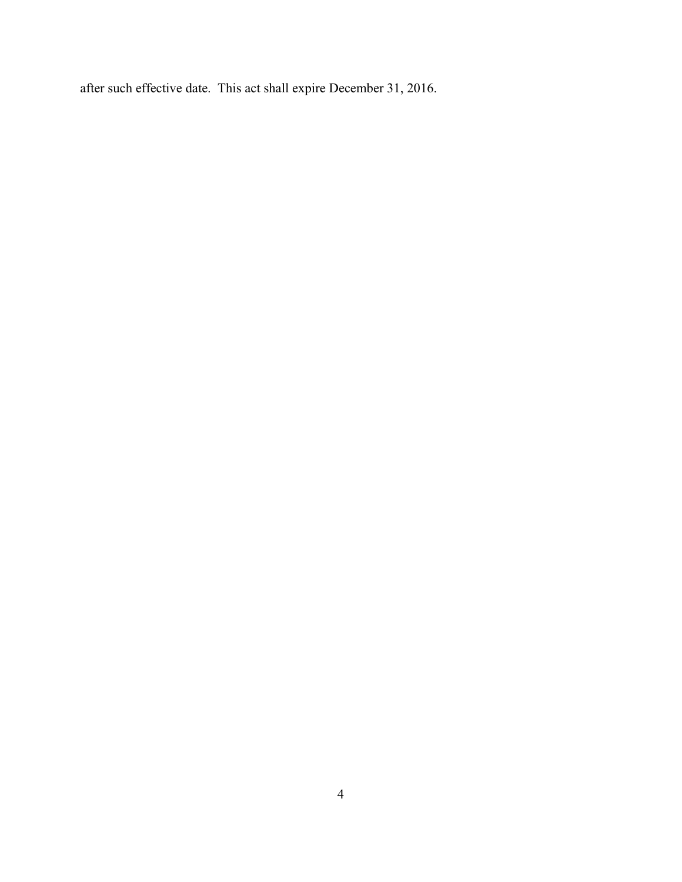after such effective date. This act shall expire December 31, 2016.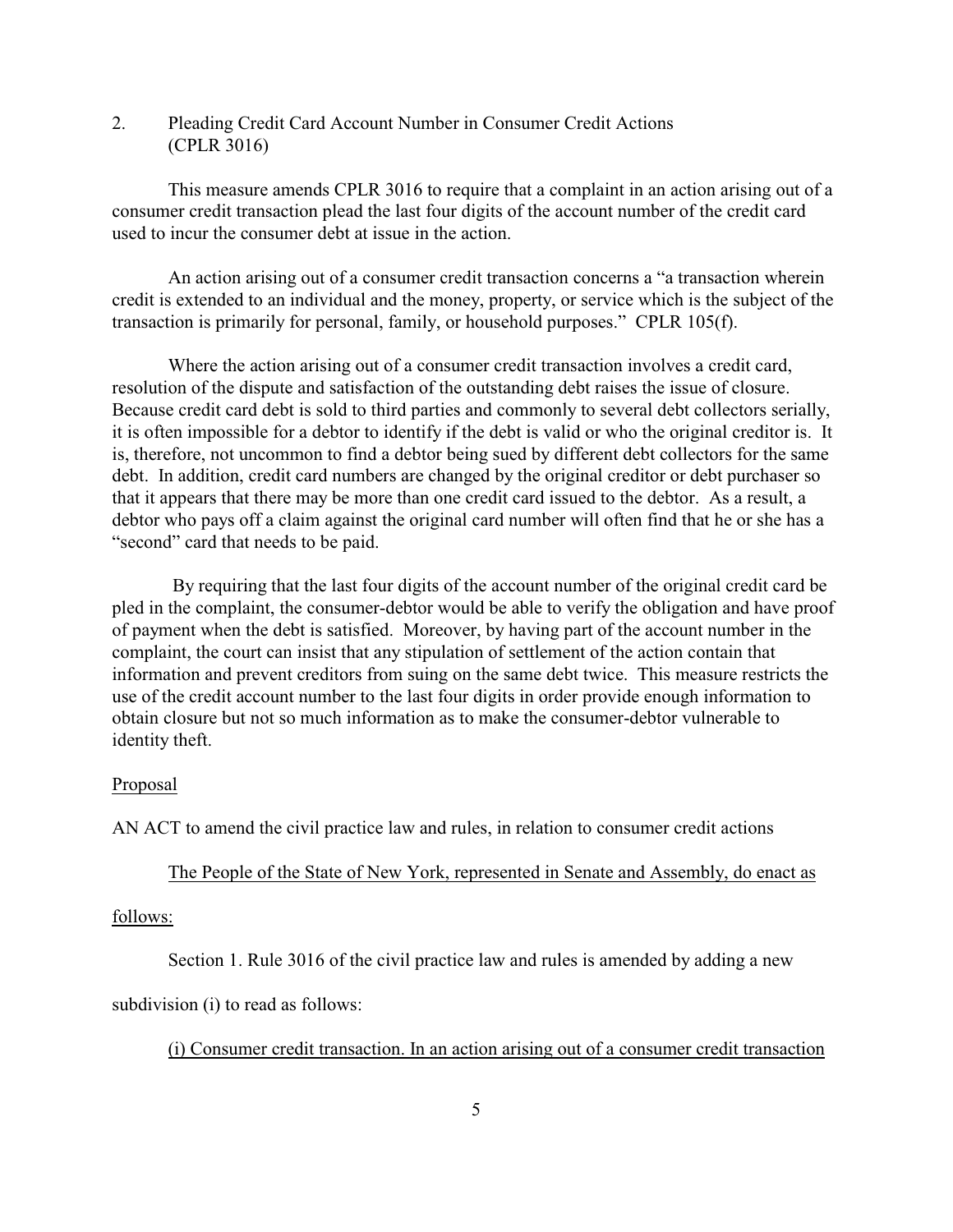## 2. Pleading Credit Card Account Number in Consumer Credit Actions (CPLR 3016)

This measure amends CPLR 3016 to require that a complaint in an action arising out of a consumer credit transaction plead the last four digits of the account number of the credit card used to incur the consumer debt at issue in the action.

An action arising out of a consumer credit transaction concerns a "a transaction wherein credit is extended to an individual and the money, property, or service which is the subject of the transaction is primarily for personal, family, or household purposes." CPLR 105(f).

Where the action arising out of a consumer credit transaction involves a credit card, resolution of the dispute and satisfaction of the outstanding debt raises the issue of closure. Because credit card debt is sold to third parties and commonly to several debt collectors serially, it is often impossible for a debtor to identify if the debt is valid or who the original creditor is. It is, therefore, not uncommon to find a debtor being sued by different debt collectors for the same debt. In addition, credit card numbers are changed by the original creditor or debt purchaser so that it appears that there may be more than one credit card issued to the debtor. As a result, a debtor who pays off a claim against the original card number will often find that he or she has a "second" card that needs to be paid.

By requiring that the last four digits of the account number of the original credit card be pled in the complaint, the consumer-debtor would be able to verify the obligation and have proof of payment when the debt is satisfied. Moreover, by having part of the account number in the complaint, the court can insist that any stipulation of settlement of the action contain that information and prevent creditors from suing on the same debt twice. This measure restricts the use of the credit account number to the last four digits in order provide enough information to obtain closure but not so much information as to make the consumer-debtor vulnerable to identity theft.

Proposal

AN ACT to amend the civil practice law and rules, in relation to consumer credit actions

The People of the State of New York, represented in Senate and Assembly, do enact as follows:

Section 1. Rule 3016 of the civil practice law and rules is amended by adding a new subdivision (i) to read as follows:

(i) Consumer credit transaction. In an action arising out of a consumer credit transaction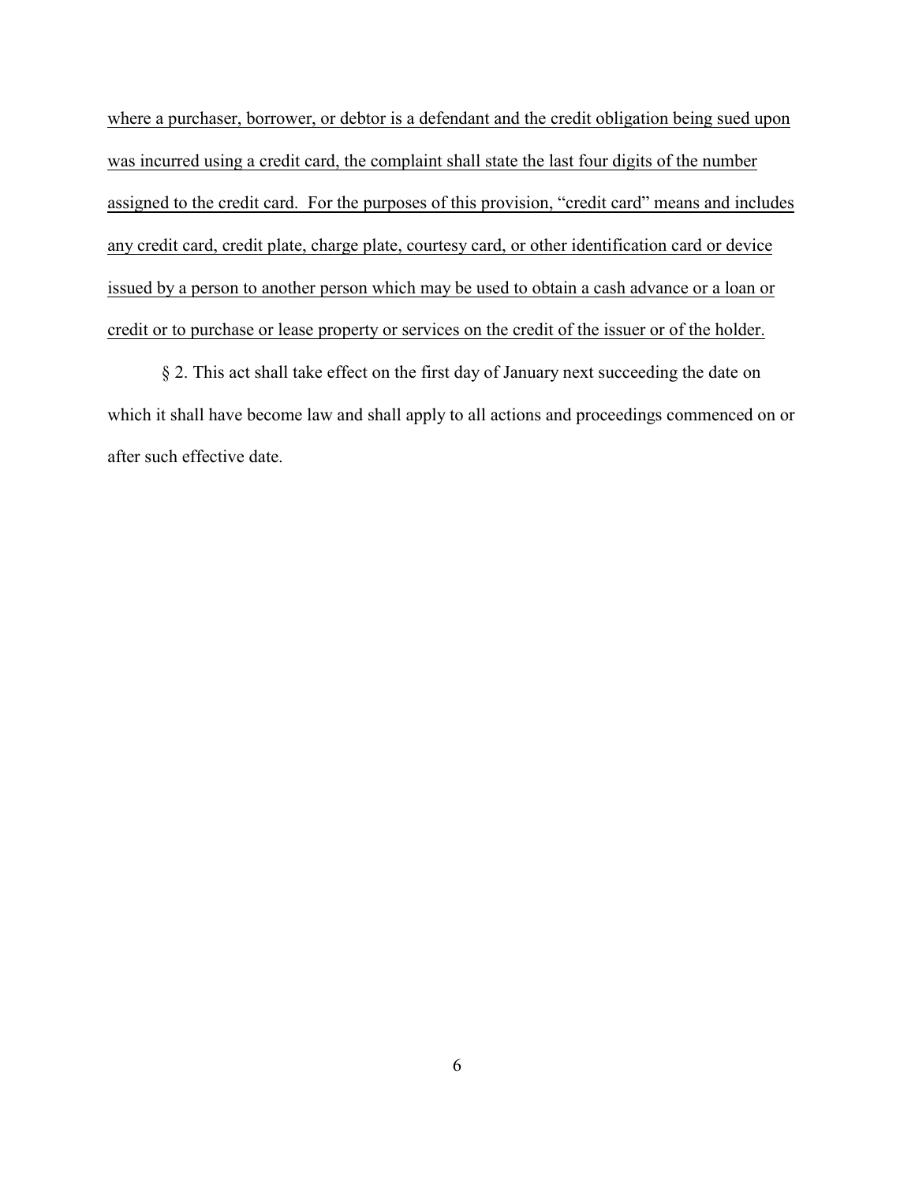where a purchaser, borrower, or debtor is a defendant and the credit obligation being sued upon was incurred using a credit card, the complaint shall state the last four digits of the number assigned to the credit card. For the purposes of this provision, "credit card" means and includes any credit card, credit plate, charge plate, courtesy card, or other identification card or device issued by a person to another person which may be used to obtain a cash advance or a loan or credit or to purchase or lease property or services on the credit of the issuer or of the holder.

§ 2. This act shall take effect on the first day of January next succeeding the date on which it shall have become law and shall apply to all actions and proceedings commenced on or after such effective date.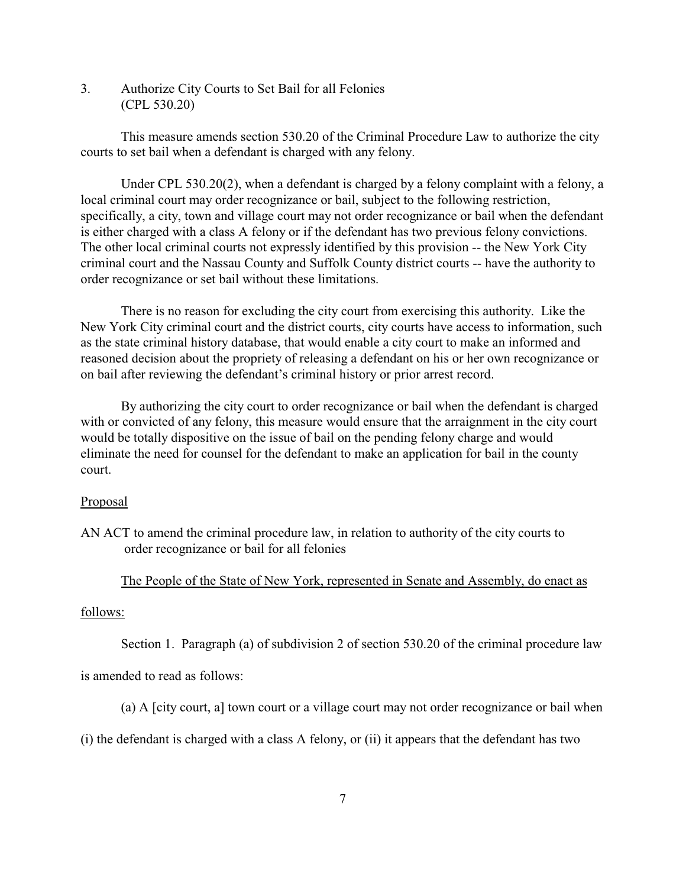3. Authorize City Courts to Set Bail for all Felonies (CPL 530.20)

This measure amends section 530.20 of the Criminal Procedure Law to authorize the city courts to set bail when a defendant is charged with any felony.

Under CPL 530.20(2), when a defendant is charged by a felony complaint with a felony, a local criminal court may order recognizance or bail, subject to the following restriction, specifically, a city, town and village court may not order recognizance or bail when the defendant is either charged with a class A felony or if the defendant has two previous felony convictions. The other local criminal courts not expressly identified by this provision -- the New York City criminal court and the Nassau County and Suffolk County district courts -- have the authority to order recognizance or set bail without these limitations.

There is no reason for excluding the city court from exercising this authority. Like the New York City criminal court and the district courts, city courts have access to information, such as the state criminal history database, that would enable a city court to make an informed and reasoned decision about the propriety of releasing a defendant on his or her own recognizance or on bail after reviewing the defendant's criminal history or prior arrest record.

By authorizing the city court to order recognizance or bail when the defendant is charged with or convicted of any felony, this measure would ensure that the arraignment in the city court would be totally dispositive on the issue of bail on the pending felony charge and would eliminate the need for counsel for the defendant to make an application for bail in the county court.

Proposal

AN ACT to amend the criminal procedure law, in relation to authority of the city courts to order recognizance or bail for all felonies

The People of the State of New York, represented in Senate and Assembly, do enact as follows:

Section 1. Paragraph (a) of subdivision 2 of section 530.20 of the criminal procedure law is amended to read as follows:

(a) A [city court, a] town court or a village court may not order recognizance or bail when (i) the defendant is charged with a class A felony, or (ii) it appears that the defendant has two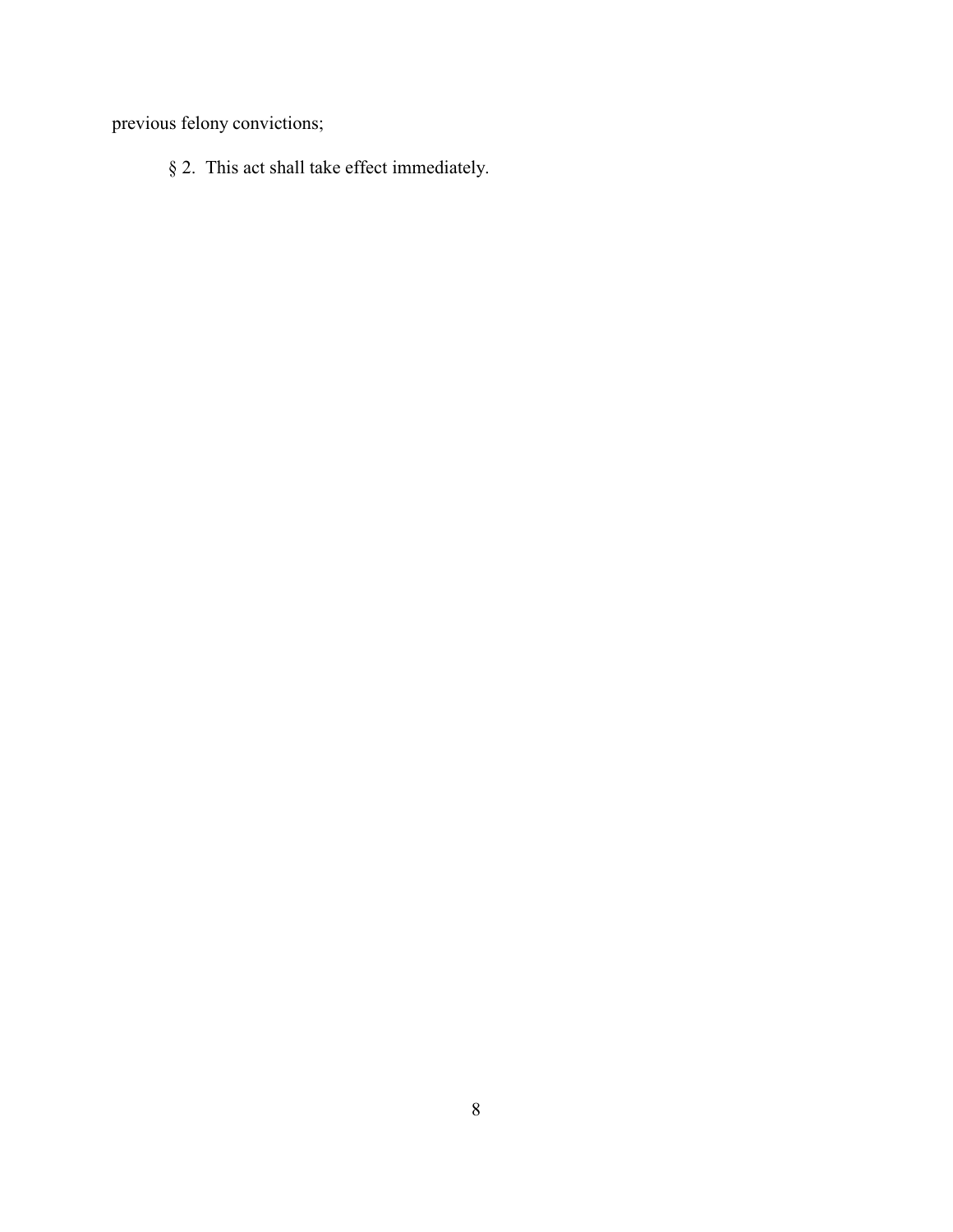previous felony convictions;

§ 2. This act shall take effect immediately.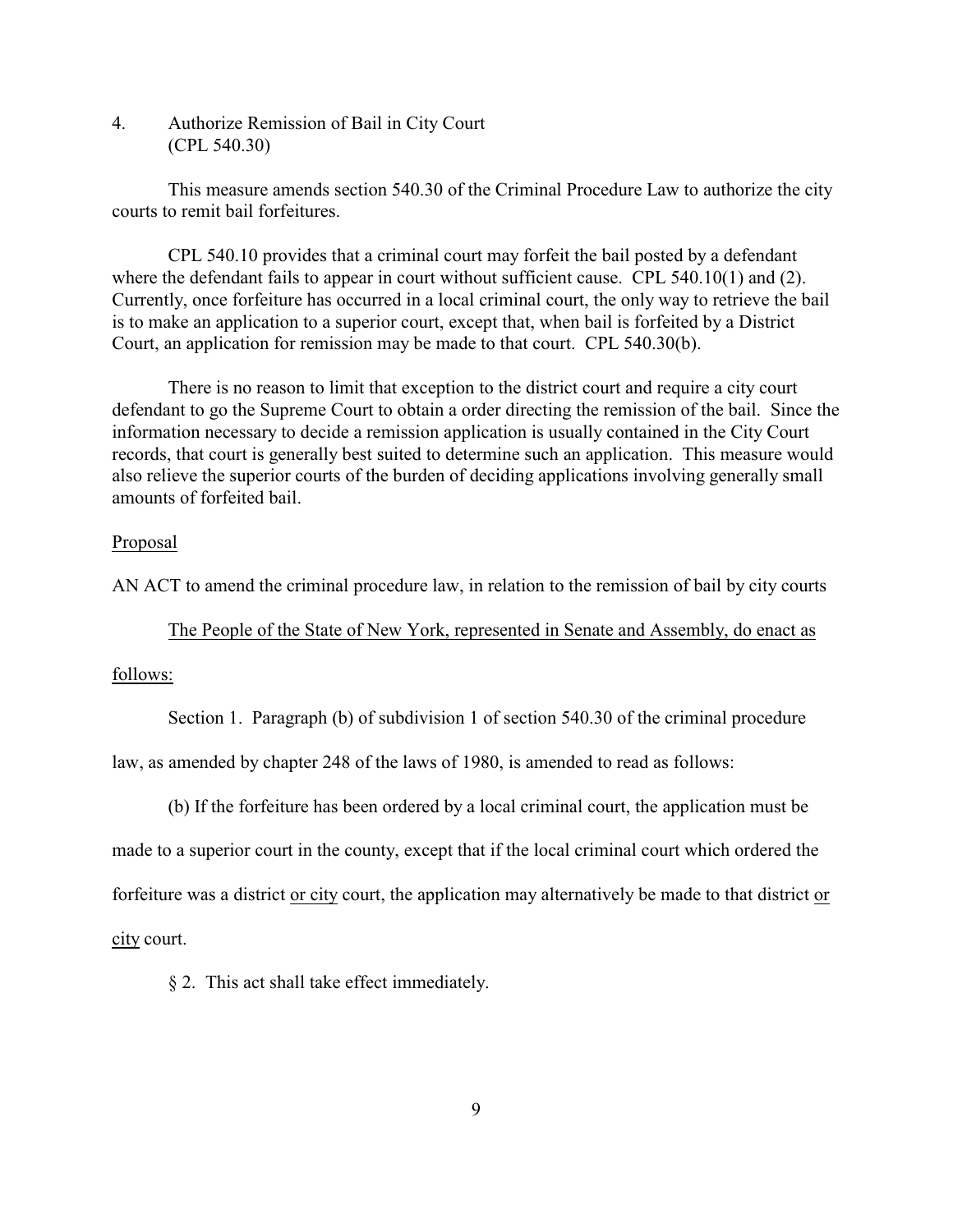4. Authorize Remission of Bail in City Court (CPL 540.30)

This measure amends section 540.30 of the Criminal Procedure Law to authorize the city courts to remit bail forfeitures.

CPL 540.10 provides that a criminal court may forfeit the bail posted by a defendant where the defendant fails to appear in court without sufficient cause. CPL 540.10(1) and (2). Currently, once forfeiture has occurred in a local criminal court, the only way to retrieve the bail is to make an application to a superior court, except that, when bail is forfeited by a District Court, an application for remission may be made to that court. CPL 540.30(b).

There is no reason to limit that exception to the district court and require a city court defendant to go the Supreme Court to obtain a order directing the remission of the bail. Since the information necessary to decide a remission application is usually contained in the City Court records, that court is generally best suited to determine such an application. This measure would also relieve the superior courts of the burden of deciding applications involving generally small amounts of forfeited bail.

<u>Proposal</u>

AN ACT to amend the criminal procedure law, in relation to the remission of bail by city courts

<u>The People of the State of New York, represented in Senate and Assembly, do enact as follows:</u>

Section 1. Paragraph (b) of subdivision 1 of section 540.30 of the criminal procedure law, as amended by chapter 248 of the laws of 1980, is amended to read as follows:

(b) If the forfeiture has been ordered by a local criminal court, the application must be made to a superior court in the county, except that if the local criminal court which ordered the forfeiture was a district <u>or city</u> court, the application may alternatively be made to that district <u>or city</u> court.

§ 2. This act shall take effect immediately.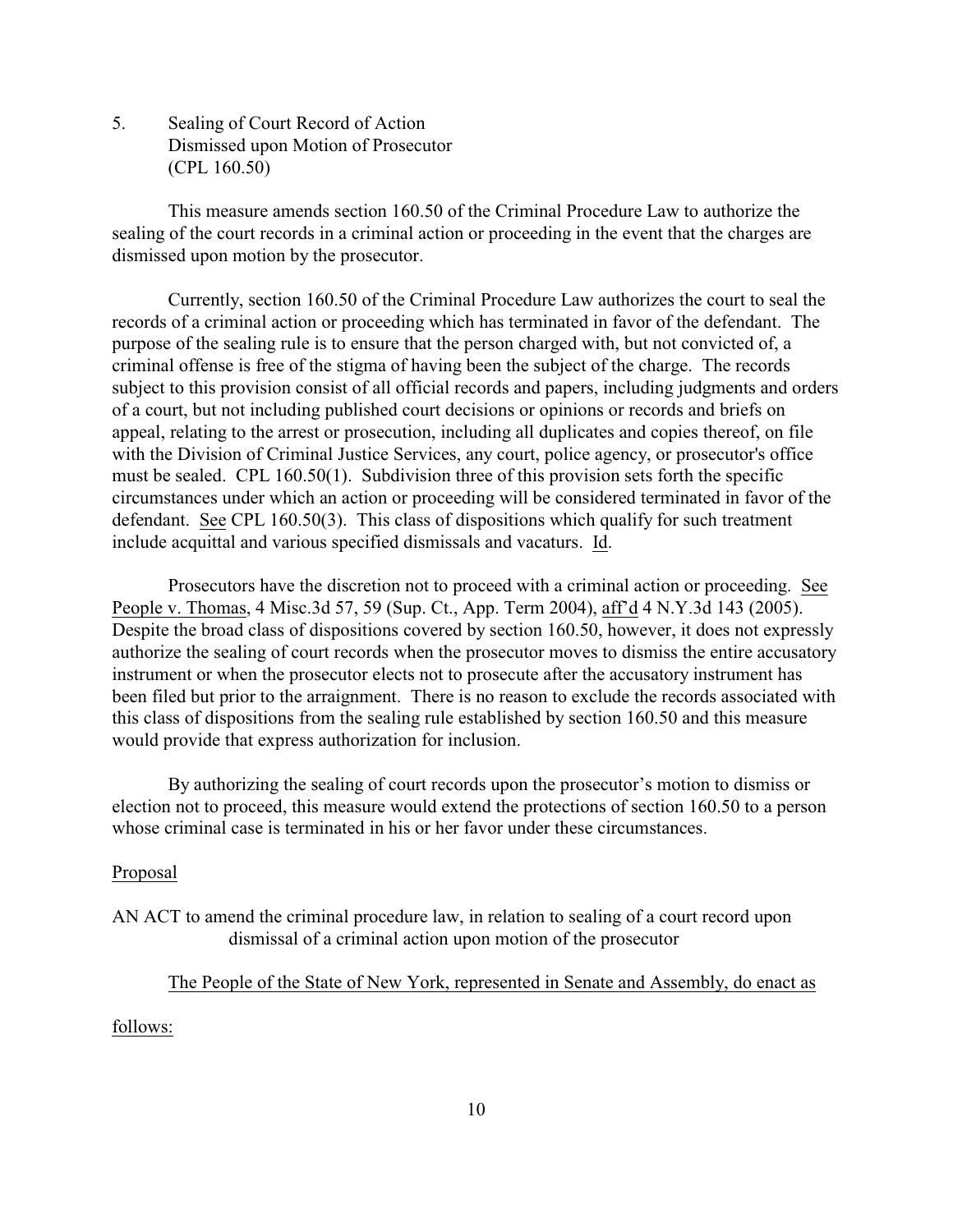5. Sealing of Court Record of Action Dismissed upon Motion of Prosecutor (CPL 160.50)

This measure amends section 160.50 of the Criminal Procedure Law to authorize the sealing of the court records in a criminal action or proceeding in the event that the charges are dismissed upon motion by the prosecutor.

Currently, section 160.50 of the Criminal Procedure Law authorizes the court to seal the records of a criminal action or proceeding which has terminated in favor of the defendant. The purpose of the sealing rule is to ensure that the person charged with, but not convicted of, a criminal offense is free of the stigma of having been the subject of the charge. The records subject to this provision consist of all official records and papers, including judgments and orders of a court, but not including published court decisions or opinions or records and briefs on appeal, relating to the arrest or prosecution, including all duplicates and copies thereof, on file with the Division of Criminal Justice Services, any court, police agency, or prosecutor's office must be sealed. CPL 160.50(1). Subdivision three of this provision sets forth the specific circumstances under which an action or proceeding will be considered terminated in favor of the defendant. See CPL 160.50(3). This class of dispositions which qualify for such treatment include acquittal and various specified dismissals and vacaturs. Id.

Prosecutors have the discretion not to proceed with a criminal action or proceeding. See People v. Thomas, 4 Misc.3d 57, 59 (Sup. Ct., App. Term 2004), aff'd 4 N.Y.3d 143 (2005). Despite the broad class of dispositions covered by section 160.50, however, it does not expressly authorize the sealing of court records when the prosecutor moves to dismiss the entire accusatory instrument or when the prosecutor elects not to prosecute after the accusatory instrument has been filed but prior to the arraignment. There is no reason to exclude the records associated with this class of dispositions from the sealing rule established by section 160.50 and this measure would provide that express authorization for inclusion.

By authorizing the sealing of court records upon the prosecutor's motion to dismiss or election not to proceed, this measure would extend the protections of section 160.50 to a person whose criminal case is terminated in his or her favor under these circumstances.

Proposal

AN ACT to amend the criminal procedure law, in relation to sealing of a court record upon dismissal of a criminal action upon motion of the prosecutor

The People of the State of New York, represented in Senate and Assembly, do enact as follows: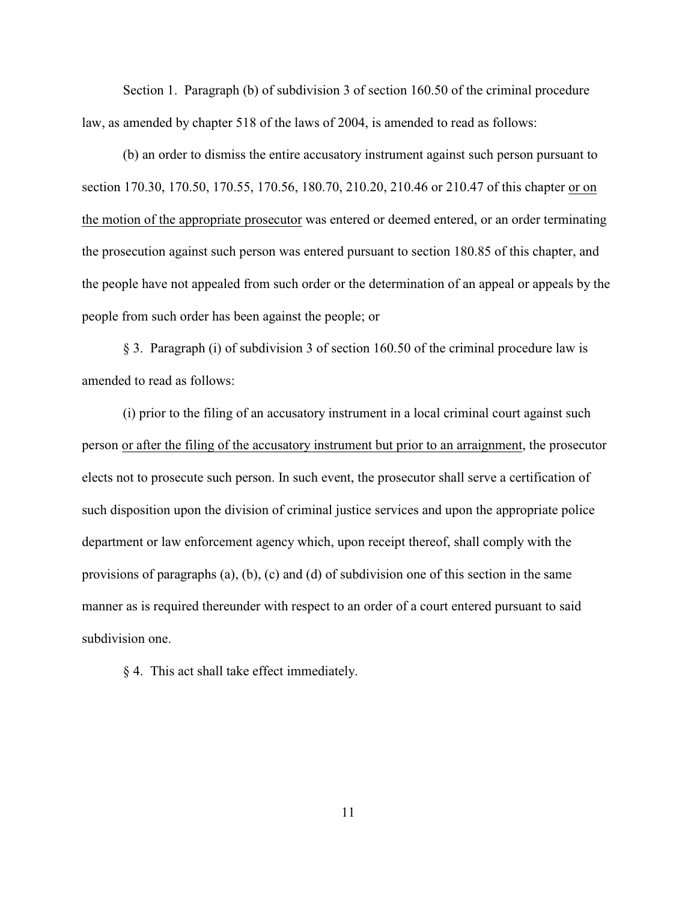Section 1. Paragraph (b) of subdivision 3 of section 160.50 of the criminal procedure law, as amended by chapter 518 of the laws of 2004, is amended to read as follows:

(b) an order to dismiss the entire accusatory instrument against such person pursuant to section 170.30, 170.50, 170.55, 170.56, 180.70, 210.20, 210.46 or 210.47 of this chapter <u>or on the motion of the appropriate prosecutor</u> was entered or deemed entered, or an order terminating the prosecution against such person was entered pursuant to section 180.85 of this chapter, and the people have not appealed from such order or the determination of an appeal or appeals by the people from such order has been against the people; or

§ 3. Paragraph (i) of subdivision 3 of section 160.50 of the criminal procedure law is amended to read as follows:

(i) prior to the filing of an accusatory instrument in a local criminal court against such person <u>or after the filing of the accusatory instrument but prior to an arraignment</u>, the prosecutor elects not to prosecute such person. In such event, the prosecutor shall serve a certification of such disposition upon the division of criminal justice services and upon the appropriate police department or law enforcement agency which, upon receipt thereof, shall comply with the provisions of paragraphs (a), (b), (c) and (d) of subdivision one of this section in the same manner as is required thereunder with respect to an order of a court entered pursuant to said subdivision one.

§ 4. This act shall take effect immediately.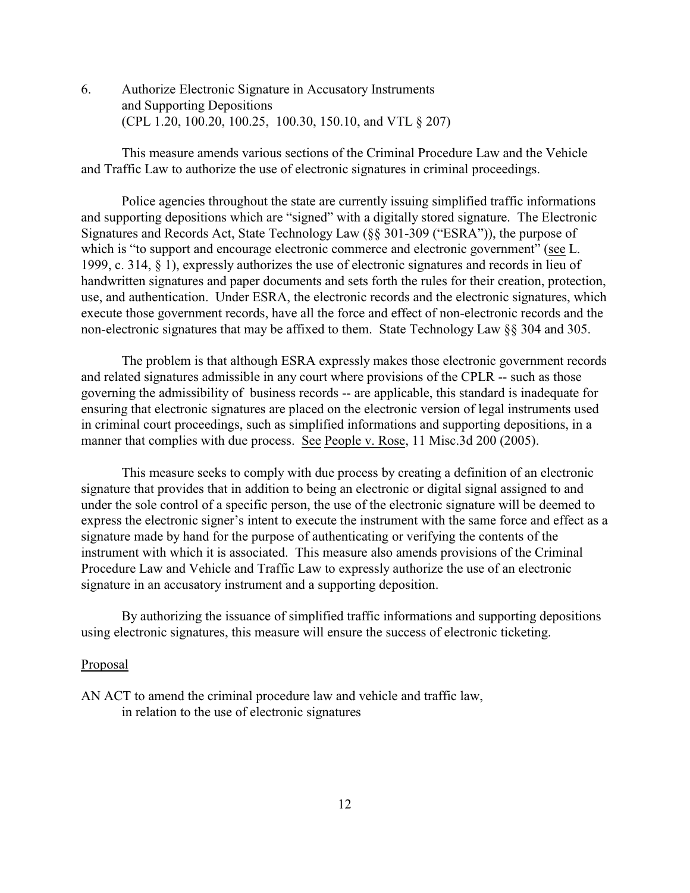6. Authorize Electronic Signature in Accusatory Instruments and Supporting Depositions
(CPL 1.20, 100.20, 100.25, 100.30, 150.10, and VTL § 207)

This measure amends various sections of the Criminal Procedure Law and the Vehicle and Traffic Law to authorize the use of electronic signatures in criminal proceedings.

Police agencies throughout the state are currently issuing simplified traffic informations and supporting depositions which are "signed" with a digitally stored signature. The Electronic Signatures and Records Act, State Technology Law (§§ 301-309 ("ESRA")), the purpose of which is "to support and encourage electronic commerce and electronic government" (see L. 1999, c. 314, § 1), expressly authorizes the use of electronic signatures and records in lieu of handwritten signatures and paper documents and sets forth the rules for their creation, protection, use, and authentication. Under ESRA, the electronic records and the electronic signatures, which execute those government records, have all the force and effect of non-electronic records and the non-electronic signatures that may be affixed to them. State Technology Law §§ 304 and 305.

The problem is that although ESRA expressly makes those electronic government records and related signatures admissible in any court where provisions of the CPLR -- such as those governing the admissibility of business records -- are applicable, this standard is inadequate for ensuring that electronic signatures are placed on the electronic version of legal instruments used in criminal court proceedings, such as simplified informations and supporting depositions, in a manner that complies with due process. See People v. Rose, 11 Misc.3d 200 (2005).

This measure seeks to comply with due process by creating a definition of an electronic signature that provides that in addition to being an electronic or digital signal assigned to and under the sole control of a specific person, the use of the electronic signature will be deemed to express the electronic signer's intent to execute the instrument with the same force and effect as a signature made by hand for the purpose of authenticating or verifying the contents of the instrument with which it is associated. This measure also amends provisions of the Criminal Procedure Law and Vehicle and Traffic Law to expressly authorize the use of an electronic signature in an accusatory instrument and a supporting deposition.

By authorizing the issuance of simplified traffic informations and supporting depositions using electronic signatures, this measure will ensure the success of electronic ticketing.

Proposal

AN ACT to amend the criminal procedure law and vehicle and traffic law, in relation to the use of electronic signatures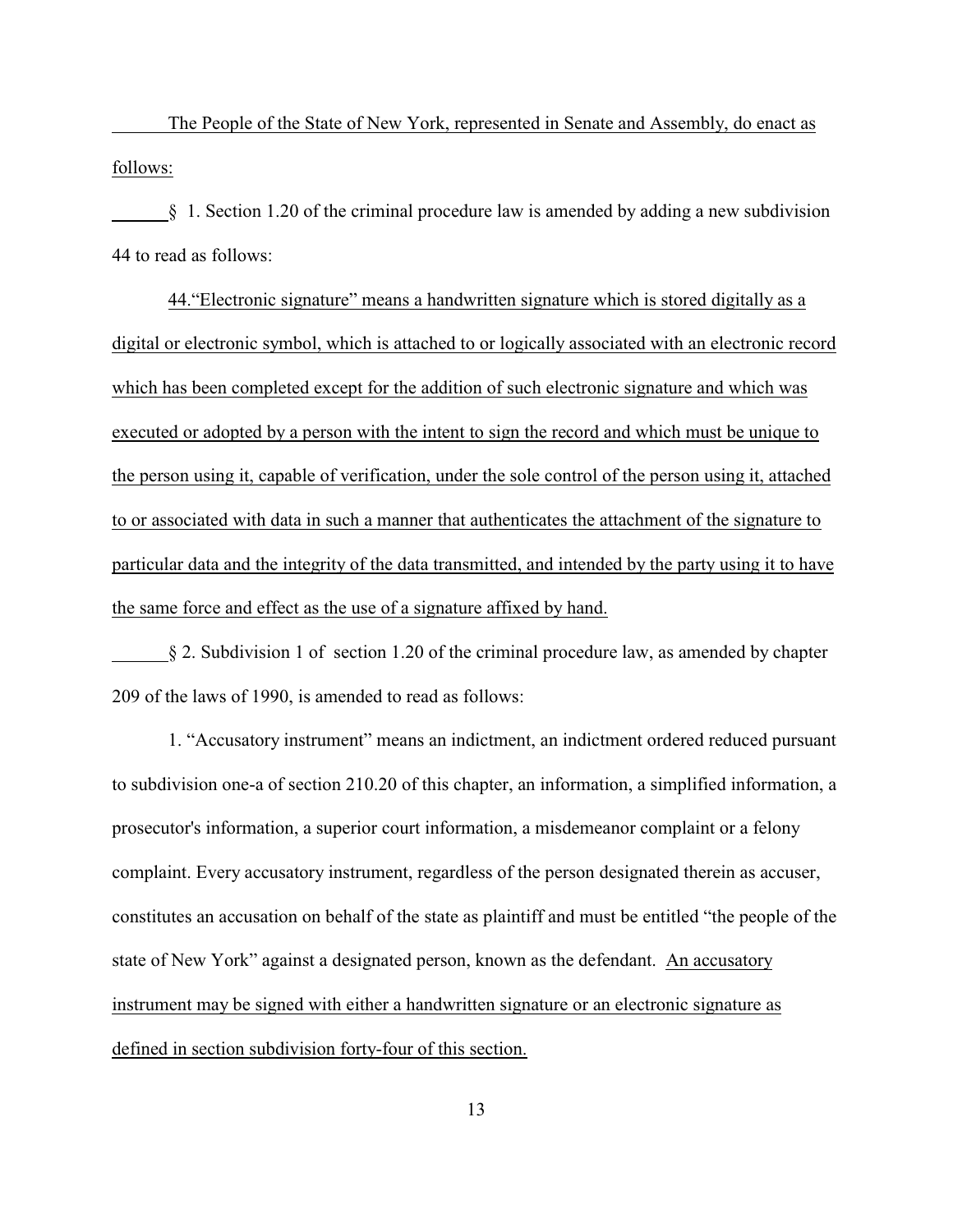The People of the State of New York, represented in Senate and Assembly, do enact as follows:

§ 1. Section 1.20 of the criminal procedure law is amended by adding a new subdivision 44 to read as follows:

44."Electronic signature" means a handwritten signature which is stored digitally as a digital or electronic symbol, which is attached to or logically associated with an electronic record which has been completed except for the addition of such electronic signature and which was executed or adopted by a person with the intent to sign the record and which must be unique to the person using it, capable of verification, under the sole control of the person using it, attached to or associated with data in such a manner that authenticates the attachment of the signature to particular data and the integrity of the data transmitted, and intended by the party using it to have the same force and effect as the use of a signature affixed by hand.

§ 2. Subdivision 1 of section 1.20 of the criminal procedure law, as amended by chapter 209 of the laws of 1990, is amended to read as follows:

1. "Accusatory instrument" means an indictment, an indictment ordered reduced pursuant to subdivision one-a of section 210.20 of this chapter, an information, a simplified information, a prosecutor's information, a superior court information, a misdemeanor complaint or a felony complaint. Every accusatory instrument, regardless of the person designated therein as accuser, constitutes an accusation on behalf of the state as plaintiff and must be entitled "the people of the state of New York" against a designated person, known as the defendant. An accusatory instrument may be signed with either a handwritten signature or an electronic signature as defined in section subdivision forty-four of this section.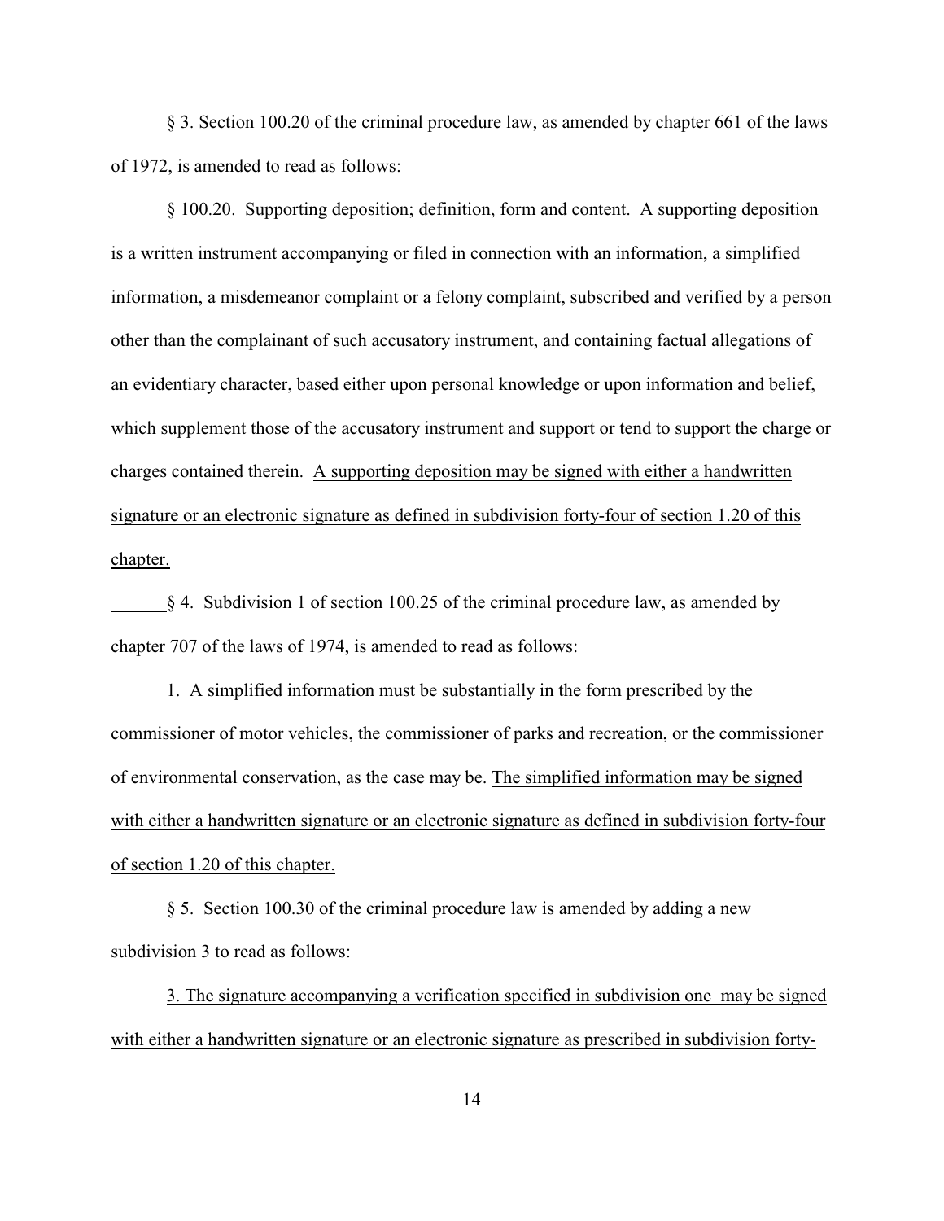§ 3. Section 100.20 of the criminal procedure law, as amended by chapter 661 of the laws of 1972, is amended to read as follows:

§ 100.20. Supporting deposition; definition, form and content. A supporting deposition is a written instrument accompanying or filed in connection with an information, a simplified information, a misdemeanor complaint or a felony complaint, subscribed and verified by a person other than the complainant of such accusatory instrument, and containing factual allegations of an evidentiary character, based either upon personal knowledge or upon information and belief, which supplement those of the accusatory instrument and support or tend to support the charge or charges contained therein. <u>A supporting deposition may be signed with either a handwritten signature or an electronic signature as defined in subdivision forty-four of section 1.20 of this chapter.</u>

§ 4. Subdivision 1 of section 100.25 of the criminal procedure law, as amended by chapter 707 of the laws of 1974, is amended to read as follows:

1. A simplified information must be substantially in the form prescribed by the commissioner of motor vehicles, the commissioner of parks and recreation, or the commissioner of environmental conservation, as the case may be. <u>The simplified information may be signed with either a handwritten signature or an electronic signature as defined in subdivision forty-four of section 1.20 of this chapter.</u>

§ 5. Section 100.30 of the criminal procedure law is amended by adding a new subdivision 3 to read as follows:

<u>3. The signature accompanying a verification specified in subdivision one may be signed with either a handwritten signature or an electronic signature as prescribed in subdivision forty-</u>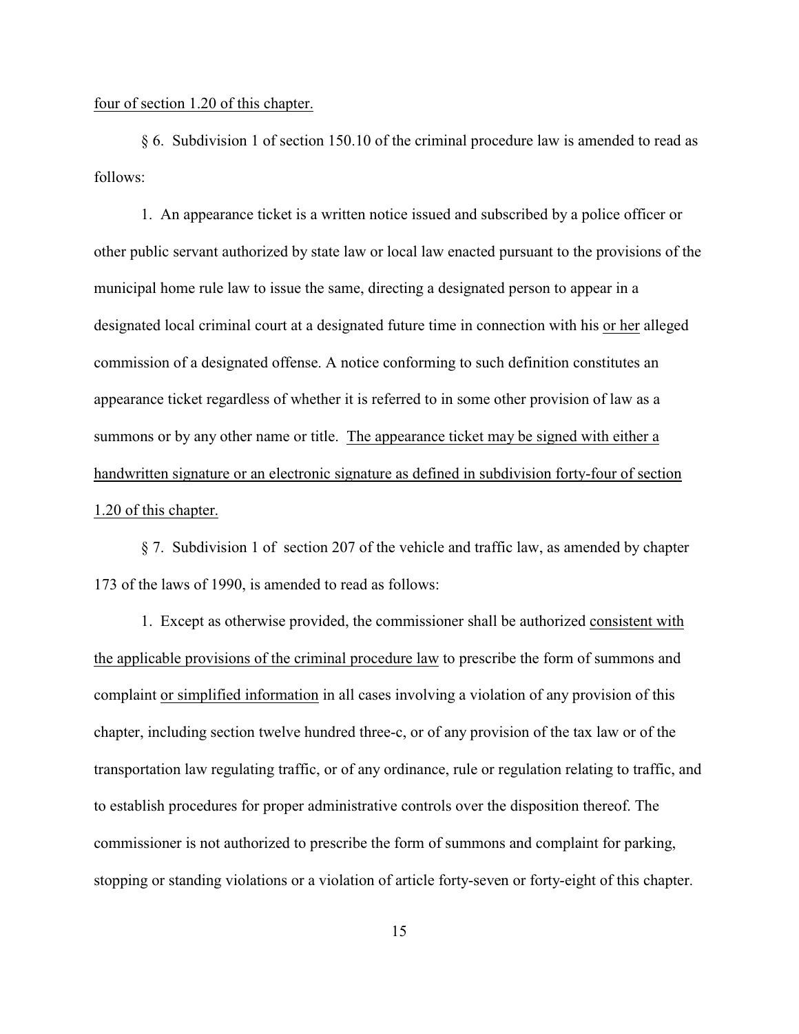four of section 1.20 of this chapter.

§ 6. Subdivision 1 of section 150.10 of the criminal procedure law is amended to read as follows:

1. An appearance ticket is a written notice issued and subscribed by a police officer or other public servant authorized by state law or local law enacted pursuant to the provisions of the municipal home rule law to issue the same, directing a designated person to appear in a designated local criminal court at a designated future time in connection with his or her alleged commission of a designated offense. A notice conforming to such definition constitutes an appearance ticket regardless of whether it is referred to in some other provision of law as a summons or by any other name or title. The appearance ticket may be signed with either a handwritten signature or an electronic signature as defined in subdivision forty-four of section 1.20 of this chapter.

§ 7. Subdivision 1 of section 207 of the vehicle and traffic law, as amended by chapter 173 of the laws of 1990, is amended to read as follows:

1. Except as otherwise provided, the commissioner shall be authorized consistent with the applicable provisions of the criminal procedure law to prescribe the form of summons and complaint or simplified information in all cases involving a violation of any provision of this chapter, including section twelve hundred three-c, or of any provision of the tax law or of the transportation law regulating traffic, or of any ordinance, rule or regulation relating to traffic, and to establish procedures for proper administrative controls over the disposition thereof. The commissioner is not authorized to prescribe the form of summons and complaint for parking, stopping or standing violations or a violation of article forty-seven or forty-eight of this chapter.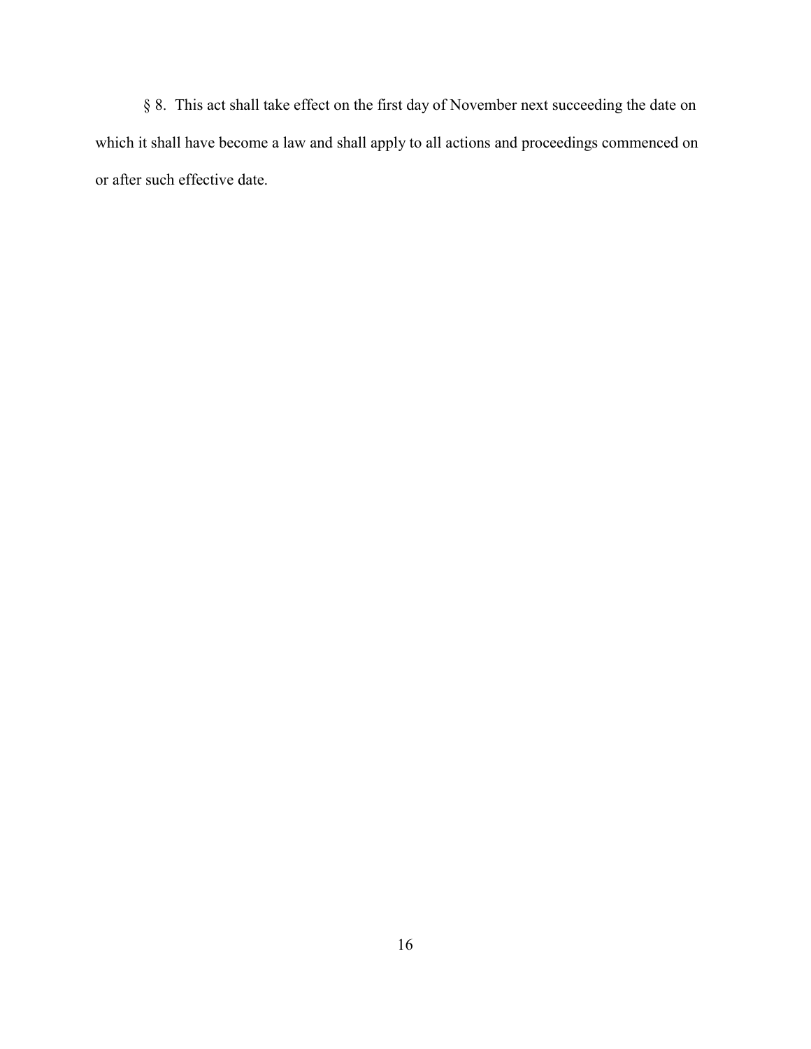§ 8. This act shall take effect on the first day of November next succeeding the date on which it shall have become a law and shall apply to all actions and proceedings commenced on or after such effective date.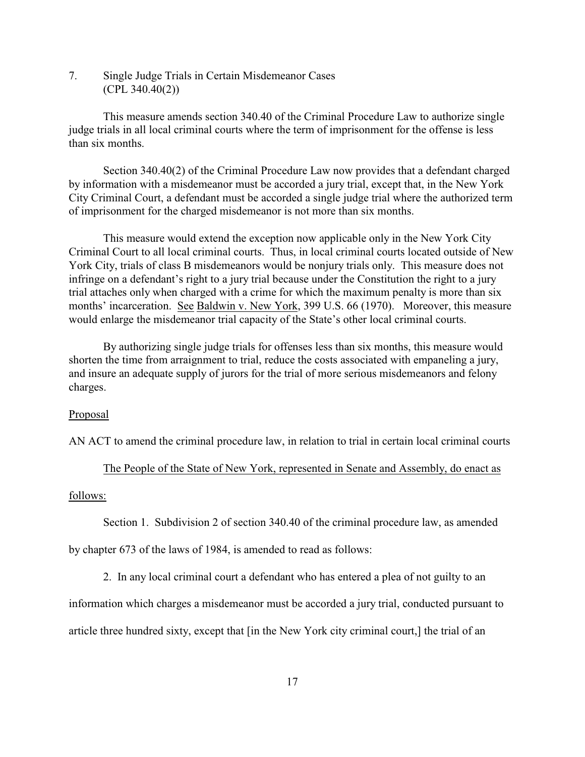7. Single Judge Trials in Certain Misdemeanor Cases (CPL 340.40(2))

This measure amends section 340.40 of the Criminal Procedure Law to authorize single judge trials in all local criminal courts where the term of imprisonment for the offense is less than six months.

Section 340.40(2) of the Criminal Procedure Law now provides that a defendant charged by information with a misdemeanor must be accorded a jury trial, except that, in the New York City Criminal Court, a defendant must be accorded a single judge trial where the authorized term of imprisonment for the charged misdemeanor is not more than six months.

This measure would extend the exception now applicable only in the New York City Criminal Court to all local criminal courts. Thus, in local criminal courts located outside of New York City, trials of class B misdemeanors would be nonjury trials only. This measure does not infringe on a defendant's right to a jury trial because under the Constitution the right to a jury trial attaches only when charged with a crime for which the maximum penalty is more than six months' incarceration. See Baldwin v. New York, 399 U.S. 66 (1970). Moreover, this measure would enlarge the misdemeanor trial capacity of the State's other local criminal courts.

By authorizing single judge trials for offenses less than six months, this measure would shorten the time from arraignment to trial, reduce the costs associated with empaneling a jury, and insure an adequate supply of jurors for the trial of more serious misdemeanors and felony charges.

Proposal

AN ACT to amend the criminal procedure law, in relation to trial in certain local criminal courts

The People of the State of New York, represented in Senate and Assembly, do enact as follows:

Section 1. Subdivision 2 of section 340.40 of the criminal procedure law, as amended by chapter 673 of the laws of 1984, is amended to read as follows:

2. In any local criminal court a defendant who has entered a plea of not guilty to an information which charges a misdemeanor must be accorded a jury trial, conducted pursuant to article three hundred sixty, except that [in the New York city criminal court,] the trial of an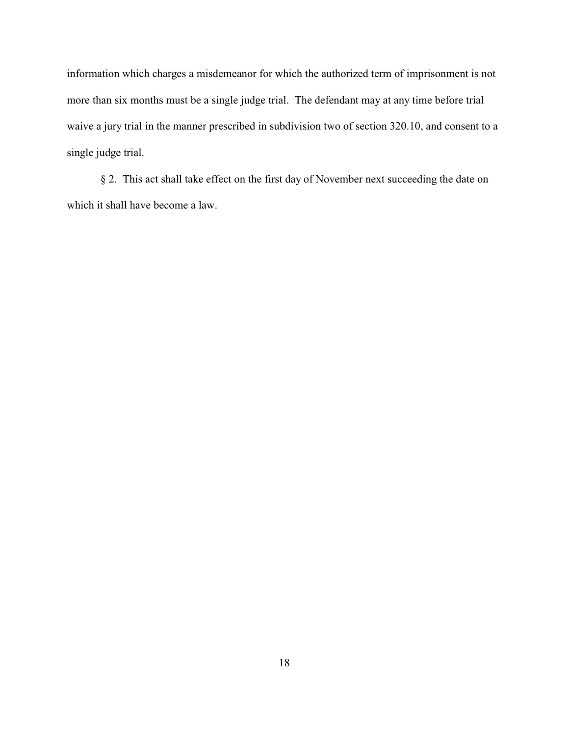information which charges a misdemeanor for which the authorized term of imprisonment is not more than six months must be a single judge trial. The defendant may at any time before trial waive a jury trial in the manner prescribed in subdivision two of section 320.10, and consent to a single judge trial.

§ 2. This act shall take effect on the first day of November next succeeding the date on which it shall have become a law.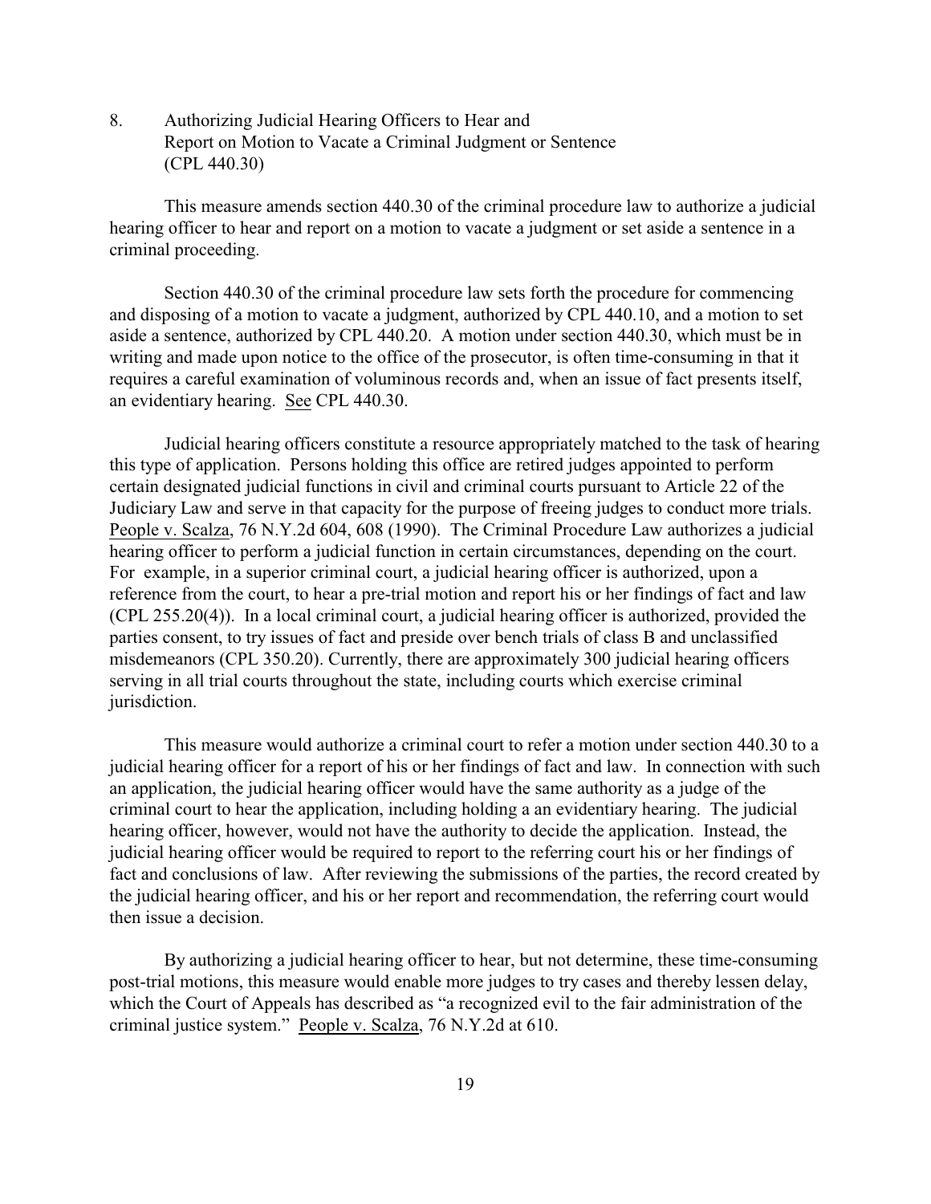8. Authorizing Judicial Hearing Officers to Hear and Report on Motion to Vacate a Criminal Judgment or Sentence (CPL 440.30)

This measure amends section 440.30 of the criminal procedure law to authorize a judicial hearing officer to hear and report on a motion to vacate a judgment or set aside a sentence in a criminal proceeding.

Section 440.30 of the criminal procedure law sets forth the procedure for commencing and disposing of a motion to vacate a judgment, authorized by CPL 440.10, and a motion to set aside a sentence, authorized by CPL 440.20. A motion under section 440.30, which must be in writing and made upon notice to the office of the prosecutor, is often time-consuming in that it requires a careful examination of voluminous records and, when an issue of fact presents itself, an evidentiary hearing. See CPL 440.30.

Judicial hearing officers constitute a resource appropriately matched to the task of hearing this type of application. Persons holding this office are retired judges appointed to perform certain designated judicial functions in civil and criminal courts pursuant to Article 22 of the Judiciary Law and serve in that capacity for the purpose of freeing judges to conduct more trials. People v. Scalza, 76 N.Y.2d 604, 608 (1990). The Criminal Procedure Law authorizes a judicial hearing officer to perform a judicial function in certain circumstances, depending on the court. For example, in a superior criminal court, a judicial hearing officer is authorized, upon a reference from the court, to hear a pre-trial motion and report his or her findings of fact and law (CPL 255.20(4)). In a local criminal court, a judicial hearing officer is authorized, provided the parties consent, to try issues of fact and preside over bench trials of class B and unclassified misdemeanors (CPL 350.20). Currently, there are approximately 300 judicial hearing officers serving in all trial courts throughout the state, including courts which exercise criminal jurisdiction.

This measure would authorize a criminal court to refer a motion under section 440.30 to a judicial hearing officer for a report of his or her findings of fact and law. In connection with such an application, the judicial hearing officer would have the same authority as a judge of the criminal court to hear the application, including holding a an evidentiary hearing. The judicial hearing officer, however, would not have the authority to decide the application. Instead, the judicial hearing officer would be required to report to the referring court his or her findings of fact and conclusions of law. After reviewing the submissions of the parties, the record created by the judicial hearing officer, and his or her report and recommendation, the referring court would then issue a decision.

By authorizing a judicial hearing officer to hear, but not determine, these time-consuming post-trial motions, this measure would enable more judges to try cases and thereby lessen delay, which the Court of Appeals has described as "a recognized evil to the fair administration of the criminal justice system." People v. Scalza, 76 N.Y.2d at 610.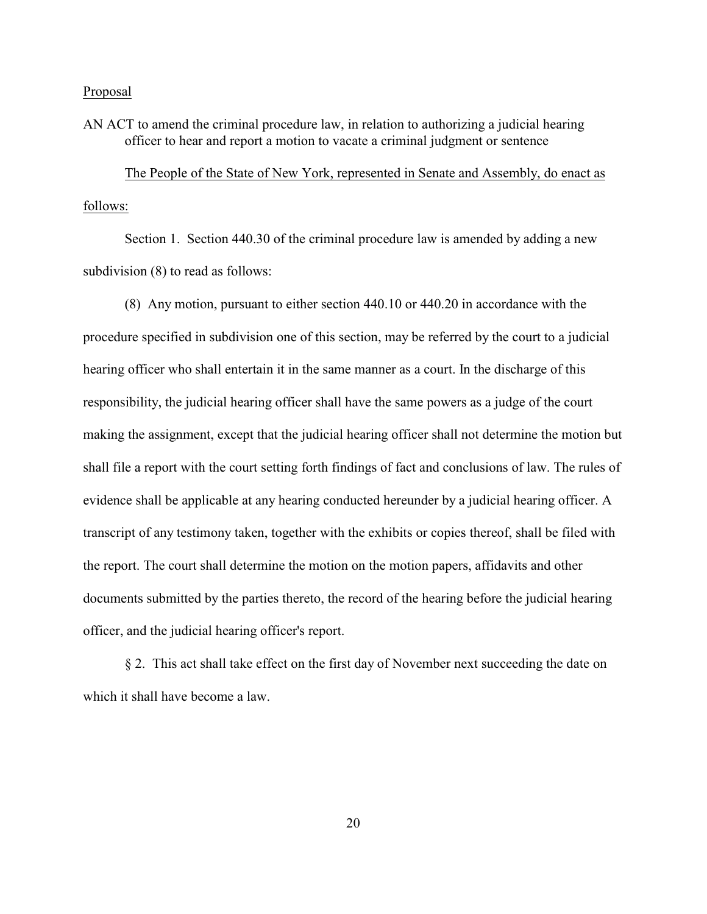Proposal

AN ACT to amend the criminal procedure law, in relation to authorizing a judicial hearing officer to hear and report a motion to vacate a criminal judgment or sentence

The People of the State of New York, represented in Senate and Assembly, do enact as follows:

Section 1. Section 440.30 of the criminal procedure law is amended by adding a new subdivision (8) to read as follows:

(8) Any motion, pursuant to either section 440.10 or 440.20 in accordance with the procedure specified in subdivision one of this section, may be referred by the court to a judicial hearing officer who shall entertain it in the same manner as a court. In the discharge of this responsibility, the judicial hearing officer shall have the same powers as a judge of the court making the assignment, except that the judicial hearing officer shall not determine the motion but shall file a report with the court setting forth findings of fact and conclusions of law. The rules of evidence shall be applicable at any hearing conducted hereunder by a judicial hearing officer. A transcript of any testimony taken, together with the exhibits or copies thereof, shall be filed with the report. The court shall determine the motion on the motion papers, affidavits and other documents submitted by the parties thereto, the record of the hearing before the judicial hearing officer, and the judicial hearing officer's report.

§ 2. This act shall take effect on the first day of November next succeeding the date on which it shall have become a law.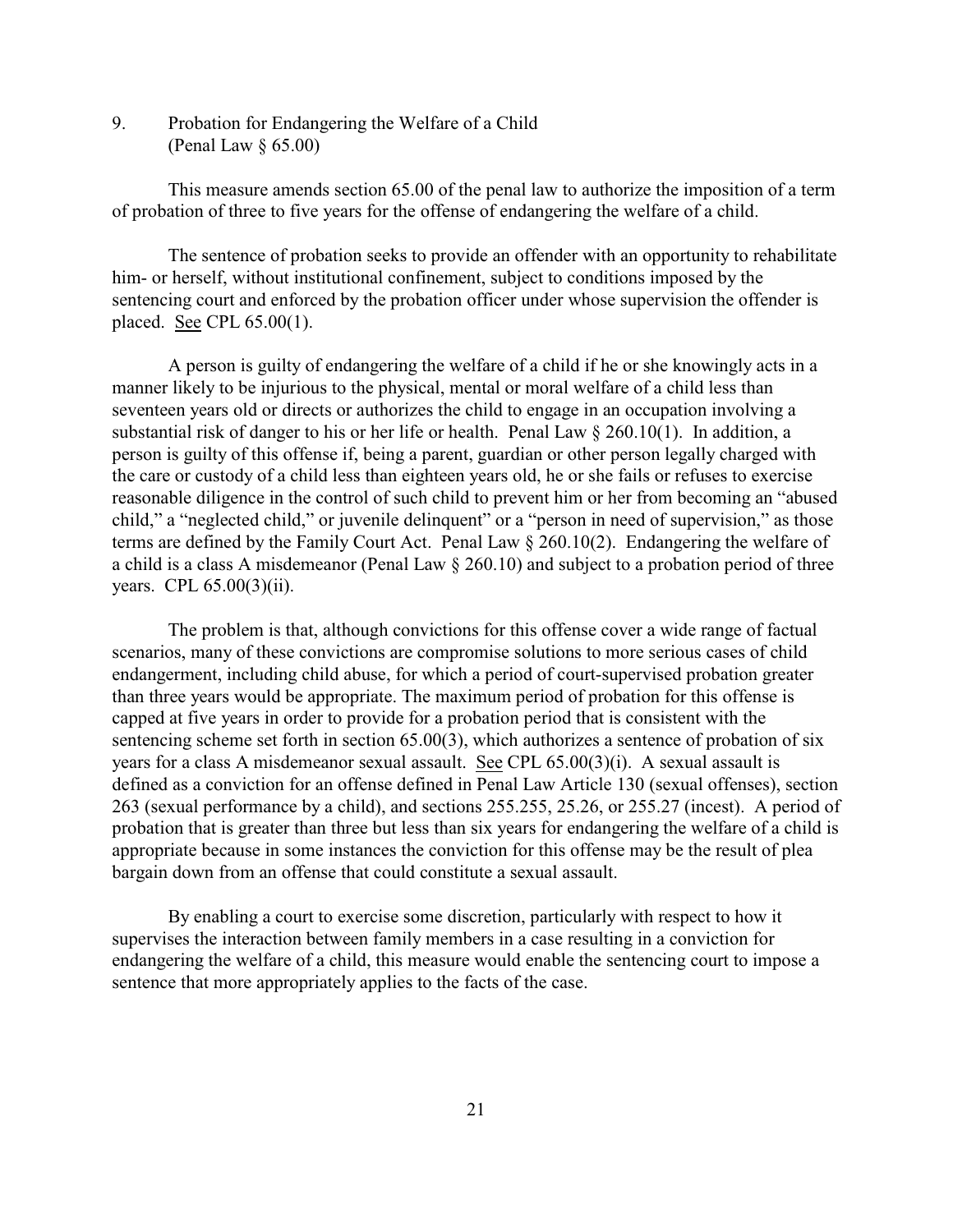9. Probation for Endangering the Welfare of a Child
(Penal Law § 65.00)

This measure amends section 65.00 of the penal law to authorize the imposition of a term of probation of three to five years for the offense of endangering the welfare of a child.

The sentence of probation seeks to provide an offender with an opportunity to rehabilitate him- or herself, without institutional confinement, subject to conditions imposed by the sentencing court and enforced by the probation officer under whose supervision the offender is placed. See CPL 65.00(1).

A person is guilty of endangering the welfare of a child if he or she knowingly acts in a manner likely to be injurious to the physical, mental or moral welfare of a child less than seventeen years old or directs or authorizes the child to engage in an occupation involving a substantial risk of danger to his or her life or health. Penal Law § 260.10(1). In addition, a person is guilty of this offense if, being a parent, guardian or other person legally charged with the care or custody of a child less than eighteen years old, he or she fails or refuses to exercise reasonable diligence in the control of such child to prevent him or her from becoming an "abused child," a "neglected child," or juvenile delinquent" or a "person in need of supervision," as those terms are defined by the Family Court Act. Penal Law § 260.10(2). Endangering the welfare of a child is a class A misdemeanor (Penal Law § 260.10) and subject to a probation period of three years. CPL 65.00(3)(ii).

The problem is that, although convictions for this offense cover a wide range of factual scenarios, many of these convictions are compromise solutions to more serious cases of child endangerment, including child abuse, for which a period of court-supervised probation greater than three years would be appropriate. The maximum period of probation for this offense is capped at five years in order to provide for a probation period that is consistent with the sentencing scheme set forth in section 65.00(3), which authorizes a sentence of probation of six years for a class A misdemeanor sexual assault. See CPL 65.00(3)(i). A sexual assault is defined as a conviction for an offense defined in Penal Law Article 130 (sexual offenses), section 263 (sexual performance by a child), and sections 255.255, 25.26, or 255.27 (incest). A period of probation that is greater than three but less than six years for endangering the welfare of a child is appropriate because in some instances the conviction for this offense may be the result of plea bargain down from an offense that could constitute a sexual assault.

By enabling a court to exercise some discretion, particularly with respect to how it supervises the interaction between family members in a case resulting in a conviction for endangering the welfare of a child, this measure would enable the sentencing court to impose a sentence that more appropriately applies to the facts of the case.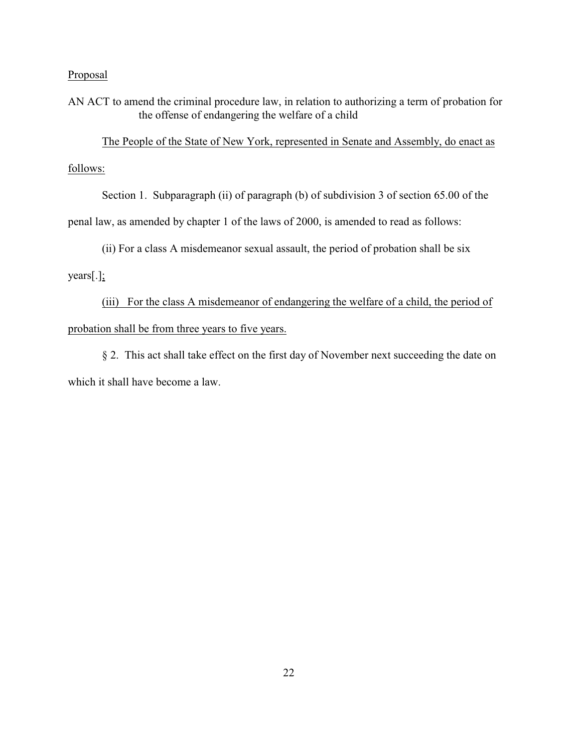<u>Proposal</u>

AN ACT to amend the criminal procedure law, in relation to authorizing a term of probation for the offense of endangering the welfare of a child

<u>The People of the State of New York, represented in Senate and Assembly, do enact as follows:</u>

Section 1. Subparagraph (ii) of paragraph (b) of subdivision 3 of section 65.00 of the penal law, as amended by chapter 1 of the laws of 2000, is amended to read as follows:

(ii) For a class A misdemeanor sexual assault, the period of probation shall be six years[.]<u>;</u>

<u>(iii) For the class A misdemeanor of endangering the welfare of a child, the period of probation shall be from three years to five years.</u>

§ 2. This act shall take effect on the first day of November next succeeding the date on which it shall have become a law.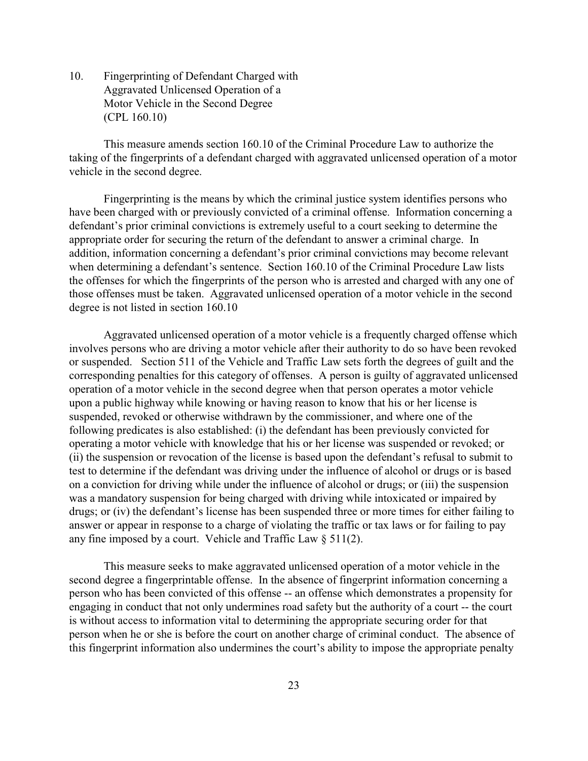10. Fingerprinting of Defendant Charged with Aggravated Unlicensed Operation of a Motor Vehicle in the Second Degree (CPL 160.10)

This measure amends section 160.10 of the Criminal Procedure Law to authorize the taking of the fingerprints of a defendant charged with aggravated unlicensed operation of a motor vehicle in the second degree.

Fingerprinting is the means by which the criminal justice system identifies persons who have been charged with or previously convicted of a criminal offense. Information concerning a defendant's prior criminal convictions is extremely useful to a court seeking to determine the appropriate order for securing the return of the defendant to answer a criminal charge. In addition, information concerning a defendant's prior criminal convictions may become relevant when determining a defendant's sentence. Section 160.10 of the Criminal Procedure Law lists the offenses for which the fingerprints of the person who is arrested and charged with any one of those offenses must be taken. Aggravated unlicensed operation of a motor vehicle in the second degree is not listed in section 160.10

Aggravated unlicensed operation of a motor vehicle is a frequently charged offense which involves persons who are driving a motor vehicle after their authority to do so have been revoked or suspended. Section 511 of the Vehicle and Traffic Law sets forth the degrees of guilt and the corresponding penalties for this category of offenses. A person is guilty of aggravated unlicensed operation of a motor vehicle in the second degree when that person operates a motor vehicle upon a public highway while knowing or having reason to know that his or her license is suspended, revoked or otherwise withdrawn by the commissioner, and where one of the following predicates is also established: (i) the defendant has been previously convicted for operating a motor vehicle with knowledge that his or her license was suspended or revoked; or (ii) the suspension or revocation of the license is based upon the defendant's refusal to submit to test to determine if the defendant was driving under the influence of alcohol or drugs or is based on a conviction for driving while under the influence of alcohol or drugs; or (iii) the suspension was a mandatory suspension for being charged with driving while intoxicated or impaired by drugs; or (iv) the defendant's license has been suspended three or more times for either failing to answer or appear in response to a charge of violating the traffic or tax laws or for failing to pay any fine imposed by a court. Vehicle and Traffic Law § 511(2).

This measure seeks to make aggravated unlicensed operation of a motor vehicle in the second degree a fingerprintable offense. In the absence of fingerprint information concerning a person who has been convicted of this offense -- an offense which demonstrates a propensity for engaging in conduct that not only undermines road safety but the authority of a court -- the court is without access to information vital to determining the appropriate securing order for that person when he or she is before the court on another charge of criminal conduct. The absence of this fingerprint information also undermines the court's ability to impose the appropriate penalty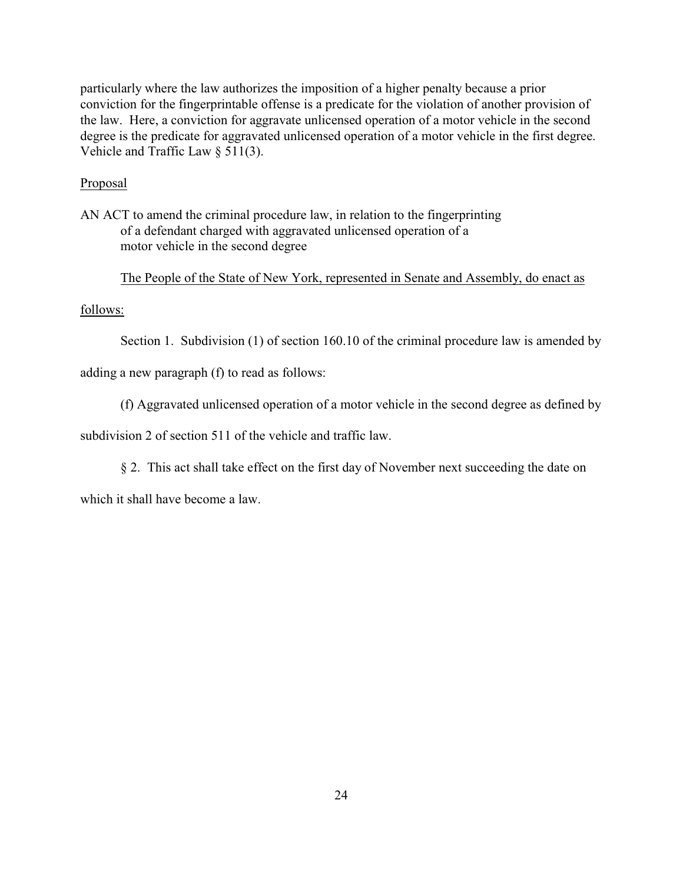particularly where the law authorizes the imposition of a higher penalty because a prior conviction for the fingerprintable offense is a predicate for the violation of another provision of the law. Here, a conviction for aggravate unlicensed operation of a motor vehicle in the second degree is the predicate for aggravated unlicensed operation of a motor vehicle in the first degree. Vehicle and Traffic Law § 511(3).

Proposal

AN ACT to amend the criminal procedure law, in relation to the fingerprinting of a defendant charged with aggravated unlicensed operation of a motor vehicle in the second degree

The People of the State of New York, represented in Senate and Assembly, do enact as follows:

Section 1. Subdivision (1) of section 160.10 of the criminal procedure law is amended by adding a new paragraph (f) to read as follows:

(f) Aggravated unlicensed operation of a motor vehicle in the second degree as defined by subdivision 2 of section 511 of the vehicle and traffic law.

§ 2. This act shall take effect on the first day of November next succeeding the date on which it shall have become a law.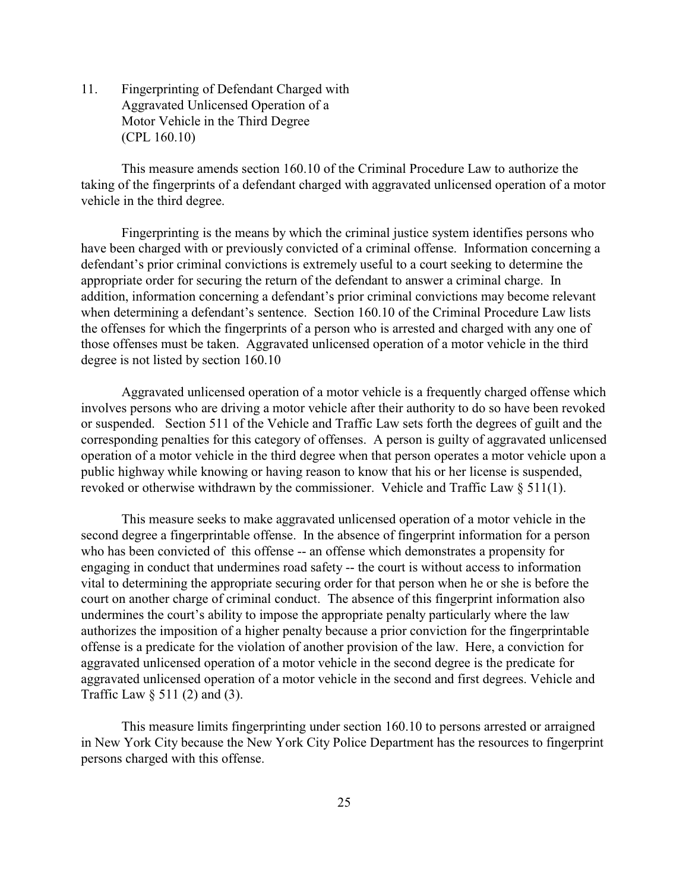11. Fingerprinting of Defendant Charged with Aggravated Unlicensed Operation of a Motor Vehicle in the Third Degree (CPL 160.10)

This measure amends section 160.10 of the Criminal Procedure Law to authorize the taking of the fingerprints of a defendant charged with aggravated unlicensed operation of a motor vehicle in the third degree.

Fingerprinting is the means by which the criminal justice system identifies persons who have been charged with or previously convicted of a criminal offense. Information concerning a defendant's prior criminal convictions is extremely useful to a court seeking to determine the appropriate order for securing the return of the defendant to answer a criminal charge. In addition, information concerning a defendant's prior criminal convictions may become relevant when determining a defendant's sentence. Section 160.10 of the Criminal Procedure Law lists the offenses for which the fingerprints of a person who is arrested and charged with any one of those offenses must be taken. Aggravated unlicensed operation of a motor vehicle in the third degree is not listed by section 160.10

Aggravated unlicensed operation of a motor vehicle is a frequently charged offense which involves persons who are driving a motor vehicle after their authority to do so have been revoked or suspended. Section 511 of the Vehicle and Traffic Law sets forth the degrees of guilt and the corresponding penalties for this category of offenses. A person is guilty of aggravated unlicensed operation of a motor vehicle in the third degree when that person operates a motor vehicle upon a public highway while knowing or having reason to know that his or her license is suspended, revoked or otherwise withdrawn by the commissioner. Vehicle and Traffic Law § 511(1).

This measure seeks to make aggravated unlicensed operation of a motor vehicle in the second degree a fingerprintable offense. In the absence of fingerprint information for a person who has been convicted of this offense -- an offense which demonstrates a propensity for engaging in conduct that undermines road safety -- the court is without access to information vital to determining the appropriate securing order for that person when he or she is before the court on another charge of criminal conduct. The absence of this fingerprint information also undermines the court's ability to impose the appropriate penalty particularly where the law authorizes the imposition of a higher penalty because a prior conviction for the fingerprintable offense is a predicate for the violation of another provision of the law. Here, a conviction for aggravated unlicensed operation of a motor vehicle in the second degree is the predicate for aggravated unlicensed operation of a motor vehicle in the second and first degrees. Vehicle and Traffic Law § 511 (2) and (3).

This measure limits fingerprinting under section 160.10 to persons arrested or arraigned in New York City because the New York City Police Department has the resources to fingerprint persons charged with this offense.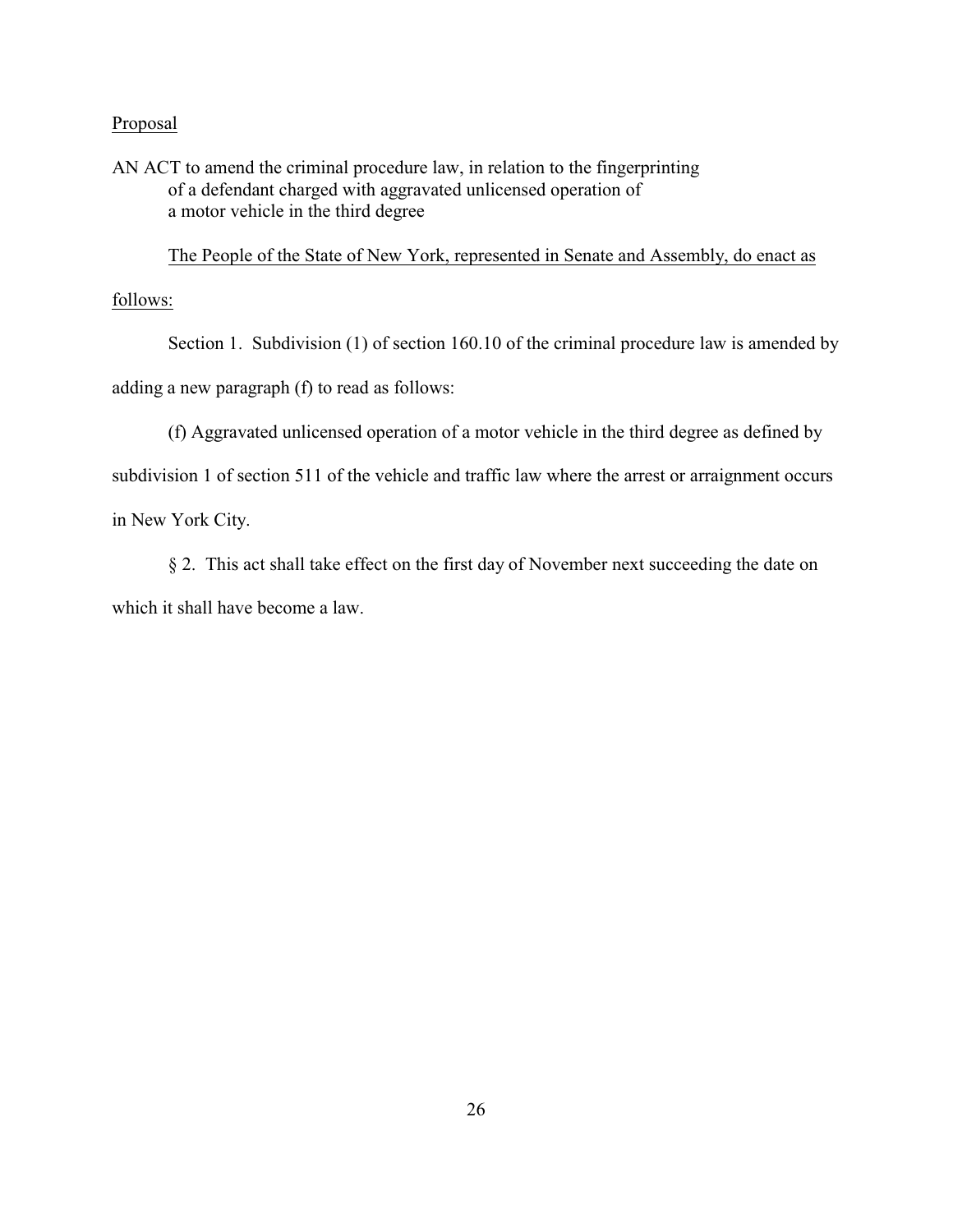<u>Proposal</u>

AN ACT to amend the criminal procedure law, in relation to the fingerprinting of a defendant charged with aggravated unlicensed operation of a motor vehicle in the third degree

<u>The People of the State of New York, represented in Senate and Assembly, do enact as follows:</u>

Section 1. Subdivision (1) of section 160.10 of the criminal procedure law is amended by adding a new paragraph (f) to read as follows:

(f) Aggravated unlicensed operation of a motor vehicle in the third degree as defined by subdivision 1 of section 511 of the vehicle and traffic law where the arrest or arraignment occurs in New York City.

§ 2. This act shall take effect on the first day of November next succeeding the date on which it shall have become a law.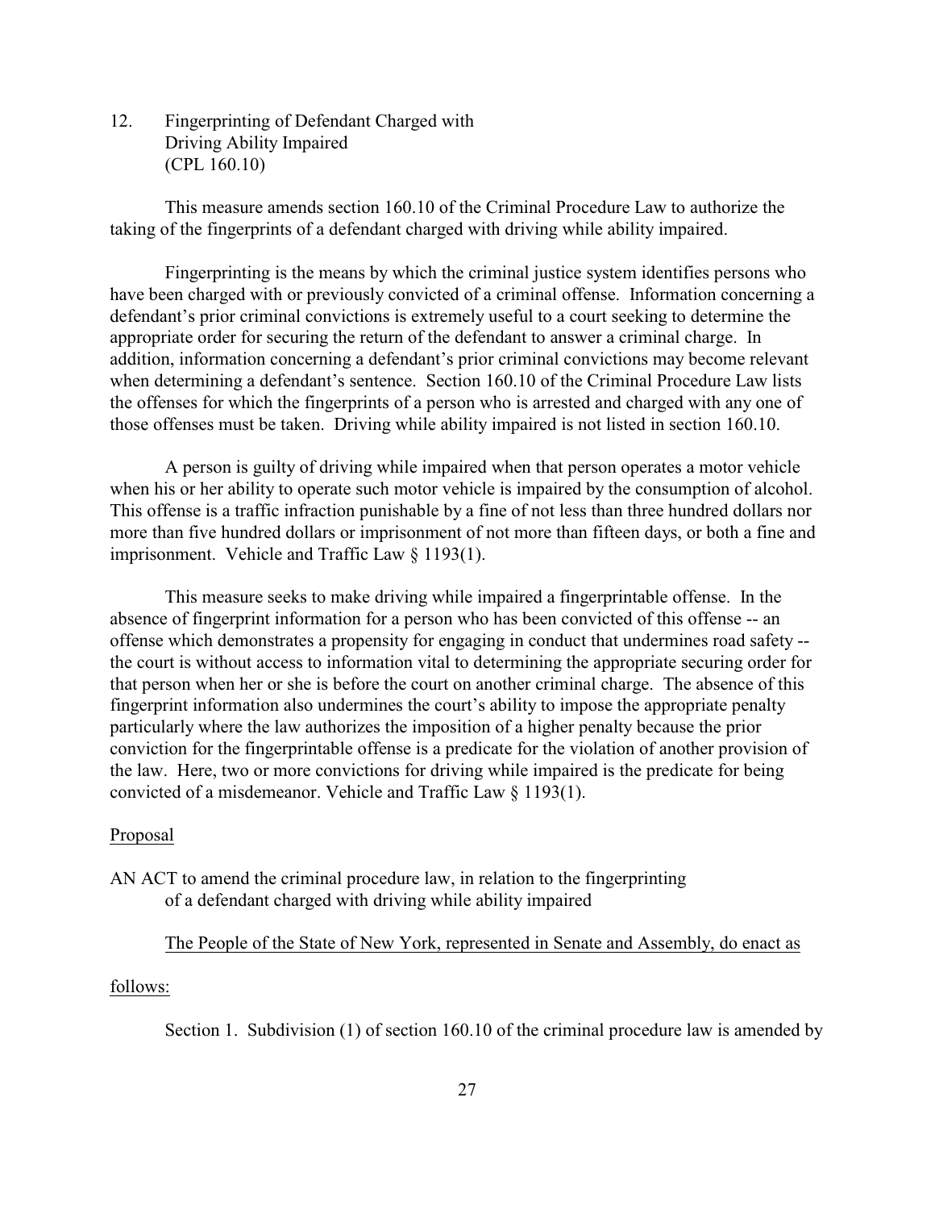12. Fingerprinting of Defendant Charged with Driving Ability Impaired (CPL 160.10)

This measure amends section 160.10 of the Criminal Procedure Law to authorize the taking of the fingerprints of a defendant charged with driving while ability impaired.

Fingerprinting is the means by which the criminal justice system identifies persons who have been charged with or previously convicted of a criminal offense. Information concerning a defendant's prior criminal convictions is extremely useful to a court seeking to determine the appropriate order for securing the return of the defendant to answer a criminal charge. In addition, information concerning a defendant's prior criminal convictions may become relevant when determining a defendant's sentence. Section 160.10 of the Criminal Procedure Law lists the offenses for which the fingerprints of a person who is arrested and charged with any one of those offenses must be taken. Driving while ability impaired is not listed in section 160.10.

A person is guilty of driving while impaired when that person operates a motor vehicle when his or her ability to operate such motor vehicle is impaired by the consumption of alcohol. This offense is a traffic infraction punishable by a fine of not less than three hundred dollars nor more than five hundred dollars or imprisonment of not more than fifteen days, or both a fine and imprisonment. Vehicle and Traffic Law § 1193(1).

This measure seeks to make driving while impaired a fingerprintable offense. In the absence of fingerprint information for a person who has been convicted of this offense -- an offense which demonstrates a propensity for engaging in conduct that undermines road safety -- the court is without access to information vital to determining the appropriate securing order for that person when her or she is before the court on another criminal charge. The absence of this fingerprint information also undermines the court's ability to impose the appropriate penalty particularly where the law authorizes the imposition of a higher penalty because the prior conviction for the fingerprintable offense is a predicate for the violation of another provision of the law. Here, two or more convictions for driving while impaired is the predicate for being convicted of a misdemeanor. Vehicle and Traffic Law § 1193(1).

Proposal

AN ACT to amend the criminal procedure law, in relation to the fingerprinting of a defendant charged with driving while ability impaired

The People of the State of New York, represented in Senate and Assembly, do enact as follows:

Section 1. Subdivision (1) of section 160.10 of the criminal procedure law is amended by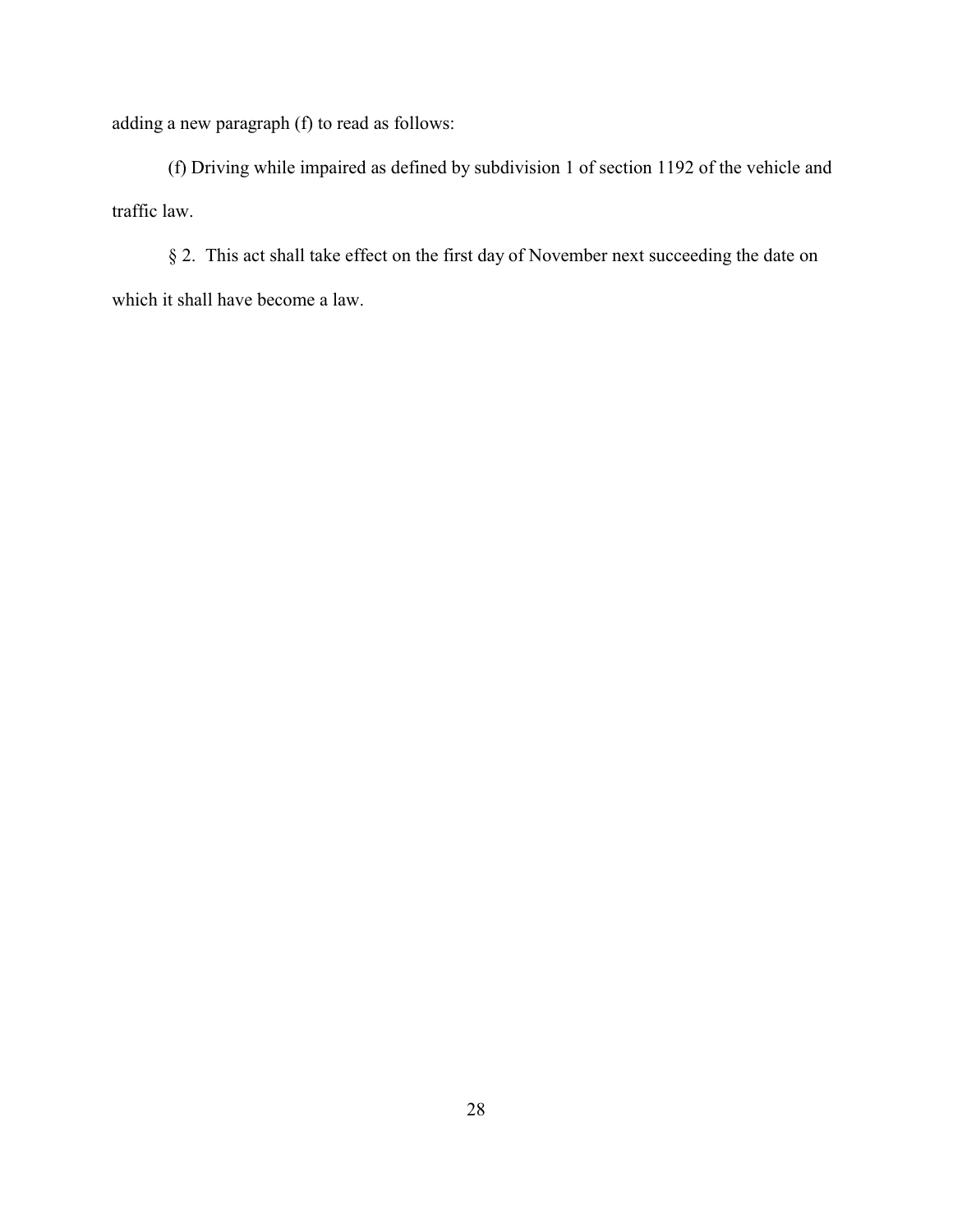adding a new paragraph (f) to read as follows:

(f) Driving while impaired as defined by subdivision 1 of section 1192 of the vehicle and traffic law.

§ 2. This act shall take effect on the first day of November next succeeding the date on which it shall have become a law.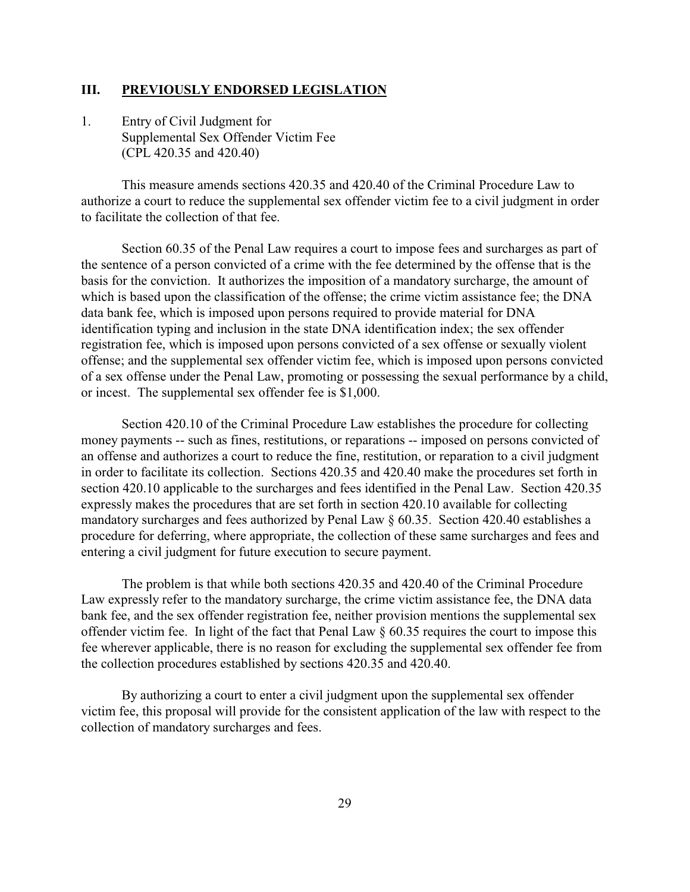## III. PREVIOUSLY ENDORSED LEGISLATION

### 1. Entry of Civil Judgment for Supplemental Sex Offender Victim Fee (CPL 420.35 and 420.40)

This measure amends sections 420.35 and 420.40 of the Criminal Procedure Law to authorize a court to reduce the supplemental sex offender victim fee to a civil judgment in order to facilitate the collection of that fee.

Section 60.35 of the Penal Law requires a court to impose fees and surcharges as part of the sentence of a person convicted of a crime with the fee determined by the offense that is the basis for the conviction. It authorizes the imposition of a mandatory surcharge, the amount of which is based upon the classification of the offense; the crime victim assistance fee; the DNA data bank fee, which is imposed upon persons required to provide material for DNA identification typing and inclusion in the state DNA identification index; the sex offender registration fee, which is imposed upon persons convicted of a sex offense or sexually violent offense; and the supplemental sex offender victim fee, which is imposed upon persons convicted of a sex offense under the Penal Law, promoting or possessing the sexual performance by a child, or incest. The supplemental sex offender fee is $1,000.

Section 420.10 of the Criminal Procedure Law establishes the procedure for collecting money payments -- such as fines, restitutions, or reparations -- imposed on persons convicted of an offense and authorizes a court to reduce the fine, restitution, or reparation to a civil judgment in order to facilitate its collection. Sections 420.35 and 420.40 make the procedures set forth in section 420.10 applicable to the surcharges and fees identified in the Penal Law. Section 420.35 expressly makes the procedures that are set forth in section 420.10 available for collecting mandatory surcharges and fees authorized by Penal Law § 60.35. Section 420.40 establishes a procedure for deferring, where appropriate, the collection of these same surcharges and fees and entering a civil judgment for future execution to secure payment.

The problem is that while both sections 420.35 and 420.40 of the Criminal Procedure Law expressly refer to the mandatory surcharge, the crime victim assistance fee, the DNA data bank fee, and the sex offender registration fee, neither provision mentions the supplemental sex offender victim fee. In light of the fact that Penal Law § 60.35 requires the court to impose this fee wherever applicable, there is no reason for excluding the supplemental sex offender fee from the collection procedures established by sections 420.35 and 420.40.

By authorizing a court to enter a civil judgment upon the supplemental sex offender victim fee, this proposal will provide for the consistent application of the law with respect to the collection of mandatory surcharges and fees.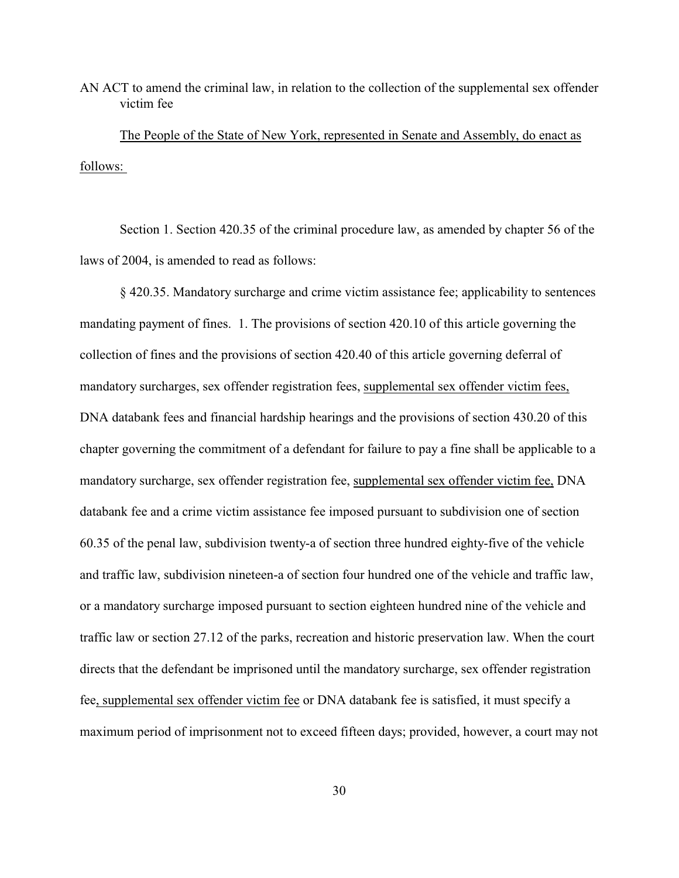AN ACT to amend the criminal law, in relation to the collection of the supplemental sex offender victim fee

<u>The People of the State of New York, represented in Senate and Assembly, do enact as follows:</u>

Section 1. Section 420.35 of the criminal procedure law, as amended by chapter 56 of the laws of 2004, is amended to read as follows:

§ 420.35. Mandatory surcharge and crime victim assistance fee; applicability to sentences mandating payment of fines. 1. The provisions of section 420.10 of this article governing the collection of fines and the provisions of section 420.40 of this article governing deferral of mandatory surcharges, sex offender registration fees, <u>supplemental sex offender victim fees,</u> DNA databank fees and financial hardship hearings and the provisions of section 430.20 of this chapter governing the commitment of a defendant for failure to pay a fine shall be applicable to a mandatory surcharge, sex offender registration fee, <u>supplemental sex offender victim fee,</u> DNA databank fee and a crime victim assistance fee imposed pursuant to subdivision one of section 60.35 of the penal law, subdivision twenty-a of section three hundred eighty-five of the vehicle and traffic law, subdivision nineteen-a of section four hundred one of the vehicle and traffic law, or a mandatory surcharge imposed pursuant to section eighteen hundred nine of the vehicle and traffic law or section 27.12 of the parks, recreation and historic preservation law. When the court directs that the defendant be imprisoned until the mandatory surcharge, sex offender registration fee<u>, supplemental sex offender victim fee</u> or DNA databank fee is satisfied, it must specify a maximum period of imprisonment not to exceed fifteen days; provided, however, a court may not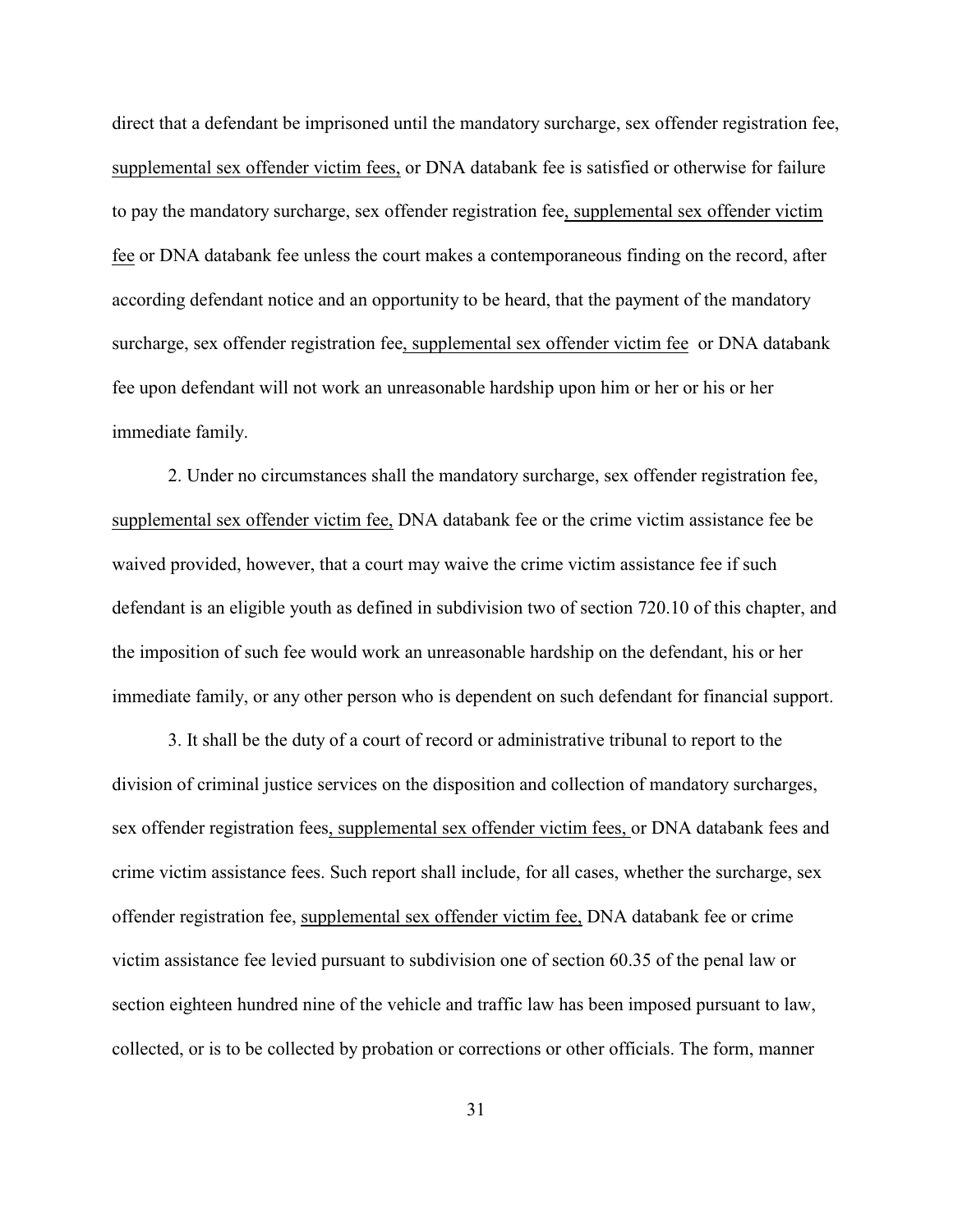direct that a defendant be imprisoned until the mandatory surcharge, sex offender registration fee, <u>supplemental sex offender victim fees,</u> or DNA databank fee is satisfied or otherwise for failure to pay the mandatory surcharge, sex offender registration fee<u>, supplemental sex offender victim fee</u> or DNA databank fee unless the court makes a contemporaneous finding on the record, after according defendant notice and an opportunity to be heard, that the payment of the mandatory surcharge, sex offender registration fee<u>, supplemental sex offender victim fee</u> or DNA databank fee upon defendant will not work an unreasonable hardship upon him or her or his or her immediate family.

2. Under no circumstances shall the mandatory surcharge, sex offender registration fee, <u>supplemental sex offender victim fee,</u> DNA databank fee or the crime victim assistance fee be waived provided, however, that a court may waive the crime victim assistance fee if such defendant is an eligible youth as defined in subdivision two of section 720.10 of this chapter, and the imposition of such fee would work an unreasonable hardship on the defendant, his or her immediate family, or any other person who is dependent on such defendant for financial support.

3. It shall be the duty of a court of record or administrative tribunal to report to the division of criminal justice services on the disposition and collection of mandatory surcharges, sex offender registration fees<u>, supplemental sex offender victim fees,</u> or DNA databank fees and crime victim assistance fees. Such report shall include, for all cases, whether the surcharge, sex offender registration fee, <u>supplemental sex offender victim fee,</u> DNA databank fee or crime victim assistance fee levied pursuant to subdivision one of section 60.35 of the penal law or section eighteen hundred nine of the vehicle and traffic law has been imposed pursuant to law, collected, or is to be collected by probation or corrections or other officials. The form, manner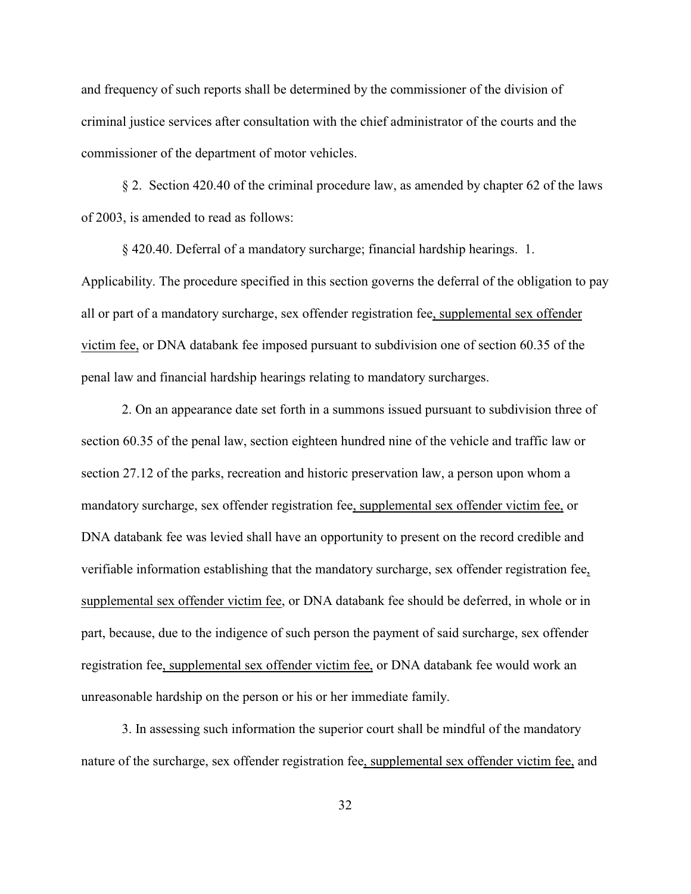and frequency of such reports shall be determined by the commissioner of the division of criminal justice services after consultation with the chief administrator of the courts and the commissioner of the department of motor vehicles.

§ 2. Section 420.40 of the criminal procedure law, as amended by chapter 62 of the laws of 2003, is amended to read as follows:

§ 420.40. Deferral of a mandatory surcharge; financial hardship hearings. 1. Applicability. The procedure specified in this section governs the deferral of the obligation to pay all or part of a mandatory surcharge, sex offender registration fee<u>, supplemental sex offender victim fee,</u> or DNA databank fee imposed pursuant to subdivision one of section 60.35 of the penal law and financial hardship hearings relating to mandatory surcharges.

2. On an appearance date set forth in a summons issued pursuant to subdivision three of section 60.35 of the penal law, section eighteen hundred nine of the vehicle and traffic law or section 27.12 of the parks, recreation and historic preservation law, a person upon whom a mandatory surcharge, sex offender registration fee<u>, supplemental sex offender victim fee,</u> or DNA databank fee was levied shall have an opportunity to present on the record credible and verifiable information establishing that the mandatory surcharge, sex offender registration fee<u>, supplemental sex offender victim fee</u>, or DNA databank fee should be deferred, in whole or in part, because, due to the indigence of such person the payment of said surcharge, sex offender registration fee<u>, supplemental sex offender victim fee,</u> or DNA databank fee would work an unreasonable hardship on the person or his or her immediate family.

3. In assessing such information the superior court shall be mindful of the mandatory nature of the surcharge, sex offender registration fee<u>, supplemental sex offender victim fee,</u> and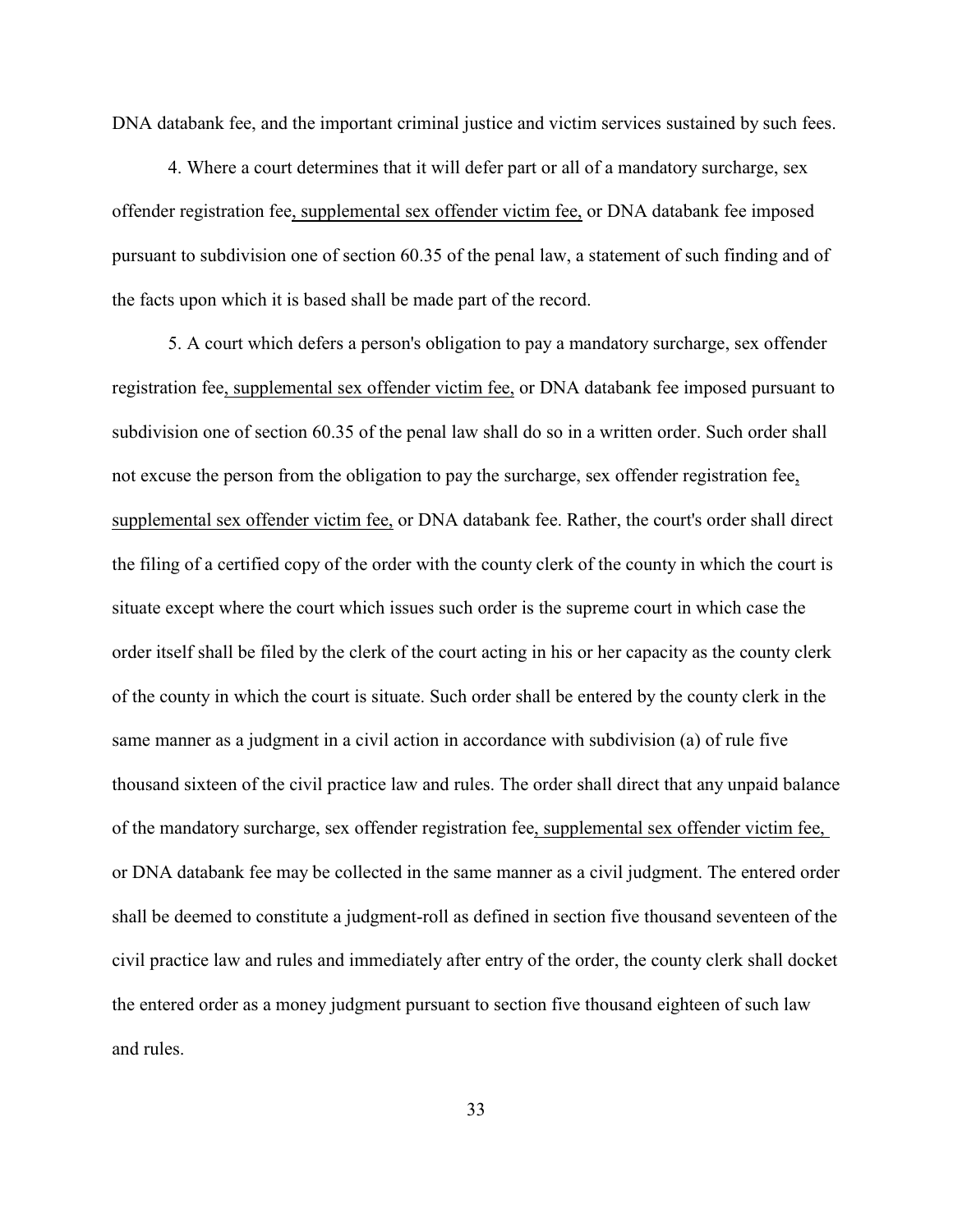DNA databank fee, and the important criminal justice and victim services sustained by such fees.

4. Where a court determines that it will defer part or all of a mandatory surcharge, sex offender registration fee, supplemental sex offender victim fee, or DNA databank fee imposed pursuant to subdivision one of section 60.35 of the penal law, a statement of such finding and of the facts upon which it is based shall be made part of the record.

5. A court which defers a person's obligation to pay a mandatory surcharge, sex offender registration fee, supplemental sex offender victim fee, or DNA databank fee imposed pursuant to subdivision one of section 60.35 of the penal law shall do so in a written order. Such order shall not excuse the person from the obligation to pay the surcharge, sex offender registration fee, supplemental sex offender victim fee, or DNA databank fee. Rather, the court's order shall direct the filing of a certified copy of the order with the county clerk of the county in which the court is situate except where the court which issues such order is the supreme court in which case the order itself shall be filed by the clerk of the court acting in his or her capacity as the county clerk of the county in which the court is situate. Such order shall be entered by the county clerk in the same manner as a judgment in a civil action in accordance with subdivision (a) of rule five thousand sixteen of the civil practice law and rules. The order shall direct that any unpaid balance of the mandatory surcharge, sex offender registration fee, supplemental sex offender victim fee, or DNA databank fee may be collected in the same manner as a civil judgment. The entered order shall be deemed to constitute a judgment-roll as defined in section five thousand seventeen of the civil practice law and rules and immediately after entry of the order, the county clerk shall docket the entered order as a money judgment pursuant to section five thousand eighteen of such law and rules.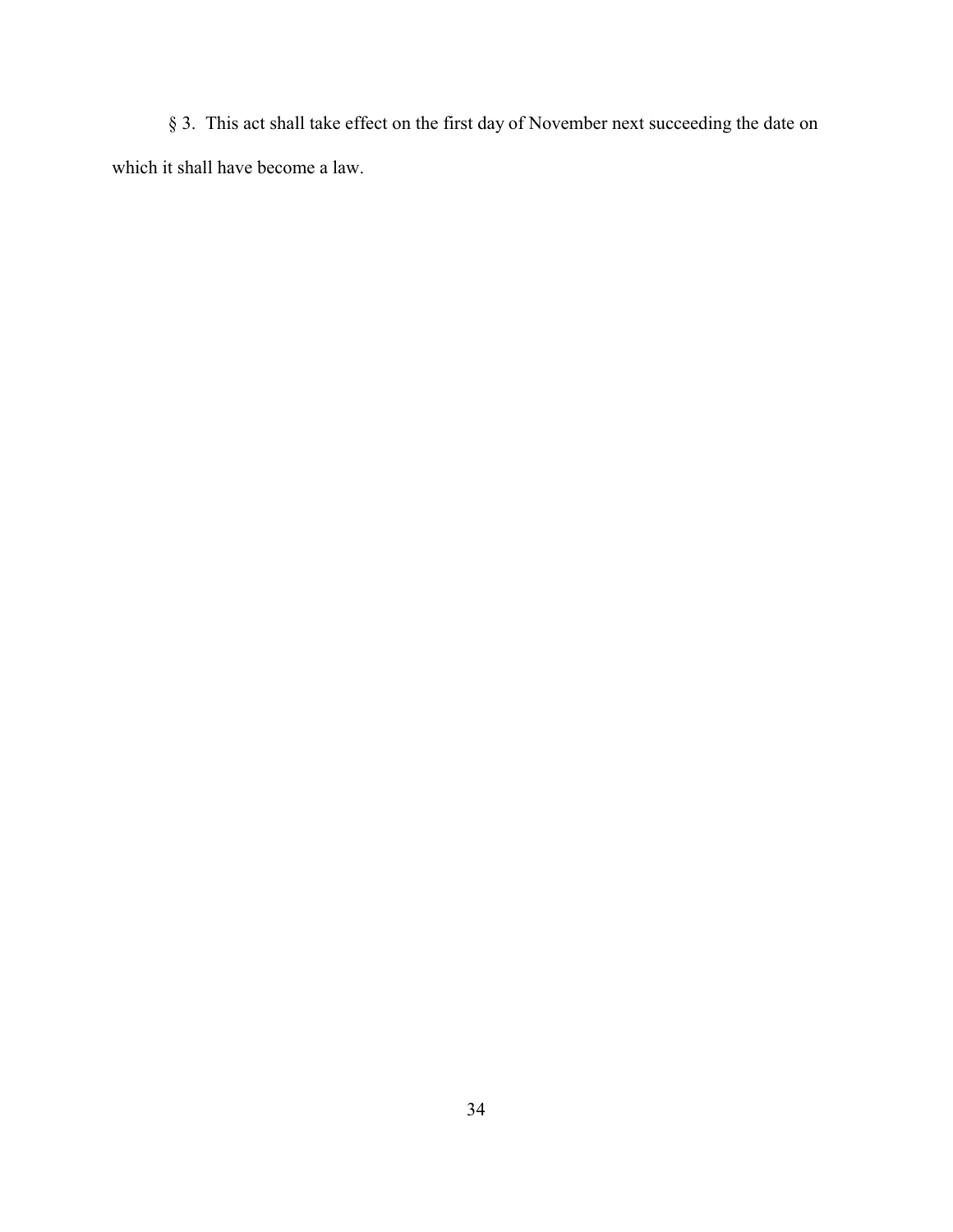§ 3. This act shall take effect on the first day of November next succeeding the date on which it shall have become a law.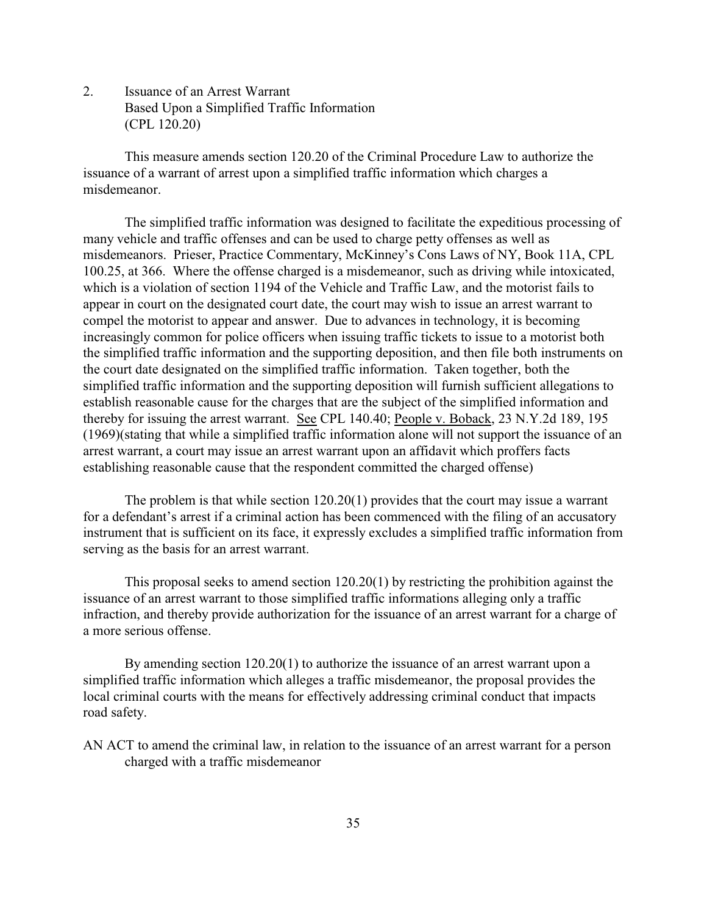2. Issuance of an Arrest Warrant
   Based Upon a Simplified Traffic Information
   (CPL 120.20)

This measure amends section 120.20 of the Criminal Procedure Law to authorize the issuance of a warrant of arrest upon a simplified traffic information which charges a misdemeanor.

The simplified traffic information was designed to facilitate the expeditious processing of many vehicle and traffic offenses and can be used to charge petty offenses as well as misdemeanors. Prieser, Practice Commentary, McKinney's Cons Laws of NY, Book 11A, CPL 100.25, at 366. Where the offense charged is a misdemeanor, such as driving while intoxicated, which is a violation of section 1194 of the Vehicle and Traffic Law, and the motorist fails to appear in court on the designated court date, the court may wish to issue an arrest warrant to compel the motorist to appear and answer. Due to advances in technology, it is becoming increasingly common for police officers when issuing traffic tickets to issue to a motorist both the simplified traffic information and the supporting deposition, and then file both instruments on the court date designated on the simplified traffic information. Taken together, both the simplified traffic information and the supporting deposition will furnish sufficient allegations to establish reasonable cause for the charges that are the subject of the simplified information and thereby for issuing the arrest warrant. See CPL 140.40; People v. Boback, 23 N.Y.2d 189, 195 (1969)(stating that while a simplified traffic information alone will not support the issuance of an arrest warrant, a court may issue an arrest warrant upon an affidavit which proffers facts establishing reasonable cause that the respondent committed the charged offense)

The problem is that while section 120.20(1) provides that the court may issue a warrant for a defendant's arrest if a criminal action has been commenced with the filing of an accusatory instrument that is sufficient on its face, it expressly excludes a simplified traffic information from serving as the basis for an arrest warrant.

This proposal seeks to amend section 120.20(1) by restricting the prohibition against the issuance of an arrest warrant to those simplified traffic informations alleging only a traffic infraction, and thereby provide authorization for the issuance of an arrest warrant for a charge of a more serious offense.

By amending section 120.20(1) to authorize the issuance of an arrest warrant upon a simplified traffic information which alleges a traffic misdemeanor, the proposal provides the local criminal courts with the means for effectively addressing criminal conduct that impacts road safety.

AN ACT to amend the criminal law, in relation to the issuance of an arrest warrant for a person charged with a traffic misdemeanor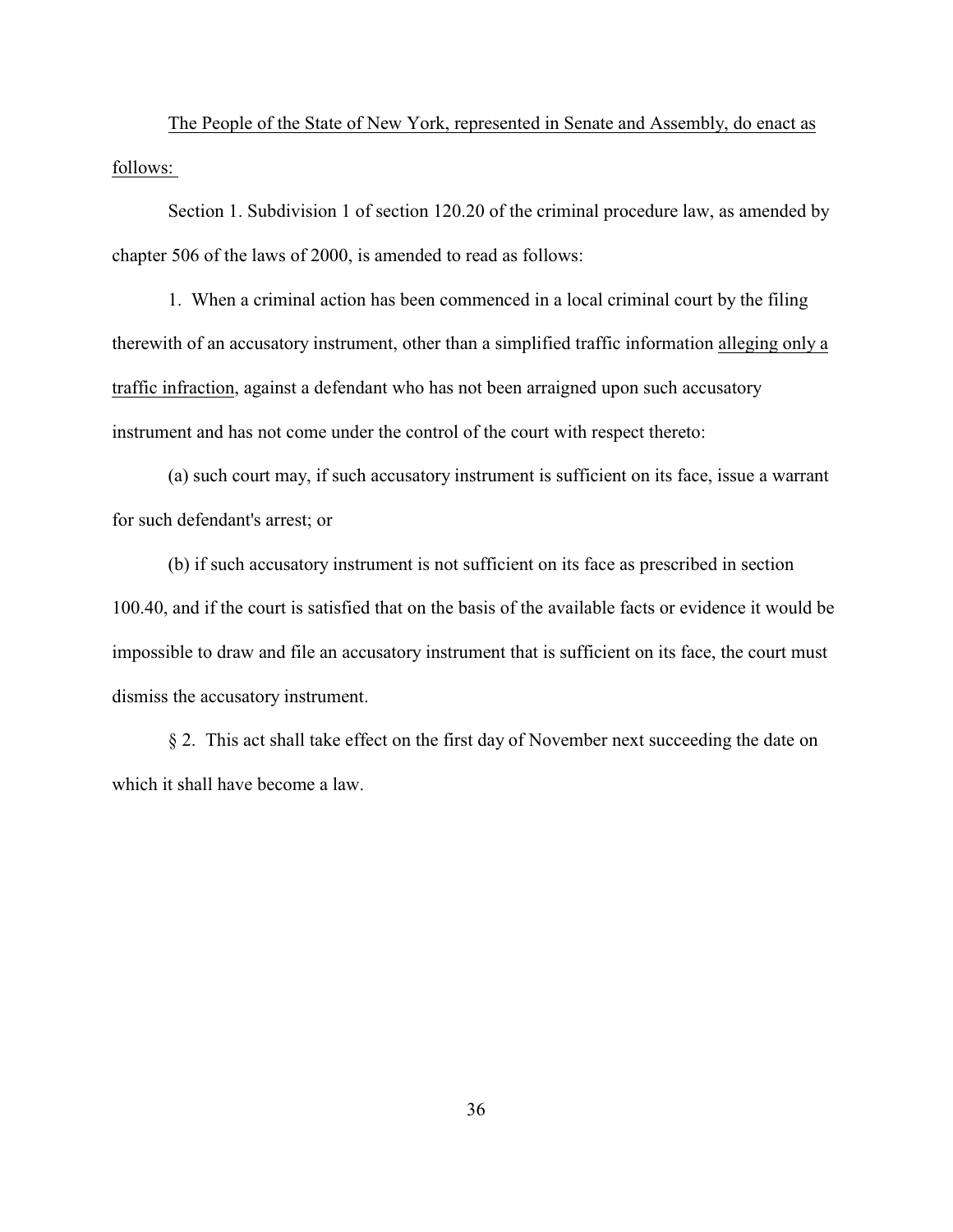The People of the State of New York, represented in Senate and Assembly, do enact as follows:

Section 1. Subdivision 1 of section 120.20 of the criminal procedure law, as amended by chapter 506 of the laws of 2000, is amended to read as follows:

1. When a criminal action has been commenced in a local criminal court by the filing therewith of an accusatory instrument, other than a simplified traffic information alleging only a traffic infraction, against a defendant who has not been arraigned upon such accusatory instrument and has not come under the control of the court with respect thereto:

(a) such court may, if such accusatory instrument is sufficient on its face, issue a warrant for such defendant's arrest; or

(b) if such accusatory instrument is not sufficient on its face as prescribed in section 100.40, and if the court is satisfied that on the basis of the available facts or evidence it would be impossible to draw and file an accusatory instrument that is sufficient on its face, the court must dismiss the accusatory instrument.

§ 2. This act shall take effect on the first day of November next succeeding the date on which it shall have become a law.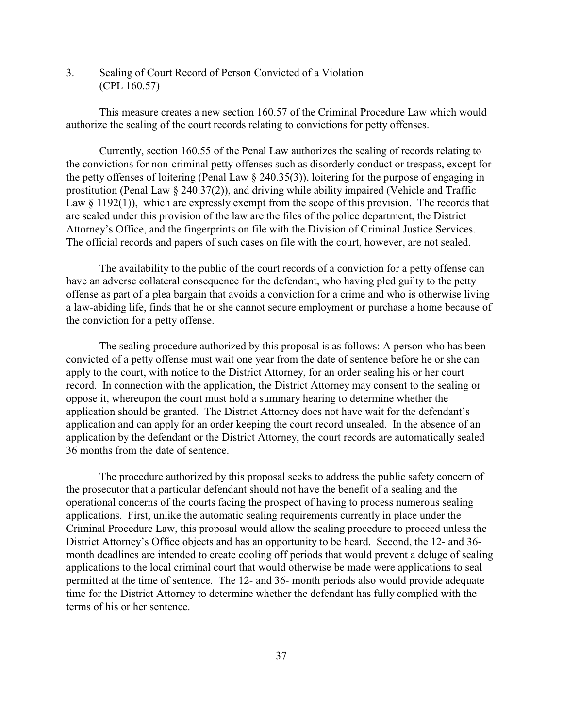3. Sealing of Court Record of Person Convicted of a Violation (CPL 160.57)

This measure creates a new section 160.57 of the Criminal Procedure Law which would authorize the sealing of the court records relating to convictions for petty offenses.

Currently, section 160.55 of the Penal Law authorizes the sealing of records relating to the convictions for non-criminal petty offenses such as disorderly conduct or trespass, except for the petty offenses of loitering (Penal Law § 240.35(3)), loitering for the purpose of engaging in prostitution (Penal Law § 240.37(2)), and driving while ability impaired (Vehicle and Traffic Law § 1192(1)), which are expressly exempt from the scope of this provision. The records that are sealed under this provision of the law are the files of the police department, the District Attorney's Office, and the fingerprints on file with the Division of Criminal Justice Services. The official records and papers of such cases on file with the court, however, are not sealed.

The availability to the public of the court records of a conviction for a petty offense can have an adverse collateral consequence for the defendant, who having pled guilty to the petty offense as part of a plea bargain that avoids a conviction for a crime and who is otherwise living a law-abiding life, finds that he or she cannot secure employment or purchase a home because of the conviction for a petty offense.

The sealing procedure authorized by this proposal is as follows: A person who has been convicted of a petty offense must wait one year from the date of sentence before he or she can apply to the court, with notice to the District Attorney, for an order sealing his or her court record. In connection with the application, the District Attorney may consent to the sealing or oppose it, whereupon the court must hold a summary hearing to determine whether the application should be granted. The District Attorney does not have wait for the defendant's application and can apply for an order keeping the court record unsealed. In the absence of an application by the defendant or the District Attorney, the court records are automatically sealed 36 months from the date of sentence.

The procedure authorized by this proposal seeks to address the public safety concern of the prosecutor that a particular defendant should not have the benefit of a sealing and the operational concerns of the courts facing the prospect of having to process numerous sealing applications. First, unlike the automatic sealing requirements currently in place under the Criminal Procedure Law, this proposal would allow the sealing procedure to proceed unless the District Attorney's Office objects and has an opportunity to be heard. Second, the 12- and 36-month deadlines are intended to create cooling off periods that would prevent a deluge of sealing applications to the local criminal court that would otherwise be made were applications to seal permitted at the time of sentence. The 12- and 36- month periods also would provide adequate time for the District Attorney to determine whether the defendant has fully complied with the terms of his or her sentence.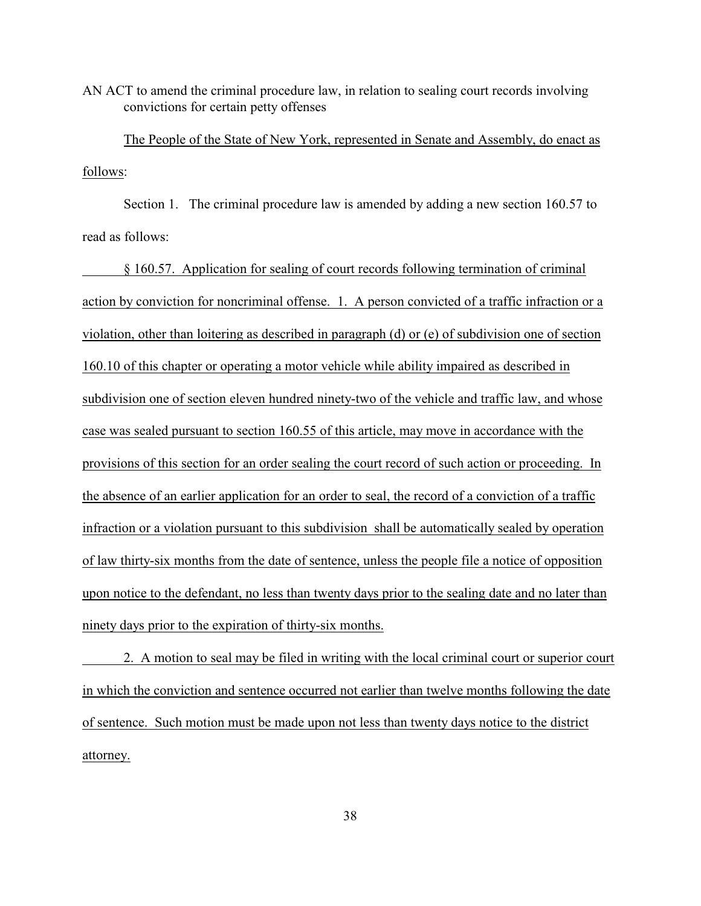AN ACT to amend the criminal procedure law, in relation to sealing court records involving convictions for certain petty offenses

The People of the State of New York, represented in Senate and Assembly, do enact as follows:

Section 1. The criminal procedure law is amended by adding a new section 160.57 to read as follows:

§ 160.57. Application for sealing of court records following termination of criminal action by conviction for noncriminal offense. 1. A person convicted of a traffic infraction or a violation, other than loitering as described in paragraph (d) or (e) of subdivision one of section 160.10 of this chapter or operating a motor vehicle while ability impaired as described in subdivision one of section eleven hundred ninety-two of the vehicle and traffic law, and whose case was sealed pursuant to section 160.55 of this article, may move in accordance with the provisions of this section for an order sealing the court record of such action or proceeding. In the absence of an earlier application for an order to seal, the record of a conviction of a traffic infraction or a violation pursuant to this subdivision shall be automatically sealed by operation of law thirty-six months from the date of sentence, unless the people file a notice of opposition upon notice to the defendant, no less than twenty days prior to the sealing date and no later than ninety days prior to the expiration of thirty-six months.

2. A motion to seal may be filed in writing with the local criminal court or superior court in which the conviction and sentence occurred not earlier than twelve months following the date of sentence. Such motion must be made upon not less than twenty days notice to the district attorney.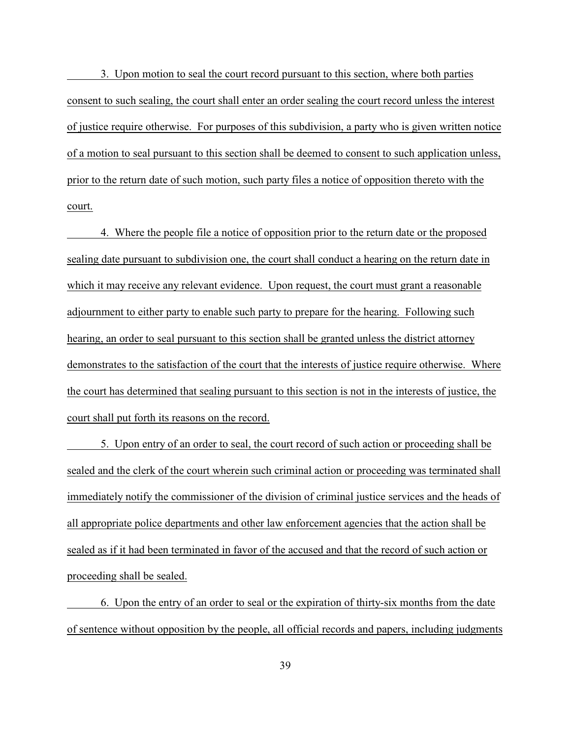3. Upon motion to seal the court record pursuant to this section, where both parties consent to such sealing, the court shall enter an order sealing the court record unless the interest of justice require otherwise. For purposes of this subdivision, a party who is given written notice of a motion to seal pursuant to this section shall be deemed to consent to such application unless, prior to the return date of such motion, such party files a notice of opposition thereto with the court.

4. Where the people file a notice of opposition prior to the return date or the proposed sealing date pursuant to subdivision one, the court shall conduct a hearing on the return date in which it may receive any relevant evidence. Upon request, the court must grant a reasonable adjournment to either party to enable such party to prepare for the hearing. Following such hearing, an order to seal pursuant to this section shall be granted unless the district attorney demonstrates to the satisfaction of the court that the interests of justice require otherwise. Where the court has determined that sealing pursuant to this section is not in the interests of justice, the court shall put forth its reasons on the record.

5. Upon entry of an order to seal, the court record of such action or proceeding shall be sealed and the clerk of the court wherein such criminal action or proceeding was terminated shall immediately notify the commissioner of the division of criminal justice services and the heads of all appropriate police departments and other law enforcement agencies that the action shall be sealed as if it had been terminated in favor of the accused and that the record of such action or proceeding shall be sealed.

6. Upon the entry of an order to seal or the expiration of thirty-six months from the date of sentence without opposition by the people, all official records and papers, including judgments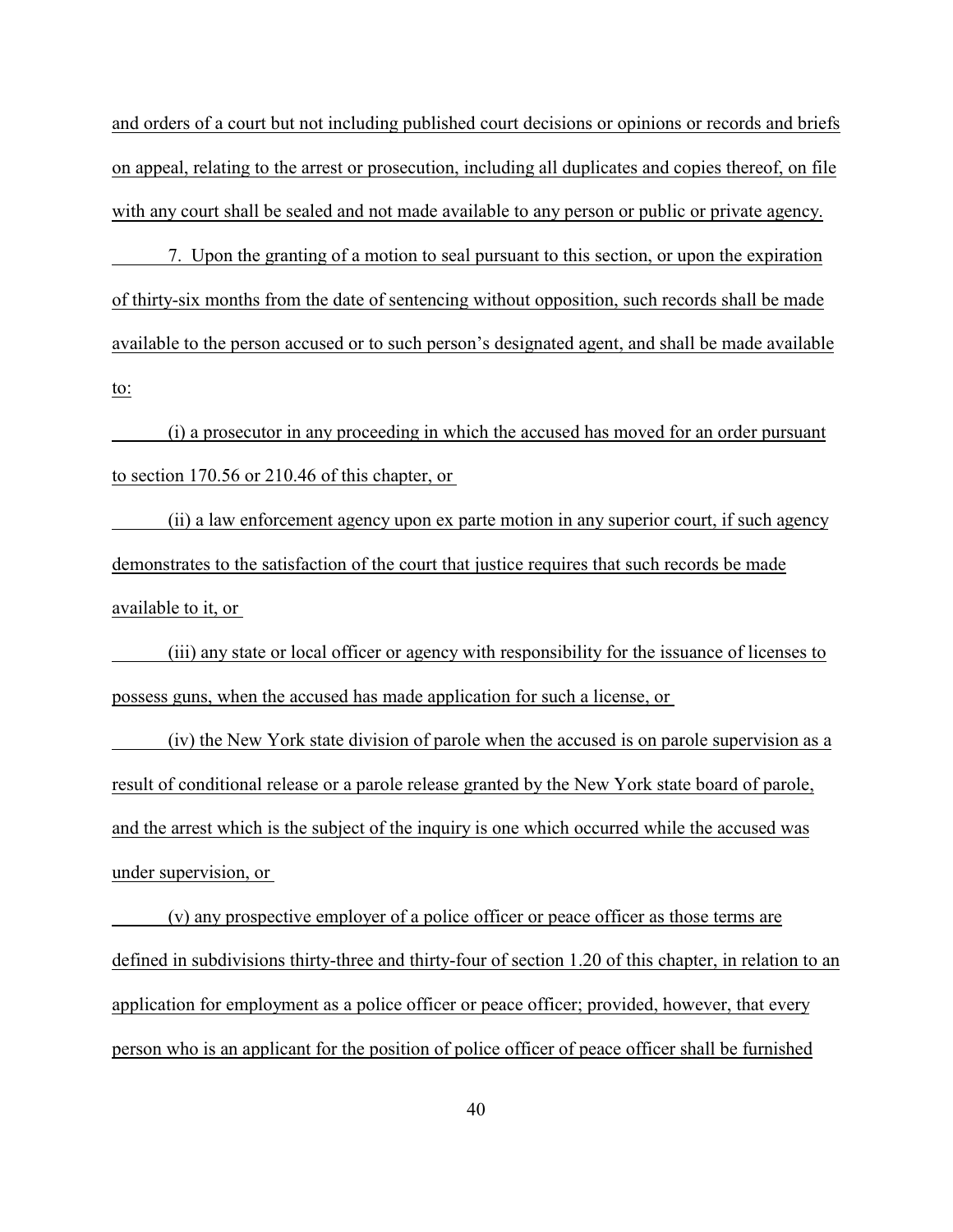and orders of a court but not including published court decisions or opinions or records and briefs on appeal, relating to the arrest or prosecution, including all duplicates and copies thereof, on file with any court shall be sealed and not made available to any person or public or private agency.

7. Upon the granting of a motion to seal pursuant to this section, or upon the expiration of thirty-six months from the date of sentencing without opposition, such records shall be made available to the person accused or to such person's designated agent, and shall be made available to:

(i) a prosecutor in any proceeding in which the accused has moved for an order pursuant to section 170.56 or 210.46 of this chapter, or

(ii) a law enforcement agency upon ex parte motion in any superior court, if such agency demonstrates to the satisfaction of the court that justice requires that such records be made available to it, or

(iii) any state or local officer or agency with responsibility for the issuance of licenses to possess guns, when the accused has made application for such a license, or

(iv) the New York state division of parole when the accused is on parole supervision as a result of conditional release or a parole release granted by the New York state board of parole, and the arrest which is the subject of the inquiry is one which occurred while the accused was under supervision, or

(v) any prospective employer of a police officer or peace officer as those terms are defined in subdivisions thirty-three and thirty-four of section 1.20 of this chapter, in relation to an application for employment as a police officer or peace officer; provided, however, that every person who is an applicant for the position of police officer of peace officer shall be furnished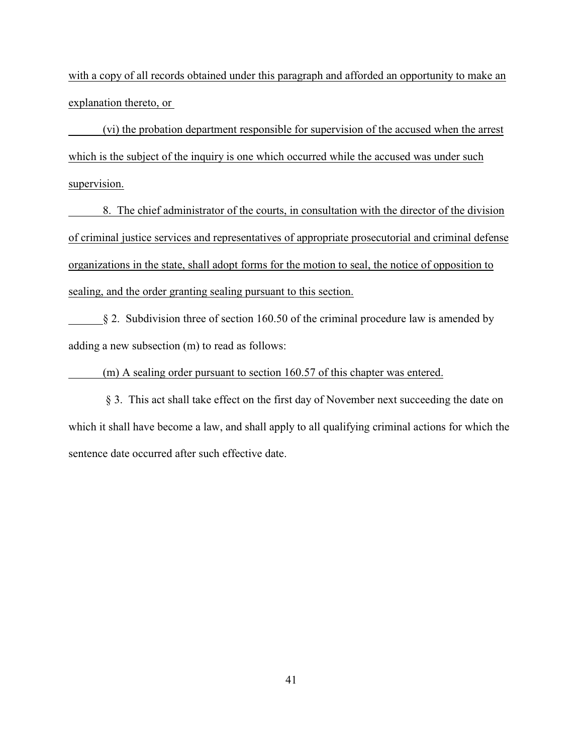with a copy of all records obtained under this paragraph and afforded an opportunity to make an explanation thereto, or

(vi) the probation department responsible for supervision of the accused when the arrest which is the subject of the inquiry is one which occurred while the accused was under such supervision.

8. The chief administrator of the courts, in consultation with the director of the division of criminal justice services and representatives of appropriate prosecutorial and criminal defense organizations in the state, shall adopt forms for the motion to seal, the notice of opposition to sealing, and the order granting sealing pursuant to this section.

§ 2. Subdivision three of section 160.50 of the criminal procedure law is amended by adding a new subsection (m) to read as follows:

(m) A sealing order pursuant to section 160.57 of this chapter was entered.

§ 3. This act shall take effect on the first day of November next succeeding the date on which it shall have become a law, and shall apply to all qualifying criminal actions for which the sentence date occurred after such effective date.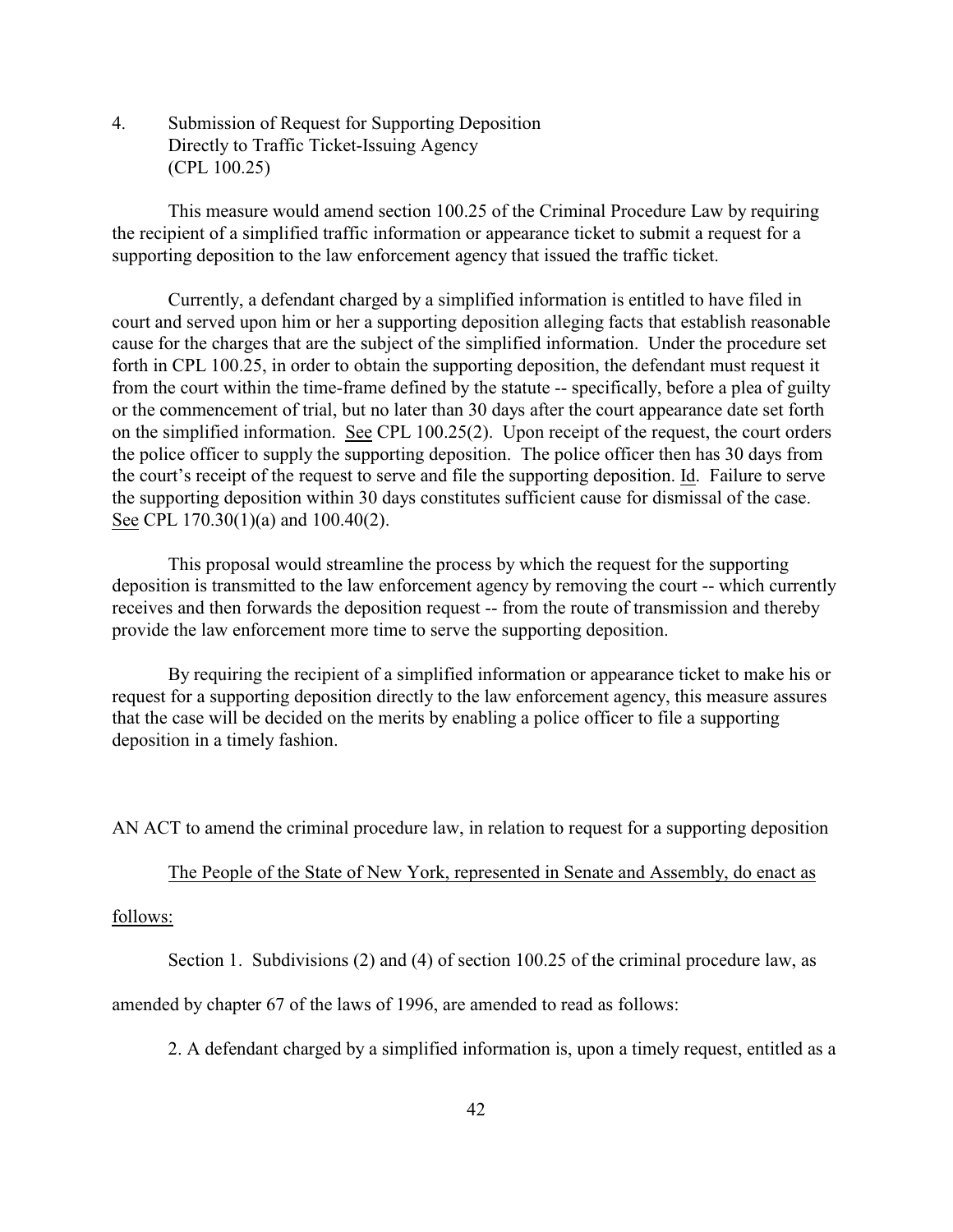4. Submission of Request for Supporting Deposition Directly to Traffic Ticket-Issuing Agency (CPL 100.25)

This measure would amend section 100.25 of the Criminal Procedure Law by requiring the recipient of a simplified traffic information or appearance ticket to submit a request for a supporting deposition to the law enforcement agency that issued the traffic ticket.

Currently, a defendant charged by a simplified information is entitled to have filed in court and served upon him or her a supporting deposition alleging facts that establish reasonable cause for the charges that are the subject of the simplified information. Under the procedure set forth in CPL 100.25, in order to obtain the supporting deposition, the defendant must request it from the court within the time-frame defined by the statute -- specifically, before a plea of guilty or the commencement of trial, but no later than 30 days after the court appearance date set forth on the simplified information. See CPL 100.25(2). Upon receipt of the request, the court orders the police officer to supply the supporting deposition. The police officer then has 30 days from the court's receipt of the request to serve and file the supporting deposition. Id. Failure to serve the supporting deposition within 30 days constitutes sufficient cause for dismissal of the case. See CPL 170.30(1)(a) and 100.40(2).

This proposal would streamline the process by which the request for the supporting deposition is transmitted to the law enforcement agency by removing the court -- which currently receives and then forwards the deposition request -- from the route of transmission and thereby provide the law enforcement more time to serve the supporting deposition.

By requiring the recipient of a simplified information or appearance ticket to make his or request for a supporting deposition directly to the law enforcement agency, this measure assures that the case will be decided on the merits by enabling a police officer to file a supporting deposition in a timely fashion.

AN ACT to amend the criminal procedure law, in relation to request for a supporting deposition

The People of the State of New York, represented in Senate and Assembly, do enact as follows:

Section 1. Subdivisions (2) and (4) of section 100.25 of the criminal procedure law, as amended by chapter 67 of the laws of 1996, are amended to read as follows:

2. A defendant charged by a simplified information is, upon a timely request, entitled as a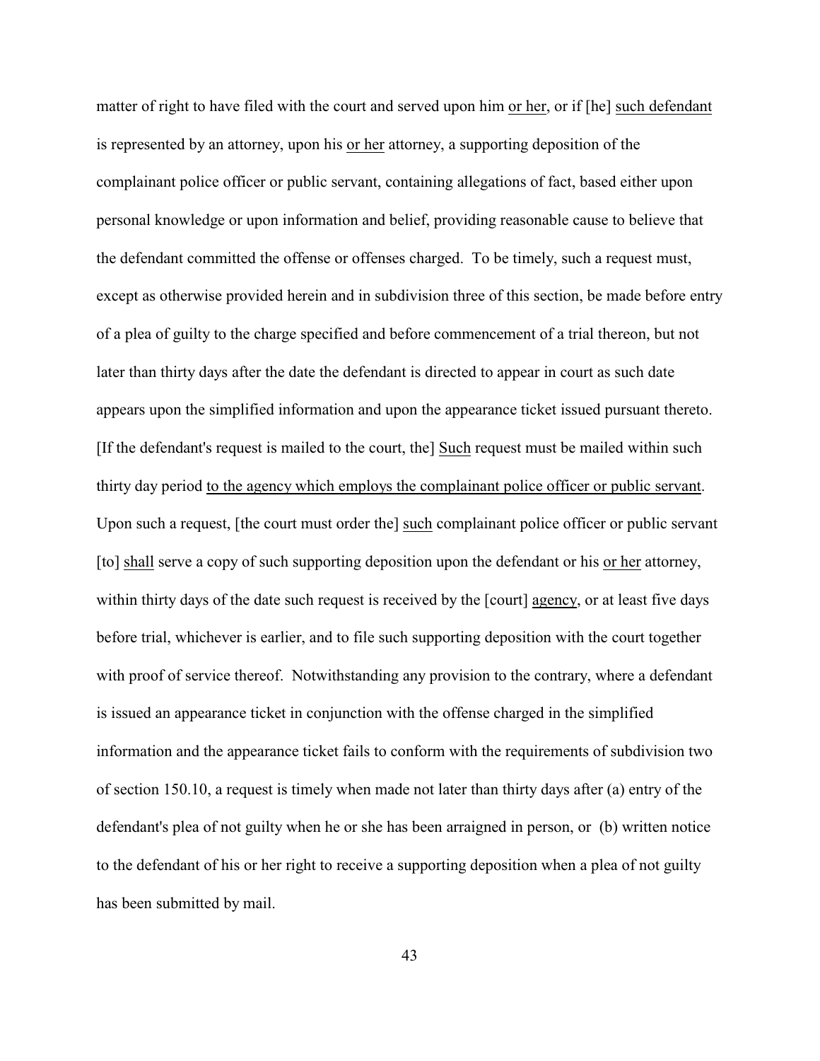matter of right to have filed with the court and served upon him <u>or her</u>, or if [he] <u>such defendant</u> is represented by an attorney, upon his <u>or her</u> attorney, a supporting deposition of the complainant police officer or public servant, containing allegations of fact, based either upon personal knowledge or upon information and belief, providing reasonable cause to believe that the defendant committed the offense or offenses charged. To be timely, such a request must, except as otherwise provided herein and in subdivision three of this section, be made before entry of a plea of guilty to the charge specified and before commencement of a trial thereon, but not later than thirty days after the date the defendant is directed to appear in court as such date appears upon the simplified information and upon the appearance ticket issued pursuant thereto. [If the defendant's request is mailed to the court, the] <u>Such</u> request must be mailed within such thirty day period <u>to the agency which employs the complainant police officer or public servant</u>. Upon such a request, [the court must order the] <u>such</u> complainant police officer or public servant [to] <u>shall</u> serve a copy of such supporting deposition upon the defendant or his <u>or her</u> attorney, within thirty days of the date such request is received by the [court] <u>agency</u>, or at least five days before trial, whichever is earlier, and to file such supporting deposition with the court together with proof of service thereof. Notwithstanding any provision to the contrary, where a defendant is issued an appearance ticket in conjunction with the offense charged in the simplified information and the appearance ticket fails to conform with the requirements of subdivision two of section 150.10, a request is timely when made not later than thirty days after (a) entry of the defendant's plea of not guilty when he or she has been arraigned in person, or (b) written notice to the defendant of his or her right to receive a supporting deposition when a plea of not guilty has been submitted by mail.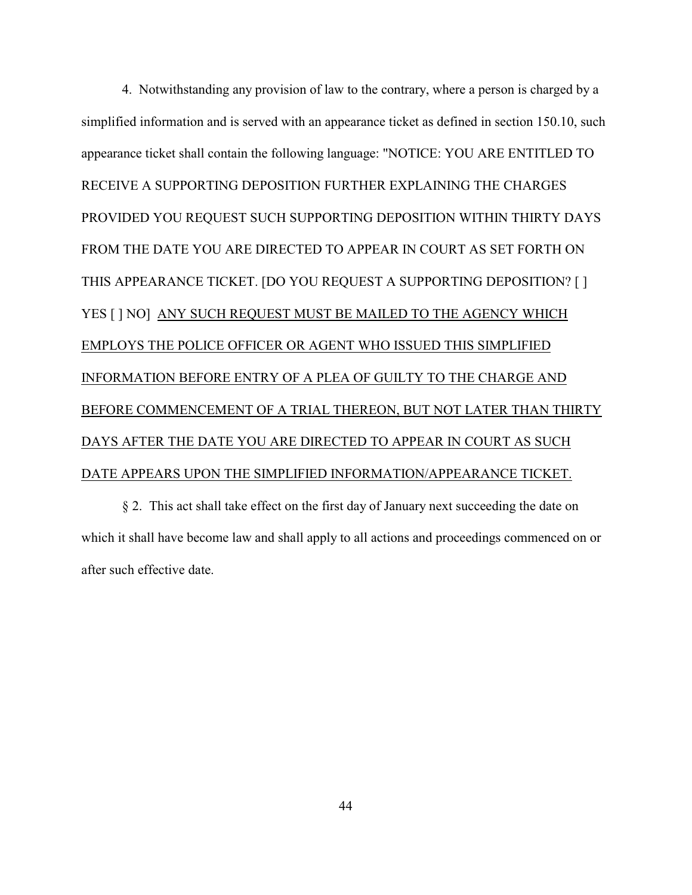4. Notwithstanding any provision of law to the contrary, where a person is charged by a simplified information and is served with an appearance ticket as defined in section 150.10, such appearance ticket shall contain the following language: "NOTICE: YOU ARE ENTITLED TO RECEIVE A SUPPORTING DEPOSITION FURTHER EXPLAINING THE CHARGES PROVIDED YOU REQUEST SUCH SUPPORTING DEPOSITION WITHIN THIRTY DAYS FROM THE DATE YOU ARE DIRECTED TO APPEAR IN COURT AS SET FORTH ON THIS APPEARANCE TICKET. [DO YOU REQUEST A SUPPORTING DEPOSITION? [ ] YES [ ] NO] <u>ANY SUCH REQUEST MUST BE MAILED TO THE AGENCY WHICH EMPLOYS THE POLICE OFFICER OR AGENT WHO ISSUED THIS SIMPLIFIED INFORMATION BEFORE ENTRY OF A PLEA OF GUILTY TO THE CHARGE AND BEFORE COMMENCEMENT OF A TRIAL THEREON, BUT NOT LATER THAN THIRTY DAYS AFTER THE DATE YOU ARE DIRECTED TO APPEAR IN COURT AS SUCH DATE APPEARS UPON THE SIMPLIFIED INFORMATION/APPEARANCE TICKET.</u>

§ 2. This act shall take effect on the first day of January next succeeding the date on which it shall have become law and shall apply to all actions and proceedings commenced on or after such effective date.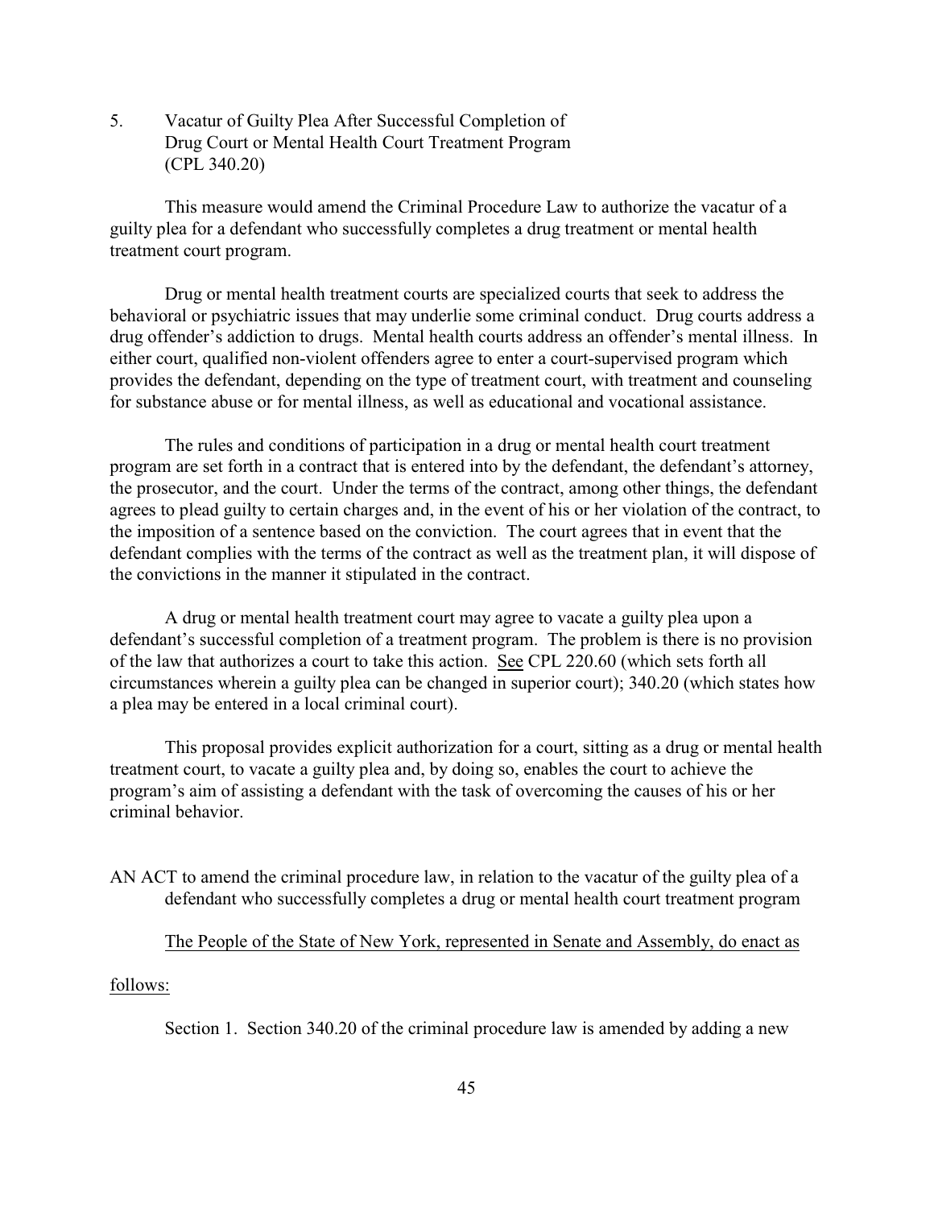5. Vacatur of Guilty Plea After Successful Completion of Drug Court or Mental Health Court Treatment Program (CPL 340.20)

This measure would amend the Criminal Procedure Law to authorize the vacatur of a guilty plea for a defendant who successfully completes a drug treatment or mental health treatment court program.

Drug or mental health treatment courts are specialized courts that seek to address the behavioral or psychiatric issues that may underlie some criminal conduct. Drug courts address a drug offender's addiction to drugs. Mental health courts address an offender's mental illness. In either court, qualified non-violent offenders agree to enter a court-supervised program which provides the defendant, depending on the type of treatment court, with treatment and counseling for substance abuse or for mental illness, as well as educational and vocational assistance.

The rules and conditions of participation in a drug or mental health court treatment program are set forth in a contract that is entered into by the defendant, the defendant's attorney, the prosecutor, and the court. Under the terms of the contract, among other things, the defendant agrees to plead guilty to certain charges and, in the event of his or her violation of the contract, to the imposition of a sentence based on the conviction. The court agrees that in event that the defendant complies with the terms of the contract as well as the treatment plan, it will dispose of the convictions in the manner it stipulated in the contract.

A drug or mental health treatment court may agree to vacate a guilty plea upon a defendant's successful completion of a treatment program. The problem is there is no provision of the law that authorizes a court to take this action. See CPL 220.60 (which sets forth all circumstances wherein a guilty plea can be changed in superior court); 340.20 (which states how a plea may be entered in a local criminal court).

This proposal provides explicit authorization for a court, sitting as a drug or mental health treatment court, to vacate a guilty plea and, by doing so, enables the court to achieve the program's aim of assisting a defendant with the task of overcoming the causes of his or her criminal behavior.

AN ACT to amend the criminal procedure law, in relation to the vacatur of the guilty plea of a defendant who successfully completes a drug or mental health court treatment program

The People of the State of New York, represented in Senate and Assembly, do enact as follows:

Section 1. Section 340.20 of the criminal procedure law is amended by adding a new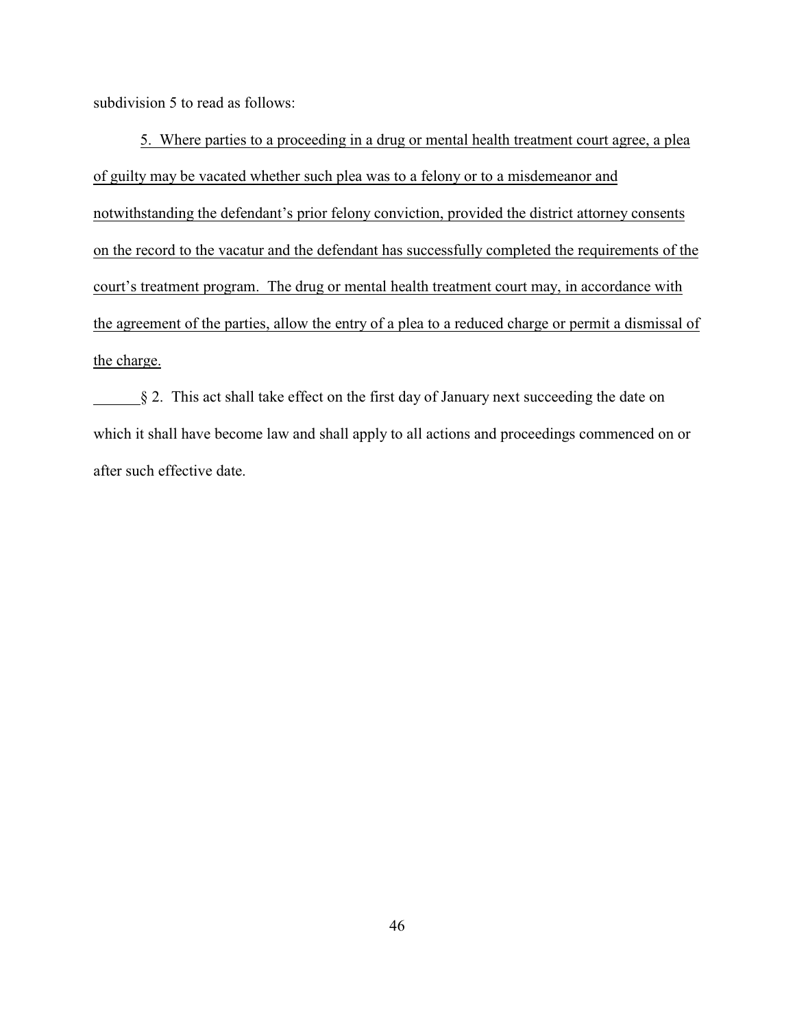subdivision 5 to read as follows:

5. Where parties to a proceeding in a drug or mental health treatment court agree, a plea of guilty may be vacated whether such plea was to a felony or to a misdemeanor and notwithstanding the defendant's prior felony conviction, provided the district attorney consents on the record to the vacatur and the defendant has successfully completed the requirements of the court's treatment program. The drug or mental health treatment court may, in accordance with the agreement of the parties, allow the entry of a plea to a reduced charge or permit a dismissal of the charge.

§ 2. This act shall take effect on the first day of January next succeeding the date on which it shall have become law and shall apply to all actions and proceedings commenced on or after such effective date.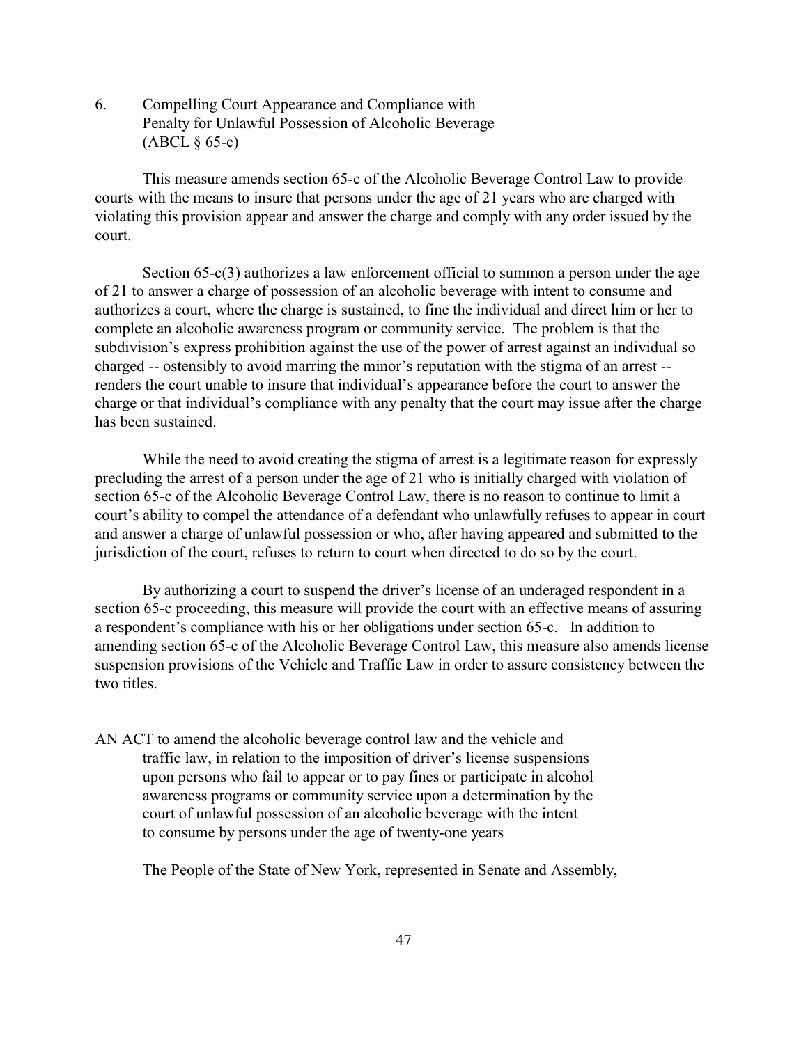6. Compelling Court Appearance and Compliance with Penalty for Unlawful Possession of Alcoholic Beverage (ABCL § 65-c)

This measure amends section 65-c of the Alcoholic Beverage Control Law to provide courts with the means to insure that persons under the age of 21 years who are charged with violating this provision appear and answer the charge and comply with any order issued by the court.

Section 65-c(3) authorizes a law enforcement official to summon a person under the age of 21 to answer a charge of possession of an alcoholic beverage with intent to consume and authorizes a court, where the charge is sustained, to fine the individual and direct him or her to complete an alcoholic awareness program or community service. The problem is that the subdivision's express prohibition against the use of the power of arrest against an individual so charged -- ostensibly to avoid marring the minor's reputation with the stigma of an arrest -- renders the court unable to insure that individual's appearance before the court to answer the charge or that individual's compliance with any penalty that the court may issue after the charge has been sustained.

While the need to avoid creating the stigma of arrest is a legitimate reason for expressly precluding the arrest of a person under the age of 21 who is initially charged with violation of section 65-c of the Alcoholic Beverage Control Law, there is no reason to continue to limit a court's ability to compel the attendance of a defendant who unlawfully refuses to appear in court and answer a charge of unlawful possession or who, after having appeared and submitted to the jurisdiction of the court, refuses to return to court when directed to do so by the court.

By authorizing a court to suspend the driver's license of an underaged respondent in a section 65-c proceeding, this measure will provide the court with an effective means of assuring a respondent's compliance with his or her obligations under section 65-c. In addition to amending section 65-c of the Alcoholic Beverage Control Law, this measure also amends license suspension provisions of the Vehicle and Traffic Law in order to assure consistency between the two titles.

AN ACT to amend the alcoholic beverage control law and the vehicle and traffic law, in relation to the imposition of driver's license suspensions upon persons who fail to appear or to pay fines or participate in alcohol awareness programs or community service upon a determination by the court of unlawful possession of an alcoholic beverage with the intent to consume by persons under the age of twenty-one years

The People of the State of New York, represented in Senate and Assembly,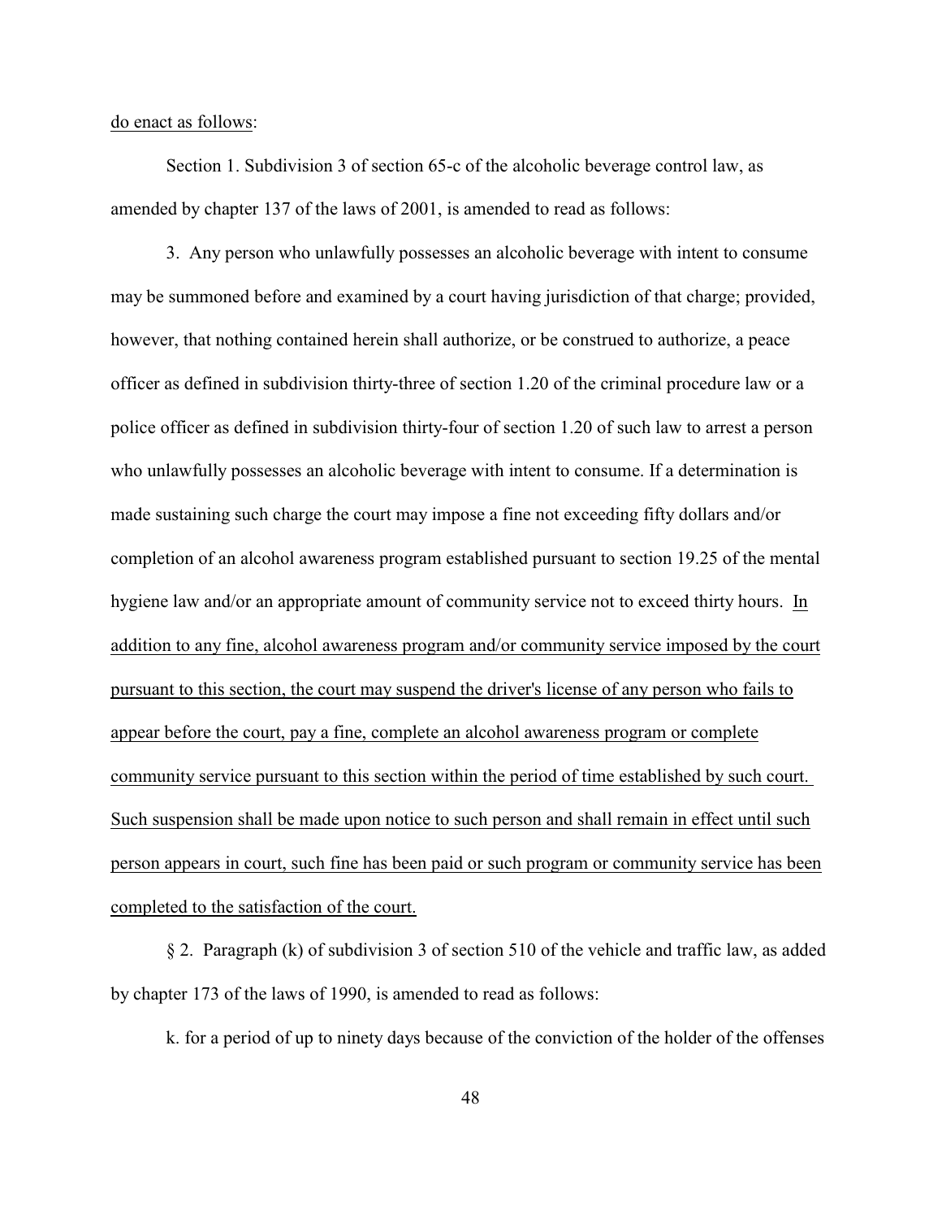<u>do enact as follows</u>:

Section 1. Subdivision 3 of section 65-c of the alcoholic beverage control law, as amended by chapter 137 of the laws of 2001, is amended to read as follows:

3. Any person who unlawfully possesses an alcoholic beverage with intent to consume may be summoned before and examined by a court having jurisdiction of that charge; provided, however, that nothing contained herein shall authorize, or be construed to authorize, a peace officer as defined in subdivision thirty-three of section 1.20 of the criminal procedure law or a police officer as defined in subdivision thirty-four of section 1.20 of such law to arrest a person who unlawfully possesses an alcoholic beverage with intent to consume. If a determination is made sustaining such charge the court may impose a fine not exceeding fifty dollars and/or completion of an alcohol awareness program established pursuant to section 19.25 of the mental hygiene law and/or an appropriate amount of community service not to exceed thirty hours. <u>In addition to any fine, alcohol awareness program and/or community service imposed by the court pursuant to this section, the court may suspend the driver's license of any person who fails to appear before the court, pay a fine, complete an alcohol awareness program or complete community service pursuant to this section within the period of time established by such court. Such suspension shall be made upon notice to such person and shall remain in effect until such person appears in court, such fine has been paid or such program or community service has been completed to the satisfaction of the court.</u>

§ 2. Paragraph (k) of subdivision 3 of section 510 of the vehicle and traffic law, as added by chapter 173 of the laws of 1990, is amended to read as follows:

k. for a period of up to ninety days because of the conviction of the holder of the offenses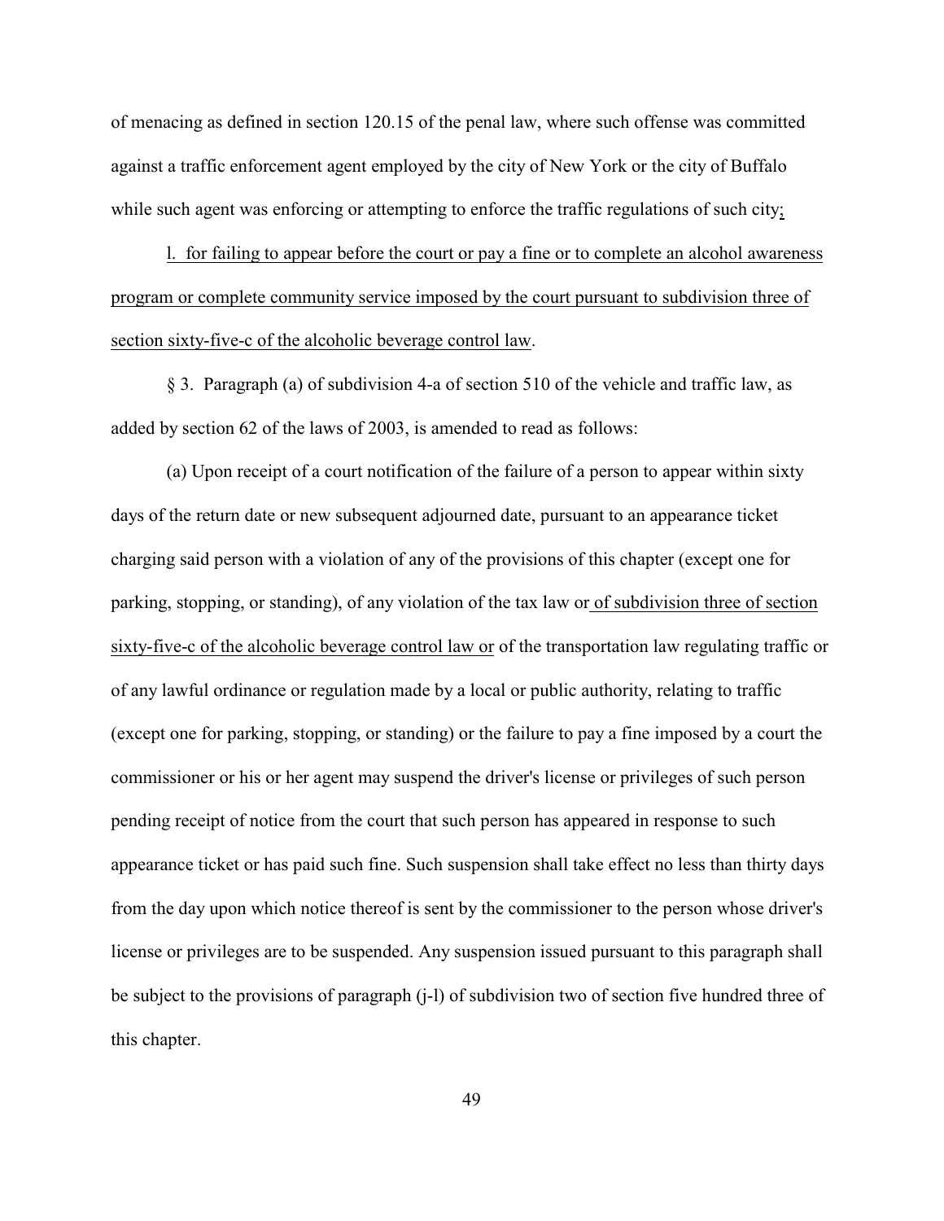of menacing as defined in section 120.15 of the penal law, where such offense was committed against a traffic enforcement agent employed by the city of New York or the city of Buffalo while such agent was enforcing or attempting to enforce the traffic regulations of such city;

l. for failing to appear before the court or pay a fine or to complete an alcohol awareness program or complete community service imposed by the court pursuant to subdivision three of section sixty-five-c of the alcoholic beverage control law.

§ 3. Paragraph (a) of subdivision 4-a of section 510 of the vehicle and traffic law, as added by section 62 of the laws of 2003, is amended to read as follows:

(a) Upon receipt of a court notification of the failure of a person to appear within sixty days of the return date or new subsequent adjourned date, pursuant to an appearance ticket charging said person with a violation of any of the provisions of this chapter (except one for parking, stopping, or standing), of any violation of the tax law or of subdivision three of section sixty-five-c of the alcoholic beverage control law or of the transportation law regulating traffic or of any lawful ordinance or regulation made by a local or public authority, relating to traffic (except one for parking, stopping, or standing) or the failure to pay a fine imposed by a court the commissioner or his or her agent may suspend the driver's license or privileges of such person pending receipt of notice from the court that such person has appeared in response to such appearance ticket or has paid such fine. Such suspension shall take effect no less than thirty days from the day upon which notice thereof is sent by the commissioner to the person whose driver's license or privileges are to be suspended. Any suspension issued pursuant to this paragraph shall be subject to the provisions of paragraph (j-l) of subdivision two of section five hundred three of this chapter.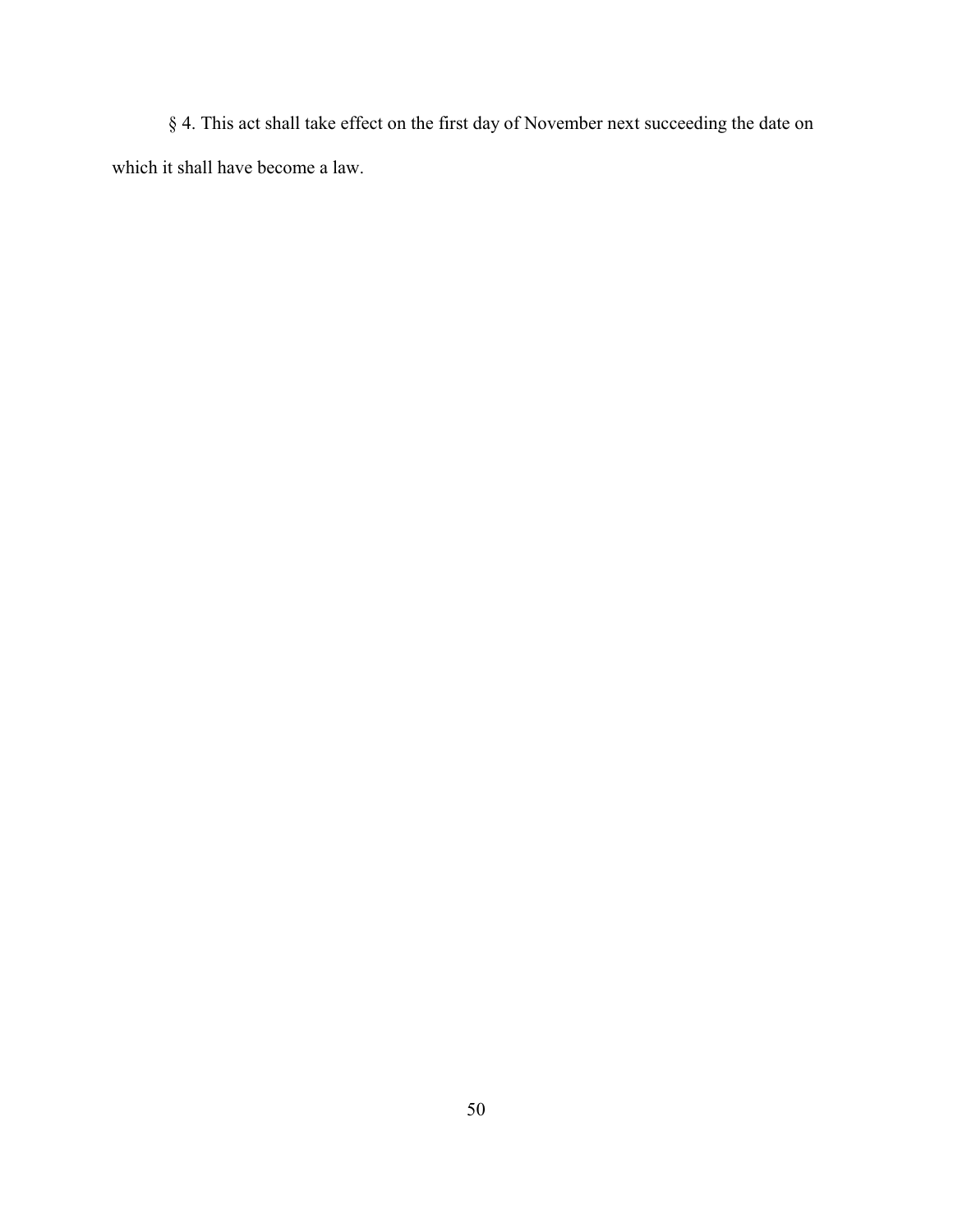§ 4. This act shall take effect on the first day of November next succeeding the date on which it shall have become a law.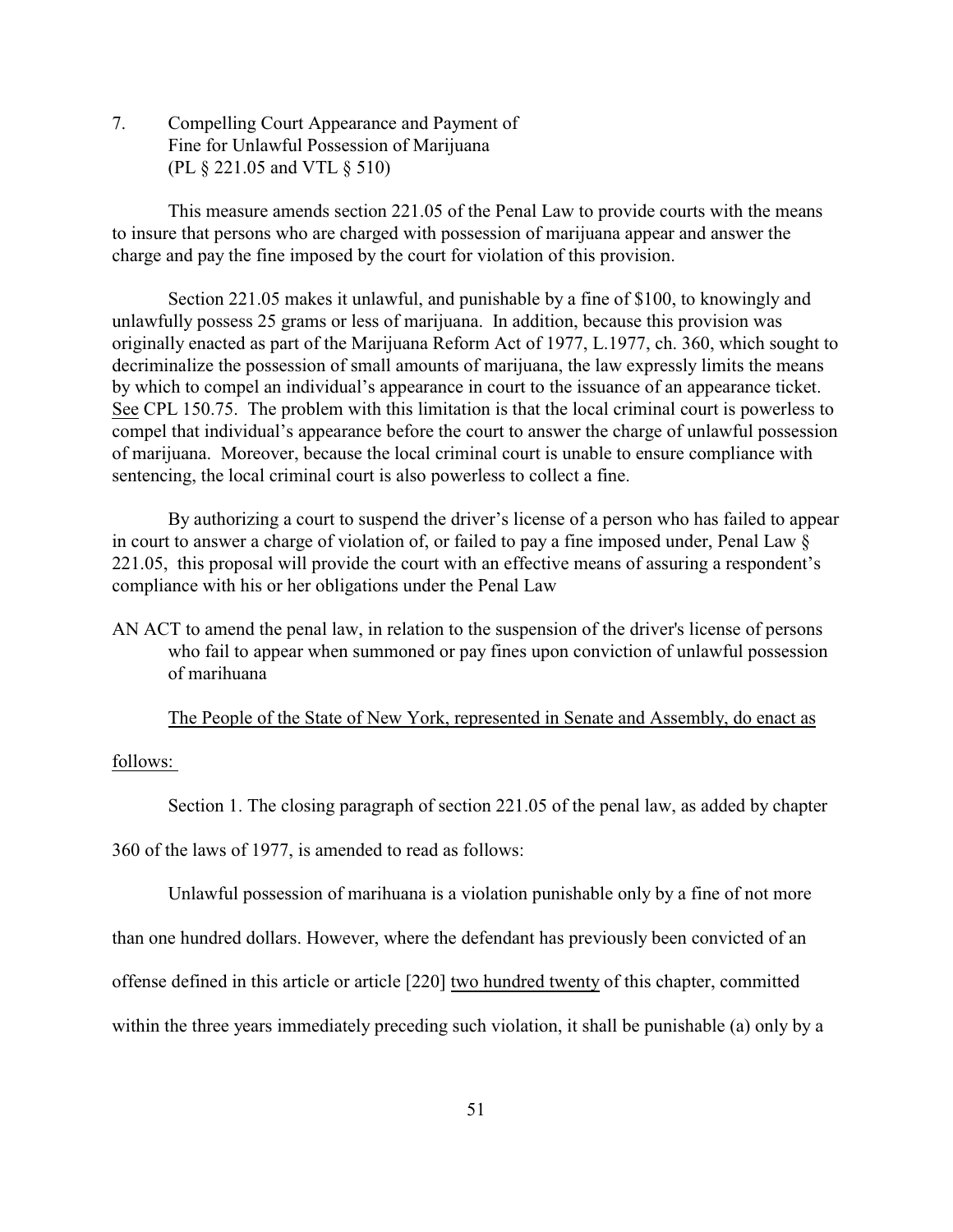7. Compelling Court Appearance and Payment of Fine for Unlawful Possession of Marijuana (PL § 221.05 and VTL § 510)

This measure amends section 221.05 of the Penal Law to provide courts with the means to insure that persons who are charged with possession of marijuana appear and answer the charge and pay the fine imposed by the court for violation of this provision.

Section 221.05 makes it unlawful, and punishable by a fine of $100, to knowingly and unlawfully possess 25 grams or less of marijuana. In addition, because this provision was originally enacted as part of the Marijuana Reform Act of 1977, L.1977, ch. 360, which sought to decriminalize the possession of small amounts of marijuana, the law expressly limits the means by which to compel an individual's appearance in court to the issuance of an appearance ticket. See CPL 150.75. The problem with this limitation is that the local criminal court is powerless to compel that individual's appearance before the court to answer the charge of unlawful possession of marijuana. Moreover, because the local criminal court is unable to ensure compliance with sentencing, the local criminal court is also powerless to collect a fine.

By authorizing a court to suspend the driver's license of a person who has failed to appear in court to answer a charge of violation of, or failed to pay a fine imposed under, Penal Law § 221.05, this proposal will provide the court with an effective means of assuring a respondent's compliance with his or her obligations under the Penal Law

AN ACT to amend the penal law, in relation to the suspension of the driver's license of persons who fail to appear when summoned or pay fines upon conviction of unlawful possession of marihuana

The People of the State of New York, represented in Senate and Assembly, do enact as follows:

Section 1. The closing paragraph of section 221.05 of the penal law, as added by chapter 360 of the laws of 1977, is amended to read as follows:

Unlawful possession of marihuana is a violation punishable only by a fine of not more than one hundred dollars. However, where the defendant has previously been convicted of an offense defined in this article or article [220] <u>two hundred twenty</u> of this chapter, committed within the three years immediately preceding such violation, it shall be punishable (a) only by a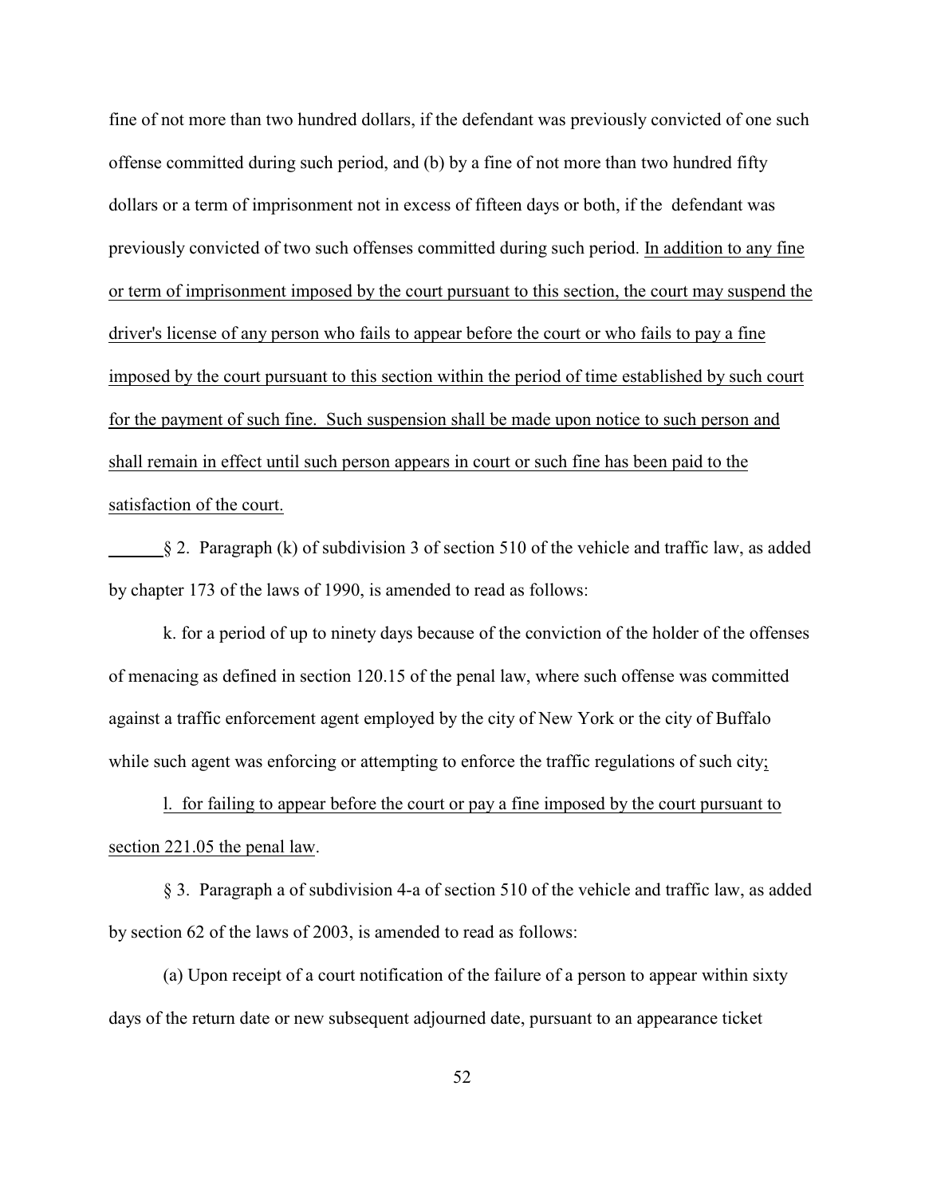fine of not more than two hundred dollars, if the defendant was previously convicted of one such offense committed during such period, and (b) by a fine of not more than two hundred fifty dollars or a term of imprisonment not in excess of fifteen days or both, if the defendant was previously convicted of two such offenses committed during such period. <u>In addition to any fine or term of imprisonment imposed by the court pursuant to this section, the court may suspend the driver's license of any person who fails to appear before the court or who fails to pay a fine imposed by the court pursuant to this section within the period of time established by such court for the payment of such fine. Such suspension shall be made upon notice to such person and shall remain in effect until such person appears in court or such fine has been paid to the satisfaction of the court.</u>

§ 2. Paragraph (k) of subdivision 3 of section 510 of the vehicle and traffic law, as added by chapter 173 of the laws of 1990, is amended to read as follows:

k. for a period of up to ninety days because of the conviction of the holder of the offenses of menacing as defined in section 120.15 of the penal law, where such offense was committed against a traffic enforcement agent employed by the city of New York or the city of Buffalo while such agent was enforcing or attempting to enforce the traffic regulations of such city<u>;</u>

<u>l. for failing to appear before the court or pay a fine imposed by the court pursuant to section 221.05 the penal law</u>.

§ 3. Paragraph a of subdivision 4-a of section 510 of the vehicle and traffic law, as added by section 62 of the laws of 2003, is amended to read as follows:

(a) Upon receipt of a court notification of the failure of a person to appear within sixty days of the return date or new subsequent adjourned date, pursuant to an appearance ticket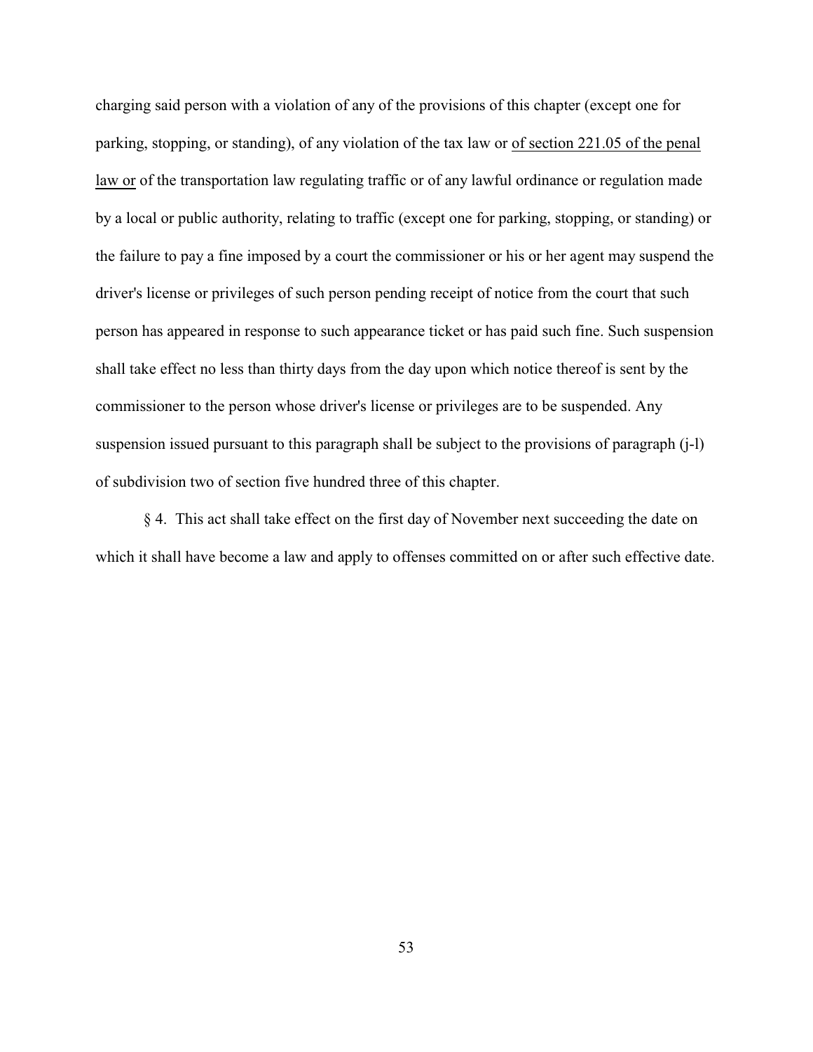charging said person with a violation of any of the provisions of this chapter (except one for parking, stopping, or standing), of any violation of the tax law or <u>of section 221.05 of the penal law or</u> of the transportation law regulating traffic or of any lawful ordinance or regulation made by a local or public authority, relating to traffic (except one for parking, stopping, or standing) or the failure to pay a fine imposed by a court the commissioner or his or her agent may suspend the driver's license or privileges of such person pending receipt of notice from the court that such person has appeared in response to such appearance ticket or has paid such fine. Such suspension shall take effect no less than thirty days from the day upon which notice thereof is sent by the commissioner to the person whose driver's license or privileges are to be suspended. Any suspension issued pursuant to this paragraph shall be subject to the provisions of paragraph (j-l) of subdivision two of section five hundred three of this chapter.

§ 4. This act shall take effect on the first day of November next succeeding the date on which it shall have become a law and apply to offenses committed on or after such effective date.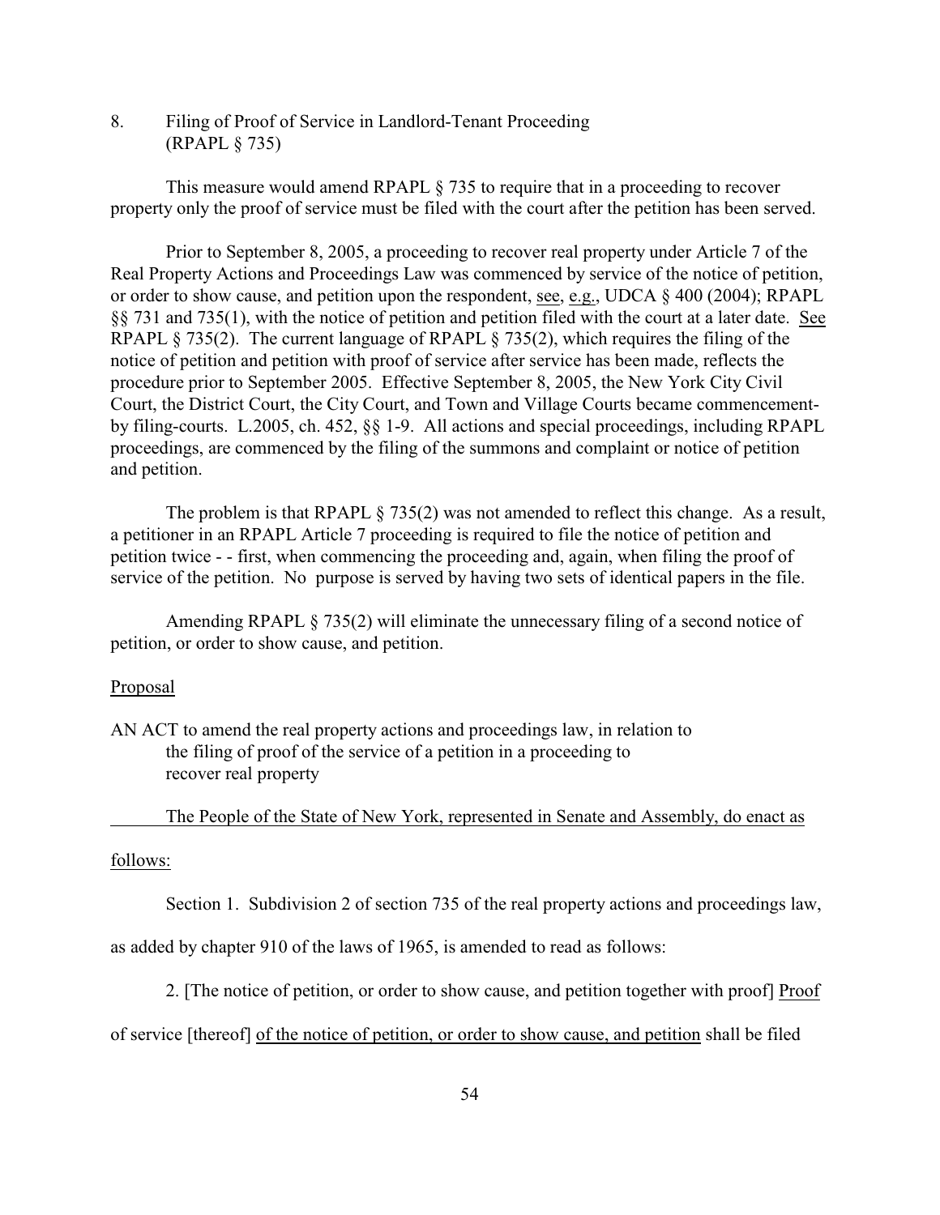8. Filing of Proof of Service in Landlord-Tenant Proceeding (RPAPL § 735)

This measure would amend RPAPL § 735 to require that in a proceeding to recover property only the proof of service must be filed with the court after the petition has been served.

Prior to September 8, 2005, a proceeding to recover real property under Article 7 of the Real Property Actions and Proceedings Law was commenced by service of the notice of petition, or order to show cause, and petition upon the respondent, see, e.g., UDCA § 400 (2004); RPAPL §§ 731 and 735(1), with the notice of petition and petition filed with the court at a later date. See RPAPL § 735(2). The current language of RPAPL § 735(2), which requires the filing of the notice of petition and petition with proof of service after service has been made, reflects the procedure prior to September 2005. Effective September 8, 2005, the New York City Civil Court, the District Court, the City Court, and Town and Village Courts became commencement-by filing-courts. L.2005, ch. 452, §§ 1-9. All actions and special proceedings, including RPAPL proceedings, are commenced by the filing of the summons and complaint or notice of petition and petition.

The problem is that RPAPL § 735(2) was not amended to reflect this change. As a result, a petitioner in an RPAPL Article 7 proceeding is required to file the notice of petition and petition twice - - first, when commencing the proceeding and, again, when filing the proof of service of the petition. No purpose is served by having two sets of identical papers in the file.

Amending RPAPL § 735(2) will eliminate the unnecessary filing of a second notice of petition, or order to show cause, and petition.

Proposal

AN ACT to amend the real property actions and proceedings law, in relation to the filing of proof of the service of a petition in a proceeding to recover real property

The People of the State of New York, represented in Senate and Assembly, do enact as follows:

Section 1. Subdivision 2 of section 735 of the real property actions and proceedings law, as added by chapter 910 of the laws of 1965, is amended to read as follows:

2. [The notice of petition, or order to show cause, and petition together with proof] Proof of service [thereof] of the notice of petition, or order to show cause, and petition shall be filed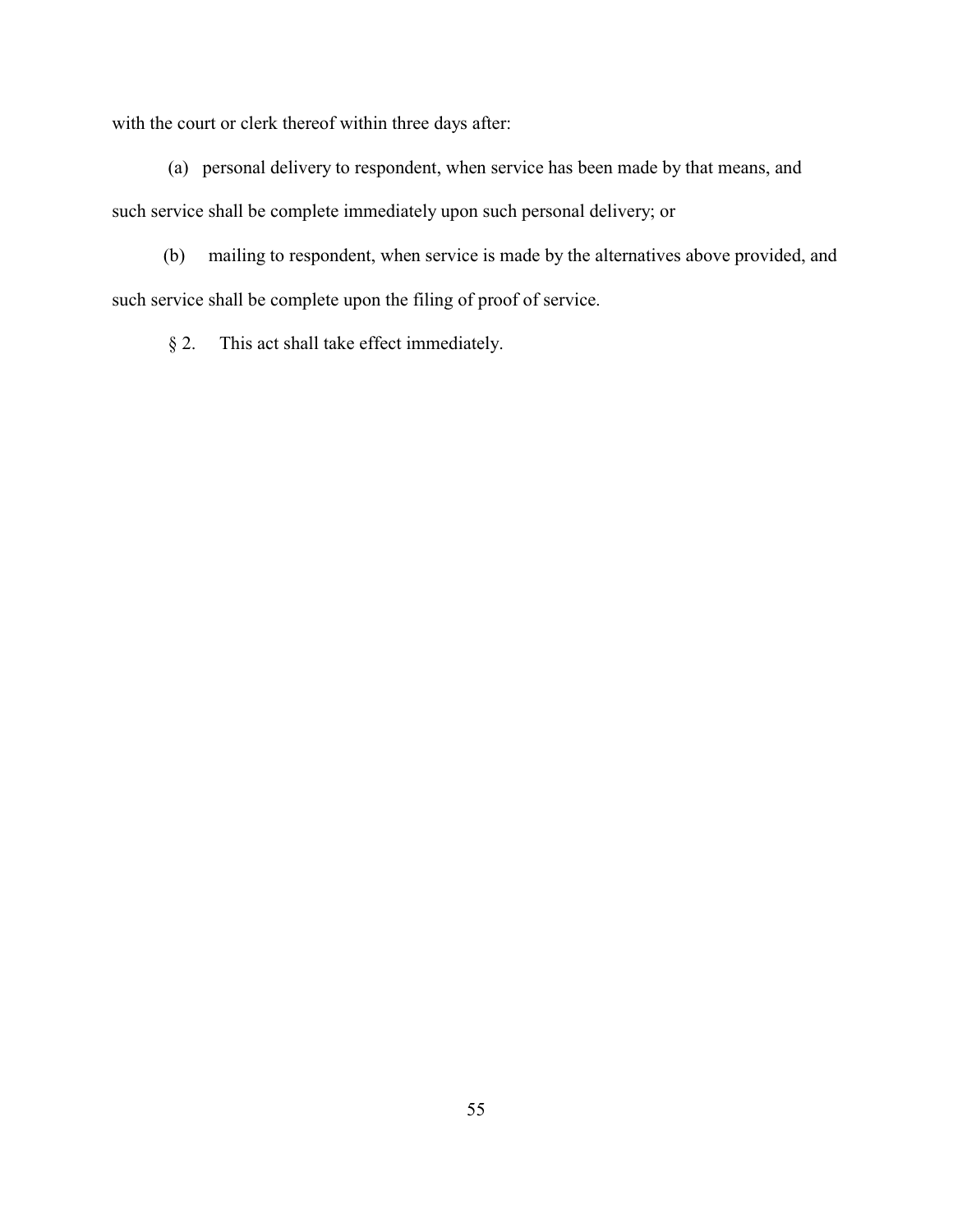with the court or clerk thereof within three days after:

(a) personal delivery to respondent, when service has been made by that means, and such service shall be complete immediately upon such personal delivery; or

(b) mailing to respondent, when service is made by the alternatives above provided, and such service shall be complete upon the filing of proof of service.

§ 2. This act shall take effect immediately.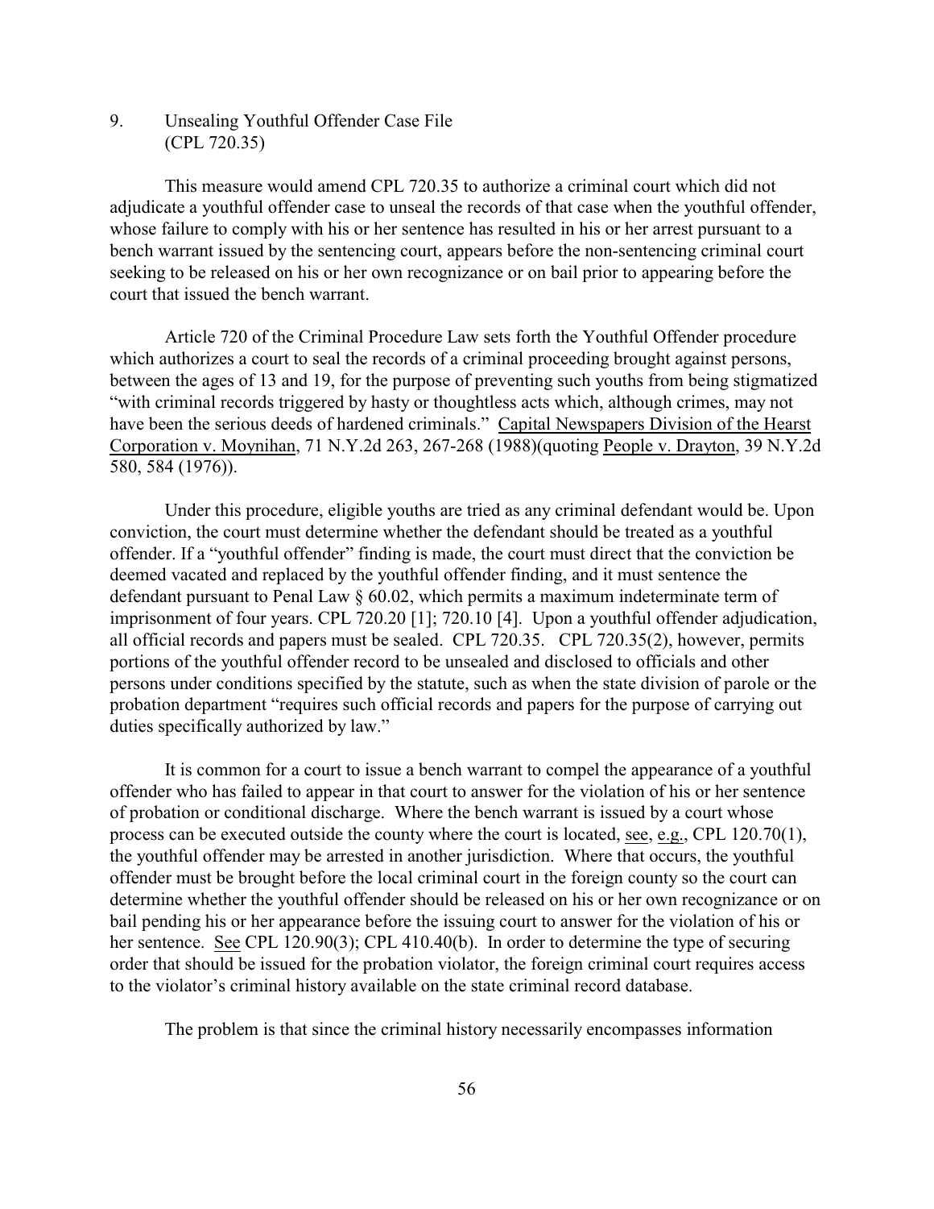## 9. Unsealing Youthful Offender Case File (CPL 720.35)

This measure would amend CPL 720.35 to authorize a criminal court which did not adjudicate a youthful offender case to unseal the records of that case when the youthful offender, whose failure to comply with his or her sentence has resulted in his or her arrest pursuant to a bench warrant issued by the sentencing court, appears before the non-sentencing criminal court seeking to be released on his or her own recognizance or on bail prior to appearing before the court that issued the bench warrant.

Article 720 of the Criminal Procedure Law sets forth the Youthful Offender procedure which authorizes a court to seal the records of a criminal proceeding brought against persons, between the ages of 13 and 19, for the purpose of preventing such youths from being stigmatized "with criminal records triggered by hasty or thoughtless acts which, although crimes, may not have been the serious deeds of hardened criminals." Capital Newspapers Division of the Hearst Corporation v. Moynihan, 71 N.Y.2d 263, 267-268 (1988)(quoting People v. Drayton, 39 N.Y.2d 580, 584 (1976)).

Under this procedure, eligible youths are tried as any criminal defendant would be. Upon conviction, the court must determine whether the defendant should be treated as a youthful offender. If a "youthful offender" finding is made, the court must direct that the conviction be deemed vacated and replaced by the youthful offender finding, and it must sentence the defendant pursuant to Penal Law § 60.02, which permits a maximum indeterminate term of imprisonment of four years. CPL 720.20 [1]; 720.10 [4]. Upon a youthful offender adjudication, all official records and papers must be sealed. CPL 720.35. CPL 720.35(2), however, permits portions of the youthful offender record to be unsealed and disclosed to officials and other persons under conditions specified by the statute, such as when the state division of parole or the probation department "requires such official records and papers for the purpose of carrying out duties specifically authorized by law."

It is common for a court to issue a bench warrant to compel the appearance of a youthful offender who has failed to appear in that court to answer for the violation of his or her sentence of probation or conditional discharge. Where the bench warrant is issued by a court whose process can be executed outside the county where the court is located, see, e.g., CPL 120.70(1), the youthful offender may be arrested in another jurisdiction. Where that occurs, the youthful offender must be brought before the local criminal court in the foreign county so the court can determine whether the youthful offender should be released on his or her own recognizance or on bail pending his or her appearance before the issuing court to answer for the violation of his or her sentence. See CPL 120.90(3); CPL 410.40(b). In order to determine the type of securing order that should be issued for the probation violator, the foreign criminal court requires access to the violator's criminal history available on the state criminal record database.

The problem is that since the criminal history necessarily encompasses information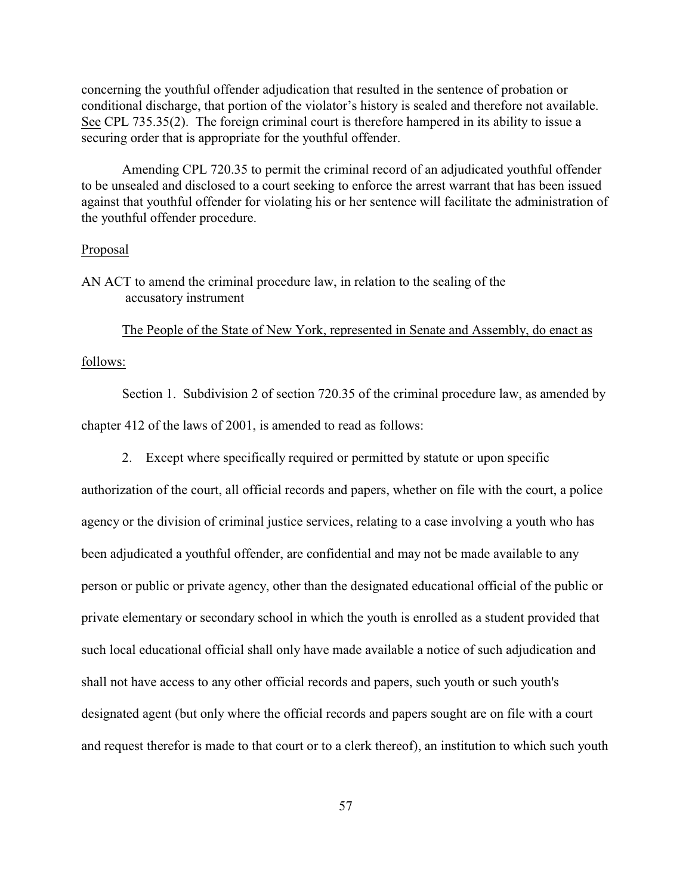concerning the youthful offender adjudication that resulted in the sentence of probation or conditional discharge, that portion of the violator's history is sealed and therefore not available. See CPL 735.35(2). The foreign criminal court is therefore hampered in its ability to issue a securing order that is appropriate for the youthful offender.

Amending CPL 720.35 to permit the criminal record of an adjudicated youthful offender to be unsealed and disclosed to a court seeking to enforce the arrest warrant that has been issued against that youthful offender for violating his or her sentence will facilitate the administration of the youthful offender procedure.

Proposal

AN ACT to amend the criminal procedure law, in relation to the sealing of the accusatory instrument

The People of the State of New York, represented in Senate and Assembly, do enact as follows:

Section 1. Subdivision 2 of section 720.35 of the criminal procedure law, as amended by chapter 412 of the laws of 2001, is amended to read as follows:

2. Except where specifically required or permitted by statute or upon specific authorization of the court, all official records and papers, whether on file with the court, a police agency or the division of criminal justice services, relating to a case involving a youth who has been adjudicated a youthful offender, are confidential and may not be made available to any person or public or private agency, other than the designated educational official of the public or private elementary or secondary school in which the youth is enrolled as a student provided that such local educational official shall only have made available a notice of such adjudication and shall not have access to any other official records and papers, such youth or such youth's designated agent (but only where the official records and papers sought are on file with a court and request therefor is made to that court or to a clerk thereof), an institution to which such youth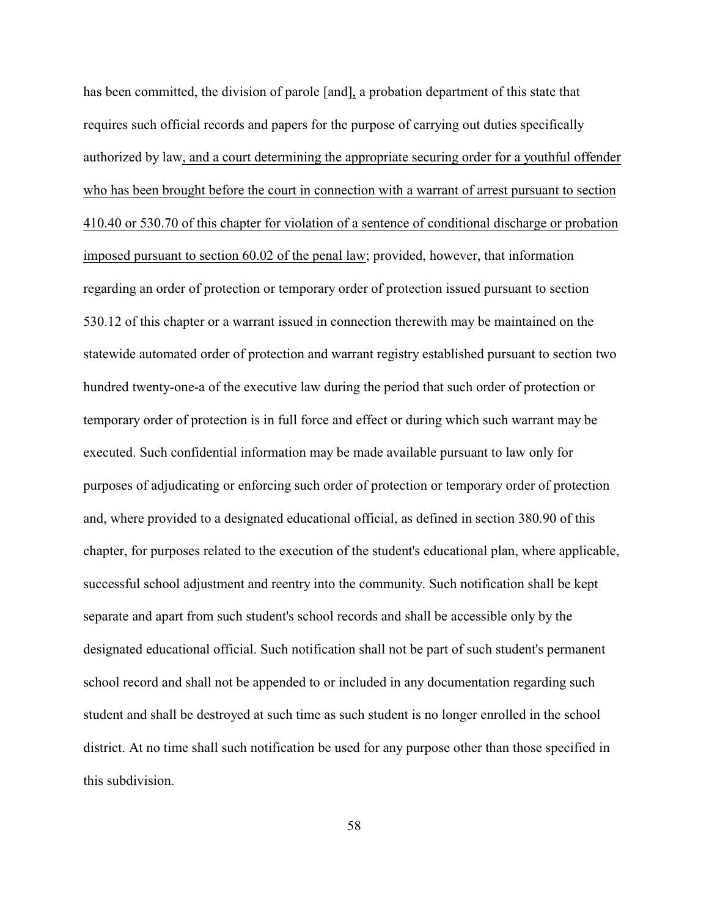has been committed, the division of parole [and], a probation department of this state that requires such official records and papers for the purpose of carrying out duties specifically authorized by law, and a court determining the appropriate securing order for a youthful offender who has been brought before the court in connection with a warrant of arrest pursuant to section 410.40 or 530.70 of this chapter for violation of a sentence of conditional discharge or probation imposed pursuant to section 60.02 of the penal law; provided, however, that information regarding an order of protection or temporary order of protection issued pursuant to section 530.12 of this chapter or a warrant issued in connection therewith may be maintained on the statewide automated order of protection and warrant registry established pursuant to section two hundred twenty-one-a of the executive law during the period that such order of protection or temporary order of protection is in full force and effect or during which such warrant may be executed. Such confidential information may be made available pursuant to law only for purposes of adjudicating or enforcing such order of protection or temporary order of protection and, where provided to a designated educational official, as defined in section 380.90 of this chapter, for purposes related to the execution of the student's educational plan, where applicable, successful school adjustment and reentry into the community. Such notification shall be kept separate and apart from such student's school records and shall be accessible only by the designated educational official. Such notification shall not be part of such student's permanent school record and shall not be appended to or included in any documentation regarding such student and shall be destroyed at such time as such student is no longer enrolled in the school district. At no time shall such notification be used for any purpose other than those specified in this subdivision.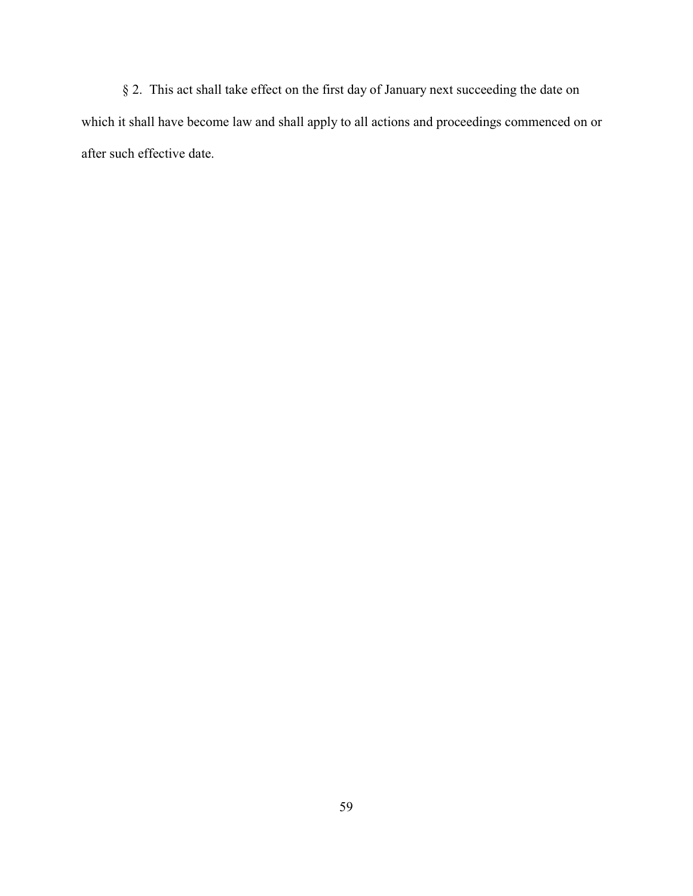§ 2. This act shall take effect on the first day of January next succeeding the date on which it shall have become law and shall apply to all actions and proceedings commenced on or after such effective date.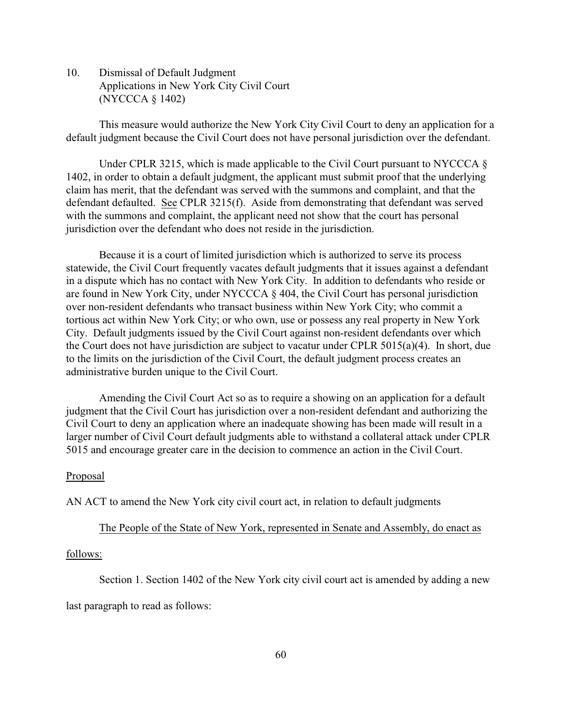10. Dismissal of Default Judgment
    Applications in New York City Civil Court
    (NYCCCA § 1402)

This measure would authorize the New York City Civil Court to deny an application for a default judgment because the Civil Court does not have personal jurisdiction over the defendant.

Under CPLR 3215, which is made applicable to the Civil Court pursuant to NYCCCA § 1402, in order to obtain a default judgment, the applicant must submit proof that the underlying claim has merit, that the defendant was served with the summons and complaint, and that the defendant defaulted. See CPLR 3215(f). Aside from demonstrating that defendant was served with the summons and complaint, the applicant need not show that the court has personal jurisdiction over the defendant who does not reside in the jurisdiction.

Because it is a court of limited jurisdiction which is authorized to serve its process statewide, the Civil Court frequently vacates default judgments that it issues against a defendant in a dispute which has no contact with New York City. In addition to defendants who reside or are found in New York City, under NYCCCA § 404, the Civil Court has personal jurisdiction over non-resident defendants who transact business within New York City; who commit a tortious act within New York City; or who own, use or possess any real property in New York City. Default judgments issued by the Civil Court against non-resident defendants over which the Court does not have jurisdiction are subject to vacatur under CPLR 5015(a)(4). In short, due to the limits on the jurisdiction of the Civil Court, the default judgment process creates an administrative burden unique to the Civil Court.

Amending the Civil Court Act so as to require a showing on an application for a default judgment that the Civil Court has jurisdiction over a non-resident defendant and authorizing the Civil Court to deny an application where an inadequate showing has been made will result in a larger number of Civil Court default judgments able to withstand a collateral attack under CPLR 5015 and encourage greater care in the decision to commence an action in the Civil Court.

Proposal

AN ACT to amend the New York city civil court act, in relation to default judgments

The People of the State of New York, represented in Senate and Assembly, do enact as follows:

Section 1. Section 1402 of the New York city civil court act is amended by adding a new last paragraph to read as follows: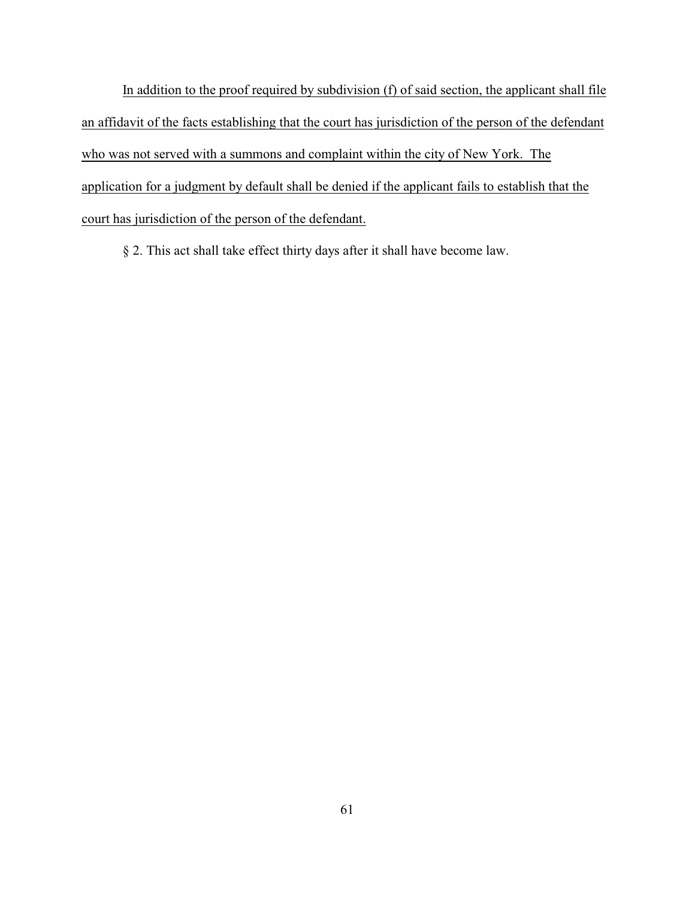<u>In addition to the proof required by subdivision (f) of said section, the applicant shall file an affidavit of the facts establishing that the court has jurisdiction of the person of the defendant who was not served with a summons and complaint within the city of New York. The application for a judgment by default shall be denied if the applicant fails to establish that the court has jurisdiction of the person of the defendant.</u>

§ 2. This act shall take effect thirty days after it shall have become law.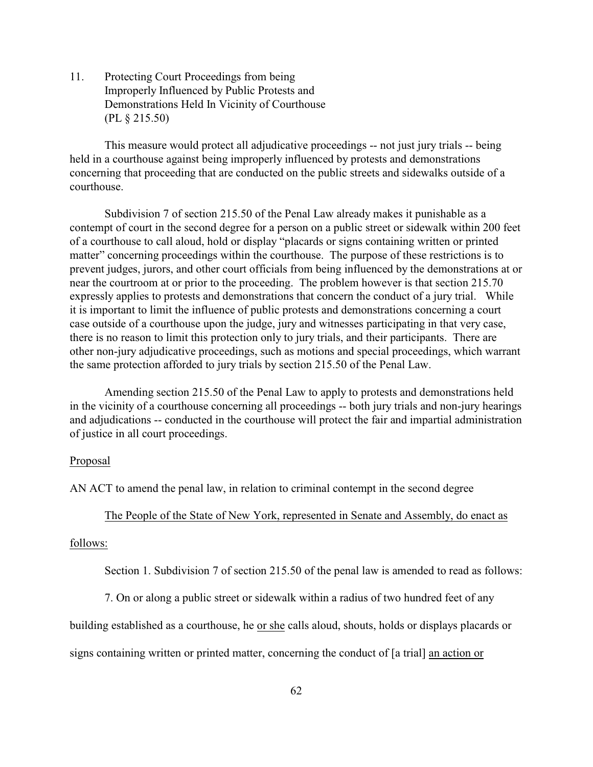11. Protecting Court Proceedings from being Improperly Influenced by Public Protests and Demonstrations Held In Vicinity of Courthouse (PL § 215.50)

This measure would protect all adjudicative proceedings -- not just jury trials -- being held in a courthouse against being improperly influenced by protests and demonstrations concerning that proceeding that are conducted on the public streets and sidewalks outside of a courthouse.

Subdivision 7 of section 215.50 of the Penal Law already makes it punishable as a contempt of court in the second degree for a person on a public street or sidewalk within 200 feet of a courthouse to call aloud, hold or display "placards or signs containing written or printed matter" concerning proceedings within the courthouse. The purpose of these restrictions is to prevent judges, jurors, and other court officials from being influenced by the demonstrations at or near the courtroom at or prior to the proceeding. The problem however is that section 215.70 expressly applies to protests and demonstrations that concern the conduct of a jury trial. While it is important to limit the influence of public protests and demonstrations concerning a court case outside of a courthouse upon the judge, jury and witnesses participating in that very case, there is no reason to limit this protection only to jury trials, and their participants. There are other non-jury adjudicative proceedings, such as motions and special proceedings, which warrant the same protection afforded to jury trials by section 215.50 of the Penal Law.

Amending section 215.50 of the Penal Law to apply to protests and demonstrations held in the vicinity of a courthouse concerning all proceedings -- both jury trials and non-jury hearings and adjudications -- conducted in the courthouse will protect the fair and impartial administration of justice in all court proceedings.

<u>Proposal</u>

AN ACT to amend the penal law, in relation to criminal contempt in the second degree

<u>The People of the State of New York, represented in Senate and Assembly, do enact as follows:</u>

Section 1. Subdivision 7 of section 215.50 of the penal law is amended to read as follows:

7. On or along a public street or sidewalk within a radius of two hundred feet of any building established as a courthouse, he <u>or she</u> calls aloud, shouts, holds or displays placards or signs containing written or printed matter, concerning the conduct of [a trial] <u>an action or</u>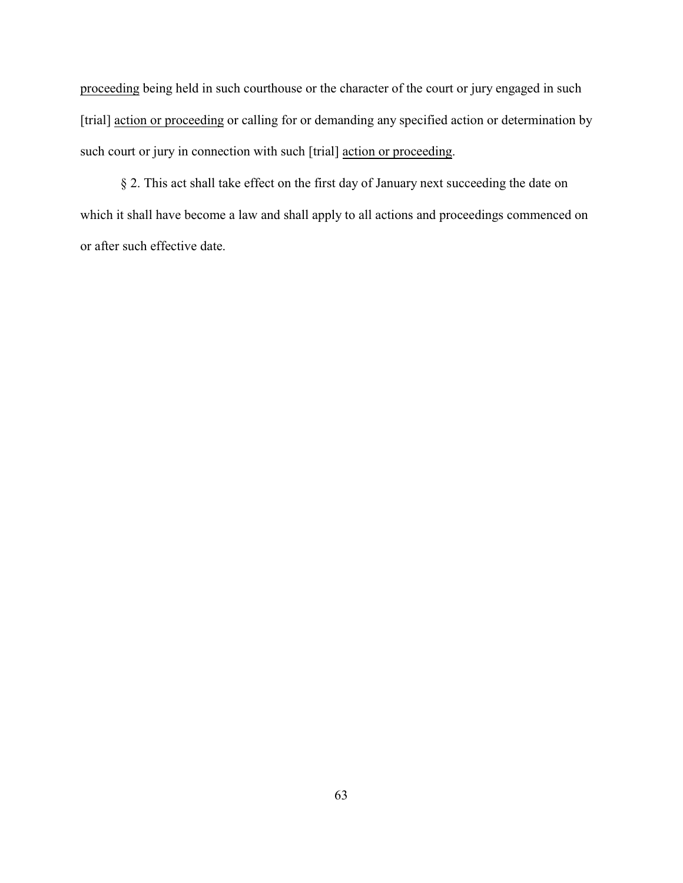<u>proceeding</u> being held in such courthouse or the character of the court or jury engaged in such [trial] <u>action or proceeding</u> or calling for or demanding any specified action or determination by such court or jury in connection with such [trial] <u>action or proceeding</u>.

§ 2. This act shall take effect on the first day of January next succeeding the date on which it shall have become a law and shall apply to all actions and proceedings commenced on or after such effective date.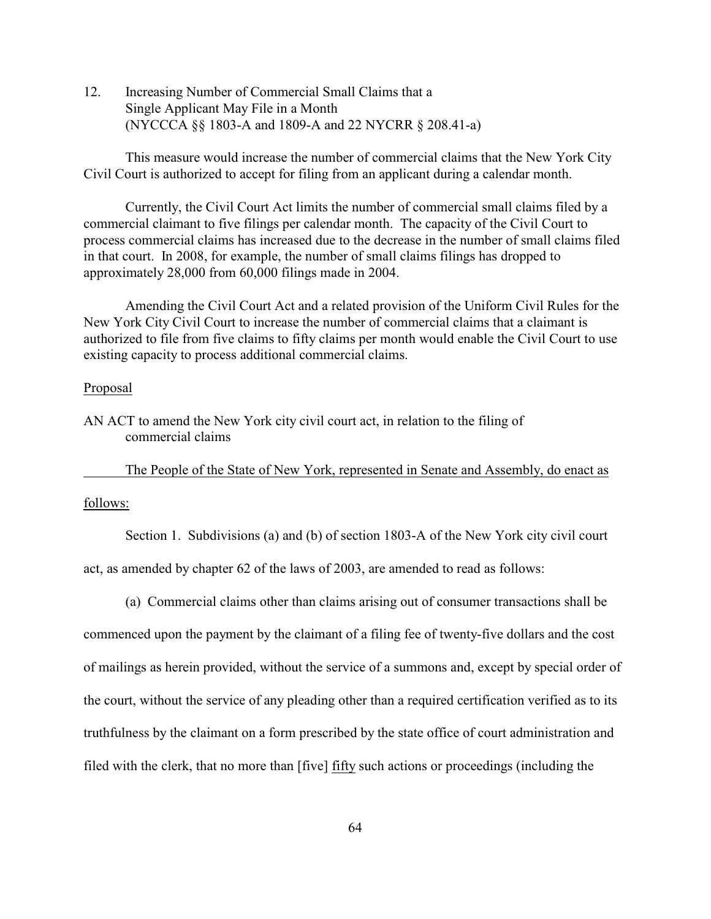12. Increasing Number of Commercial Small Claims that a Single Applicant May File in a Month (NYCCCA §§ 1803-A and 1809-A and 22 NYCRR § 208.41-a)

This measure would increase the number of commercial claims that the New York City Civil Court is authorized to accept for filing from an applicant during a calendar month.

Currently, the Civil Court Act limits the number of commercial small claims filed by a commercial claimant to five filings per calendar month. The capacity of the Civil Court to process commercial claims has increased due to the decrease in the number of small claims filed in that court. In 2008, for example, the number of small claims filings has dropped to approximately 28,000 from 60,000 filings made in 2004.

Amending the Civil Court Act and a related provision of the Uniform Civil Rules for the New York City Civil Court to increase the number of commercial claims that a claimant is authorized to file from five claims to fifty claims per month would enable the Civil Court to use existing capacity to process additional commercial claims.

<u>Proposal</u>

AN ACT to amend the New York city civil court act, in relation to the filing of commercial claims

<u>The People of the State of New York, represented in Senate and Assembly, do enact as follows:</u>

Section 1. Subdivisions (a) and (b) of section 1803-A of the New York city civil court act, as amended by chapter 62 of the laws of 2003, are amended to read as follows:

(a) Commercial claims other than claims arising out of consumer transactions shall be commenced upon the payment by the claimant of a filing fee of twenty-five dollars and the cost of mailings as herein provided, without the service of a summons and, except by special order of the court, without the service of any pleading other than a required certification verified as to its truthfulness by the claimant on a form prescribed by the state office of court administration and filed with the clerk, that no more than [five] <u>fifty</u> such actions or proceedings (including the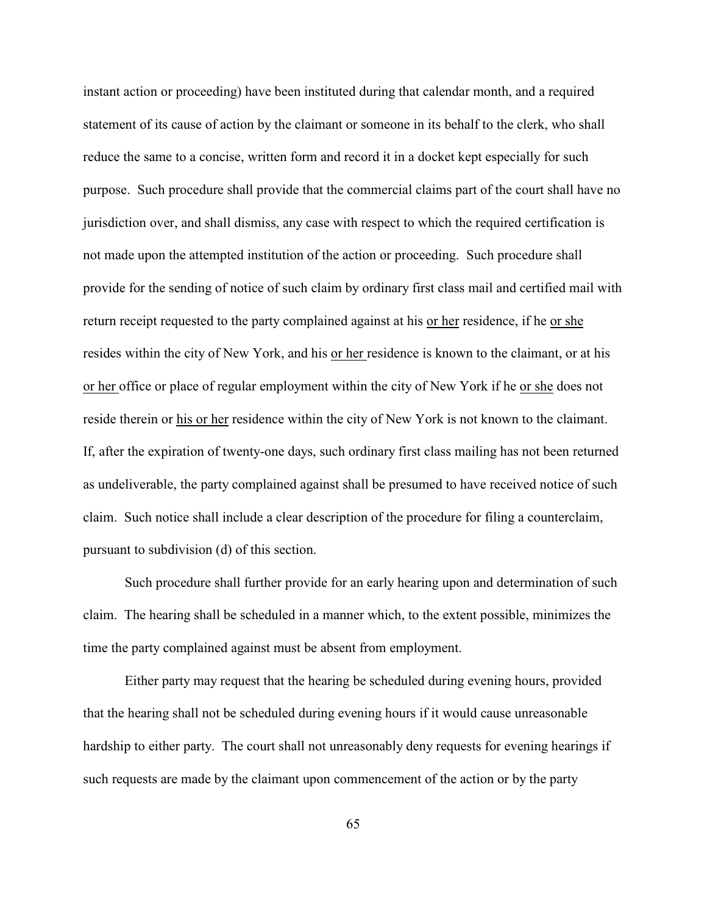instant action or proceeding) have been instituted during that calendar month, and a required statement of its cause of action by the claimant or someone in its behalf to the clerk, who shall reduce the same to a concise, written form and record it in a docket kept especially for such purpose. Such procedure shall provide that the commercial claims part of the court shall have no jurisdiction over, and shall dismiss, any case with respect to which the required certification is not made upon the attempted institution of the action or proceeding. Such procedure shall provide for the sending of notice of such claim by ordinary first class mail and certified mail with return receipt requested to the party complained against at his <u>or her</u> residence, if he <u>or she</u> resides within the city of New York, and his <u>or her</u> residence is known to the claimant, or at his <u>or her</u> office or place of regular employment within the city of New York if he <u>or she</u> does not reside therein or <u>his or her</u> residence within the city of New York is not known to the claimant. If, after the expiration of twenty-one days, such ordinary first class mailing has not been returned as undeliverable, the party complained against shall be presumed to have received notice of such claim. Such notice shall include a clear description of the procedure for filing a counterclaim, pursuant to subdivision (d) of this section.

Such procedure shall further provide for an early hearing upon and determination of such claim. The hearing shall be scheduled in a manner which, to the extent possible, minimizes the time the party complained against must be absent from employment.

Either party may request that the hearing be scheduled during evening hours, provided that the hearing shall not be scheduled during evening hours if it would cause unreasonable hardship to either party. The court shall not unreasonably deny requests for evening hearings if such requests are made by the claimant upon commencement of the action or by the party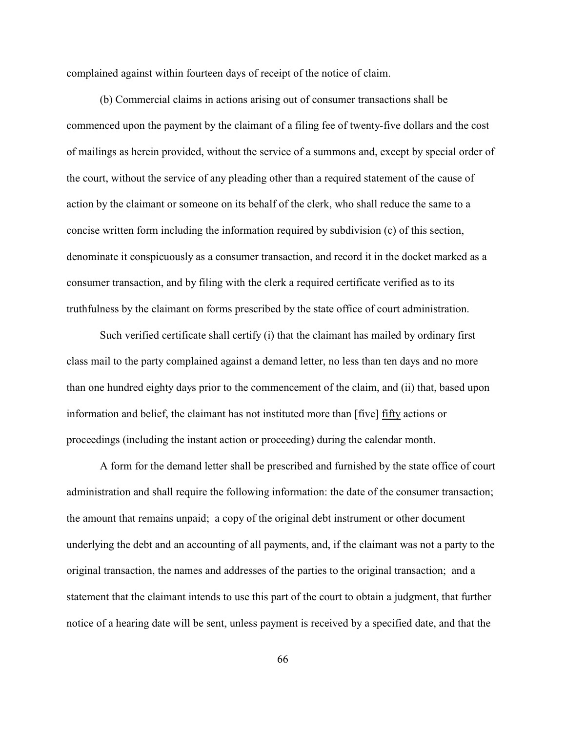complained against within fourteen days of receipt of the notice of claim.

(b) Commercial claims in actions arising out of consumer transactions shall be commenced upon the payment by the claimant of a filing fee of twenty-five dollars and the cost of mailings as herein provided, without the service of a summons and, except by special order of the court, without the service of any pleading other than a required statement of the cause of action by the claimant or someone on its behalf of the clerk, who shall reduce the same to a concise written form including the information required by subdivision (c) of this section, denominate it conspicuously as a consumer transaction, and record it in the docket marked as a consumer transaction, and by filing with the clerk a required certificate verified as to its truthfulness by the claimant on forms prescribed by the state office of court administration.

Such verified certificate shall certify (i) that the claimant has mailed by ordinary first class mail to the party complained against a demand letter, no less than ten days and no more than one hundred eighty days prior to the commencement of the claim, and (ii) that, based upon information and belief, the claimant has not instituted more than [five] <u>fifty</u> actions or proceedings (including the instant action or proceeding) during the calendar month.

A form for the demand letter shall be prescribed and furnished by the state office of court administration and shall require the following information: the date of the consumer transaction; the amount that remains unpaid; a copy of the original debt instrument or other document underlying the debt and an accounting of all payments, and, if the claimant was not a party to the original transaction, the names and addresses of the parties to the original transaction; and a statement that the claimant intends to use this part of the court to obtain a judgment, that further notice of a hearing date will be sent, unless payment is received by a specified date, and that the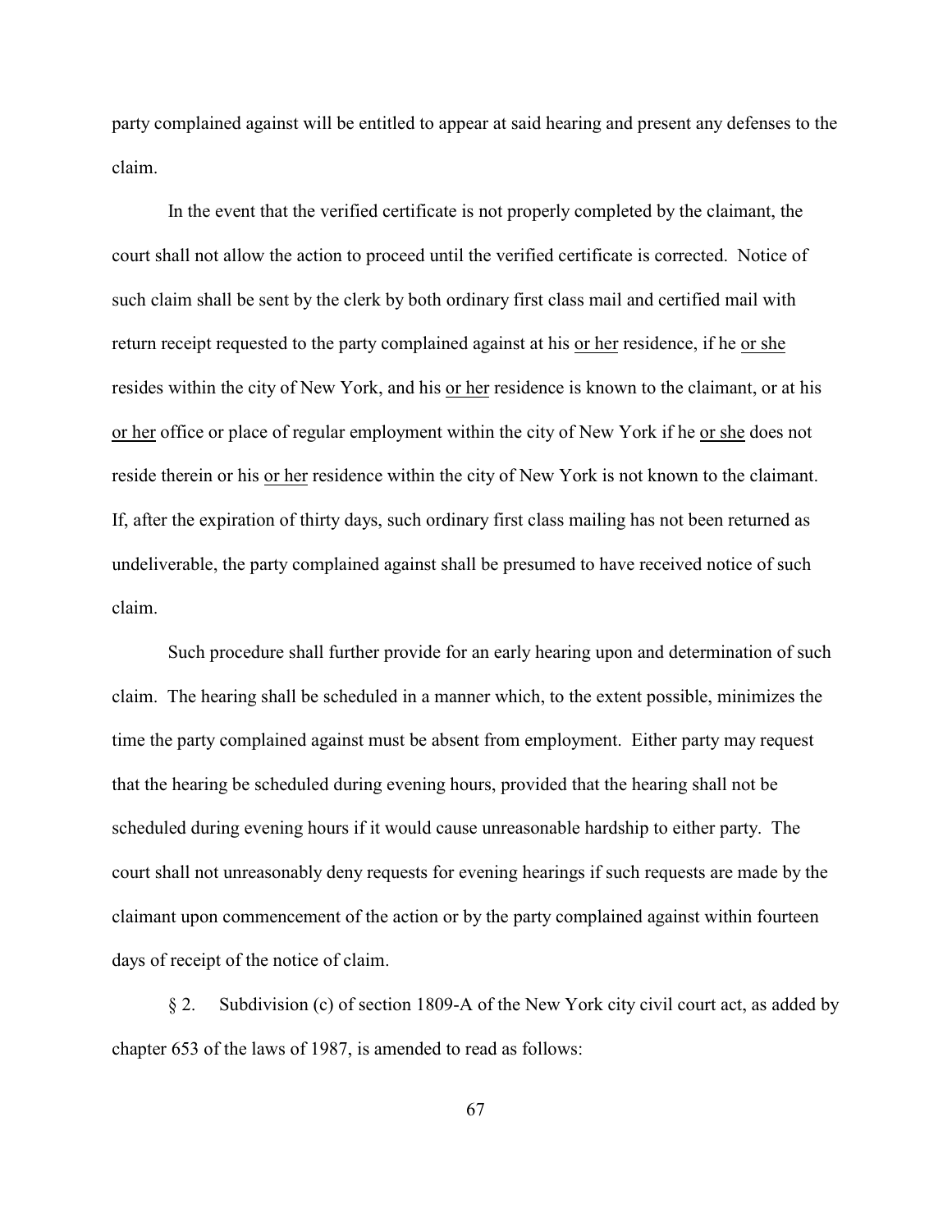party complained against will be entitled to appear at said hearing and present any defenses to the claim.

In the event that the verified certificate is not properly completed by the claimant, the court shall not allow the action to proceed until the verified certificate is corrected. Notice of such claim shall be sent by the clerk by both ordinary first class mail and certified mail with return receipt requested to the party complained against at his <u>or her</u> residence, if he <u>or she</u> resides within the city of New York, and his <u>or her</u> residence is known to the claimant, or at his <u>or her</u> office or place of regular employment within the city of New York if he <u>or she</u> does not reside therein or his <u>or her</u> residence within the city of New York is not known to the claimant. If, after the expiration of thirty days, such ordinary first class mailing has not been returned as undeliverable, the party complained against shall be presumed to have received notice of such claim.

Such procedure shall further provide for an early hearing upon and determination of such claim. The hearing shall be scheduled in a manner which, to the extent possible, minimizes the time the party complained against must be absent from employment. Either party may request that the hearing be scheduled during evening hours, provided that the hearing shall not be scheduled during evening hours if it would cause unreasonable hardship to either party. The court shall not unreasonably deny requests for evening hearings if such requests are made by the claimant upon commencement of the action or by the party complained against within fourteen days of receipt of the notice of claim.

§ 2. Subdivision (c) of section 1809-A of the New York city civil court act, as added by chapter 653 of the laws of 1987, is amended to read as follows: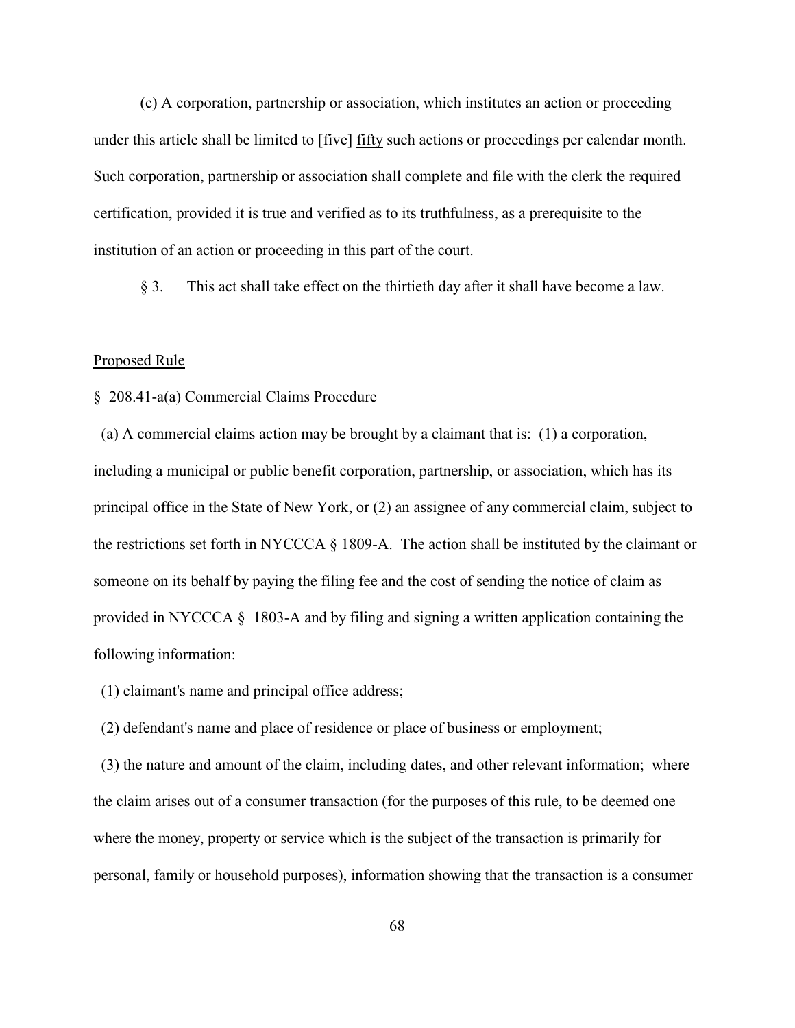(c) A corporation, partnership or association, which institutes an action or proceeding under this article shall be limited to [five] <u>fifty</u> such actions or proceedings per calendar month. Such corporation, partnership or association shall complete and file with the clerk the required certification, provided it is true and verified as to its truthfulness, as a prerequisite to the institution of an action or proceeding in this part of the court.

§ 3. This act shall take effect on the thirtieth day after it shall have become a law.

<u>Proposed Rule</u>

§ 208.41-a(a) Commercial Claims Procedure

(a) A commercial claims action may be brought by a claimant that is: (1) a corporation, including a municipal or public benefit corporation, partnership, or association, which has its principal office in the State of New York, or (2) an assignee of any commercial claim, subject to the restrictions set forth in NYCCCA § 1809-A. The action shall be instituted by the claimant or someone on its behalf by paying the filing fee and the cost of sending the notice of claim as provided in NYCCCA § 1803-A and by filing and signing a written application containing the following information:

(1) claimant's name and principal office address;

(2) defendant's name and place of residence or place of business or employment;

(3) the nature and amount of the claim, including dates, and other relevant information; where the claim arises out of a consumer transaction (for the purposes of this rule, to be deemed one where the money, property or service which is the subject of the transaction is primarily for personal, family or household purposes), information showing that the transaction is a consumer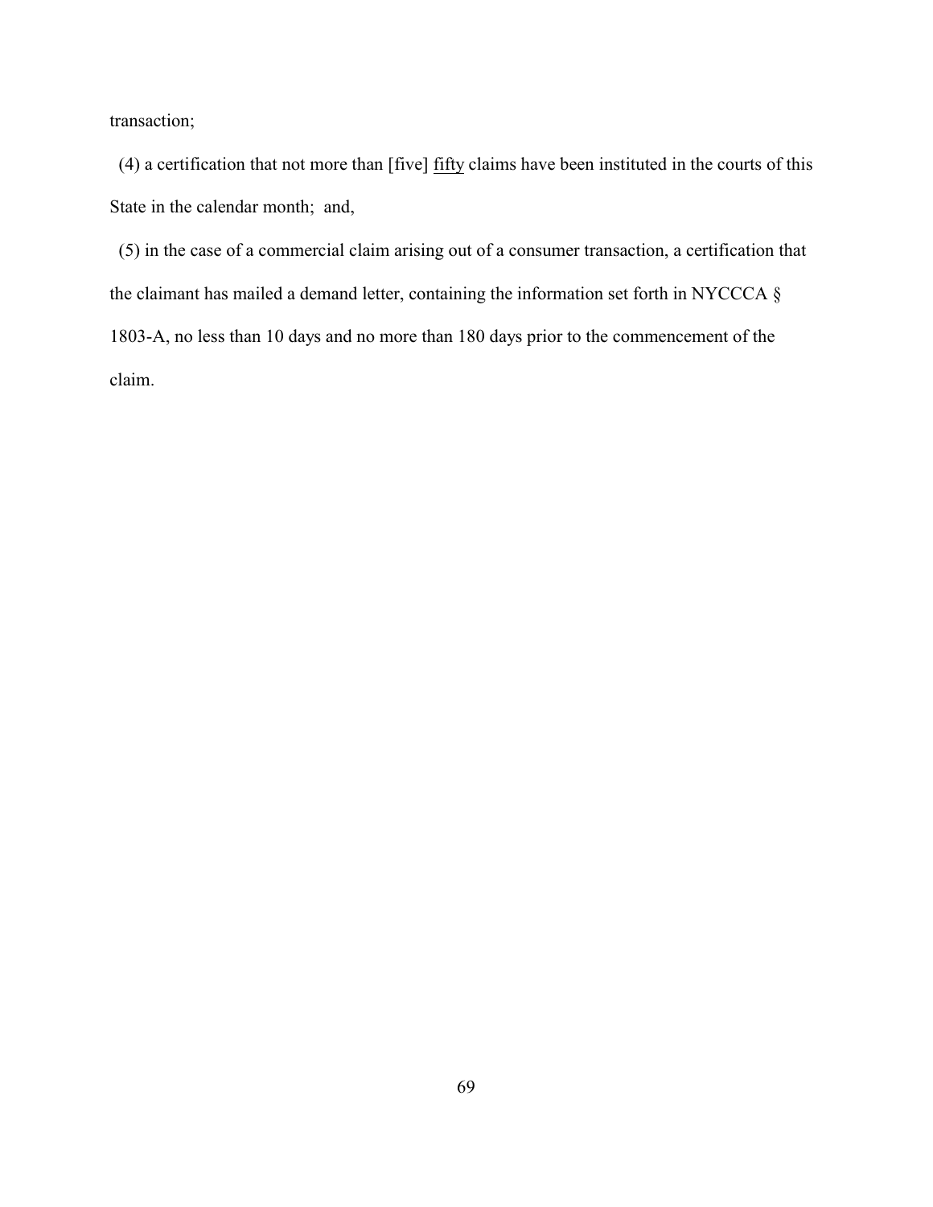transaction;

(4) a certification that not more than [five] <u>fifty</u> claims have been instituted in the courts of this State in the calendar month; and,

(5) in the case of a commercial claim arising out of a consumer transaction, a certification that the claimant has mailed a demand letter, containing the information set forth in NYCCCA § 1803-A, no less than 10 days and no more than 180 days prior to the commencement of the claim.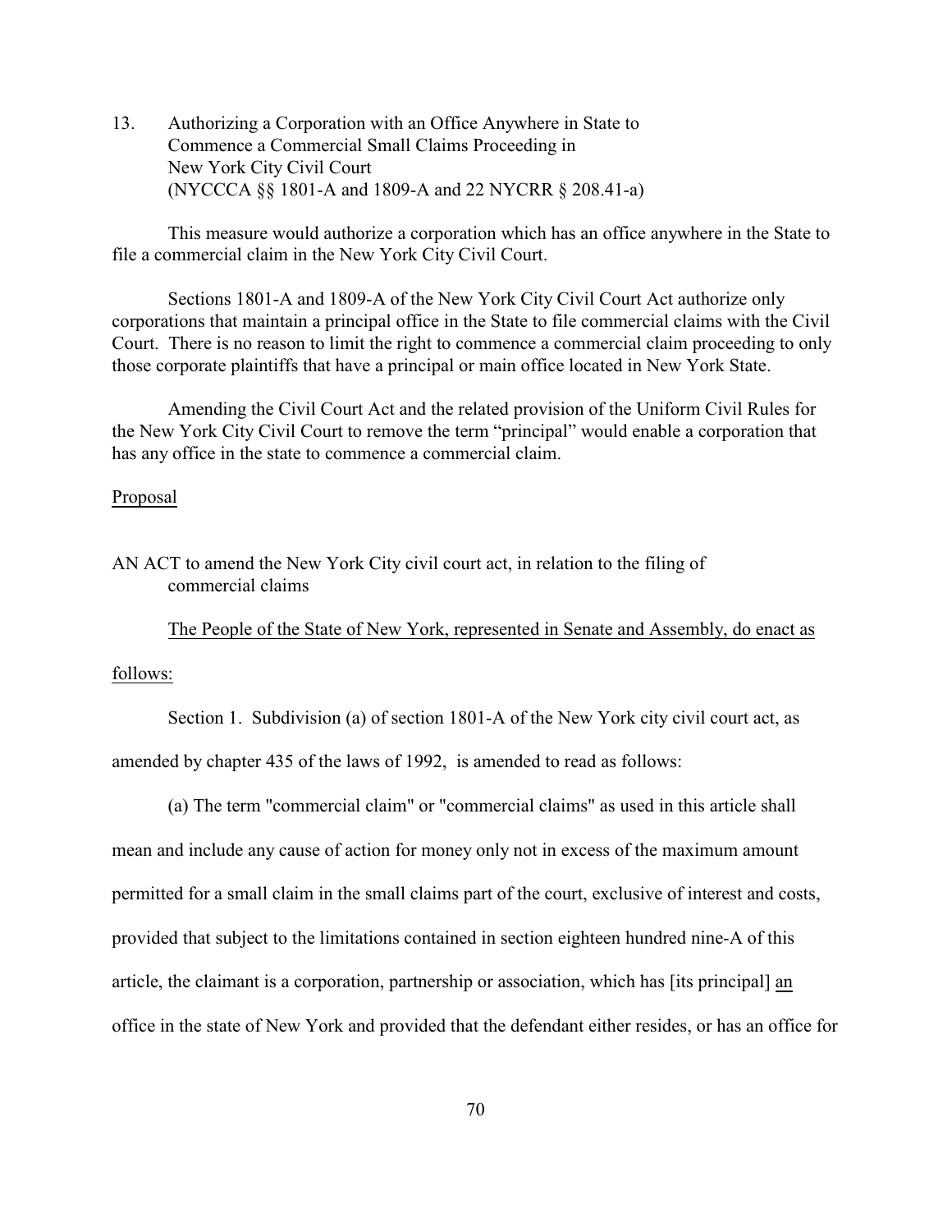13. Authorizing a Corporation with an Office Anywhere in State to Commence a Commercial Small Claims Proceeding in New York City Civil Court (NYCCCA §§ 1801-A and 1809-A and 22 NYCRR § 208.41-a)

This measure would authorize a corporation which has an office anywhere in the State to file a commercial claim in the New York City Civil Court.

Sections 1801-A and 1809-A of the New York City Civil Court Act authorize only corporations that maintain a principal office in the State to file commercial claims with the Civil Court. There is no reason to limit the right to commence a commercial claim proceeding to only those corporate plaintiffs that have a principal or main office located in New York State.

Amending the Civil Court Act and the related provision of the Uniform Civil Rules for the New York City Civil Court to remove the term "principal" would enable a corporation that has any office in the state to commence a commercial claim.

<u>Proposal</u>

AN ACT to amend the New York City civil court act, in relation to the filing of commercial claims

<u>The People of the State of New York, represented in Senate and Assembly, do enact as follows:</u>

Section 1. Subdivision (a) of section 1801-A of the New York city civil court act, as amended by chapter 435 of the laws of 1992, is amended to read as follows:

(a) The term "commercial claim" or "commercial claims" as used in this article shall mean and include any cause of action for money only not in excess of the maximum amount permitted for a small claim in the small claims part of the court, exclusive of interest and costs, provided that subject to the limitations contained in section eighteen hundred nine-A of this article, the claimant is a corporation, partnership or association, which has [its principal] <u>an</u> office in the state of New York and provided that the defendant either resides, or has an office for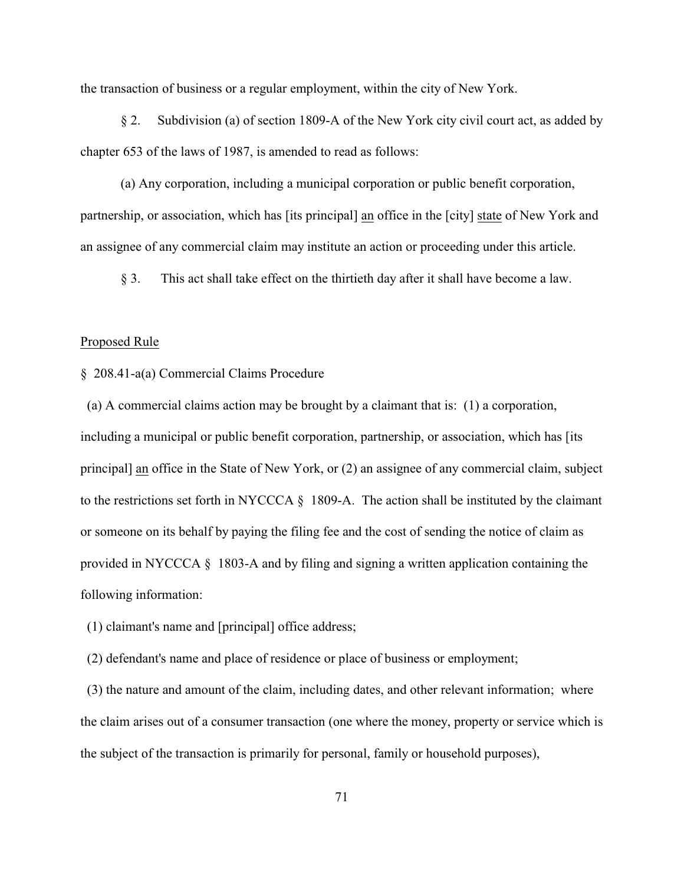the transaction of business or a regular employment, within the city of New York.

§ 2. Subdivision (a) of section 1809-A of the New York city civil court act, as added by chapter 653 of the laws of 1987, is amended to read as follows:

(a) Any corporation, including a municipal corporation or public benefit corporation, partnership, or association, which has [its principal] <u>an</u> office in the [city] <u>state</u> of New York and an assignee of any commercial claim may institute an action or proceeding under this article.

§ 3. This act shall take effect on the thirtieth day after it shall have become a law.

<u>Proposed Rule</u>

§ 208.41-a(a) Commercial Claims Procedure

(a) A commercial claims action may be brought by a claimant that is: (1) a corporation, including a municipal or public benefit corporation, partnership, or association, which has [its principal] <u>an</u> office in the State of New York, or (2) an assignee of any commercial claim, subject to the restrictions set forth in NYCCCA § 1809-A. The action shall be instituted by the claimant or someone on its behalf by paying the filing fee and the cost of sending the notice of claim as provided in NYCCCA § 1803-A and by filing and signing a written application containing the following information:

(1) claimant's name and [principal] office address;

(2) defendant's name and place of residence or place of business or employment;

(3) the nature and amount of the claim, including dates, and other relevant information; where the claim arises out of a consumer transaction (one where the money, property or service which is the subject of the transaction is primarily for personal, family or household purposes),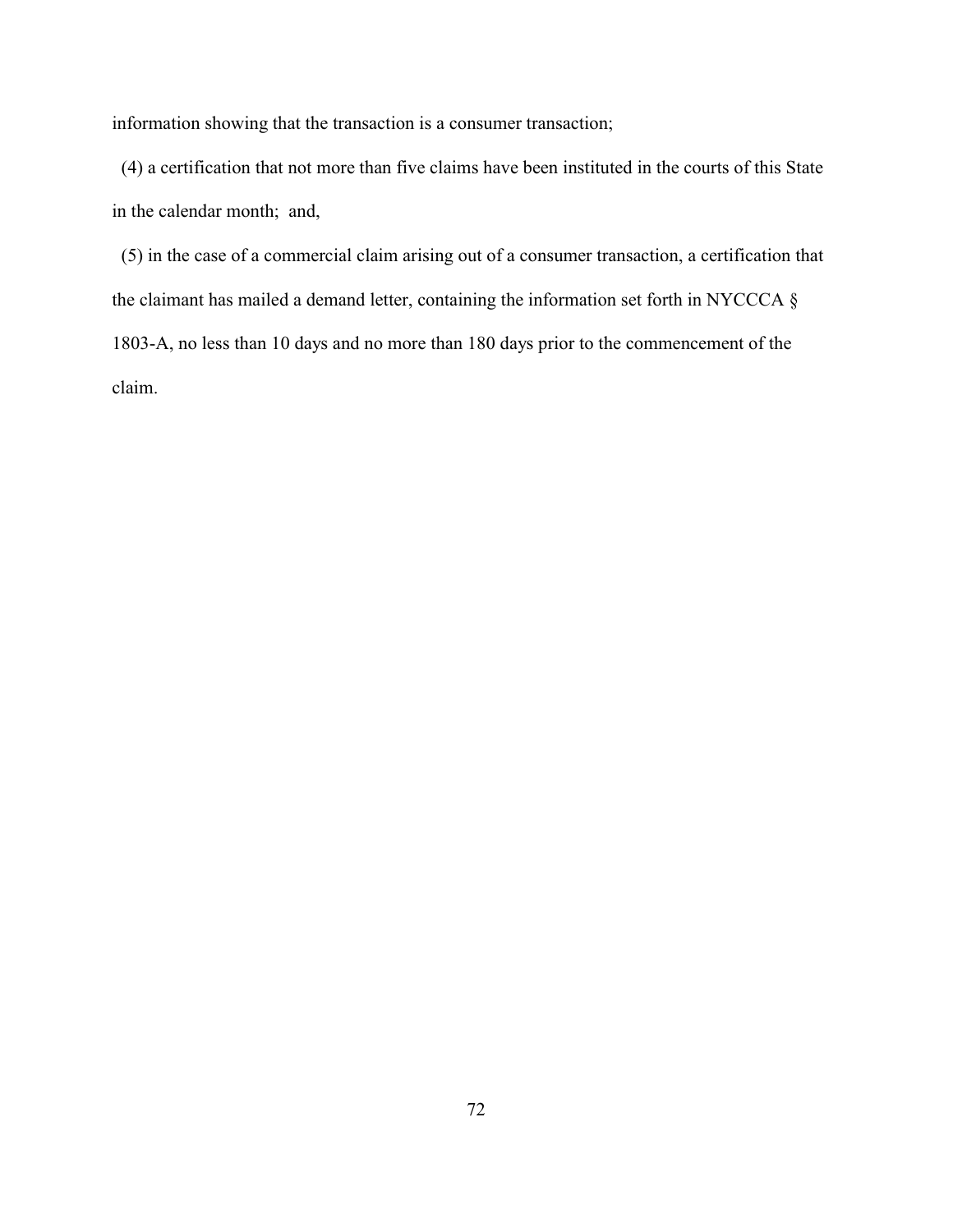information showing that the transaction is a consumer transaction;

(4) a certification that not more than five claims have been instituted in the courts of this State in the calendar month; and,

(5) in the case of a commercial claim arising out of a consumer transaction, a certification that the claimant has mailed a demand letter, containing the information set forth in NYCCCA § 1803-A, no less than 10 days and no more than 180 days prior to the commencement of the claim.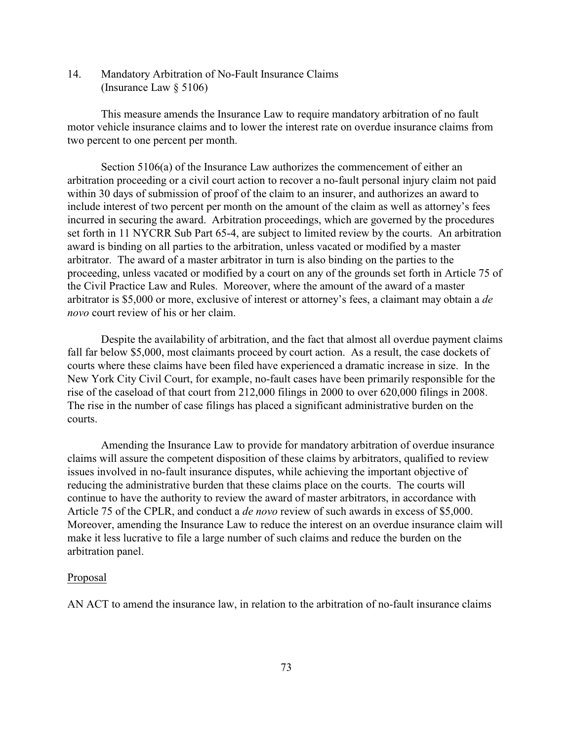## 14. Mandatory Arbitration of No-Fault Insurance Claims (Insurance Law § 5106)

This measure amends the Insurance Law to require mandatory arbitration of no fault motor vehicle insurance claims and to lower the interest rate on overdue insurance claims from two percent to one percent per month.

Section 5106(a) of the Insurance Law authorizes the commencement of either an arbitration proceeding or a civil court action to recover a no-fault personal injury claim not paid within 30 days of submission of proof of the claim to an insurer, and authorizes an award to include interest of two percent per month on the amount of the claim as well as attorney's fees incurred in securing the award. Arbitration proceedings, which are governed by the procedures set forth in 11 NYCRR Sub Part 65-4, are subject to limited review by the courts. An arbitration award is binding on all parties to the arbitration, unless vacated or modified by a master arbitrator. The award of a master arbitrator in turn is also binding on the parties to the proceeding, unless vacated or modified by a court on any of the grounds set forth in Article 75 of the Civil Practice Law and Rules. Moreover, where the amount of the award of a master arbitrator is $5,000 or more, exclusive of interest or attorney's fees, a claimant may obtain a *de novo* court review of his or her claim.

Despite the availability of arbitration, and the fact that almost all overdue payment claims fall far below $5,000, most claimants proceed by court action. As a result, the case dockets of courts where these claims have been filed have experienced a dramatic increase in size. In the New York City Civil Court, for example, no-fault cases have been primarily responsible for the rise of the caseload of that court from 212,000 filings in 2000 to over 620,000 filings in 2008. The rise in the number of case filings has placed a significant administrative burden on the courts.

Amending the Insurance Law to provide for mandatory arbitration of overdue insurance claims will assure the competent disposition of these claims by arbitrators, qualified to review issues involved in no-fault insurance disputes, while achieving the important objective of reducing the administrative burden that these claims place on the courts. The courts will continue to have the authority to review the award of master arbitrators, in accordance with Article 75 of the CPLR, and conduct a *de novo* review of such awards in excess of $5,000. Moreover, amending the Insurance Law to reduce the interest on an overdue insurance claim will make it less lucrative to file a large number of such claims and reduce the burden on the arbitration panel.

Proposal

AN ACT to amend the insurance law, in relation to the arbitration of no-fault insurance claims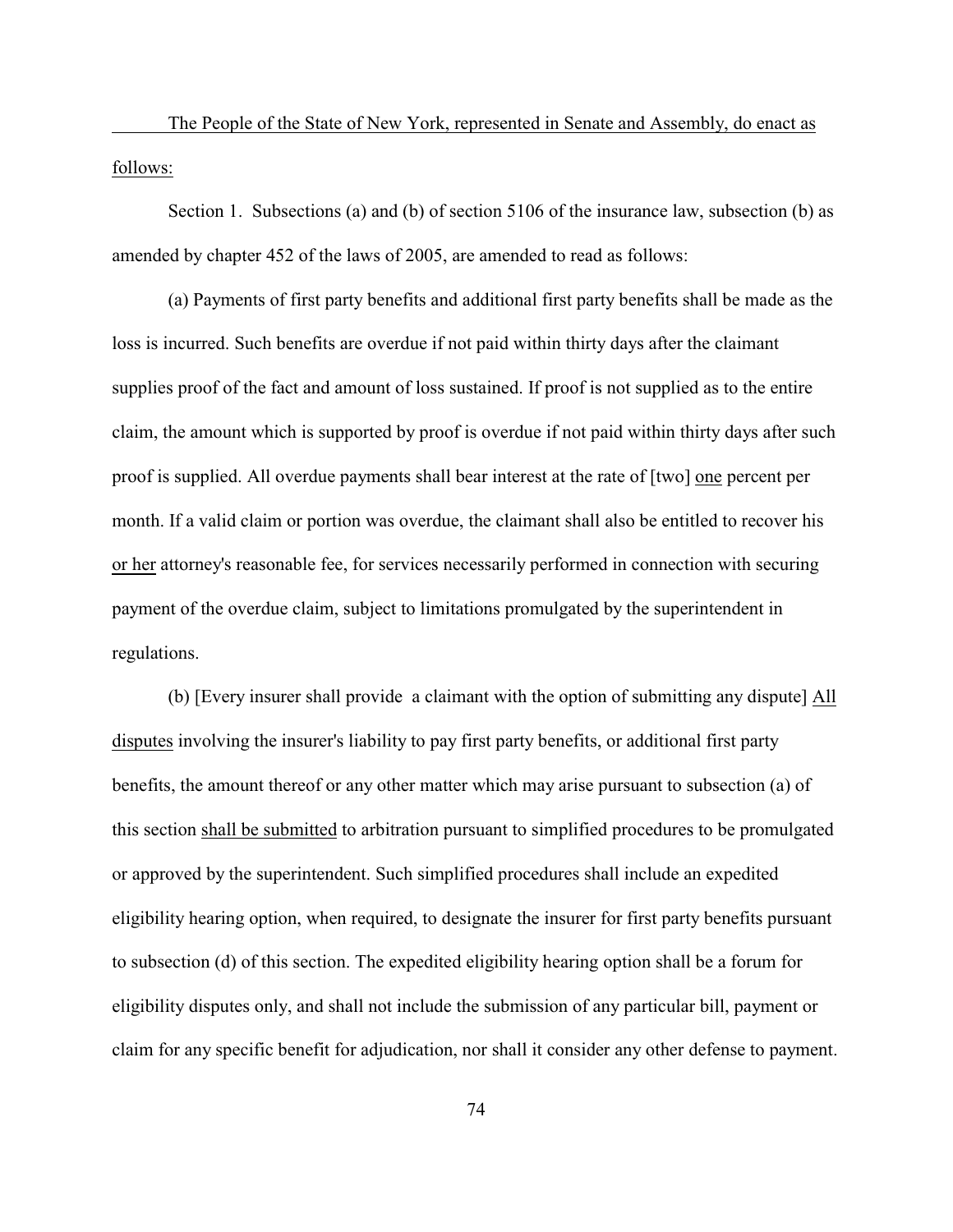The People of the State of New York, represented in Senate and Assembly, do enact as follows:

Section 1. Subsections (a) and (b) of section 5106 of the insurance law, subsection (b) as amended by chapter 452 of the laws of 2005, are amended to read as follows:

(a) Payments of first party benefits and additional first party benefits shall be made as the loss is incurred. Such benefits are overdue if not paid within thirty days after the claimant supplies proof of the fact and amount of loss sustained. If proof is not supplied as to the entire claim, the amount which is supported by proof is overdue if not paid within thirty days after such proof is supplied. All overdue payments shall bear interest at the rate of [two] one percent per month. If a valid claim or portion was overdue, the claimant shall also be entitled to recover his or her attorney's reasonable fee, for services necessarily performed in connection with securing payment of the overdue claim, subject to limitations promulgated by the superintendent in regulations.

(b) [Every insurer shall provide a claimant with the option of submitting any dispute] All disputes involving the insurer's liability to pay first party benefits, or additional first party benefits, the amount thereof or any other matter which may arise pursuant to subsection (a) of this section shall be submitted to arbitration pursuant to simplified procedures to be promulgated or approved by the superintendent. Such simplified procedures shall include an expedited eligibility hearing option, when required, to designate the insurer for first party benefits pursuant to subsection (d) of this section. The expedited eligibility hearing option shall be a forum for eligibility disputes only, and shall not include the submission of any particular bill, payment or claim for any specific benefit for adjudication, nor shall it consider any other defense to payment.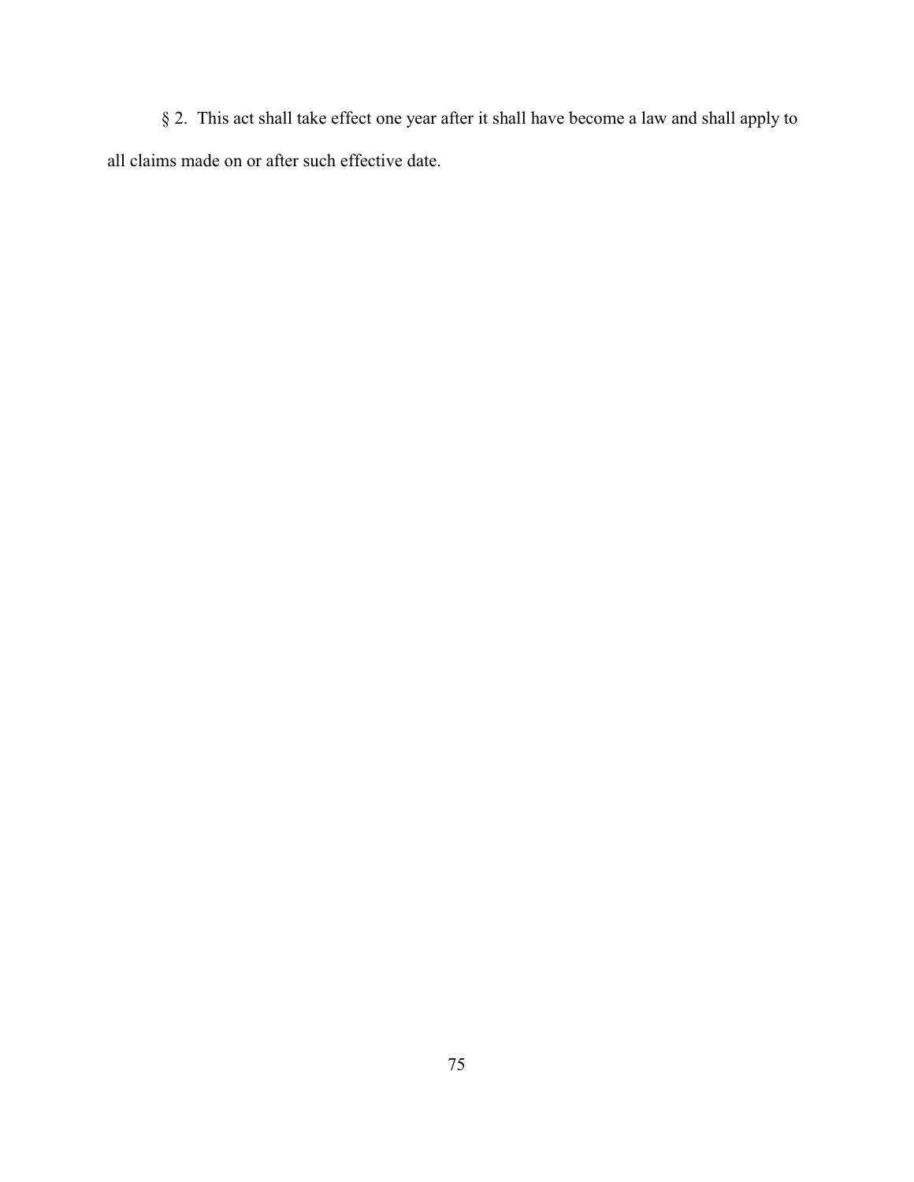§ 2. This act shall take effect one year after it shall have become a law and shall apply to all claims made on or after such effective date.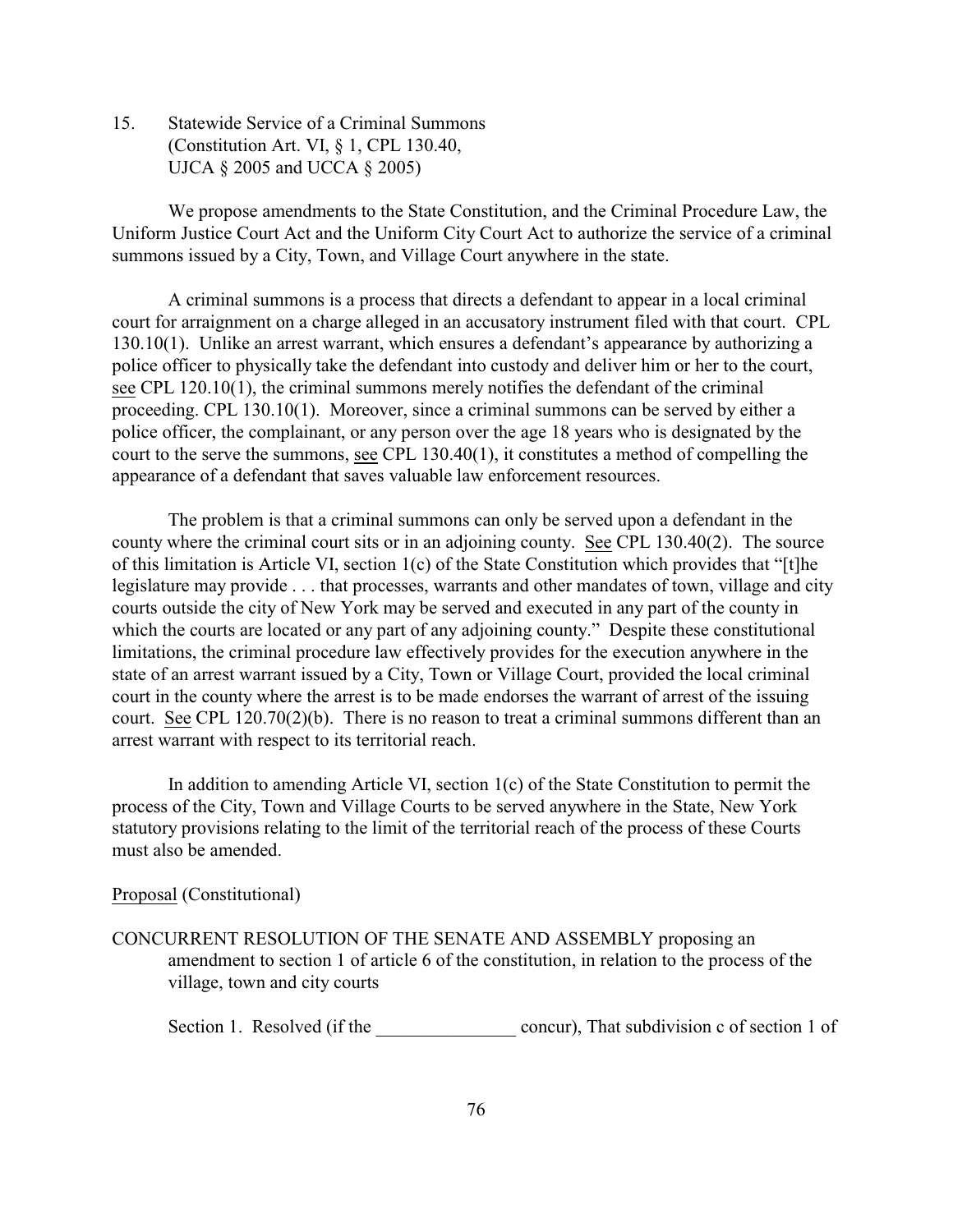15. Statewide Service of a Criminal Summons
(Constitution Art. VI, § 1, CPL 130.40,
UJCA § 2005 and UCCA § 2005)

We propose amendments to the State Constitution, and the Criminal Procedure Law, the Uniform Justice Court Act and the Uniform City Court Act to authorize the service of a criminal summons issued by a City, Town, and Village Court anywhere in the state.

A criminal summons is a process that directs a defendant to appear in a local criminal court for arraignment on a charge alleged in an accusatory instrument filed with that court. CPL 130.10(1). Unlike an arrest warrant, which ensures a defendant's appearance by authorizing a police officer to physically take the defendant into custody and deliver him or her to the court, see CPL 120.10(1), the criminal summons merely notifies the defendant of the criminal proceeding. CPL 130.10(1). Moreover, since a criminal summons can be served by either a police officer, the complainant, or any person over the age 18 years who is designated by the court to the serve the summons, see CPL 130.40(1), it constitutes a method of compelling the appearance of a defendant that saves valuable law enforcement resources.

The problem is that a criminal summons can only be served upon a defendant in the county where the criminal court sits or in an adjoining county. See CPL 130.40(2). The source of this limitation is Article VI, section 1(c) of the State Constitution which provides that "[t]he legislature may provide . . . that processes, warrants and other mandates of town, village and city courts outside the city of New York may be served and executed in any part of the county in which the courts are located or any part of any adjoining county." Despite these constitutional limitations, the criminal procedure law effectively provides for the execution anywhere in the state of an arrest warrant issued by a City, Town or Village Court, provided the local criminal court in the county where the arrest is to be made endorses the warrant of arrest of the issuing court. See CPL 120.70(2)(b). There is no reason to treat a criminal summons different than an arrest warrant with respect to its territorial reach.

In addition to amending Article VI, section 1(c) of the State Constitution to permit the process of the City, Town and Village Courts to be served anywhere in the State, New York statutory provisions relating to the limit of the territorial reach of the process of these Courts must also be amended.

Proposal (Constitutional)

CONCURRENT RESOLUTION OF THE SENATE AND ASSEMBLY proposing an amendment to section 1 of article 6 of the constitution, in relation to the process of the village, town and city courts

Section 1. Resolved (if the _______________ concur), That subdivision c of section 1 of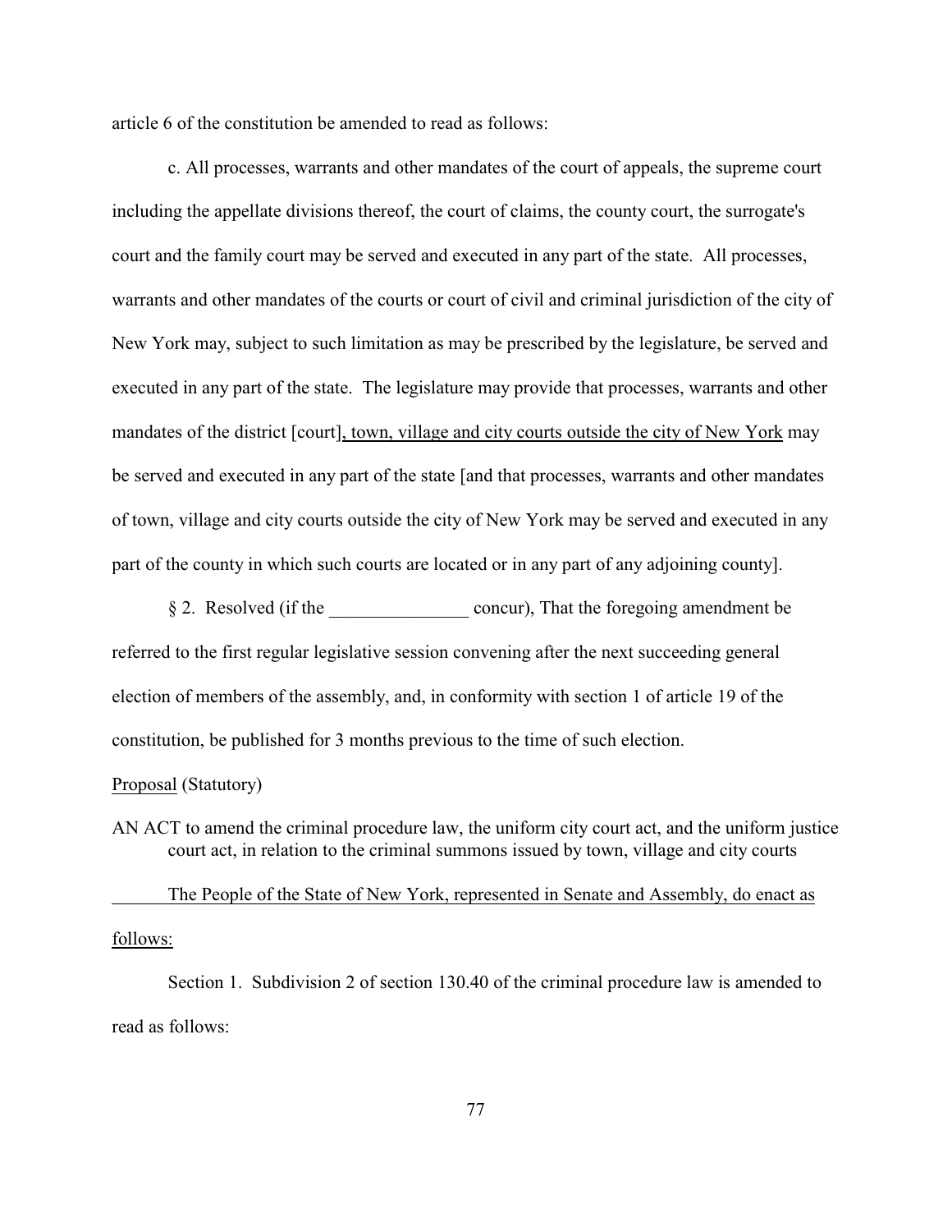article 6 of the constitution be amended to read as follows:

c. All processes, warrants and other mandates of the court of appeals, the supreme court including the appellate divisions thereof, the court of claims, the county court, the surrogate's court and the family court may be served and executed in any part of the state. All processes, warrants and other mandates of the courts or court of civil and criminal jurisdiction of the city of New York may, subject to such limitation as may be prescribed by the legislature, be served and executed in any part of the state. The legislature may provide that processes, warrants and other mandates of the district [court]<u>, town, village and city courts outside the city of New York</u> may be served and executed in any part of the state [and that processes, warrants and other mandates of town, village and city courts outside the city of New York may be served and executed in any part of the county in which such courts are located or in any part of any adjoining county].

§ 2. Resolved (if the _______________ concur), That the foregoing amendment be referred to the first regular legislative session convening after the next succeeding general election of members of the assembly, and, in conformity with section 1 of article 19 of the constitution, be published for 3 months previous to the time of such election.

<u>Proposal</u> (Statutory)

AN ACT to amend the criminal procedure law, the uniform city court act, and the uniform justice court act, in relation to the criminal summons issued by town, village and city courts

<u>The People of the State of New York, represented in Senate and Assembly, do enact as follows:</u>

Section 1. Subdivision 2 of section 130.40 of the criminal procedure law is amended to read as follows: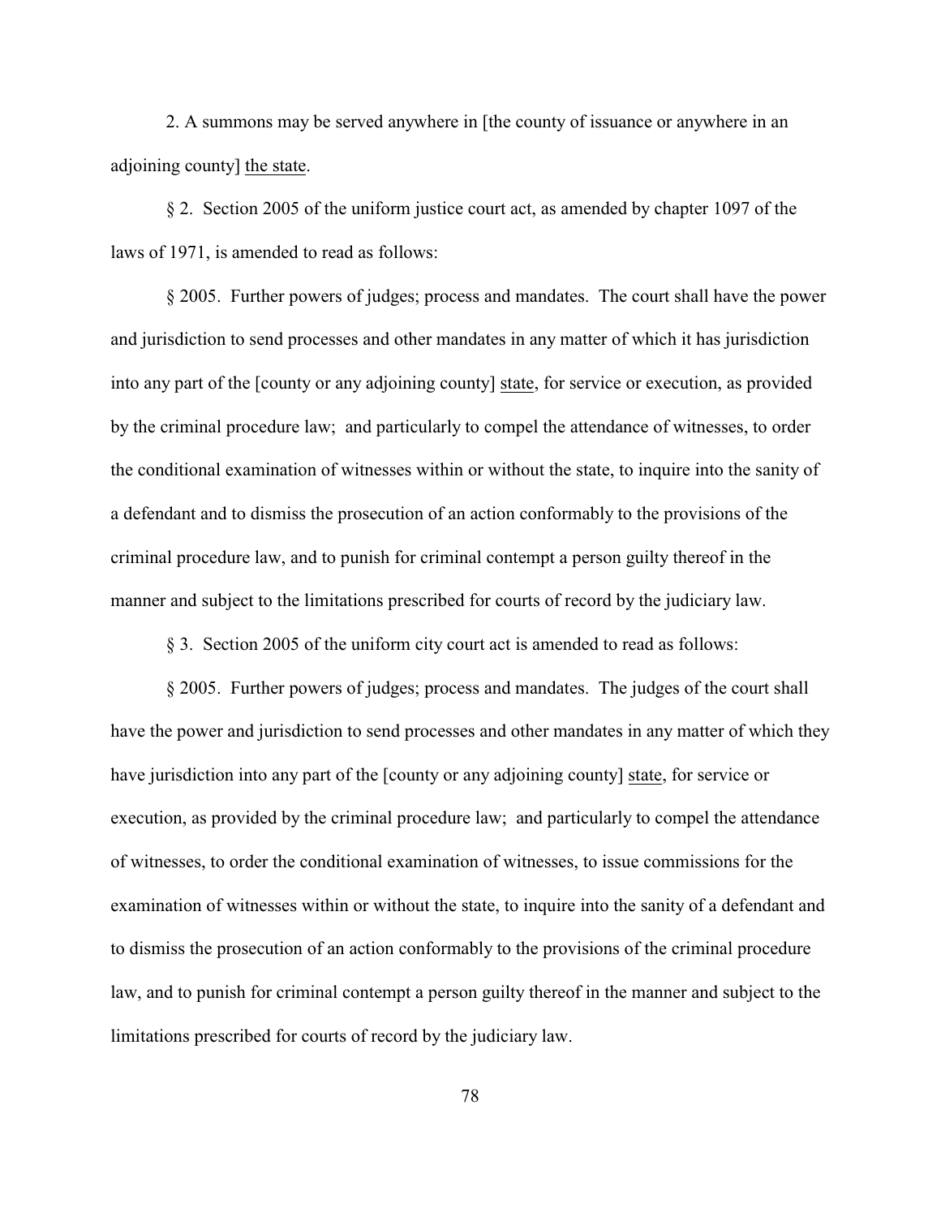2. A summons may be served anywhere in [the county of issuance or anywhere in an adjoining county] <u>the state</u>.

§ 2. Section 2005 of the uniform justice court act, as amended by chapter 1097 of the laws of 1971, is amended to read as follows:

§ 2005. Further powers of judges; process and mandates. The court shall have the power and jurisdiction to send processes and other mandates in any matter of which it has jurisdiction into any part of the [county or any adjoining county] <u>state</u>, for service or execution, as provided by the criminal procedure law; and particularly to compel the attendance of witnesses, to order the conditional examination of witnesses within or without the state, to inquire into the sanity of a defendant and to dismiss the prosecution of an action conformably to the provisions of the criminal procedure law, and to punish for criminal contempt a person guilty thereof in the manner and subject to the limitations prescribed for courts of record by the judiciary law.

§ 3. Section 2005 of the uniform city court act is amended to read as follows:

§ 2005. Further powers of judges; process and mandates. The judges of the court shall have the power and jurisdiction to send processes and other mandates in any matter of which they have jurisdiction into any part of the [county or any adjoining county] <u>state</u>, for service or execution, as provided by the criminal procedure law; and particularly to compel the attendance of witnesses, to order the conditional examination of witnesses, to issue commissions for the examination of witnesses within or without the state, to inquire into the sanity of a defendant and to dismiss the prosecution of an action conformably to the provisions of the criminal procedure law, and to punish for criminal contempt a person guilty thereof in the manner and subject to the limitations prescribed for courts of record by the judiciary law.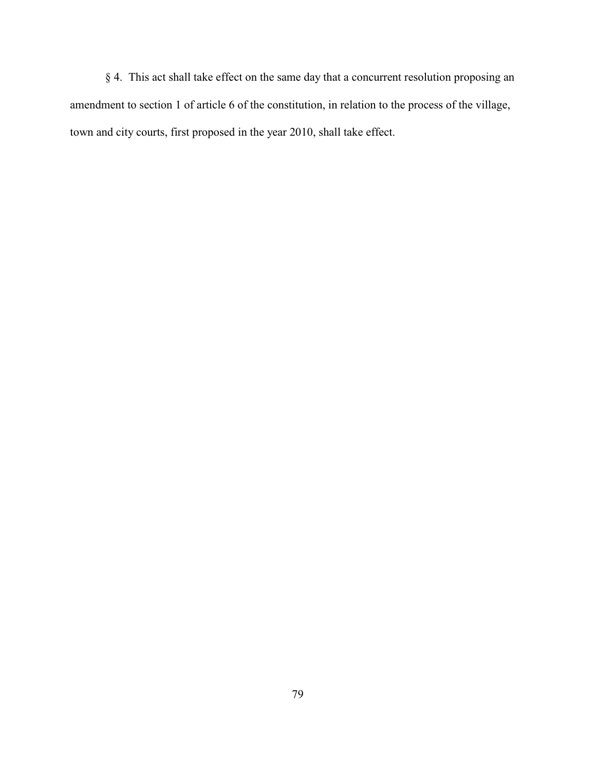§ 4. This act shall take effect on the same day that a concurrent resolution proposing an amendment to section 1 of article 6 of the constitution, in relation to the process of the village, town and city courts, first proposed in the year 2010, shall take effect.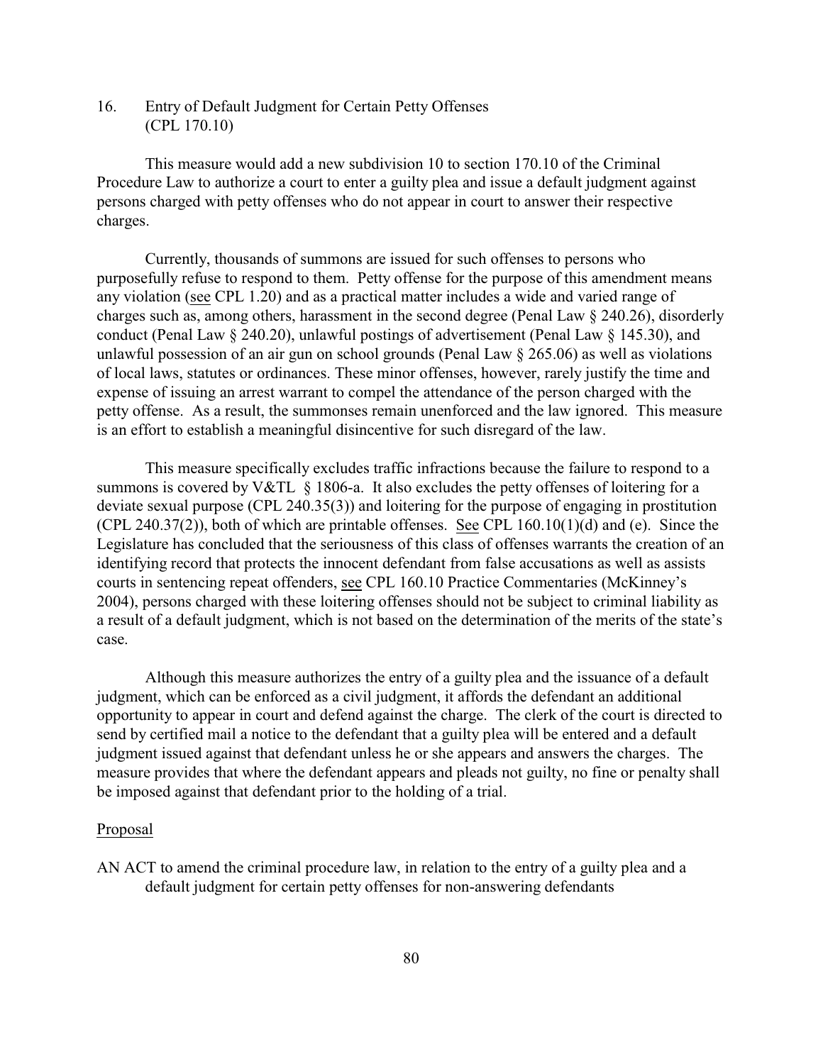16. Entry of Default Judgment for Certain Petty Offenses (CPL 170.10)

This measure would add a new subdivision 10 to section 170.10 of the Criminal Procedure Law to authorize a court to enter a guilty plea and issue a default judgment against persons charged with petty offenses who do not appear in court to answer their respective charges.

Currently, thousands of summons are issued for such offenses to persons who purposefully refuse to respond to them. Petty offense for the purpose of this amendment means any violation (see CPL 1.20) and as a practical matter includes a wide and varied range of charges such as, among others, harassment in the second degree (Penal Law § 240.26), disorderly conduct (Penal Law § 240.20), unlawful postings of advertisement (Penal Law § 145.30), and unlawful possession of an air gun on school grounds (Penal Law § 265.06) as well as violations of local laws, statutes or ordinances. These minor offenses, however, rarely justify the time and expense of issuing an arrest warrant to compel the attendance of the person charged with the petty offense. As a result, the summonses remain unenforced and the law ignored. This measure is an effort to establish a meaningful disincentive for such disregard of the law.

This measure specifically excludes traffic infractions because the failure to respond to a summons is covered by V&TL § 1806-a. It also excludes the petty offenses of loitering for a deviate sexual purpose (CPL 240.35(3)) and loitering for the purpose of engaging in prostitution (CPL 240.37(2)), both of which are printable offenses. See CPL 160.10(1)(d) and (e). Since the Legislature has concluded that the seriousness of this class of offenses warrants the creation of an identifying record that protects the innocent defendant from false accusations as well as assists courts in sentencing repeat offenders, see CPL 160.10 Practice Commentaries (McKinney's 2004), persons charged with these loitering offenses should not be subject to criminal liability as a result of a default judgment, which is not based on the determination of the merits of the state's case.

Although this measure authorizes the entry of a guilty plea and the issuance of a default judgment, which can be enforced as a civil judgment, it affords the defendant an additional opportunity to appear in court and defend against the charge. The clerk of the court is directed to send by certified mail a notice to the defendant that a guilty plea will be entered and a default judgment issued against that defendant unless he or she appears and answers the charges. The measure provides that where the defendant appears and pleads not guilty, no fine or penalty shall be imposed against that defendant prior to the holding of a trial.

Proposal

AN ACT to amend the criminal procedure law, in relation to the entry of a guilty plea and a default judgment for certain petty offenses for non-answering defendants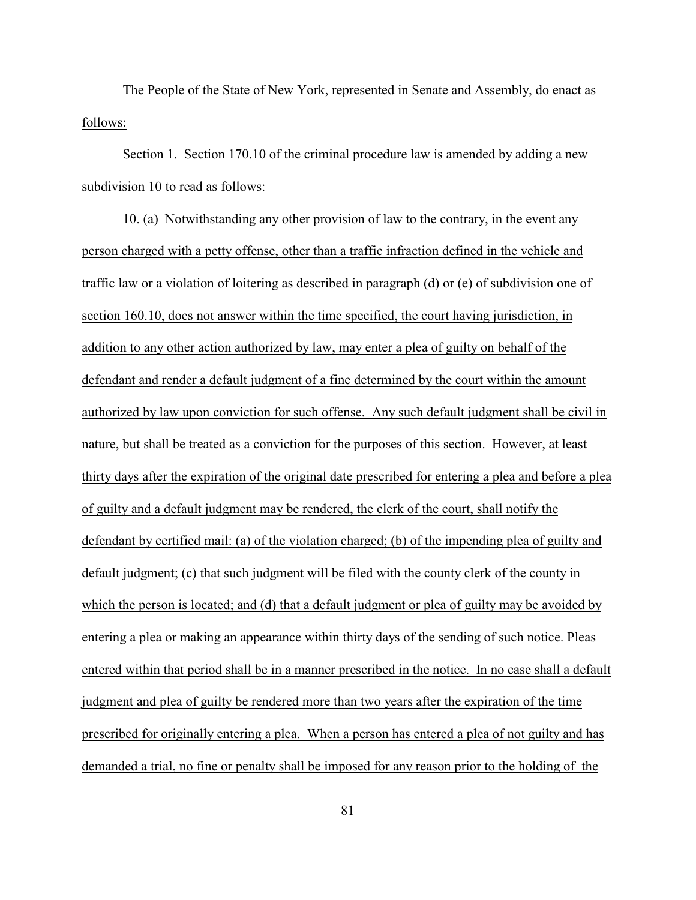The People of the State of New York, represented in Senate and Assembly, do enact as follows:

Section 1. Section 170.10 of the criminal procedure law is amended by adding a new subdivision 10 to read as follows:

10. (a) Notwithstanding any other provision of law to the contrary, in the event any person charged with a petty offense, other than a traffic infraction defined in the vehicle and traffic law or a violation of loitering as described in paragraph (d) or (e) of subdivision one of section 160.10, does not answer within the time specified, the court having jurisdiction, in addition to any other action authorized by law, may enter a plea of guilty on behalf of the defendant and render a default judgment of a fine determined by the court within the amount authorized by law upon conviction for such offense. Any such default judgment shall be civil in nature, but shall be treated as a conviction for the purposes of this section. However, at least thirty days after the expiration of the original date prescribed for entering a plea and before a plea of guilty and a default judgment may be rendered, the clerk of the court, shall notify the defendant by certified mail: (a) of the violation charged; (b) of the impending plea of guilty and default judgment; (c) that such judgment will be filed with the county clerk of the county in which the person is located; and (d) that a default judgment or plea of guilty may be avoided by entering a plea or making an appearance within thirty days of the sending of such notice. Pleas entered within that period shall be in a manner prescribed in the notice. In no case shall a default judgment and plea of guilty be rendered more than two years after the expiration of the time prescribed for originally entering a plea. When a person has entered a plea of not guilty and has demanded a trial, no fine or penalty shall be imposed for any reason prior to the holding of the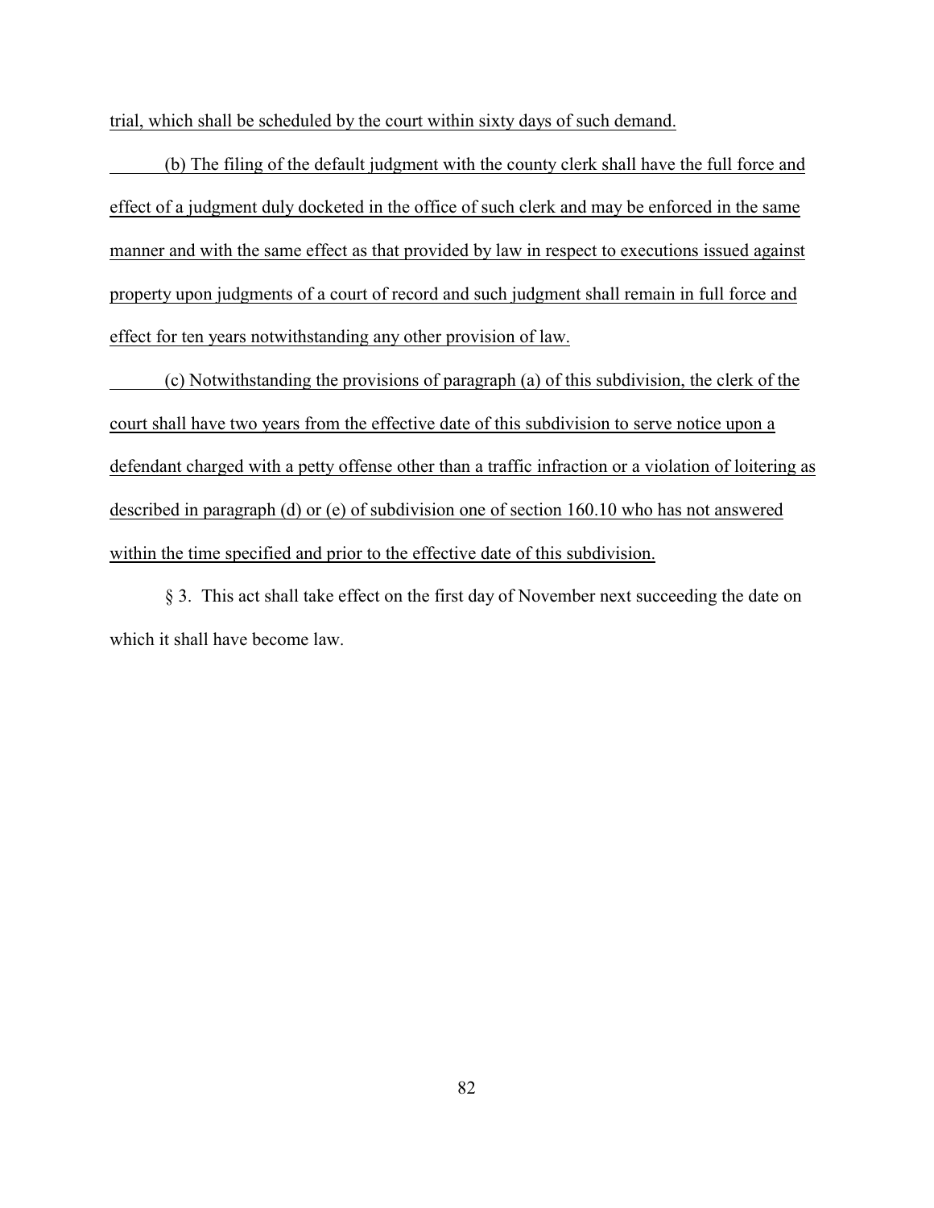trial, which shall be scheduled by the court within sixty days of such demand.

(b) The filing of the default judgment with the county clerk shall have the full force and effect of a judgment duly docketed in the office of such clerk and may be enforced in the same manner and with the same effect as that provided by law in respect to executions issued against property upon judgments of a court of record and such judgment shall remain in full force and effect for ten years notwithstanding any other provision of law.

(c) Notwithstanding the provisions of paragraph (a) of this subdivision, the clerk of the court shall have two years from the effective date of this subdivision to serve notice upon a defendant charged with a petty offense other than a traffic infraction or a violation of loitering as described in paragraph (d) or (e) of subdivision one of section 160.10 who has not answered within the time specified and prior to the effective date of this subdivision.

§ 3. This act shall take effect on the first day of November next succeeding the date on which it shall have become law.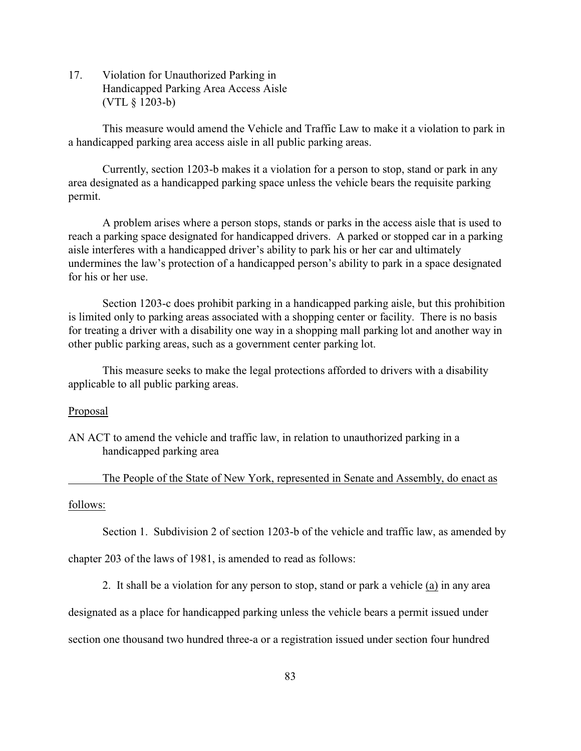17. Violation for Unauthorized Parking in Handicapped Parking Area Access Aisle (VTL § 1203-b)

This measure would amend the Vehicle and Traffic Law to make it a violation to park in a handicapped parking area access aisle in all public parking areas.

Currently, section 1203-b makes it a violation for a person to stop, stand or park in any area designated as a handicapped parking space unless the vehicle bears the requisite parking permit.

A problem arises where a person stops, stands or parks in the access aisle that is used to reach a parking space designated for handicapped drivers. A parked or stopped car in a parking aisle interferes with a handicapped driver's ability to park his or her car and ultimately undermines the law's protection of a handicapped person's ability to park in a space designated for his or her use.

Section 1203-c does prohibit parking in a handicapped parking aisle, but this prohibition is limited only to parking areas associated with a shopping center or facility. There is no basis for treating a driver with a disability one way in a shopping mall parking lot and another way in other public parking areas, such as a government center parking lot.

This measure seeks to make the legal protections afforded to drivers with a disability applicable to all public parking areas.

<u>Proposal</u>

AN ACT to amend the vehicle and traffic law, in relation to unauthorized parking in a handicapped parking area

<u>The People of the State of New York, represented in Senate and Assembly, do enact as follows:</u>

Section 1. Subdivision 2 of section 1203-b of the vehicle and traffic law, as amended by chapter 203 of the laws of 1981, is amended to read as follows:

2. It shall be a violation for any person to stop, stand or park a vehicle <u>(a)</u> in any area designated as a place for handicapped parking unless the vehicle bears a permit issued under section one thousand two hundred three-a or a registration issued under section four hundred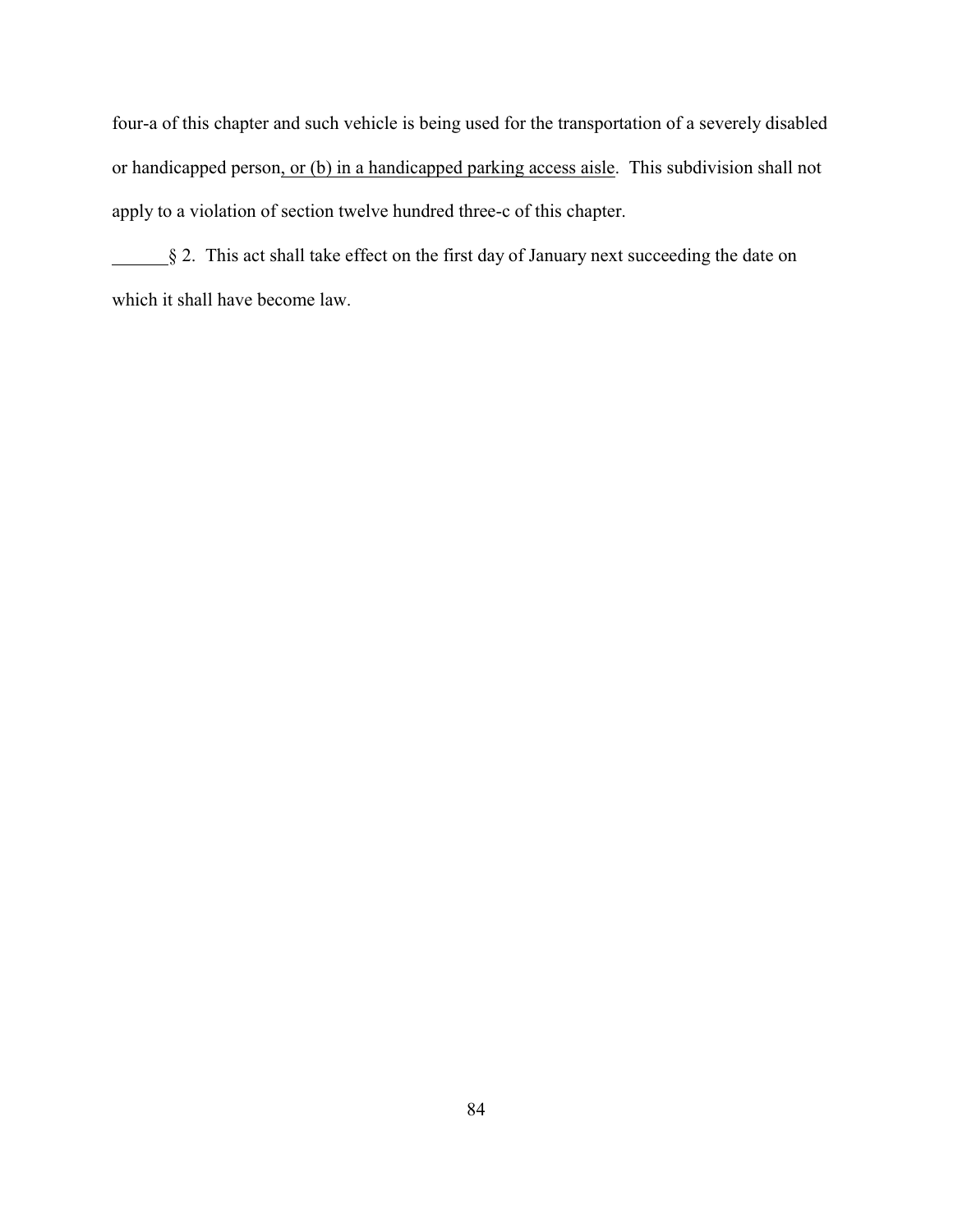four-a of this chapter and such vehicle is being used for the transportation of a severely disabled or handicapped person<u>, or (b) in a handicapped parking access aisle</u>. This subdivision shall not apply to a violation of section twelve hundred three-c of this chapter.

______§ 2. This act shall take effect on the first day of January next succeeding the date on which it shall have become law.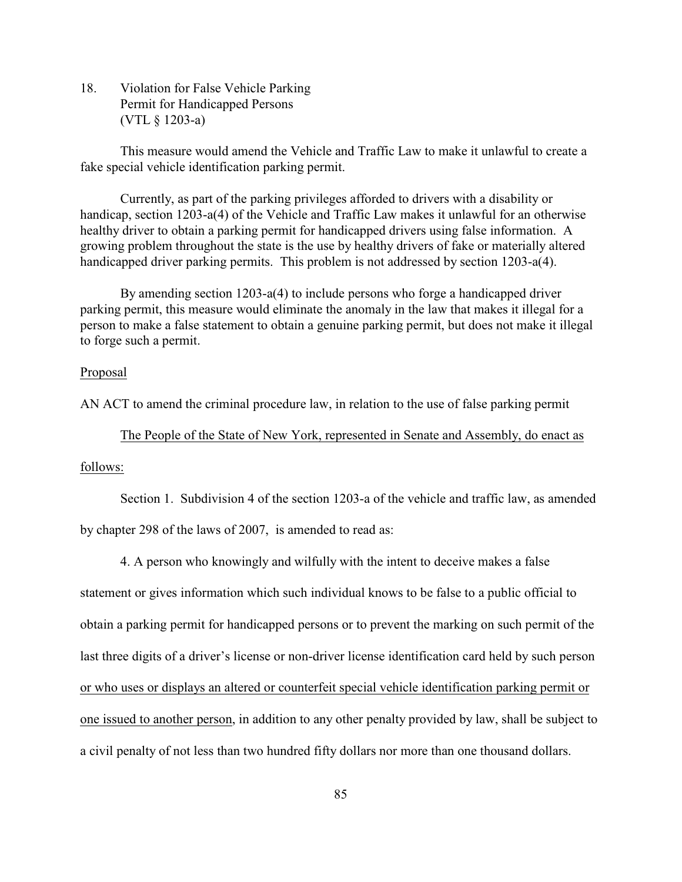18. Violation for False Vehicle Parking Permit for Handicapped Persons (VTL § 1203-a)

This measure would amend the Vehicle and Traffic Law to make it unlawful to create a fake special vehicle identification parking permit.

Currently, as part of the parking privileges afforded to drivers with a disability or handicap, section 1203-a(4) of the Vehicle and Traffic Law makes it unlawful for an otherwise healthy driver to obtain a parking permit for handicapped drivers using false information. A growing problem throughout the state is the use by healthy drivers of fake or materially altered handicapped driver parking permits. This problem is not addressed by section 1203-a(4).

By amending section 1203-a(4) to include persons who forge a handicapped driver parking permit, this measure would eliminate the anomaly in the law that makes it illegal for a person to make a false statement to obtain a genuine parking permit, but does not make it illegal to forge such a permit.

<u>Proposal</u>

AN ACT to amend the criminal procedure law, in relation to the use of false parking permit

<u>The People of the State of New York, represented in Senate and Assembly, do enact as follows:</u>

Section 1. Subdivision 4 of the section 1203-a of the vehicle and traffic law, as amended by chapter 298 of the laws of 2007, is amended to read as:

4. A person who knowingly and wilfully with the intent to deceive makes a false statement or gives information which such individual knows to be false to a public official to obtain a parking permit for handicapped persons or to prevent the marking on such permit of the last three digits of a driver's license or non-driver license identification card held by such person <u>or who uses or displays an altered or counterfeit special vehicle identification parking permit or one issued to another person</u>, in addition to any other penalty provided by law, shall be subject to a civil penalty of not less than two hundred fifty dollars nor more than one thousand dollars.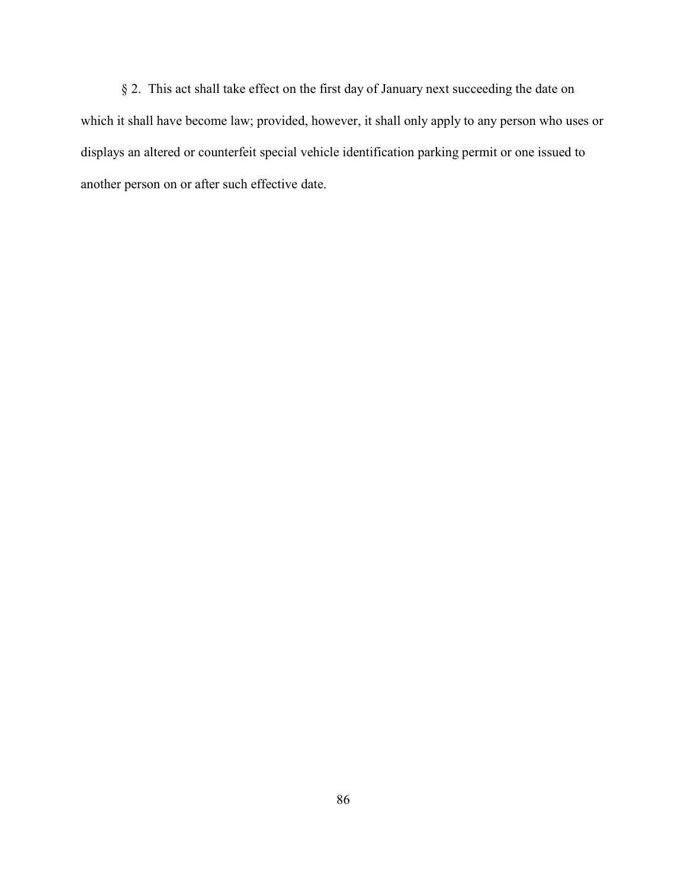§ 2. This act shall take effect on the first day of January next succeeding the date on which it shall have become law; provided, however, it shall only apply to any person who uses or displays an altered or counterfeit special vehicle identification parking permit or one issued to another person on or after such effective date.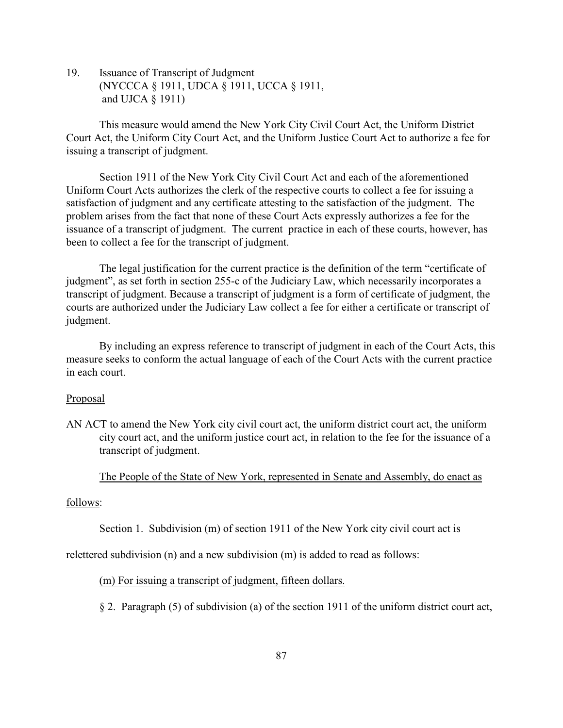19. Issuance of Transcript of Judgment
(NYCCCA § 1911, UDCA § 1911, UCCA § 1911, and UJCA § 1911)

This measure would amend the New York City Civil Court Act, the Uniform District Court Act, the Uniform City Court Act, and the Uniform Justice Court Act to authorize a fee for issuing a transcript of judgment.

Section 1911 of the New York City Civil Court Act and each of the aforementioned Uniform Court Acts authorizes the clerk of the respective courts to collect a fee for issuing a satisfaction of judgment and any certificate attesting to the satisfaction of the judgment. The problem arises from the fact that none of these Court Acts expressly authorizes a fee for the issuance of a transcript of judgment. The current practice in each of these courts, however, has been to collect a fee for the transcript of judgment.

The legal justification for the current practice is the definition of the term "certificate of judgment", as set forth in section 255-c of the Judiciary Law, which necessarily incorporates a transcript of judgment. Because a transcript of judgment is a form of certificate of judgment, the courts are authorized under the Judiciary Law collect a fee for either a certificate or transcript of judgment.

By including an express reference to transcript of judgment in each of the Court Acts, this measure seeks to conform the actual language of each of the Court Acts with the current practice in each court.

Proposal

AN ACT to amend the New York city civil court act, the uniform district court act, the uniform city court act, and the uniform justice court act, in relation to the fee for the issuance of a transcript of judgment.

The People of the State of New York, represented in Senate and Assembly, do enact as follows:

Section 1. Subdivision (m) of section 1911 of the New York city civil court act is relettered subdivision (n) and a new subdivision (m) is added to read as follows:

(m) For issuing a transcript of judgment, fifteen dollars.

§ 2. Paragraph (5) of subdivision (a) of the section 1911 of the uniform district court act,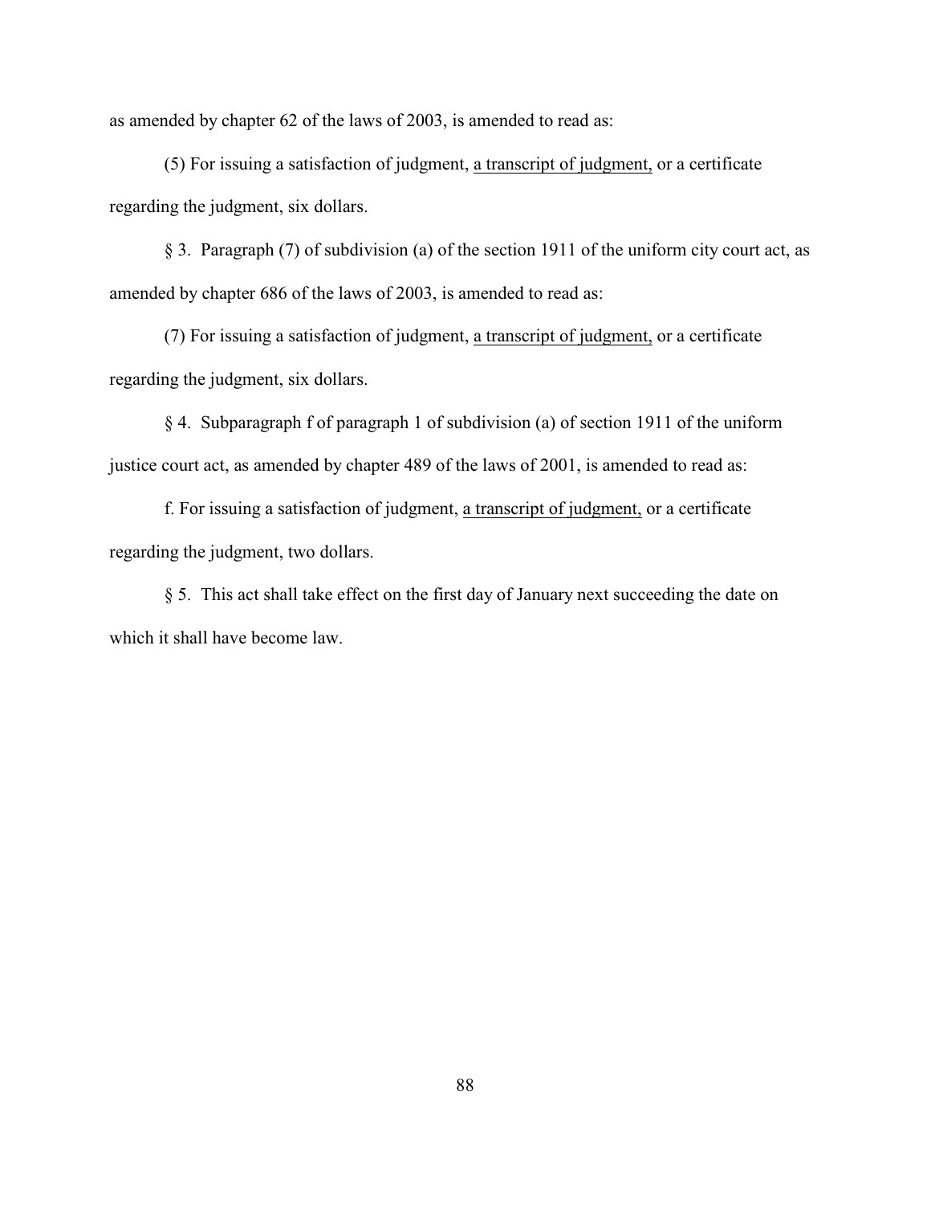as amended by chapter 62 of the laws of 2003, is amended to read as:

(5) For issuing a satisfaction of judgment, <u>a transcript of judgment,</u> or a certificate regarding the judgment, six dollars.

§ 3. Paragraph (7) of subdivision (a) of the section 1911 of the uniform city court act, as amended by chapter 686 of the laws of 2003, is amended to read as:

(7) For issuing a satisfaction of judgment, <u>a transcript of judgment,</u> or a certificate regarding the judgment, six dollars.

§ 4. Subparagraph f of paragraph 1 of subdivision (a) of section 1911 of the uniform justice court act, as amended by chapter 489 of the laws of 2001, is amended to read as:

f. For issuing a satisfaction of judgment, <u>a transcript of judgment,</u> or a certificate regarding the judgment, two dollars.

§ 5. This act shall take effect on the first day of January next succeeding the date on which it shall have become law.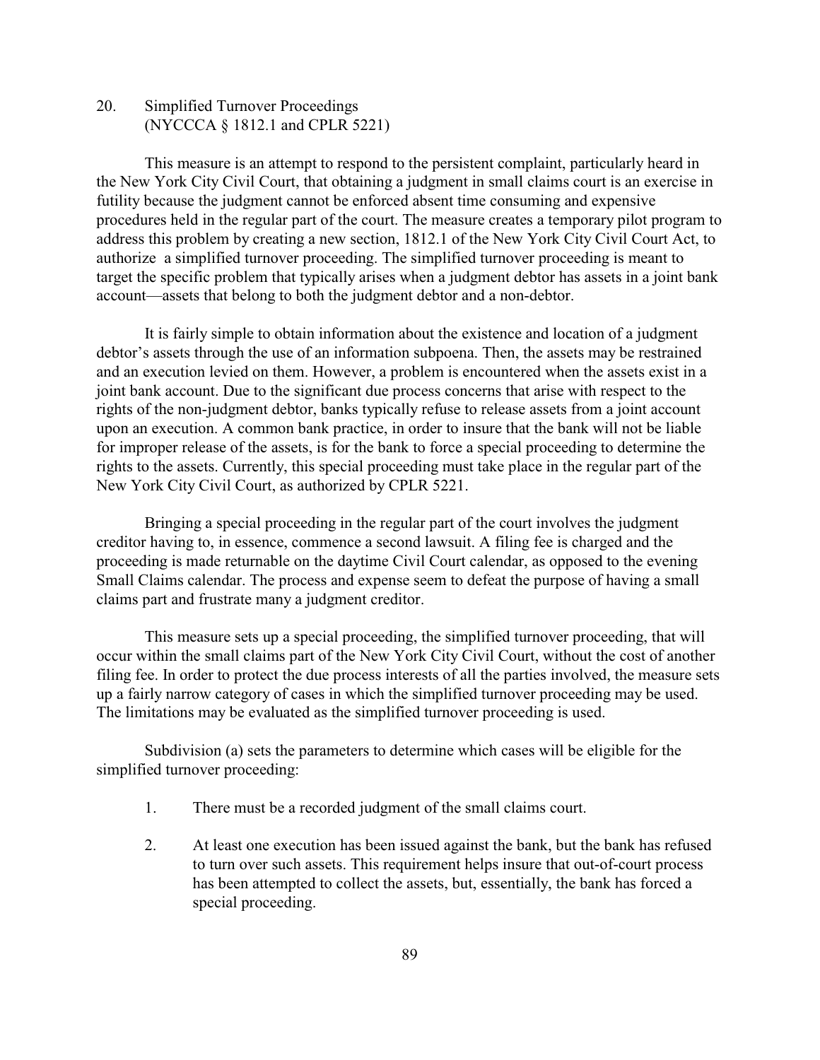## 20. Simplified Turnover Proceedings (NYCCCA § 1812.1 and CPLR 5221)

This measure is an attempt to respond to the persistent complaint, particularly heard in the New York City Civil Court, that obtaining a judgment in small claims court is an exercise in futility because the judgment cannot be enforced absent time consuming and expensive procedures held in the regular part of the court. The measure creates a temporary pilot program to address this problem by creating a new section, 1812.1 of the New York City Civil Court Act, to authorize a simplified turnover proceeding. The simplified turnover proceeding is meant to target the specific problem that typically arises when a judgment debtor has assets in a joint bank account—assets that belong to both the judgment debtor and a non-debtor.

It is fairly simple to obtain information about the existence and location of a judgment debtor's assets through the use of an information subpoena. Then, the assets may be restrained and an execution levied on them. However, a problem is encountered when the assets exist in a joint bank account. Due to the significant due process concerns that arise with respect to the rights of the non-judgment debtor, banks typically refuse to release assets from a joint account upon an execution. A common bank practice, in order to insure that the bank will not be liable for improper release of the assets, is for the bank to force a special proceeding to determine the rights to the assets. Currently, this special proceeding must take place in the regular part of the New York City Civil Court, as authorized by CPLR 5221.

Bringing a special proceeding in the regular part of the court involves the judgment creditor having to, in essence, commence a second lawsuit. A filing fee is charged and the proceeding is made returnable on the daytime Civil Court calendar, as opposed to the evening Small Claims calendar. The process and expense seem to defeat the purpose of having a small claims part and frustrate many a judgment creditor.

This measure sets up a special proceeding, the simplified turnover proceeding, that will occur within the small claims part of the New York City Civil Court, without the cost of another filing fee. In order to protect the due process interests of all the parties involved, the measure sets up a fairly narrow category of cases in which the simplified turnover proceeding may be used. The limitations may be evaluated as the simplified turnover proceeding is used.

Subdivision (a) sets the parameters to determine which cases will be eligible for the simplified turnover proceeding:

1. There must be a recorded judgment of the small claims court.

2. At least one execution has been issued against the bank, but the bank has refused to turn over such assets. This requirement helps insure that out-of-court process has been attempted to collect the assets, but, essentially, the bank has forced a special proceeding.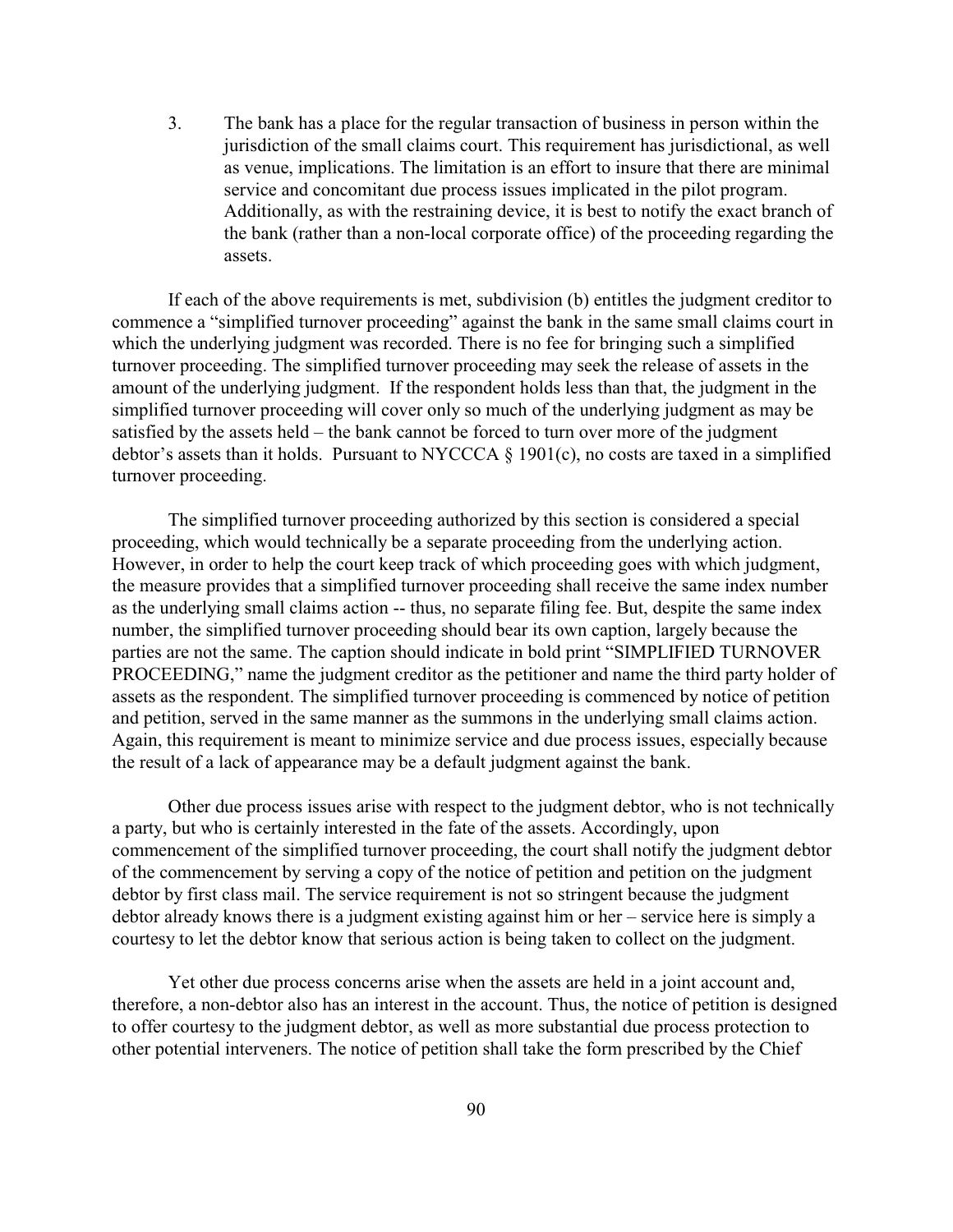3. The bank has a place for the regular transaction of business in person within the jurisdiction of the small claims court. This requirement has jurisdictional, as well as venue, implications. The limitation is an effort to insure that there are minimal service and concomitant due process issues implicated in the pilot program. Additionally, as with the restraining device, it is best to notify the exact branch of the bank (rather than a non-local corporate office) of the proceeding regarding the assets.

If each of the above requirements is met, subdivision (b) entitles the judgment creditor to commence a "simplified turnover proceeding" against the bank in the same small claims court in which the underlying judgment was recorded. There is no fee for bringing such a simplified turnover proceeding. The simplified turnover proceeding may seek the release of assets in the amount of the underlying judgment. If the respondent holds less than that, the judgment in the simplified turnover proceeding will cover only so much of the underlying judgment as may be satisfied by the assets held – the bank cannot be forced to turn over more of the judgment debtor's assets than it holds. Pursuant to NYCCCA § 1901(c), no costs are taxed in a simplified turnover proceeding.

The simplified turnover proceeding authorized by this section is considered a special proceeding, which would technically be a separate proceeding from the underlying action. However, in order to help the court keep track of which proceeding goes with which judgment, the measure provides that a simplified turnover proceeding shall receive the same index number as the underlying small claims action -- thus, no separate filing fee. But, despite the same index number, the simplified turnover proceeding should bear its own caption, largely because the parties are not the same. The caption should indicate in bold print "SIMPLIFIED TURNOVER PROCEEDING," name the judgment creditor as the petitioner and name the third party holder of assets as the respondent. The simplified turnover proceeding is commenced by notice of petition and petition, served in the same manner as the summons in the underlying small claims action. Again, this requirement is meant to minimize service and due process issues, especially because the result of a lack of appearance may be a default judgment against the bank.

Other due process issues arise with respect to the judgment debtor, who is not technically a party, but who is certainly interested in the fate of the assets. Accordingly, upon commencement of the simplified turnover proceeding, the court shall notify the judgment debtor of the commencement by serving a copy of the notice of petition and petition on the judgment debtor by first class mail. The service requirement is not so stringent because the judgment debtor already knows there is a judgment existing against him or her – service here is simply a courtesy to let the debtor know that serious action is being taken to collect on the judgment.

Yet other due process concerns arise when the assets are held in a joint account and, therefore, a non-debtor also has an interest in the account. Thus, the notice of petition is designed to offer courtesy to the judgment debtor, as well as more substantial due process protection to other potential interveners. The notice of petition shall take the form prescribed by the Chief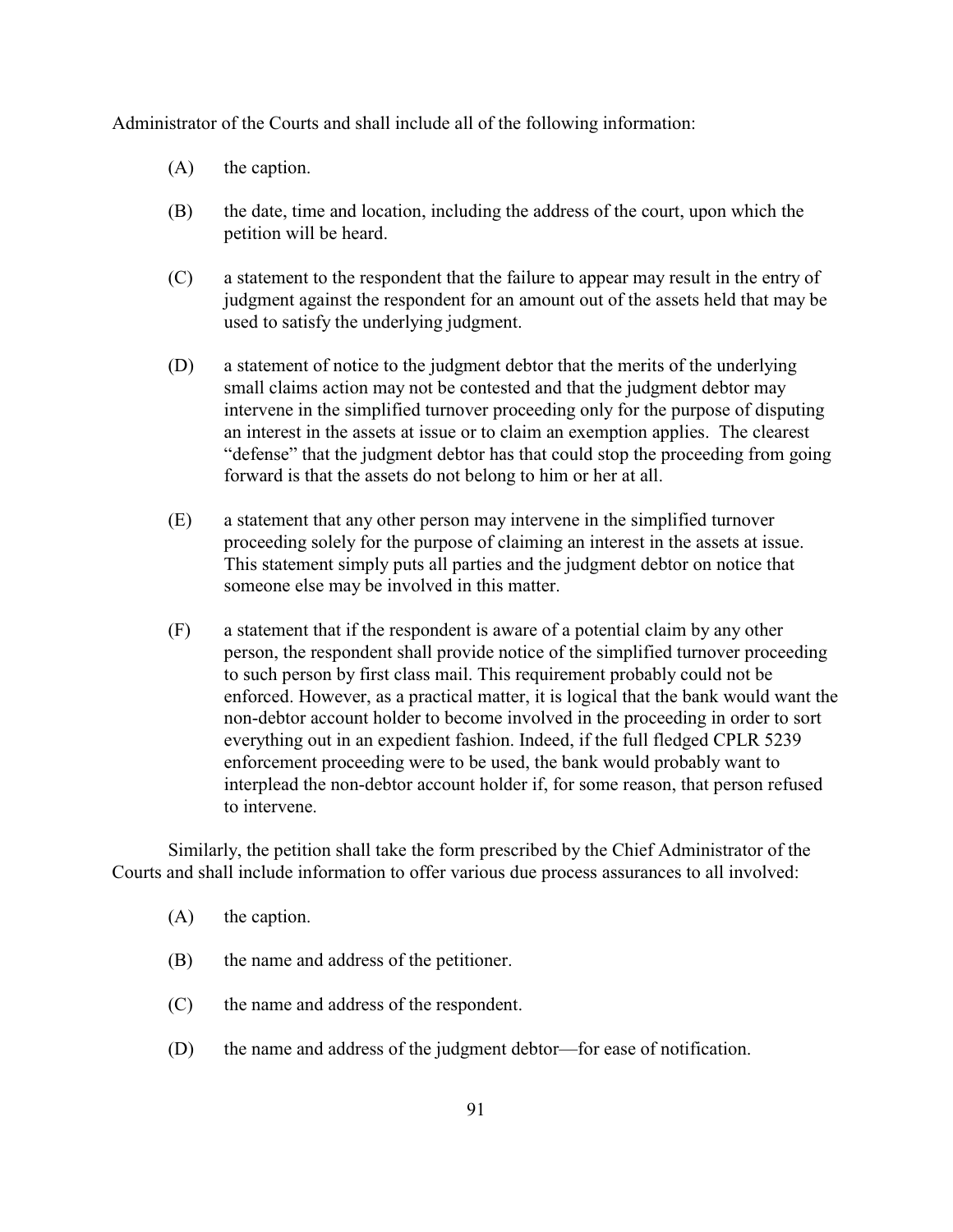Administrator of the Courts and shall include all of the following information:

(A) the caption.

(B) the date, time and location, including the address of the court, upon which the petition will be heard.

(C) a statement to the respondent that the failure to appear may result in the entry of judgment against the respondent for an amount out of the assets held that may be used to satisfy the underlying judgment.

(D) a statement of notice to the judgment debtor that the merits of the underlying small claims action may not be contested and that the judgment debtor may intervene in the simplified turnover proceeding only for the purpose of disputing an interest in the assets at issue or to claim an exemption applies. The clearest "defense" that the judgment debtor has that could stop the proceeding from going forward is that the assets do not belong to him or her at all.

(E) a statement that any other person may intervene in the simplified turnover proceeding solely for the purpose of claiming an interest in the assets at issue. This statement simply puts all parties and the judgment debtor on notice that someone else may be involved in this matter.

(F) a statement that if the respondent is aware of a potential claim by any other person, the respondent shall provide notice of the simplified turnover proceeding to such person by first class mail. This requirement probably could not be enforced. However, as a practical matter, it is logical that the bank would want the non-debtor account holder to become involved in the proceeding in order to sort everything out in an expedient fashion. Indeed, if the full fledged CPLR 5239 enforcement proceeding were to be used, the bank would probably want to interplead the non-debtor account holder if, for some reason, that person refused to intervene.

Similarly, the petition shall take the form prescribed by the Chief Administrator of the Courts and shall include information to offer various due process assurances to all involved:

(A) the caption.

(B) the name and address of the petitioner.

(C) the name and address of the respondent.

(D) the name and address of the judgment debtor—for ease of notification.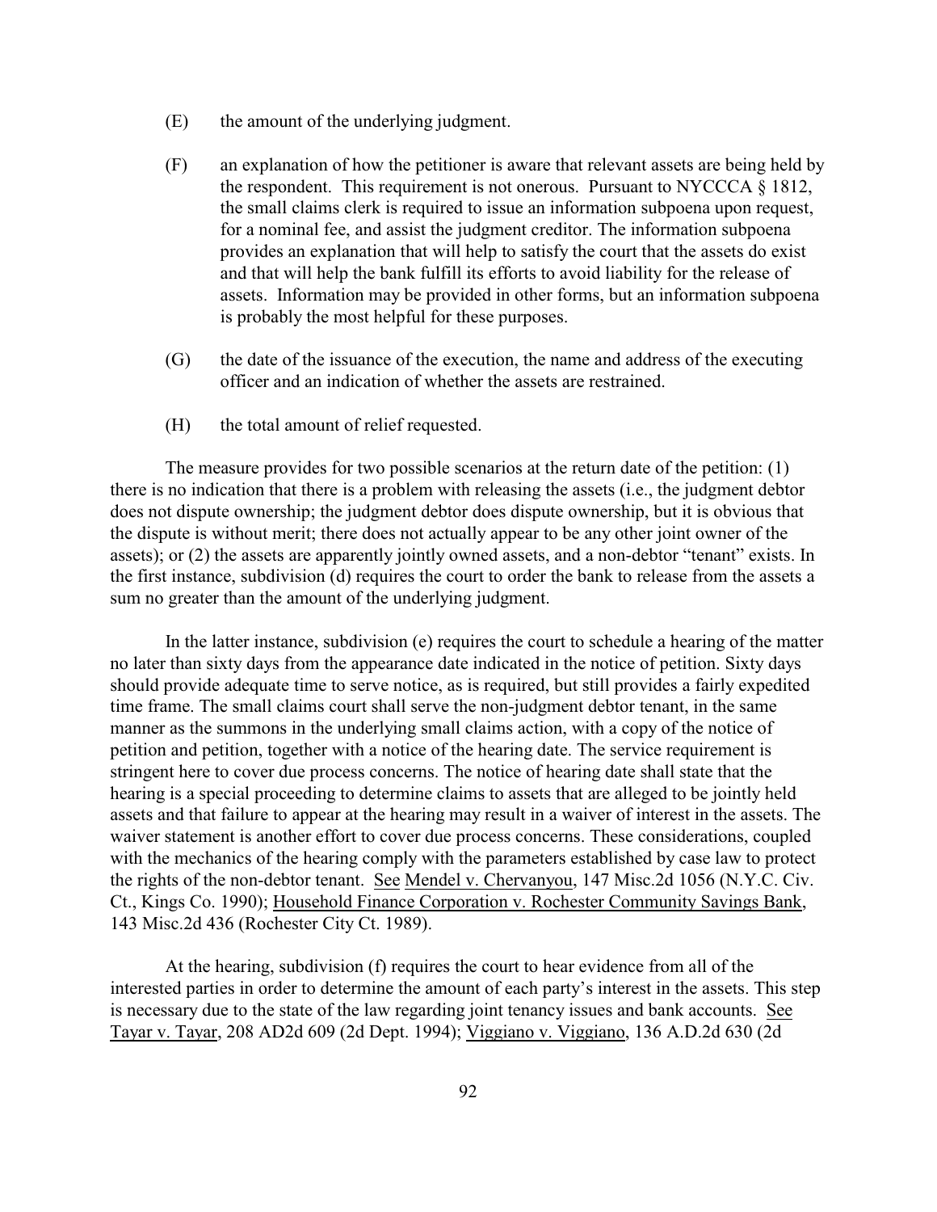(E) the amount of the underlying judgment.

(F) an explanation of how the petitioner is aware that relevant assets are being held by the respondent. This requirement is not onerous. Pursuant to NYCCCA § 1812, the small claims clerk is required to issue an information subpoena upon request, for a nominal fee, and assist the judgment creditor. The information subpoena provides an explanation that will help to satisfy the court that the assets do exist and that will help the bank fulfill its efforts to avoid liability for the release of assets. Information may be provided in other forms, but an information subpoena is probably the most helpful for these purposes.

(G) the date of the issuance of the execution, the name and address of the executing officer and an indication of whether the assets are restrained.

(H) the total amount of relief requested.

The measure provides for two possible scenarios at the return date of the petition: (1) there is no indication that there is a problem with releasing the assets (i.e., the judgment debtor does not dispute ownership; the judgment debtor does dispute ownership, but it is obvious that the dispute is without merit; there does not actually appear to be any other joint owner of the assets); or (2) the assets are apparently jointly owned assets, and a non-debtor "tenant" exists. In the first instance, subdivision (d) requires the court to order the bank to release from the assets a sum no greater than the amount of the underlying judgment.

In the latter instance, subdivision (e) requires the court to schedule a hearing of the matter no later than sixty days from the appearance date indicated in the notice of petition. Sixty days should provide adequate time to serve notice, as is required, but still provides a fairly expedited time frame. The small claims court shall serve the non-judgment debtor tenant, in the same manner as the summons in the underlying small claims action, with a copy of the notice of petition and petition, together with a notice of the hearing date. The service requirement is stringent here to cover due process concerns. The notice of hearing date shall state that the hearing is a special proceeding to determine claims to assets that are alleged to be jointly held assets and that failure to appear at the hearing may result in a waiver of interest in the assets. The waiver statement is another effort to cover due process concerns. These considerations, coupled with the mechanics of the hearing comply with the parameters established by case law to protect the rights of the non-debtor tenant. See Mendel v. Chervanyou, 147 Misc.2d 1056 (N.Y.C. Civ. Ct., Kings Co. 1990); Household Finance Corporation v. Rochester Community Savings Bank, 143 Misc.2d 436 (Rochester City Ct. 1989).

At the hearing, subdivision (f) requires the court to hear evidence from all of the interested parties in order to determine the amount of each party's interest in the assets. This step is necessary due to the state of the law regarding joint tenancy issues and bank accounts. See Tayar v. Tayar, 208 AD2d 609 (2d Dept. 1994); Viggiano v. Viggiano, 136 A.D.2d 630 (2d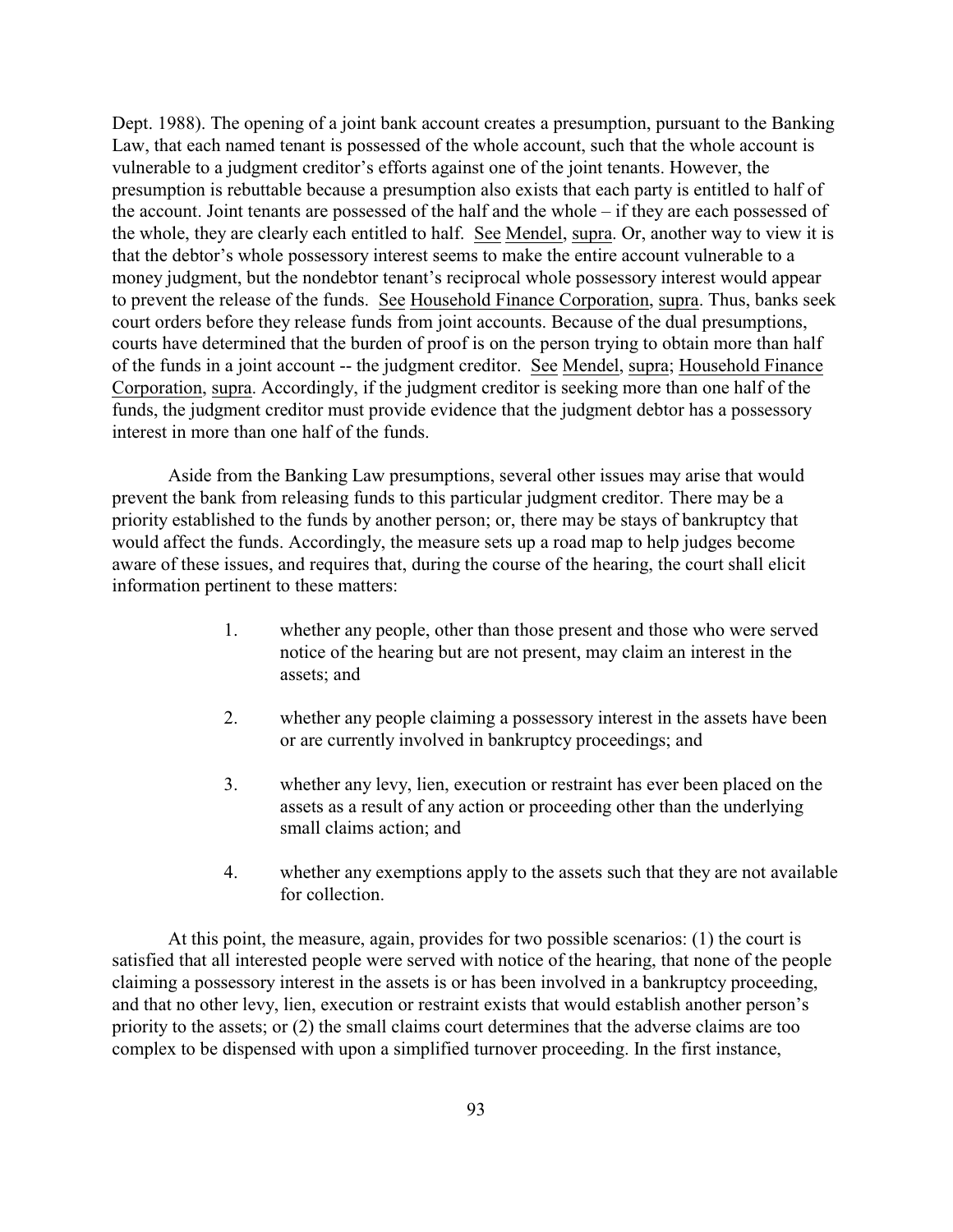Dept. 1988). The opening of a joint bank account creates a presumption, pursuant to the Banking Law, that each named tenant is possessed of the whole account, such that the whole account is vulnerable to a judgment creditor's efforts against one of the joint tenants. However, the presumption is rebuttable because a presumption also exists that each party is entitled to half of the account. Joint tenants are possessed of the half and the whole – if they are each possessed of the whole, they are clearly each entitled to half. See Mendel, supra. Or, another way to view it is that the debtor's whole possessory interest seems to make the entire account vulnerable to a money judgment, but the nondebtor tenant's reciprocal whole possessory interest would appear to prevent the release of the funds. See Household Finance Corporation, supra. Thus, banks seek court orders before they release funds from joint accounts. Because of the dual presumptions, courts have determined that the burden of proof is on the person trying to obtain more than half of the funds in a joint account -- the judgment creditor. See Mendel, supra; Household Finance Corporation, supra. Accordingly, if the judgment creditor is seeking more than one half of the funds, the judgment creditor must provide evidence that the judgment debtor has a possessory interest in more than one half of the funds.

Aside from the Banking Law presumptions, several other issues may arise that would prevent the bank from releasing funds to this particular judgment creditor. There may be a priority established to the funds by another person; or, there may be stays of bankruptcy that would affect the funds. Accordingly, the measure sets up a road map to help judges become aware of these issues, and requires that, during the course of the hearing, the court shall elicit information pertinent to these matters:

1. whether any people, other than those present and those who were served notice of the hearing but are not present, may claim an interest in the assets; and

2. whether any people claiming a possessory interest in the assets have been or are currently involved in bankruptcy proceedings; and

3. whether any levy, lien, execution or restraint has ever been placed on the assets as a result of any action or proceeding other than the underlying small claims action; and

4. whether any exemptions apply to the assets such that they are not available for collection.

At this point, the measure, again, provides for two possible scenarios: (1) the court is satisfied that all interested people were served with notice of the hearing, that none of the people claiming a possessory interest in the assets is or has been involved in a bankruptcy proceeding, and that no other levy, lien, execution or restraint exists that would establish another person's priority to the assets; or (2) the small claims court determines that the adverse claims are too complex to be dispensed with upon a simplified turnover proceeding. In the first instance,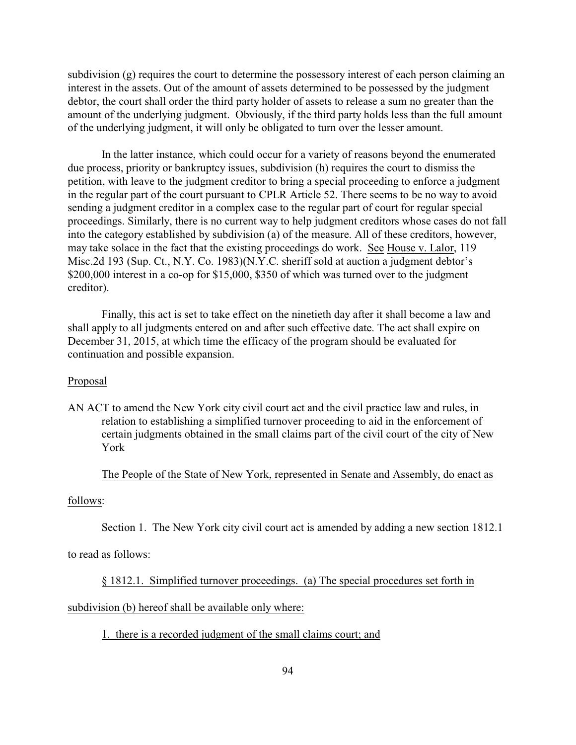subdivision (g) requires the court to determine the possessory interest of each person claiming an interest in the assets. Out of the amount of assets determined to be possessed by the judgment debtor, the court shall order the third party holder of assets to release a sum no greater than the amount of the underlying judgment. Obviously, if the third party holds less than the full amount of the underlying judgment, it will only be obligated to turn over the lesser amount.

In the latter instance, which could occur for a variety of reasons beyond the enumerated due process, priority or bankruptcy issues, subdivision (h) requires the court to dismiss the petition, with leave to the judgment creditor to bring a special proceeding to enforce a judgment in the regular part of the court pursuant to CPLR Article 52. There seems to be no way to avoid sending a judgment creditor in a complex case to the regular part of court for regular special proceedings. Similarly, there is no current way to help judgment creditors whose cases do not fall into the category established by subdivision (a) of the measure. All of these creditors, however, may take solace in the fact that the existing proceedings do work. See House v. Lalor, 119 Misc.2d 193 (Sup. Ct., N.Y. Co. 1983)(N.Y.C. sheriff sold at auction a judgment debtor's $200,000 interest in a co-op for $15,000, $350 of which was turned over to the judgment creditor).

Finally, this act is set to take effect on the ninetieth day after it shall become a law and shall apply to all judgments entered on and after such effective date. The act shall expire on December 31, 2015, at which time the efficacy of the program should be evaluated for continuation and possible expansion.

Proposal

AN ACT to amend the New York city civil court act and the civil practice law and rules, in relation to establishing a simplified turnover proceeding to aid in the enforcement of certain judgments obtained in the small claims part of the civil court of the city of New York

The People of the State of New York, represented in Senate and Assembly, do enact as follows:

Section 1. The New York city civil court act is amended by adding a new section 1812.1 to read as follows:

§ 1812.1. Simplified turnover proceedings. (a) The special procedures set forth in subdivision (b) hereof shall be available only where:

1. there is a recorded judgment of the small claims court; and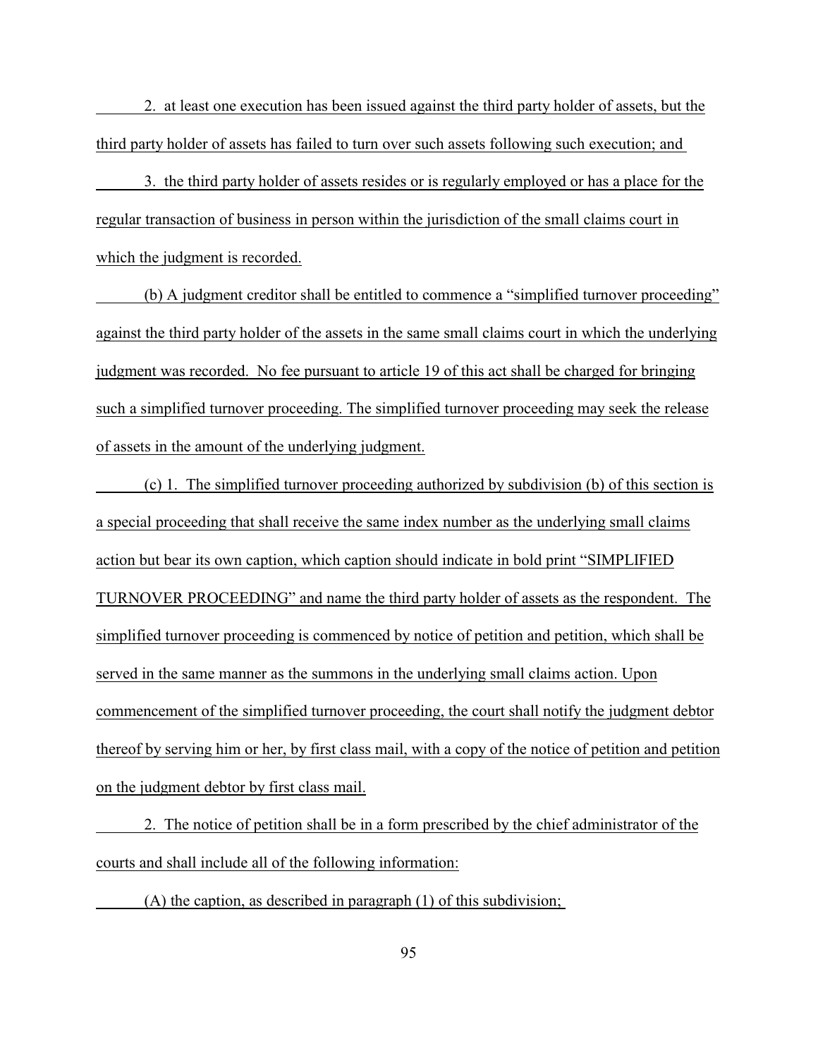2. at least one execution has been issued against the third party holder of assets, but the third party holder of assets has failed to turn over such assets following such execution; and

3. the third party holder of assets resides or is regularly employed or has a place for the regular transaction of business in person within the jurisdiction of the small claims court in which the judgment is recorded.

(b) A judgment creditor shall be entitled to commence a "simplified turnover proceeding" against the third party holder of the assets in the same small claims court in which the underlying judgment was recorded. No fee pursuant to article 19 of this act shall be charged for bringing such a simplified turnover proceeding. The simplified turnover proceeding may seek the release of assets in the amount of the underlying judgment.

(c) 1. The simplified turnover proceeding authorized by subdivision (b) of this section is a special proceeding that shall receive the same index number as the underlying small claims action but bear its own caption, which caption should indicate in bold print "SIMPLIFIED TURNOVER PROCEEDING" and name the third party holder of assets as the respondent. The simplified turnover proceeding is commenced by notice of petition and petition, which shall be served in the same manner as the summons in the underlying small claims action. Upon commencement of the simplified turnover proceeding, the court shall notify the judgment debtor thereof by serving him or her, by first class mail, with a copy of the notice of petition and petition on the judgment debtor by first class mail.

2. The notice of petition shall be in a form prescribed by the chief administrator of the courts and shall include all of the following information:

(A) the caption, as described in paragraph (1) of this subdivision;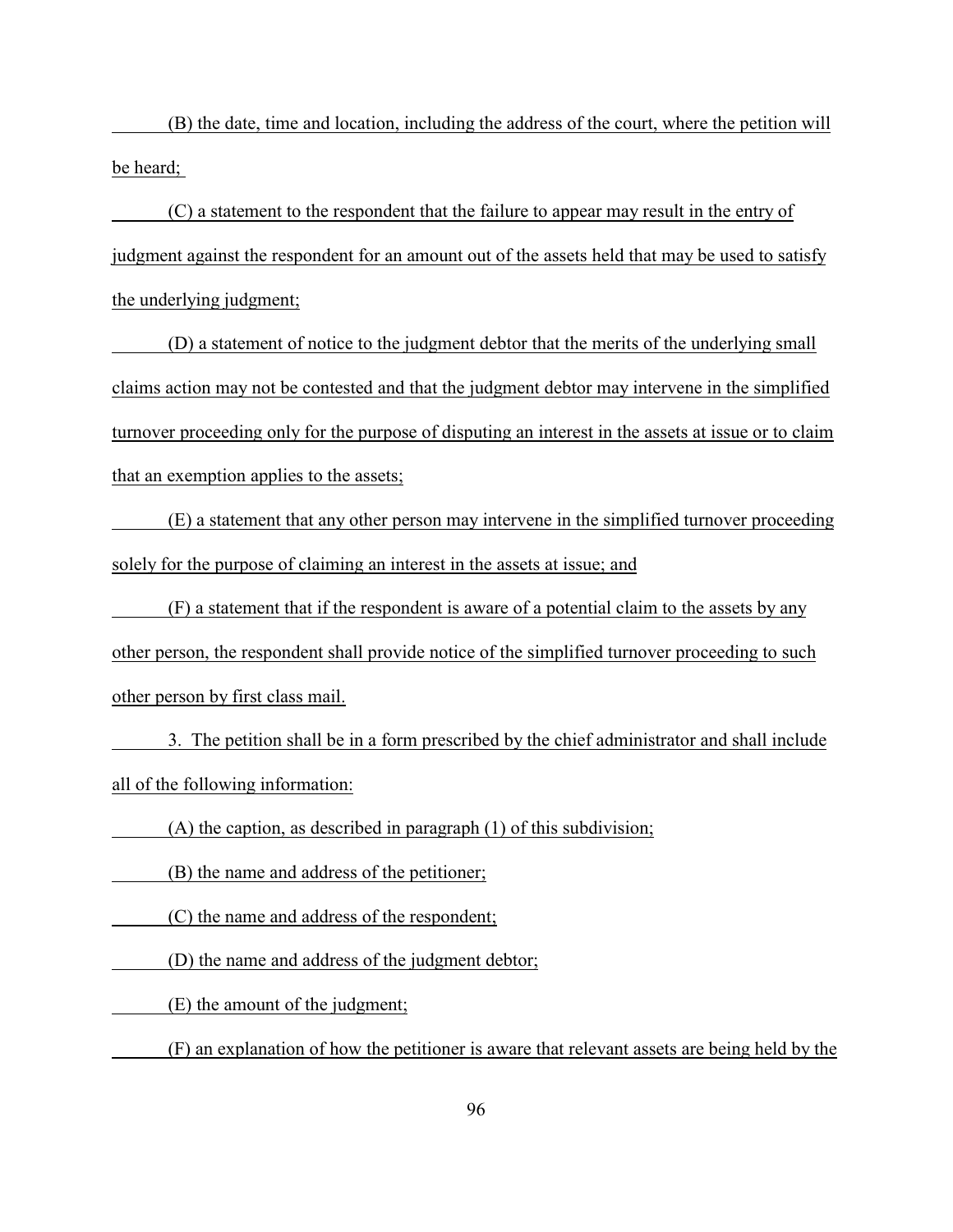(B) the date, time and location, including the address of the court, where the petition will be heard;

(C) a statement to the respondent that the failure to appear may result in the entry of judgment against the respondent for an amount out of the assets held that may be used to satisfy the underlying judgment;

(D) a statement of notice to the judgment debtor that the merits of the underlying small claims action may not be contested and that the judgment debtor may intervene in the simplified turnover proceeding only for the purpose of disputing an interest in the assets at issue or to claim that an exemption applies to the assets;

(E) a statement that any other person may intervene in the simplified turnover proceeding solely for the purpose of claiming an interest in the assets at issue; and

(F) a statement that if the respondent is aware of a potential claim to the assets by any other person, the respondent shall provide notice of the simplified turnover proceeding to such other person by first class mail.

3. The petition shall be in a form prescribed by the chief administrator and shall include all of the following information:

(A) the caption, as described in paragraph (1) of this subdivision;

(B) the name and address of the petitioner;

(C) the name and address of the respondent;

(D) the name and address of the judgment debtor;

(E) the amount of the judgment;

(F) an explanation of how the petitioner is aware that relevant assets are being held by the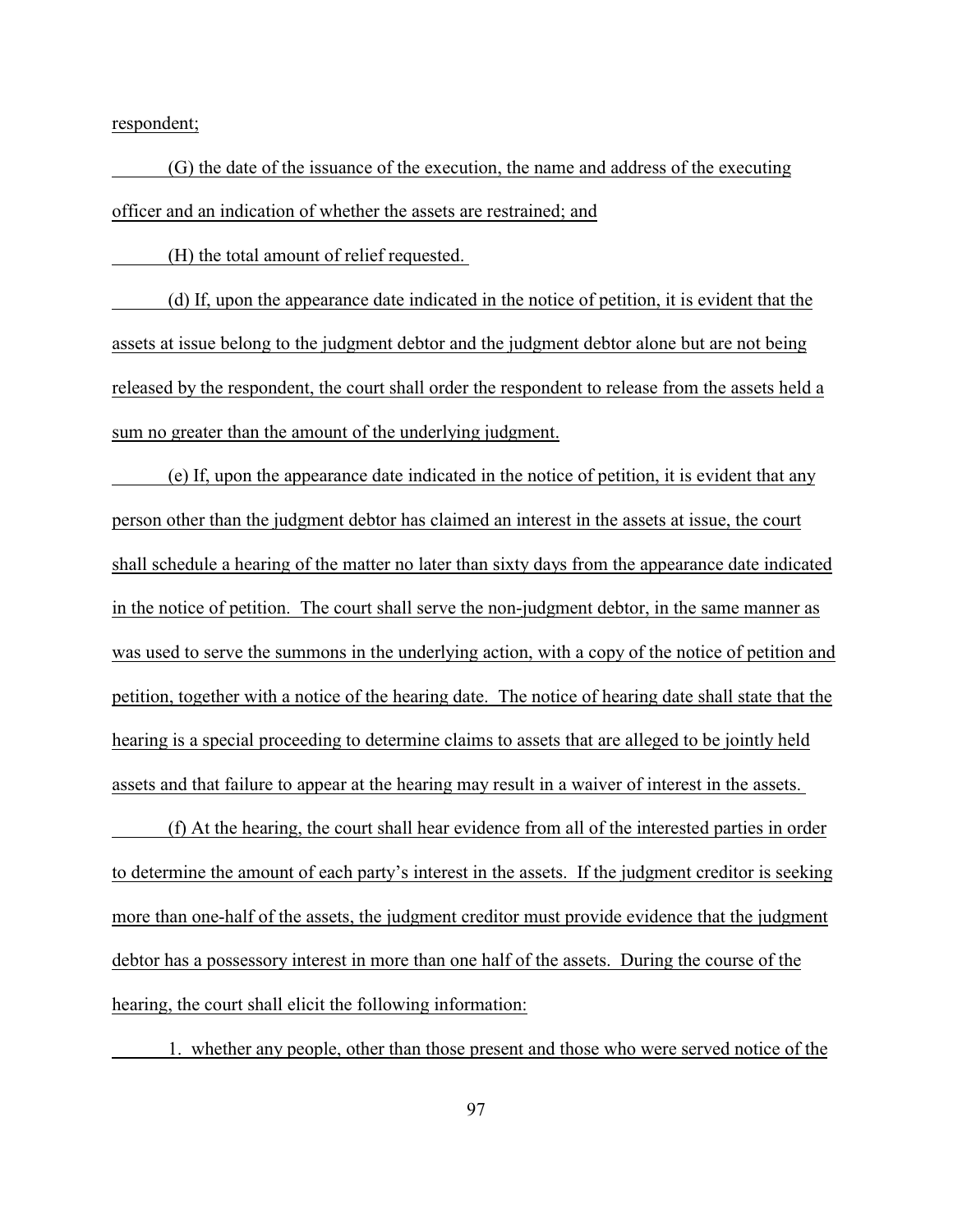respondent;

(G) the date of the issuance of the execution, the name and address of the executing officer and an indication of whether the assets are restrained; and

(H) the total amount of relief requested.

(d) If, upon the appearance date indicated in the notice of petition, it is evident that the assets at issue belong to the judgment debtor and the judgment debtor alone but are not being released by the respondent, the court shall order the respondent to release from the assets held a sum no greater than the amount of the underlying judgment.

(e) If, upon the appearance date indicated in the notice of petition, it is evident that any person other than the judgment debtor has claimed an interest in the assets at issue, the court shall schedule a hearing of the matter no later than sixty days from the appearance date indicated in the notice of petition. The court shall serve the non-judgment debtor, in the same manner as was used to serve the summons in the underlying action, with a copy of the notice of petition and petition, together with a notice of the hearing date. The notice of hearing date shall state that the hearing is a special proceeding to determine claims to assets that are alleged to be jointly held assets and that failure to appear at the hearing may result in a waiver of interest in the assets.

(f) At the hearing, the court shall hear evidence from all of the interested parties in order to determine the amount of each party's interest in the assets. If the judgment creditor is seeking more than one-half of the assets, the judgment creditor must provide evidence that the judgment debtor has a possessory interest in more than one half of the assets. During the course of the hearing, the court shall elicit the following information:

1. whether any people, other than those present and those who were served notice of the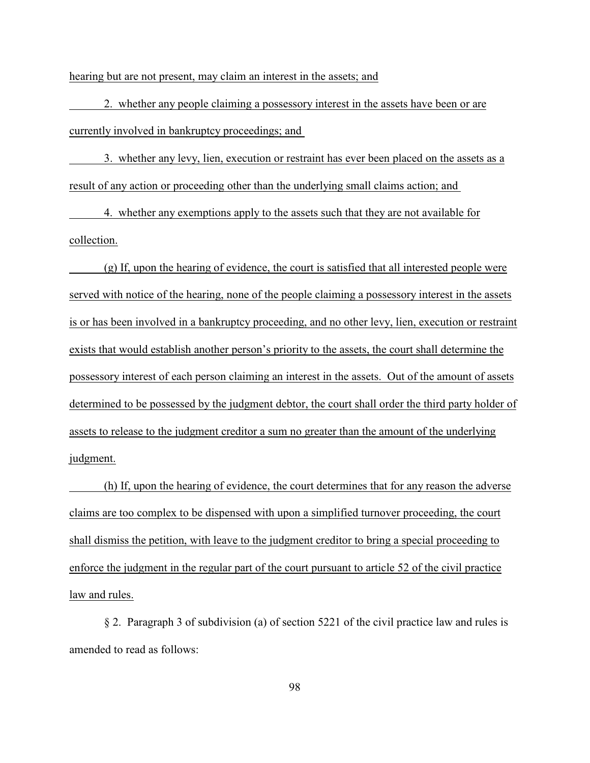hearing but are not present, may claim an interest in the assets; and

2. whether any people claiming a possessory interest in the assets have been or are currently involved in bankruptcy proceedings; and

3. whether any levy, lien, execution or restraint has ever been placed on the assets as a result of any action or proceeding other than the underlying small claims action; and

4. whether any exemptions apply to the assets such that they are not available for collection.

(g) If, upon the hearing of evidence, the court is satisfied that all interested people were served with notice of the hearing, none of the people claiming a possessory interest in the assets is or has been involved in a bankruptcy proceeding, and no other levy, lien, execution or restraint exists that would establish another person's priority to the assets, the court shall determine the possessory interest of each person claiming an interest in the assets. Out of the amount of assets determined to be possessed by the judgment debtor, the court shall order the third party holder of assets to release to the judgment creditor a sum no greater than the amount of the underlying judgment.

(h) If, upon the hearing of evidence, the court determines that for any reason the adverse claims are too complex to be dispensed with upon a simplified turnover proceeding, the court shall dismiss the petition, with leave to the judgment creditor to bring a special proceeding to enforce the judgment in the regular part of the court pursuant to article 52 of the civil practice law and rules.

§ 2. Paragraph 3 of subdivision (a) of section 5221 of the civil practice law and rules is amended to read as follows: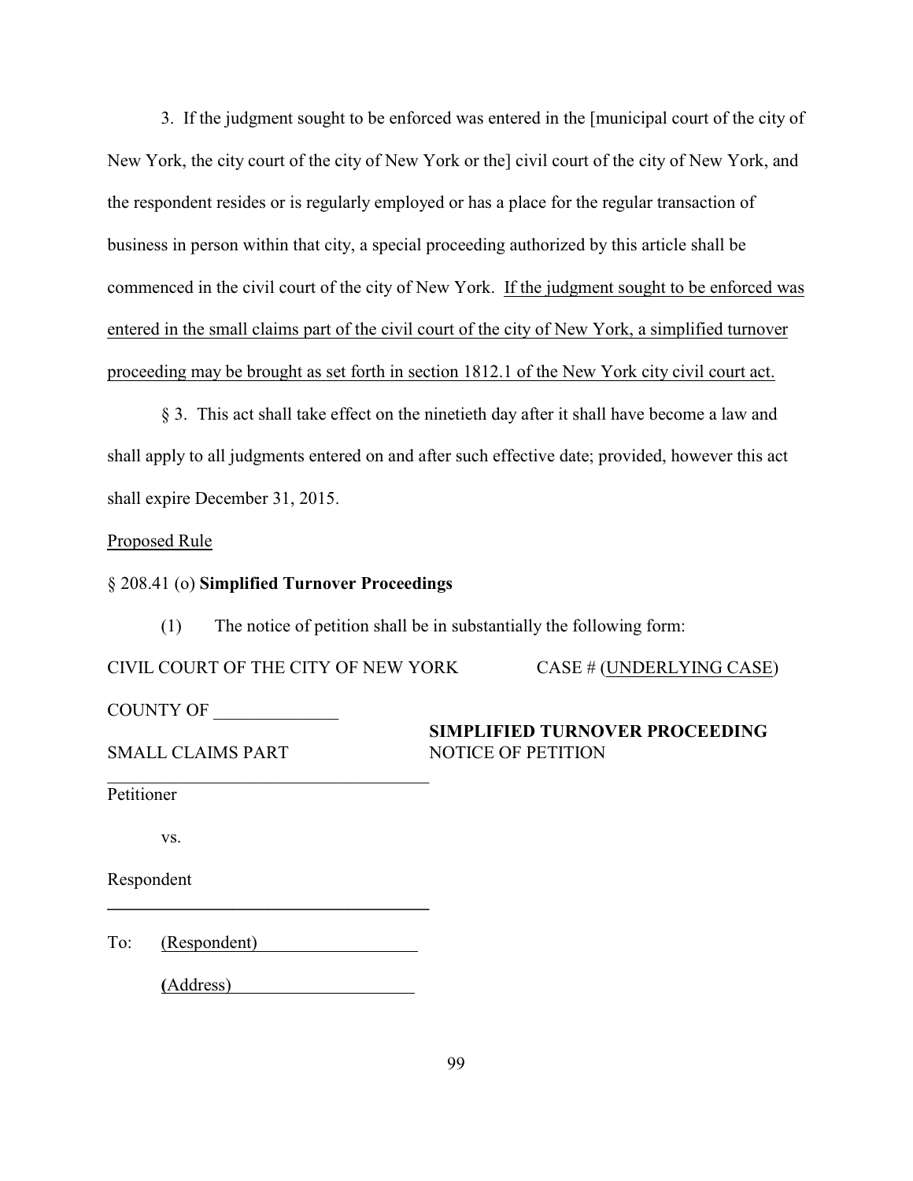3. If the judgment sought to be enforced was entered in the [municipal court of the city of New York, the city court of the city of New York or the] civil court of the city of New York, and the respondent resides or is regularly employed or has a place for the regular transaction of business in person within that city, a special proceeding authorized by this article shall be commenced in the civil court of the city of New York. <u>If the judgment sought to be enforced was entered in the small claims part of the civil court of the city of New York, a simplified turnover proceeding may be brought as set forth in section 1812.1 of the New York city civil court act.</u>

§ 3. This act shall take effect on the ninetieth day after it shall have become a law and shall apply to all judgments entered on and after such effective date; provided, however this act shall expire December 31, 2015.

<u>Proposed Rule</u>

§ 208.41 (o) **Simplified Turnover Proceedings**

(1) The notice of petition shall be in substantially the following form:

CIVIL COURT OF THE CITY OF NEW YORK CASE # (<u>UNDERLYING CASE</u>)

COUNTY OF ______________

SMALL CLAIMS PART

**SIMPLIFIED TURNOVER PROCEEDING**
NOTICE OF PETITION

_____________________________________

Petitioner

vs.

Respondent

_____________________________________

To: (Respondent)__________________

(Address)_____________________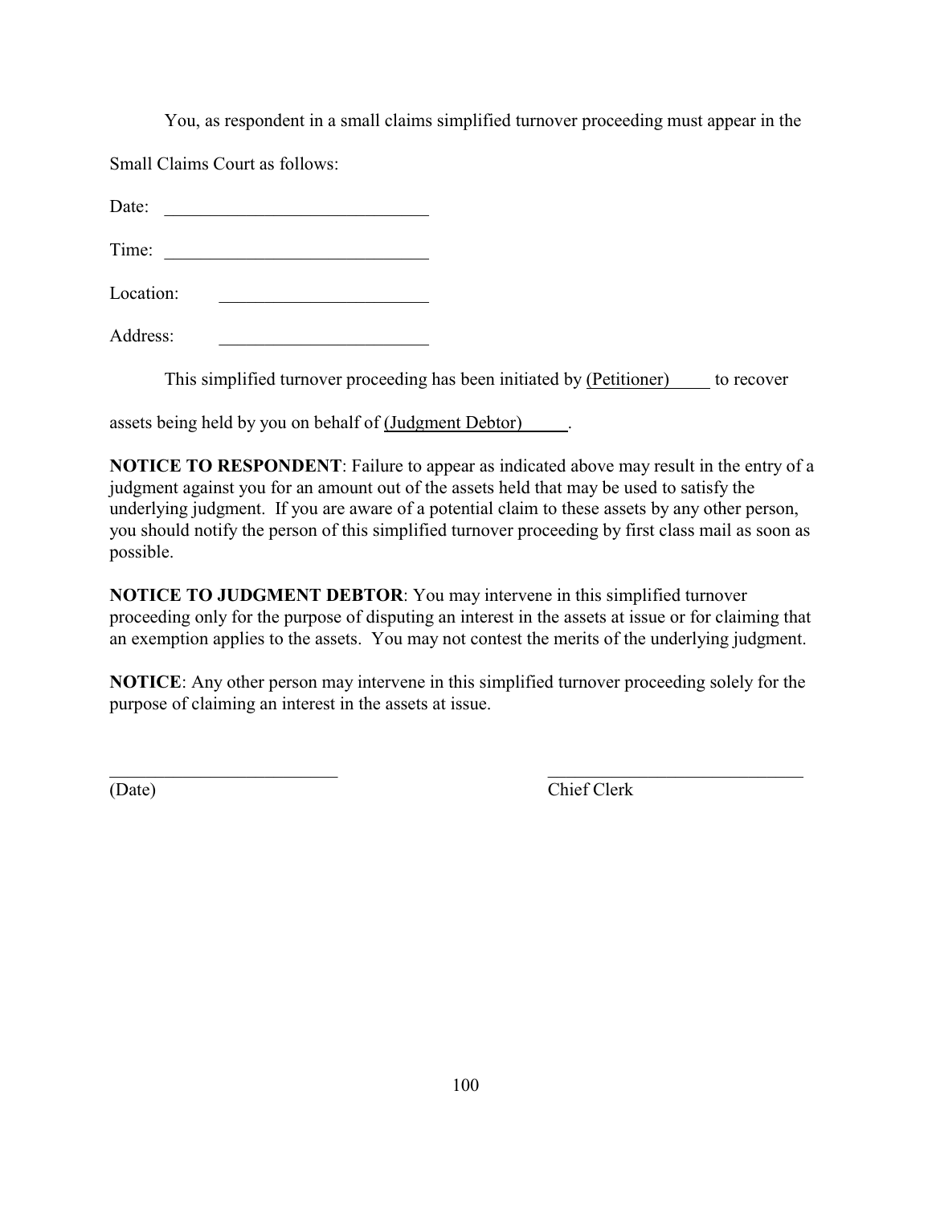You, as respondent in a small claims simplified turnover proceeding must appear in the Small Claims Court as follows:

Date: ______________________________

Time: ______________________________

Location: ______________________

Address: ______________________

This simplified turnover proceeding has been initiated by (Petitioner)_____ to recover assets being held by you on behalf of (Judgment Debtor)_____.

**NOTICE TO RESPONDENT**: Failure to appear as indicated above may result in the entry of a judgment against you for an amount out of the assets held that may be used to satisfy the underlying judgment. If you are aware of a potential claim to these assets by any other person, you should notify the person of this simplified turnover proceeding by first class mail as soon as possible.

**NOTICE TO JUDGMENT DEBTOR**: You may intervene in this simplified turnover proceeding only for the purpose of disputing an interest in the assets at issue or for claiming that an exemption applies to the assets. You may not contest the merits of the underlying judgment.

**NOTICE**: Any other person may intervene in this simplified turnover proceeding solely for the purpose of claiming an interest in the assets at issue.

| _________________________ | _____________________________ |
|---|---|
| (Date) | Chief Clerk |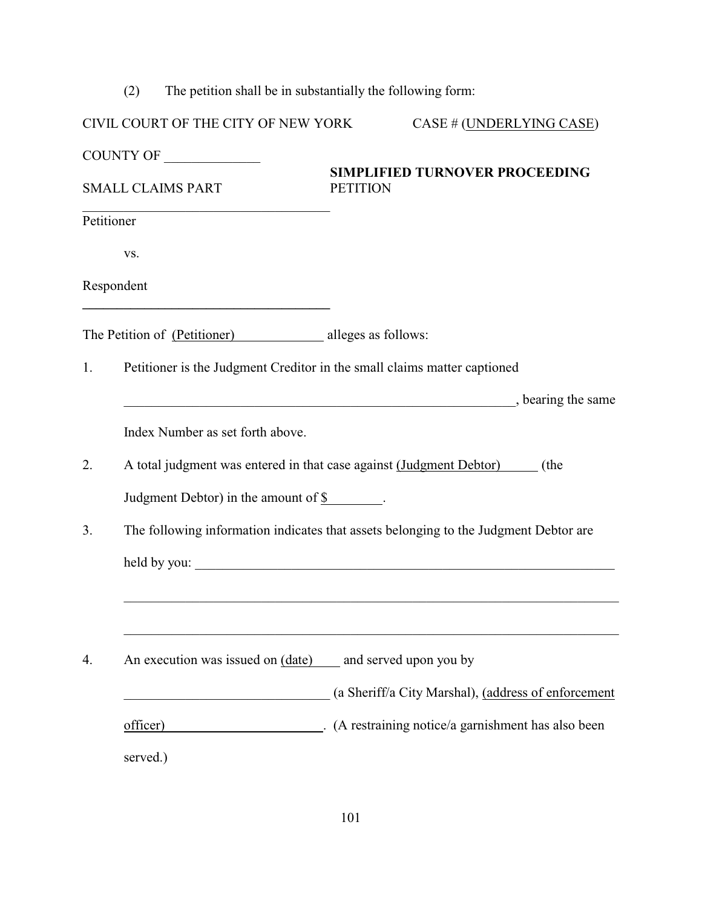(2) The petition shall be in substantially the following form:

CIVIL COURT OF THE CITY OF NEW YORK CASE # (UNDERLYING CASE)

COUNTY OF ______________

SMALL CLAIMS PART

**SIMPLIFIED TURNOVER PROCEEDING**
PETITION

_____________________________________
Petitioner

vs.

Respondent
_____________________________________

The Petition of (Petitioner)_____________ alleges as follows:

1. Petitioner is the Judgment Creditor in the small claims matter captioned ____________________________________________________________, bearing the same Index Number as set forth above.

2. A total judgment was entered in that case against (Judgment Debtor)______ (the Judgment Debtor) in the amount of $________.

3. The following information indicates that assets belonging to the Judgment Debtor are held by you: _________________________________________________________________
_________________________________________________________________________
_________________________________________________________________________

4. An execution was issued on (date)____ and served upon you by ______________________________ (a Sheriff/a City Marshal), (address of enforcement officer)________________________. (A restraining notice/a garnishment has also been served.)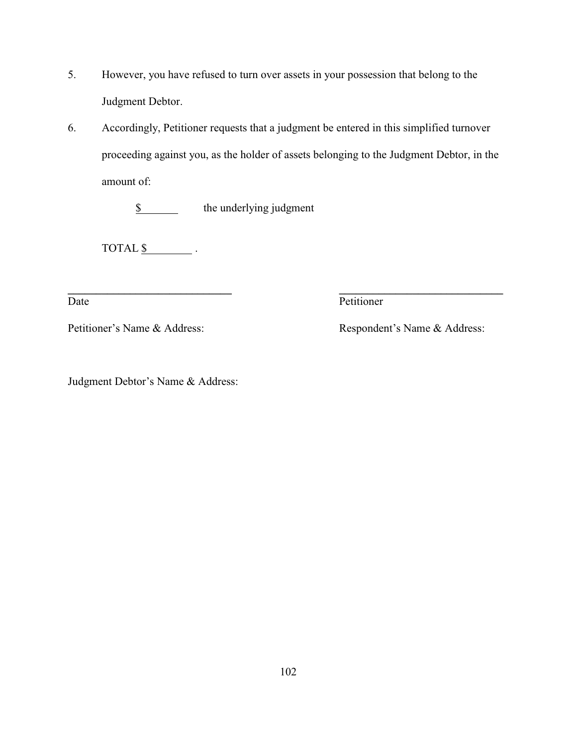5. However, you have refused to turn over assets in your possession that belong to the Judgment Debtor.

6. Accordingly, Petitioner requests that a judgment be entered in this simplified turnover proceeding against you, as the holder of assets belonging to the Judgment Debtor, in the amount of:

   $\_\_\_\_\_\_\_ the underlying judgment

   TOTAL $\_\_\_\_\_\_\_\_ .

| | |
|---|---|
| \_\_\_\_\_\_\_\_\_\_\_\_\_\_\_\_\_\_\_\_\_\_\_\_\_\_\_\_\_\_ | \_\_\_\_\_\_\_\_\_\_\_\_\_\_\_\_\_\_\_\_\_\_\_\_\_\_\_\_\_\_ |
| Date | Petitioner |
| Petitioner's Name & Address: | Respondent's Name & Address: |

Judgment Debtor's Name & Address: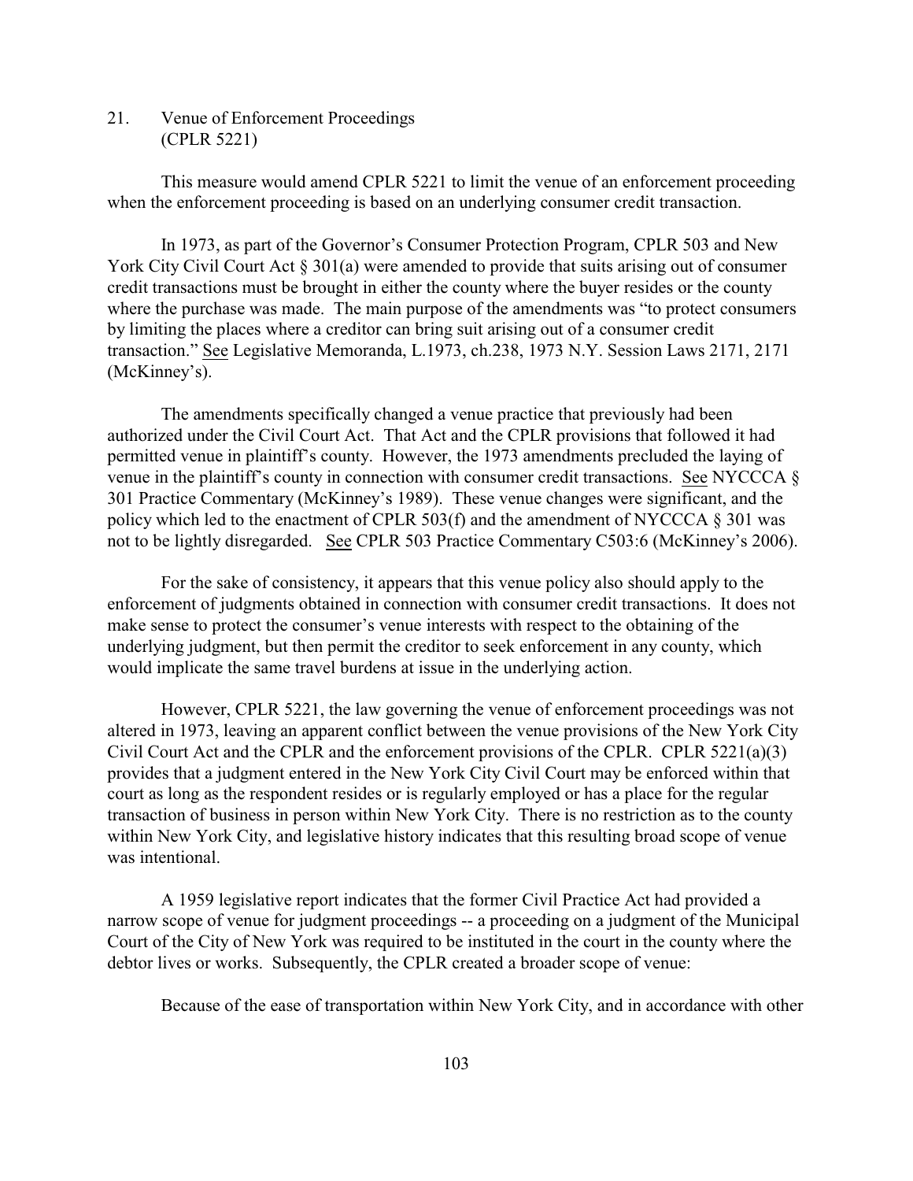21. Venue of Enforcement Proceedings
(CPLR 5221)

This measure would amend CPLR 5221 to limit the venue of an enforcement proceeding when the enforcement proceeding is based on an underlying consumer credit transaction.

In 1973, as part of the Governor's Consumer Protection Program, CPLR 503 and New York City Civil Court Act § 301(a) were amended to provide that suits arising out of consumer credit transactions must be brought in either the county where the buyer resides or the county where the purchase was made. The main purpose of the amendments was "to protect consumers by limiting the places where a creditor can bring suit arising out of a consumer credit transaction." See Legislative Memoranda, L.1973, ch.238, 1973 N.Y. Session Laws 2171, 2171 (McKinney's).

The amendments specifically changed a venue practice that previously had been authorized under the Civil Court Act. That Act and the CPLR provisions that followed it had permitted venue in plaintiff's county. However, the 1973 amendments precluded the laying of venue in the plaintiff's county in connection with consumer credit transactions. See NYCCCA § 301 Practice Commentary (McKinney's 1989). These venue changes were significant, and the policy which led to the enactment of CPLR 503(f) and the amendment of NYCCCA § 301 was not to be lightly disregarded. See CPLR 503 Practice Commentary C503:6 (McKinney's 2006).

For the sake of consistency, it appears that this venue policy also should apply to the enforcement of judgments obtained in connection with consumer credit transactions. It does not make sense to protect the consumer's venue interests with respect to the obtaining of the underlying judgment, but then permit the creditor to seek enforcement in any county, which would implicate the same travel burdens at issue in the underlying action.

However, CPLR 5221, the law governing the venue of enforcement proceedings was not altered in 1973, leaving an apparent conflict between the venue provisions of the New York City Civil Court Act and the CPLR and the enforcement provisions of the CPLR. CPLR 5221(a)(3) provides that a judgment entered in the New York City Civil Court may be enforced within that court as long as the respondent resides or is regularly employed or has a place for the regular transaction of business in person within New York City. There is no restriction as to the county within New York City, and legislative history indicates that this resulting broad scope of venue was intentional.

A 1959 legislative report indicates that the former Civil Practice Act had provided a narrow scope of venue for judgment proceedings -- a proceeding on a judgment of the Municipal Court of the City of New York was required to be instituted in the court in the county where the debtor lives or works. Subsequently, the CPLR created a broader scope of venue:

Because of the ease of transportation within New York City, and in accordance with other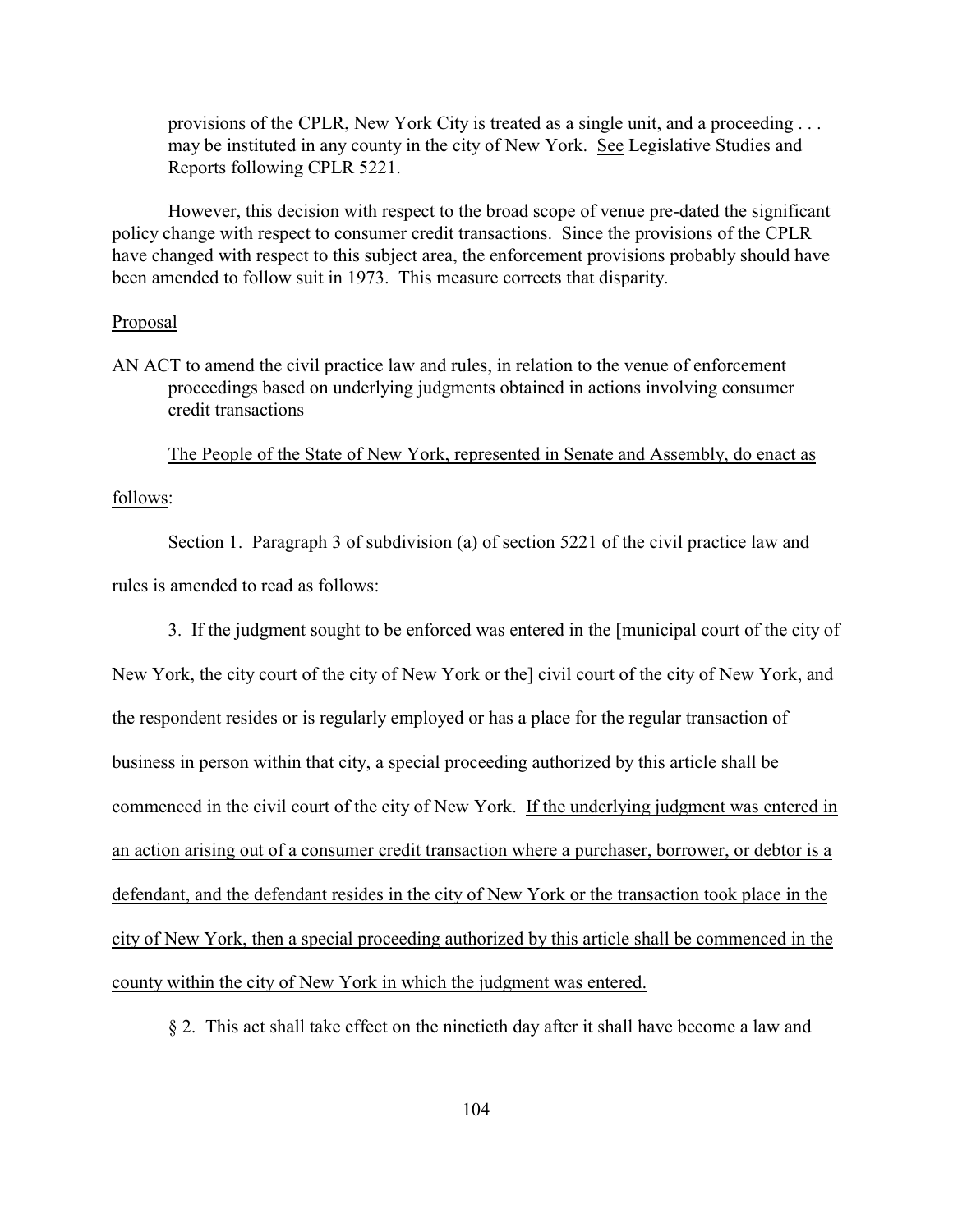provisions of the CPLR, New York City is treated as a single unit, and a proceeding . . . may be instituted in any county in the city of New York. See Legislative Studies and Reports following CPLR 5221.

However, this decision with respect to the broad scope of venue pre-dated the significant policy change with respect to consumer credit transactions. Since the provisions of the CPLR have changed with respect to this subject area, the enforcement provisions probably should have been amended to follow suit in 1973. This measure corrects that disparity.

Proposal

AN ACT to amend the civil practice law and rules, in relation to the venue of enforcement proceedings based on underlying judgments obtained in actions involving consumer credit transactions

The People of the State of New York, represented in Senate and Assembly, do enact as follows:

Section 1. Paragraph 3 of subdivision (a) of section 5221 of the civil practice law and rules is amended to read as follows:

3. If the judgment sought to be enforced was entered in the [municipal court of the city of New York, the city court of the city of New York or the] civil court of the city of New York, and the respondent resides or is regularly employed or has a place for the regular transaction of business in person within that city, a special proceeding authorized by this article shall be commenced in the civil court of the city of New York. If the underlying judgment was entered in an action arising out of a consumer credit transaction where a purchaser, borrower, or debtor is a defendant, and the defendant resides in the city of New York or the transaction took place in the city of New York, then a special proceeding authorized by this article shall be commenced in the county within the city of New York in which the judgment was entered.

§ 2. This act shall take effect on the ninetieth day after it shall have become a law and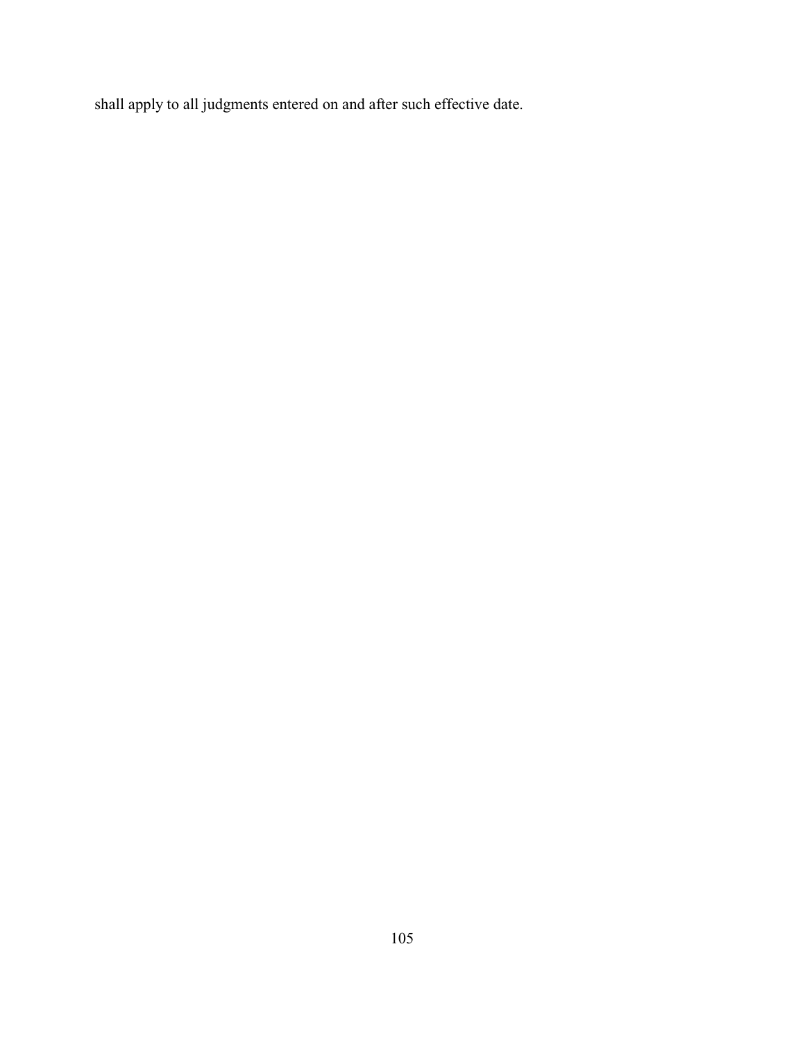shall apply to all judgments entered on and after such effective date.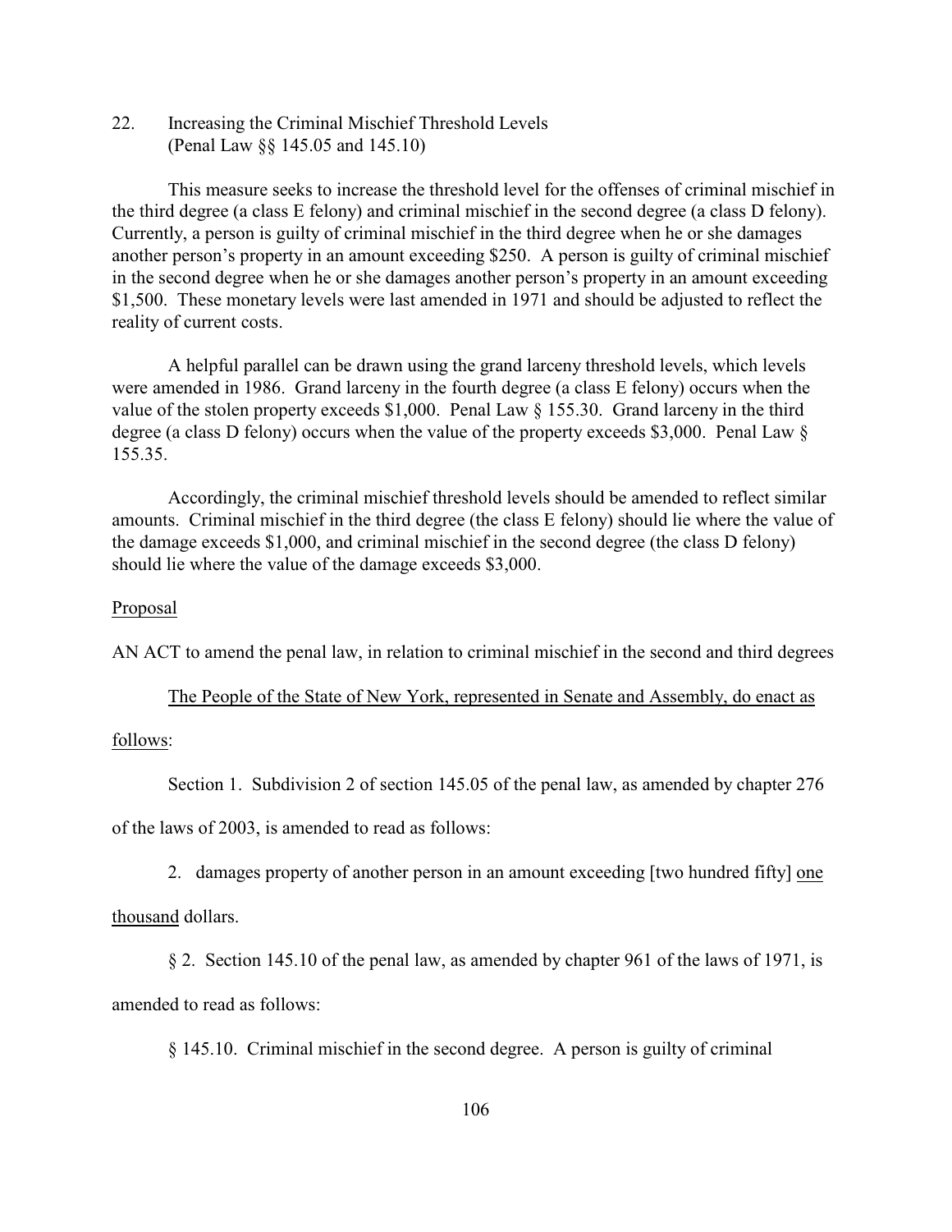22. Increasing the Criminal Mischief Threshold Levels
(Penal Law §§ 145.05 and 145.10)

This measure seeks to increase the threshold level for the offenses of criminal mischief in the third degree (a class E felony) and criminal mischief in the second degree (a class D felony). Currently, a person is guilty of criminal mischief in the third degree when he or she damages another person's property in an amount exceeding $250. A person is guilty of criminal mischief in the second degree when he or she damages another person's property in an amount exceeding $1,500. These monetary levels were last amended in 1971 and should be adjusted to reflect the reality of current costs.

A helpful parallel can be drawn using the grand larceny threshold levels, which levels were amended in 1986. Grand larceny in the fourth degree (a class E felony) occurs when the value of the stolen property exceeds $1,000. Penal Law § 155.30. Grand larceny in the third degree (a class D felony) occurs when the value of the property exceeds $3,000. Penal Law § 155.35.

Accordingly, the criminal mischief threshold levels should be amended to reflect similar amounts. Criminal mischief in the third degree (the class E felony) should lie where the value of the damage exceeds $1,000, and criminal mischief in the second degree (the class D felony) should lie where the value of the damage exceeds $3,000.

<u>Proposal</u>

AN ACT to amend the penal law, in relation to criminal mischief in the second and third degrees

<u>The People of the State of New York, represented in Senate and Assembly, do enact as follows</u>:

Section 1. Subdivision 2 of section 145.05 of the penal law, as amended by chapter 276 of the laws of 2003, is amended to read as follows:

2. damages property of another person in an amount exceeding [two hundred fifty] <u>one thousand</u> dollars.

§ 2. Section 145.10 of the penal law, as amended by chapter 961 of the laws of 1971, is amended to read as follows:

§ 145.10. Criminal mischief in the second degree. A person is guilty of criminal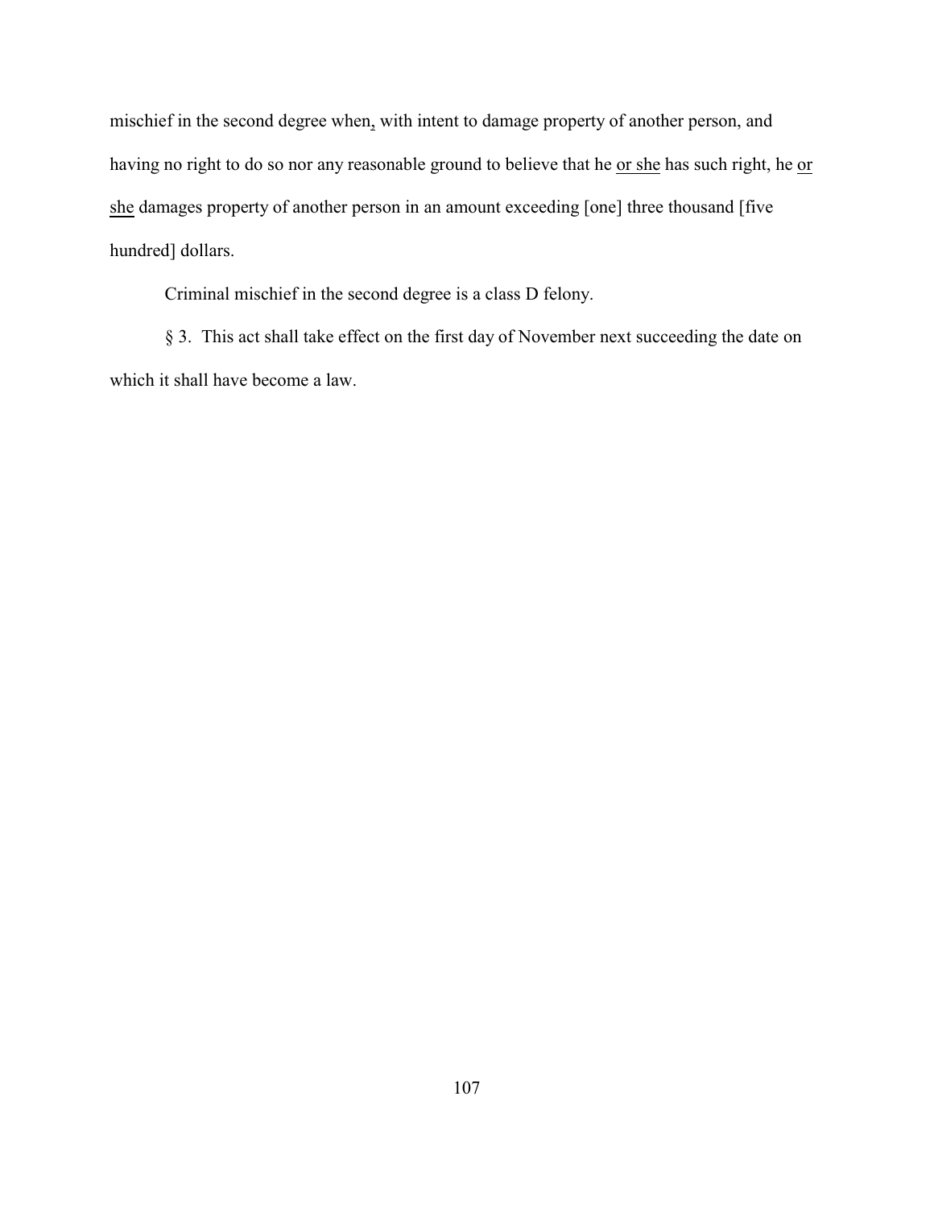mischief in the second degree when, with intent to damage property of another person, and having no right to do so nor any reasonable ground to believe that he or she has such right, he or she damages property of another person in an amount exceeding [one] three thousand [five hundred] dollars.

Criminal mischief in the second degree is a class D felony.

§ 3. This act shall take effect on the first day of November next succeeding the date on which it shall have become a law.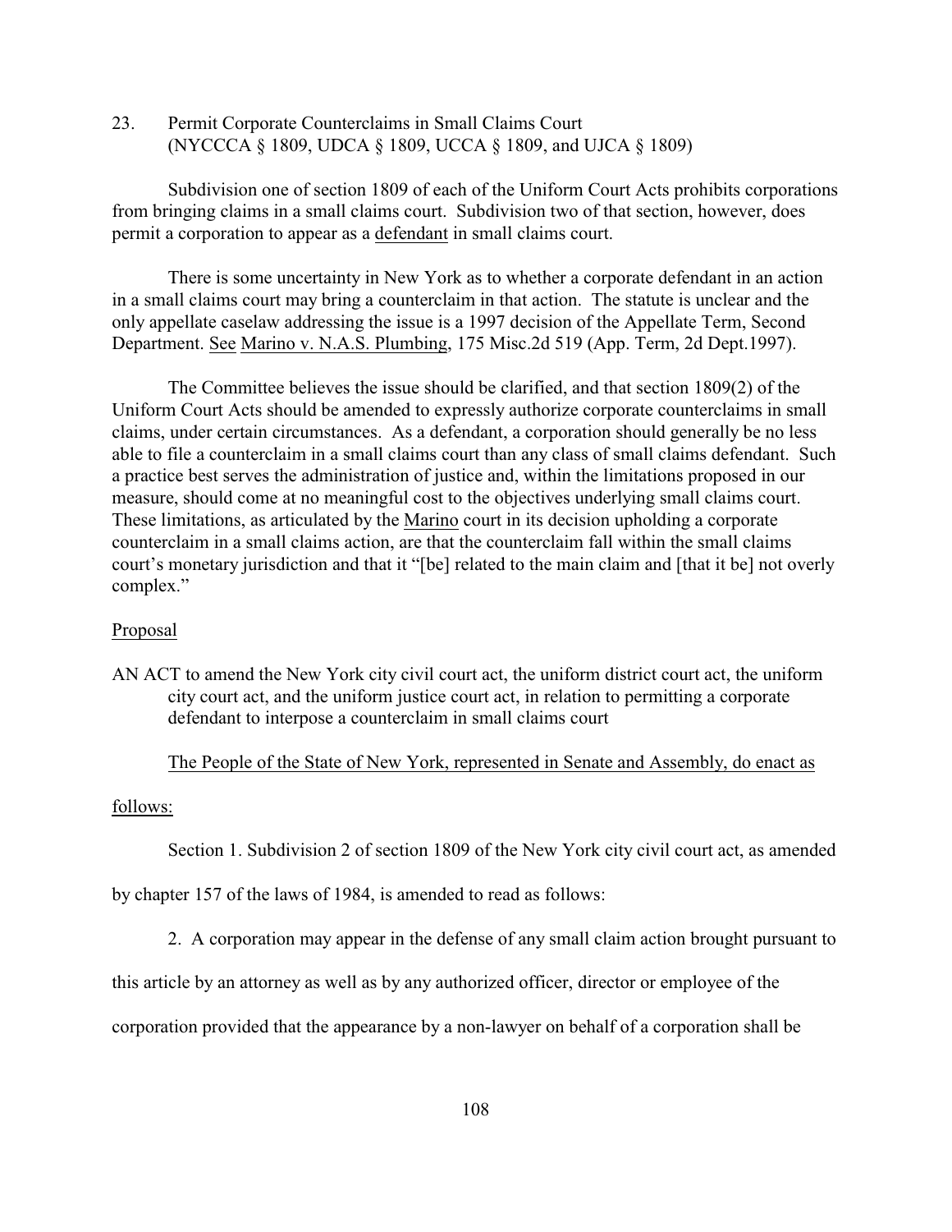23. Permit Corporate Counterclaims in Small Claims Court (NYCCCA § 1809, UDCA § 1809, UCCA § 1809, and UJCA § 1809)

Subdivision one of section 1809 of each of the Uniform Court Acts prohibits corporations from bringing claims in a small claims court. Subdivision two of that section, however, does permit a corporation to appear as a defendant in small claims court.

There is some uncertainty in New York as to whether a corporate defendant in an action in a small claims court may bring a counterclaim in that action. The statute is unclear and the only appellate caselaw addressing the issue is a 1997 decision of the Appellate Term, Second Department. See Marino v. N.A.S. Plumbing, 175 Misc.2d 519 (App. Term, 2d Dept.1997).

The Committee believes the issue should be clarified, and that section 1809(2) of the Uniform Court Acts should be amended to expressly authorize corporate counterclaims in small claims, under certain circumstances. As a defendant, a corporation should generally be no less able to file a counterclaim in a small claims court than any class of small claims defendant. Such a practice best serves the administration of justice and, within the limitations proposed in our measure, should come at no meaningful cost to the objectives underlying small claims court. These limitations, as articulated by the Marino court in its decision upholding a corporate counterclaim in a small claims action, are that the counterclaim fall within the small claims court's monetary jurisdiction and that it "[be] related to the main claim and [that it be] not overly complex."

Proposal

AN ACT to amend the New York city civil court act, the uniform district court act, the uniform city court act, and the uniform justice court act, in relation to permitting a corporate defendant to interpose a counterclaim in small claims court

The People of the State of New York, represented in Senate and Assembly, do enact as follows:

Section 1. Subdivision 2 of section 1809 of the New York city civil court act, as amended by chapter 157 of the laws of 1984, is amended to read as follows:

2. A corporation may appear in the defense of any small claim action brought pursuant to this article by an attorney as well as by any authorized officer, director or employee of the corporation provided that the appearance by a non-lawyer on behalf of a corporation shall be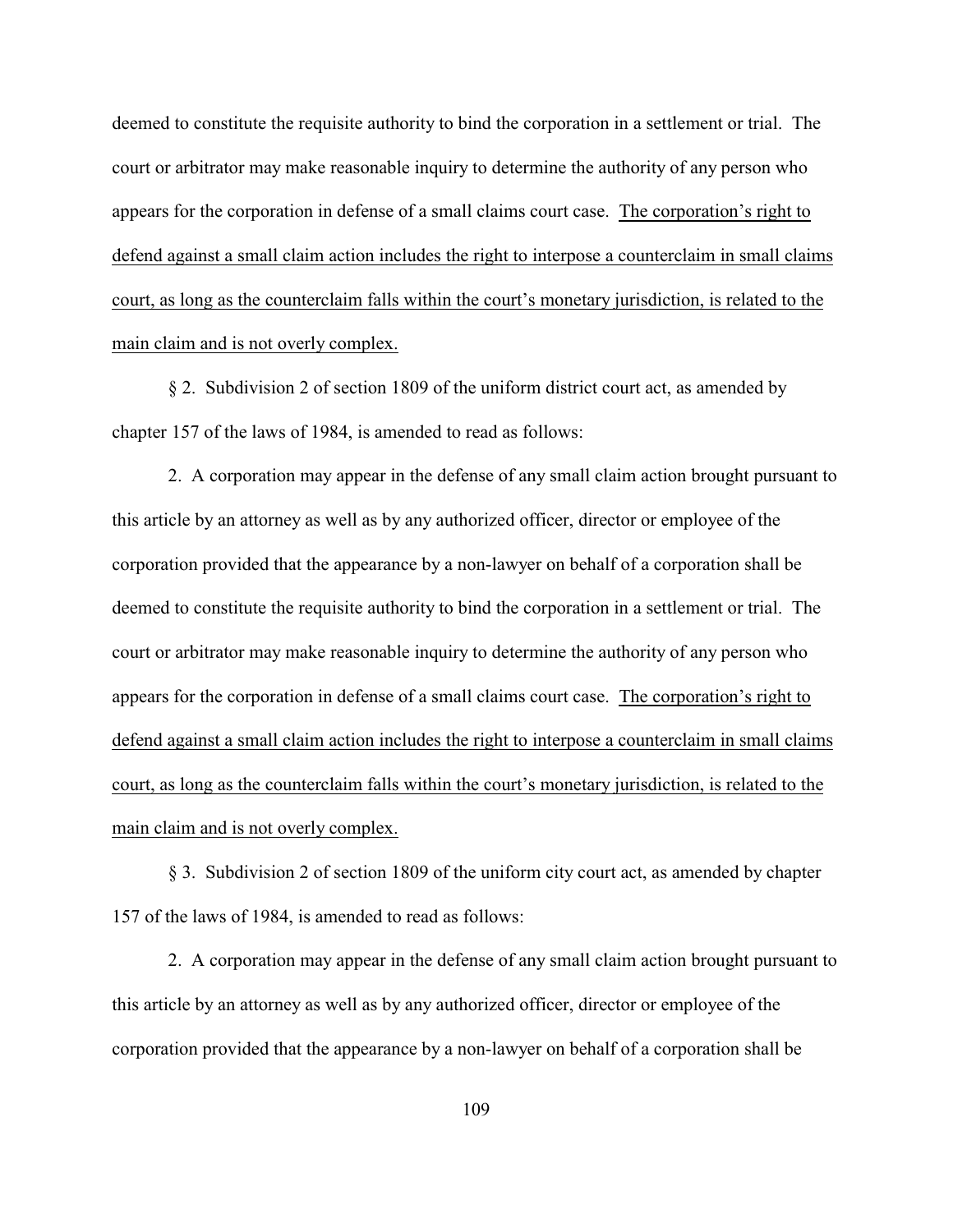deemed to constitute the requisite authority to bind the corporation in a settlement or trial. The court or arbitrator may make reasonable inquiry to determine the authority of any person who appears for the corporation in defense of a small claims court case. <u>The corporation's right to defend against a small claim action includes the right to interpose a counterclaim in small claims court, as long as the counterclaim falls within the court's monetary jurisdiction, is related to the main claim and is not overly complex.</u>

§ 2. Subdivision 2 of section 1809 of the uniform district court act, as amended by chapter 157 of the laws of 1984, is amended to read as follows:

2. A corporation may appear in the defense of any small claim action brought pursuant to this article by an attorney as well as by any authorized officer, director or employee of the corporation provided that the appearance by a non-lawyer on behalf of a corporation shall be deemed to constitute the requisite authority to bind the corporation in a settlement or trial. The court or arbitrator may make reasonable inquiry to determine the authority of any person who appears for the corporation in defense of a small claims court case. <u>The corporation's right to defend against a small claim action includes the right to interpose a counterclaim in small claims court, as long as the counterclaim falls within the court's monetary jurisdiction, is related to the main claim and is not overly complex.</u>

§ 3. Subdivision 2 of section 1809 of the uniform city court act, as amended by chapter 157 of the laws of 1984, is amended to read as follows:

2. A corporation may appear in the defense of any small claim action brought pursuant to this article by an attorney as well as by any authorized officer, director or employee of the corporation provided that the appearance by a non-lawyer on behalf of a corporation shall be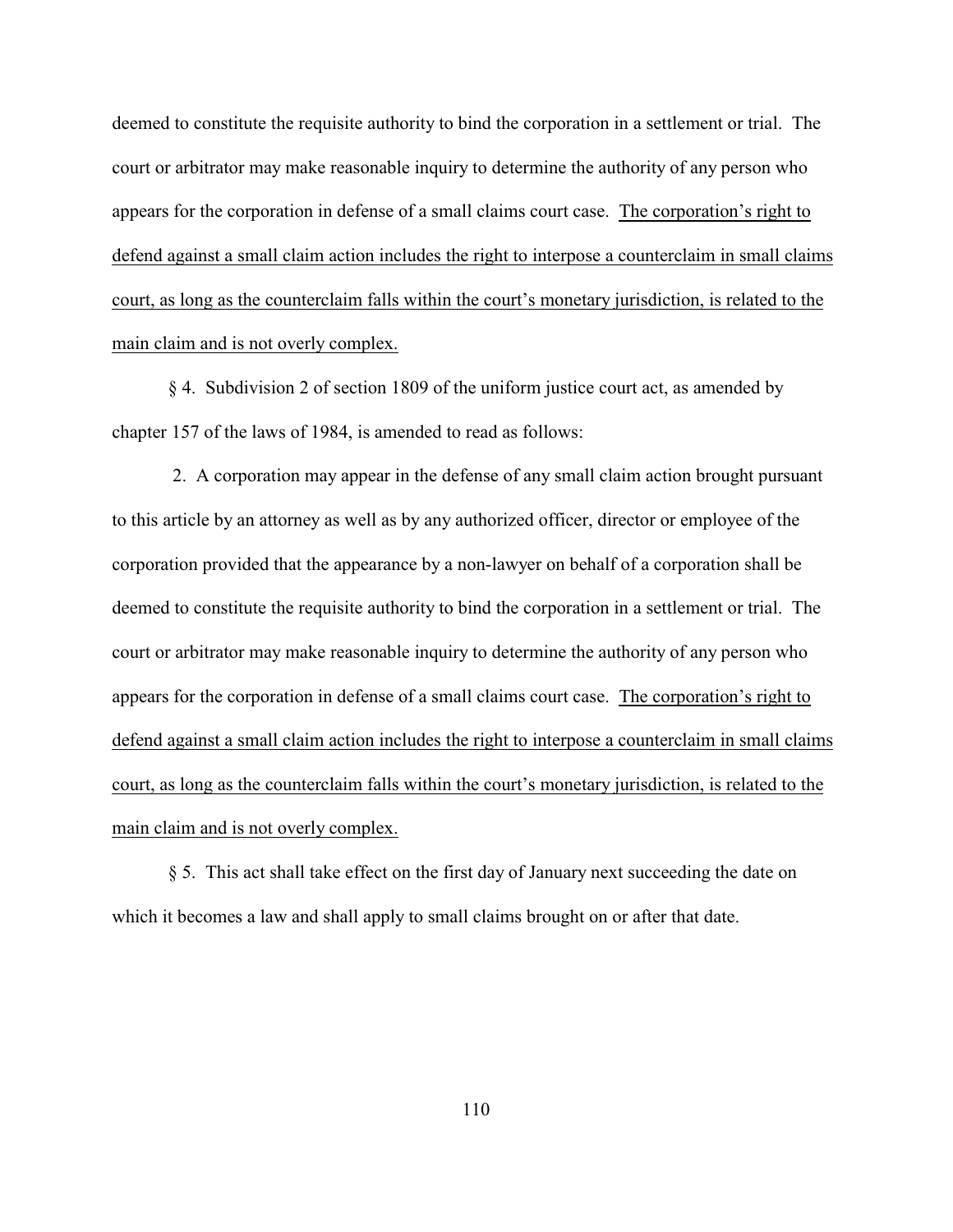deemed to constitute the requisite authority to bind the corporation in a settlement or trial. The court or arbitrator may make reasonable inquiry to determine the authority of any person who appears for the corporation in defense of a small claims court case. <u>The corporation's right to defend against a small claim action includes the right to interpose a counterclaim in small claims court, as long as the counterclaim falls within the court's monetary jurisdiction, is related to the main claim and is not overly complex.</u>

§ 4. Subdivision 2 of section 1809 of the uniform justice court act, as amended by chapter 157 of the laws of 1984, is amended to read as follows:

2. A corporation may appear in the defense of any small claim action brought pursuant to this article by an attorney as well as by any authorized officer, director or employee of the corporation provided that the appearance by a non-lawyer on behalf of a corporation shall be deemed to constitute the requisite authority to bind the corporation in a settlement or trial. The court or arbitrator may make reasonable inquiry to determine the authority of any person who appears for the corporation in defense of a small claims court case. <u>The corporation's right to defend against a small claim action includes the right to interpose a counterclaim in small claims court, as long as the counterclaim falls within the court's monetary jurisdiction, is related to the main claim and is not overly complex.</u>

§ 5. This act shall take effect on the first day of January next succeeding the date on which it becomes a law and shall apply to small claims brought on or after that date.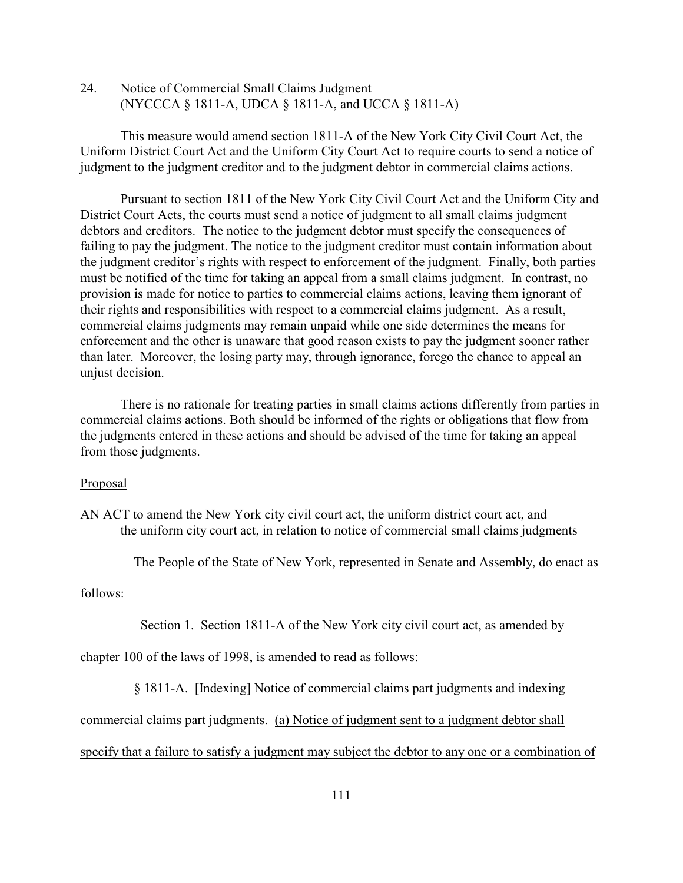24. Notice of Commercial Small Claims Judgment
(NYCCCA § 1811-A, UDCA § 1811-A, and UCCA § 1811-A)

This measure would amend section 1811-A of the New York City Civil Court Act, the Uniform District Court Act and the Uniform City Court Act to require courts to send a notice of judgment to the judgment creditor and to the judgment debtor in commercial claims actions.

Pursuant to section 1811 of the New York City Civil Court Act and the Uniform City and District Court Acts, the courts must send a notice of judgment to all small claims judgment debtors and creditors. The notice to the judgment debtor must specify the consequences of failing to pay the judgment. The notice to the judgment creditor must contain information about the judgment creditor's rights with respect to enforcement of the judgment. Finally, both parties must be notified of the time for taking an appeal from a small claims judgment. In contrast, no provision is made for notice to parties to commercial claims actions, leaving them ignorant of their rights and responsibilities with respect to a commercial claims judgment. As a result, commercial claims judgments may remain unpaid while one side determines the means for enforcement and the other is unaware that good reason exists to pay the judgment sooner rather than later. Moreover, the losing party may, through ignorance, forego the chance to appeal an unjust decision.

There is no rationale for treating parties in small claims actions differently from parties in commercial claims actions. Both should be informed of the rights or obligations that flow from the judgments entered in these actions and should be advised of the time for taking an appeal from those judgments.

<u>Proposal</u>

AN ACT to amend the New York city civil court act, the uniform district court act, and the uniform city court act, in relation to notice of commercial small claims judgments

<u>The People of the State of New York, represented in Senate and Assembly, do enact as follows:</u>

Section 1. Section 1811-A of the New York city civil court act, as amended by chapter 100 of the laws of 1998, is amended to read as follows:

§ 1811-A. [Indexing] <u>Notice of commercial claims part judgments and indexing</u> commercial claims part judgments. <u>(a) Notice of judgment sent to a judgment debtor shall specify that a failure to satisfy a judgment may subject the debtor to any one or a combination of</u>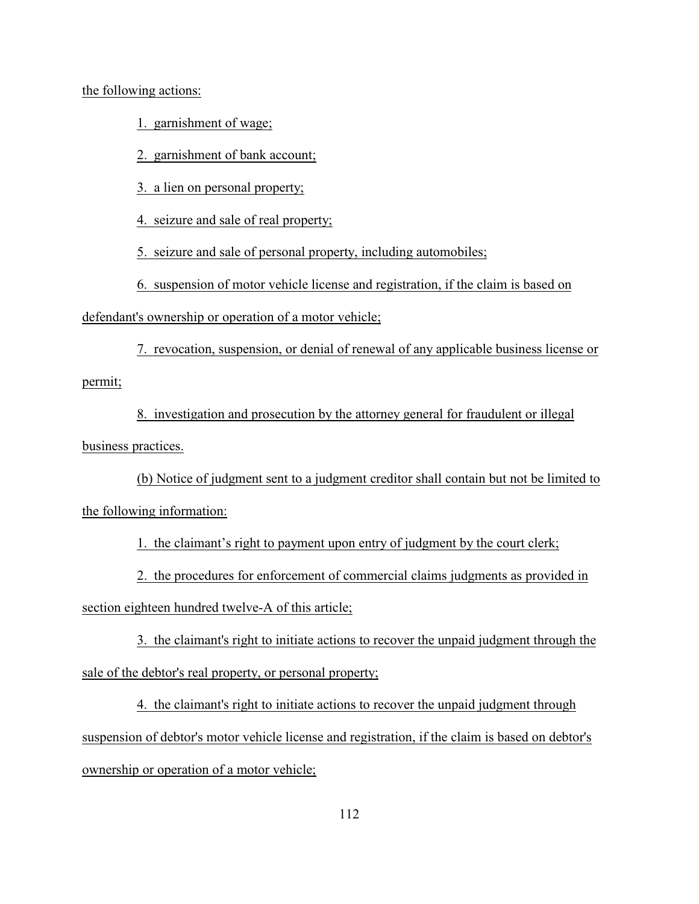the following actions:

1. garnishment of wage;

2. garnishment of bank account;

3. a lien on personal property;

4. seizure and sale of real property;

5. seizure and sale of personal property, including automobiles;

6. suspension of motor vehicle license and registration, if the claim is based on defendant's ownership or operation of a motor vehicle;

7. revocation, suspension, or denial of renewal of any applicable business license or permit;

8. investigation and prosecution by the attorney general for fraudulent or illegal business practices.

(b) Notice of judgment sent to a judgment creditor shall contain but not be limited to the following information:

1. the claimant's right to payment upon entry of judgment by the court clerk;

2. the procedures for enforcement of commercial claims judgments as provided in section eighteen hundred twelve-A of this article;

3. the claimant's right to initiate actions to recover the unpaid judgment through the sale of the debtor's real property, or personal property;

4. the claimant's right to initiate actions to recover the unpaid judgment through suspension of debtor's motor vehicle license and registration, if the claim is based on debtor's ownership or operation of a motor vehicle;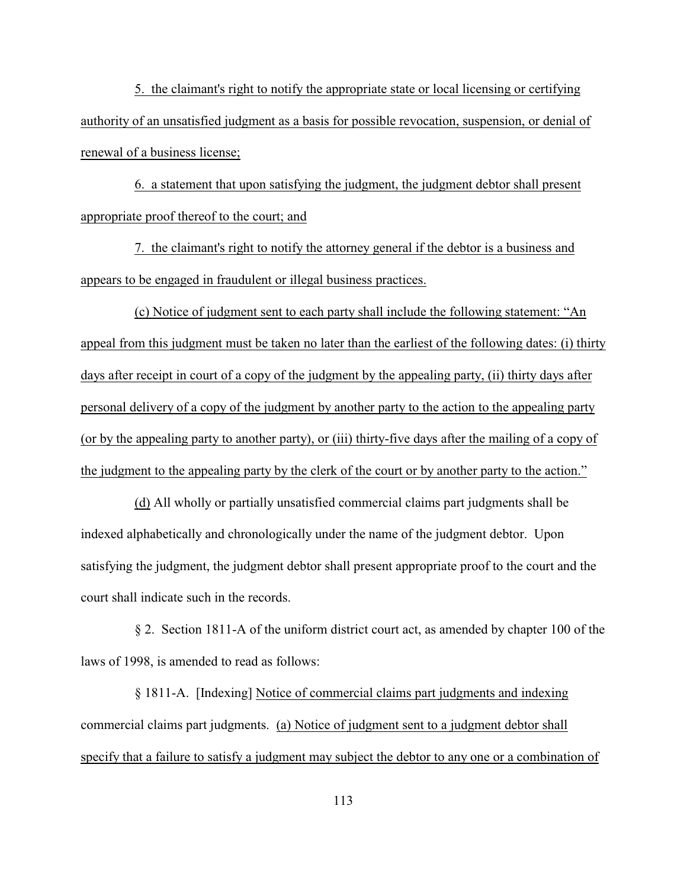5. the claimant's right to notify the appropriate state or local licensing or certifying authority of an unsatisfied judgment as a basis for possible revocation, suspension, or denial of renewal of a business license;

6. a statement that upon satisfying the judgment, the judgment debtor shall present appropriate proof thereof to the court; and

7. the claimant's right to notify the attorney general if the debtor is a business and appears to be engaged in fraudulent or illegal business practices.

(c) Notice of judgment sent to each party shall include the following statement: "An appeal from this judgment must be taken no later than the earliest of the following dates: (i) thirty days after receipt in court of a copy of the judgment by the appealing party, (ii) thirty days after personal delivery of a copy of the judgment by another party to the action to the appealing party (or by the appealing party to another party), or (iii) thirty-five days after the mailing of a copy of the judgment to the appealing party by the clerk of the court or by another party to the action."

(d) All wholly or partially unsatisfied commercial claims part judgments shall be indexed alphabetically and chronologically under the name of the judgment debtor. Upon satisfying the judgment, the judgment debtor shall present appropriate proof to the court and the court shall indicate such in the records.

§ 2. Section 1811-A of the uniform district court act, as amended by chapter 100 of the laws of 1998, is amended to read as follows:

§ 1811-A. [Indexing] Notice of commercial claims part judgments and indexing commercial claims part judgments. (a) Notice of judgment sent to a judgment debtor shall specify that a failure to satisfy a judgment may subject the debtor to any one or a combination of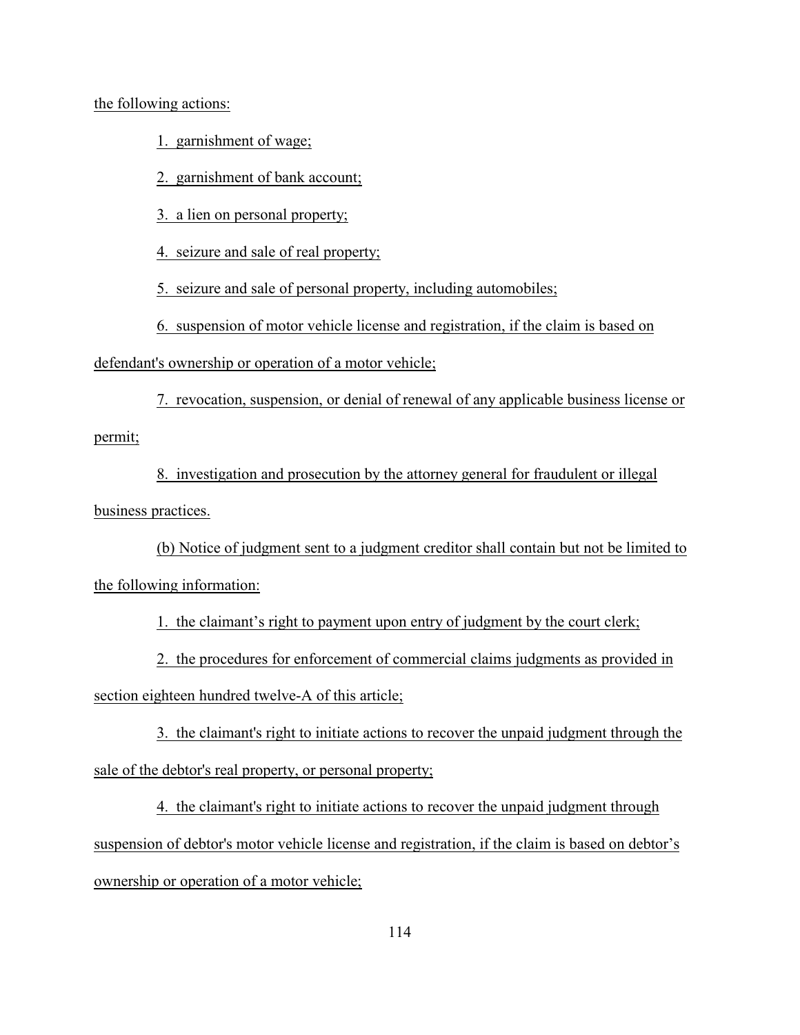the following actions:

1. garnishment of wage;

2. garnishment of bank account;

3. a lien on personal property;

4. seizure and sale of real property;

5. seizure and sale of personal property, including automobiles;

6. suspension of motor vehicle license and registration, if the claim is based on defendant's ownership or operation of a motor vehicle;

7. revocation, suspension, or denial of renewal of any applicable business license or permit;

8. investigation and prosecution by the attorney general for fraudulent or illegal business practices.

(b) Notice of judgment sent to a judgment creditor shall contain but not be limited to the following information:

1. the claimant's right to payment upon entry of judgment by the court clerk;

2. the procedures for enforcement of commercial claims judgments as provided in section eighteen hundred twelve-A of this article;

3. the claimant's right to initiate actions to recover the unpaid judgment through the sale of the debtor's real property, or personal property;

4. the claimant's right to initiate actions to recover the unpaid judgment through suspension of debtor's motor vehicle license and registration, if the claim is based on debtor's ownership or operation of a motor vehicle;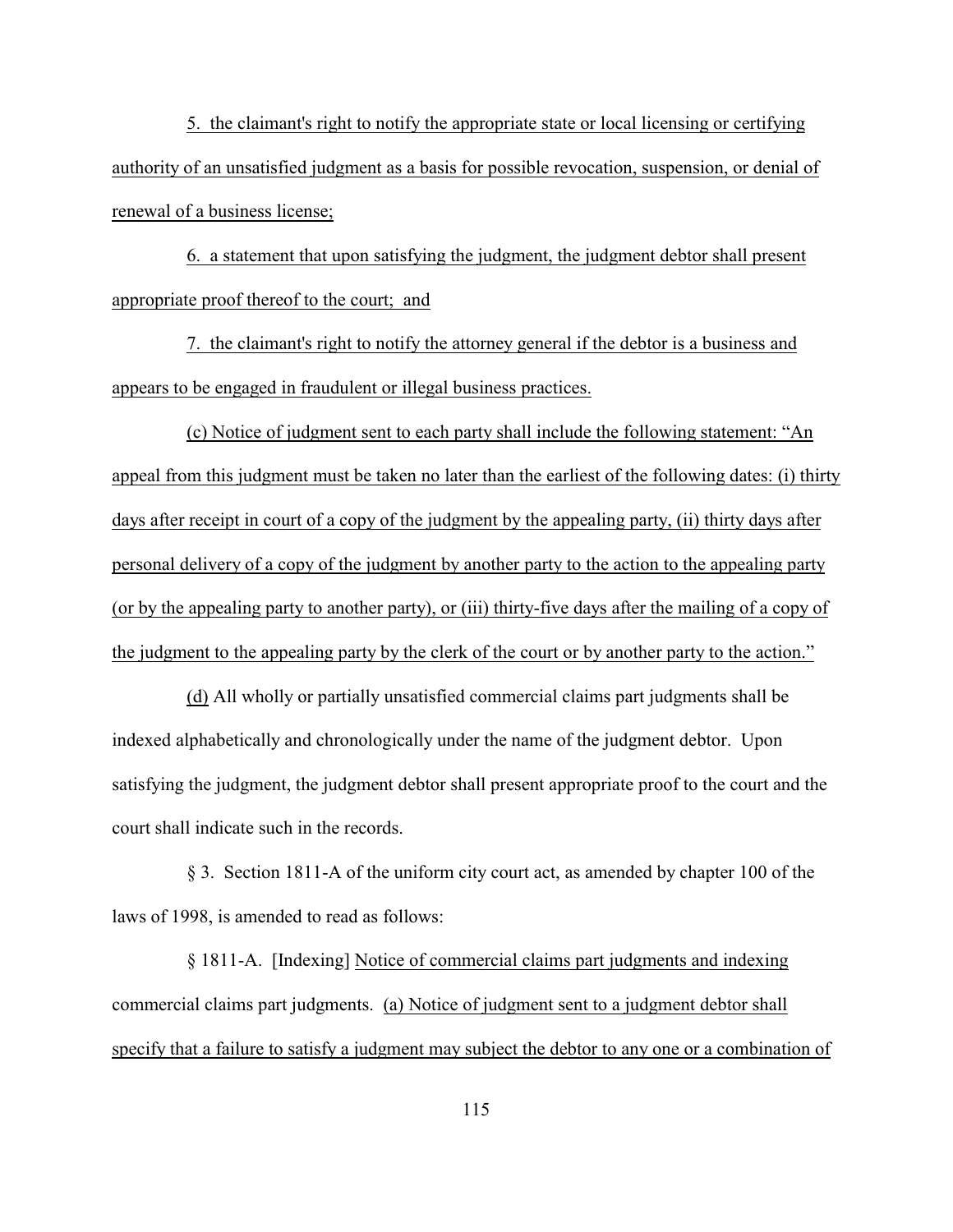5. the claimant's right to notify the appropriate state or local licensing or certifying authority of an unsatisfied judgment as a basis for possible revocation, suspension, or denial of renewal of a business license;

6. a statement that upon satisfying the judgment, the judgment debtor shall present appropriate proof thereof to the court; and

7. the claimant's right to notify the attorney general if the debtor is a business and appears to be engaged in fraudulent or illegal business practices.

(c) Notice of judgment sent to each party shall include the following statement: "An appeal from this judgment must be taken no later than the earliest of the following dates: (i) thirty days after receipt in court of a copy of the judgment by the appealing party, (ii) thirty days after personal delivery of a copy of the judgment by another party to the action to the appealing party (or by the appealing party to another party), or (iii) thirty-five days after the mailing of a copy of the judgment to the appealing party by the clerk of the court or by another party to the action."

(d) All wholly or partially unsatisfied commercial claims part judgments shall be indexed alphabetically and chronologically under the name of the judgment debtor. Upon satisfying the judgment, the judgment debtor shall present appropriate proof to the court and the court shall indicate such in the records.

§ 3. Section 1811-A of the uniform city court act, as amended by chapter 100 of the laws of 1998, is amended to read as follows:

§ 1811-A. [Indexing] Notice of commercial claims part judgments and indexing commercial claims part judgments. (a) Notice of judgment sent to a judgment debtor shall specify that a failure to satisfy a judgment may subject the debtor to any one or a combination of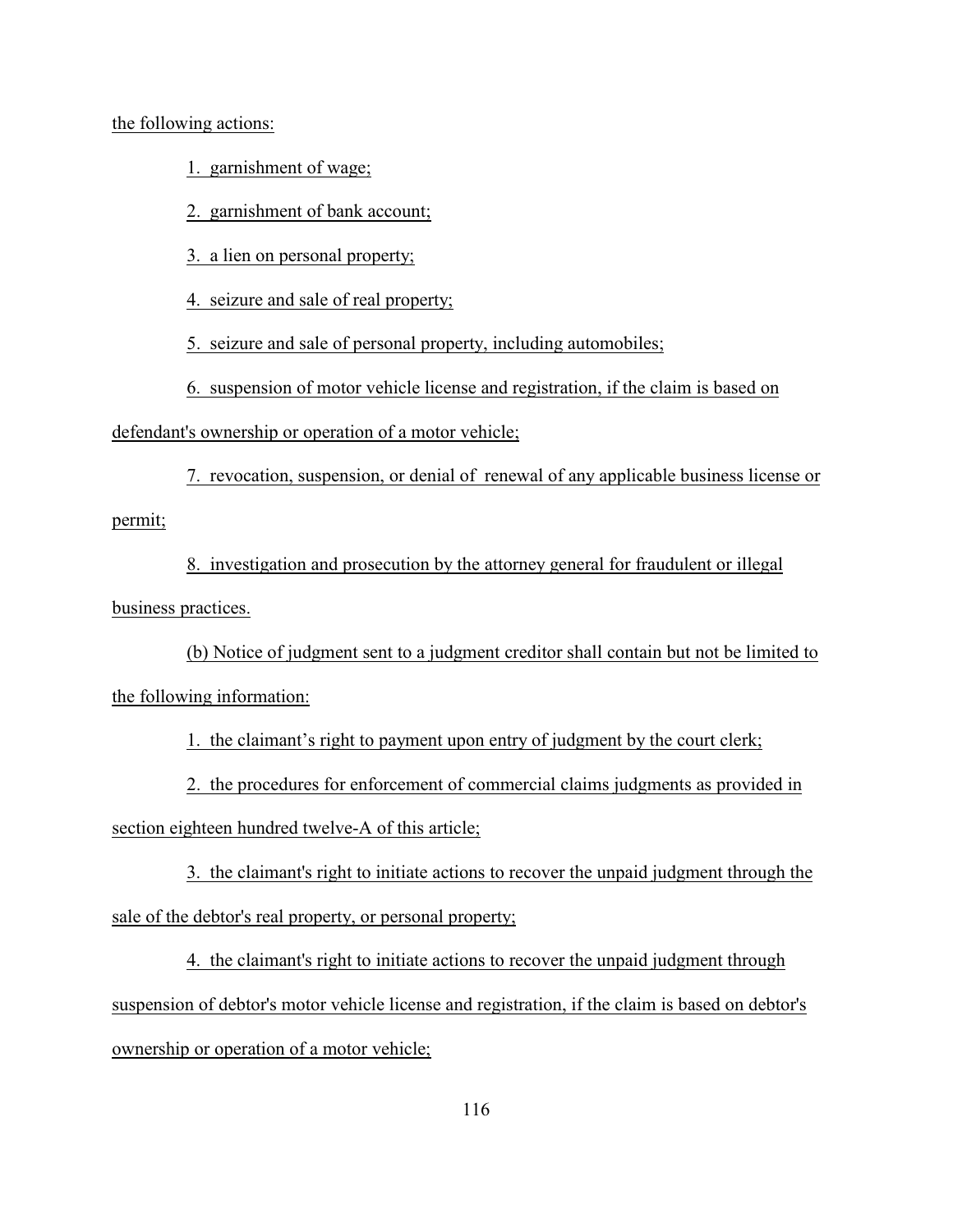the following actions:

1. garnishment of wage;

2. garnishment of bank account;

3. a lien on personal property;

4. seizure and sale of real property;

5. seizure and sale of personal property, including automobiles;

6. suspension of motor vehicle license and registration, if the claim is based on defendant's ownership or operation of a motor vehicle;

7. revocation, suspension, or denial of renewal of any applicable business license or permit;

8. investigation and prosecution by the attorney general for fraudulent or illegal business practices.

(b) Notice of judgment sent to a judgment creditor shall contain but not be limited to the following information:

1. the claimant's right to payment upon entry of judgment by the court clerk;

2. the procedures for enforcement of commercial claims judgments as provided in section eighteen hundred twelve-A of this article;

3. the claimant's right to initiate actions to recover the unpaid judgment through the sale of the debtor's real property, or personal property;

4. the claimant's right to initiate actions to recover the unpaid judgment through suspension of debtor's motor vehicle license and registration, if the claim is based on debtor's ownership or operation of a motor vehicle;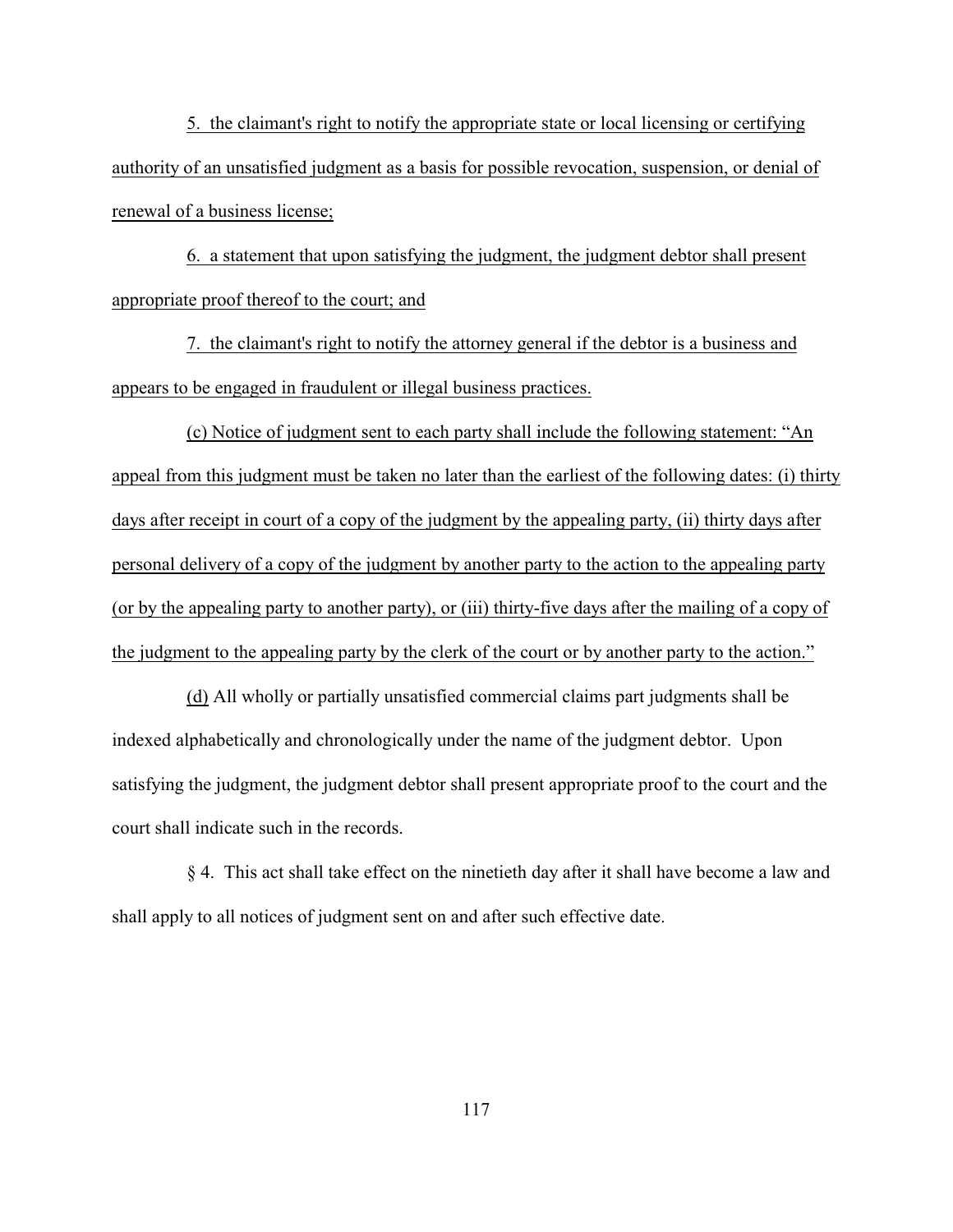5. the claimant's right to notify the appropriate state or local licensing or certifying authority of an unsatisfied judgment as a basis for possible revocation, suspension, or denial of renewal of a business license;

6. a statement that upon satisfying the judgment, the judgment debtor shall present appropriate proof thereof to the court; and

7. the claimant's right to notify the attorney general if the debtor is a business and appears to be engaged in fraudulent or illegal business practices.

(c) Notice of judgment sent to each party shall include the following statement: "An appeal from this judgment must be taken no later than the earliest of the following dates: (i) thirty days after receipt in court of a copy of the judgment by the appealing party, (ii) thirty days after personal delivery of a copy of the judgment by another party to the action to the appealing party (or by the appealing party to another party), or (iii) thirty-five days after the mailing of a copy of the judgment to the appealing party by the clerk of the court or by another party to the action."

(d) All wholly or partially unsatisfied commercial claims part judgments shall be indexed alphabetically and chronologically under the name of the judgment debtor. Upon satisfying the judgment, the judgment debtor shall present appropriate proof to the court and the court shall indicate such in the records.

§ 4. This act shall take effect on the ninetieth day after it shall have become a law and shall apply to all notices of judgment sent on and after such effective date.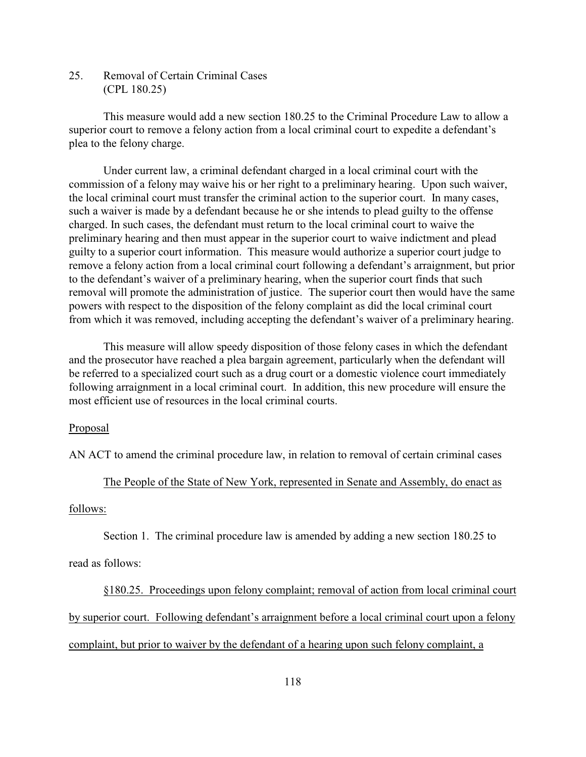25. Removal of Certain Criminal Cases
(CPL 180.25)

This measure would add a new section 180.25 to the Criminal Procedure Law to allow a superior court to remove a felony action from a local criminal court to expedite a defendant's plea to the felony charge.

Under current law, a criminal defendant charged in a local criminal court with the commission of a felony may waive his or her right to a preliminary hearing. Upon such waiver, the local criminal court must transfer the criminal action to the superior court. In many cases, such a waiver is made by a defendant because he or she intends to plead guilty to the offense charged. In such cases, the defendant must return to the local criminal court to waive the preliminary hearing and then must appear in the superior court to waive indictment and plead guilty to a superior court information. This measure would authorize a superior court judge to remove a felony action from a local criminal court following a defendant's arraignment, but prior to the defendant's waiver of a preliminary hearing, when the superior court finds that such removal will promote the administration of justice. The superior court then would have the same powers with respect to the disposition of the felony complaint as did the local criminal court from which it was removed, including accepting the defendant's waiver of a preliminary hearing.

This measure will allow speedy disposition of those felony cases in which the defendant and the prosecutor have reached a plea bargain agreement, particularly when the defendant will be referred to a specialized court such as a drug court or a domestic violence court immediately following arraignment in a local criminal court. In addition, this new procedure will ensure the most efficient use of resources in the local criminal courts.

Proposal

AN ACT to amend the criminal procedure law, in relation to removal of certain criminal cases

The People of the State of New York, represented in Senate and Assembly, do enact as follows:

Section 1. The criminal procedure law is amended by adding a new section 180.25 to read as follows:

§180.25. Proceedings upon felony complaint; removal of action from local criminal court by superior court. Following defendant's arraignment before a local criminal court upon a felony complaint, but prior to waiver by the defendant of a hearing upon such felony complaint, a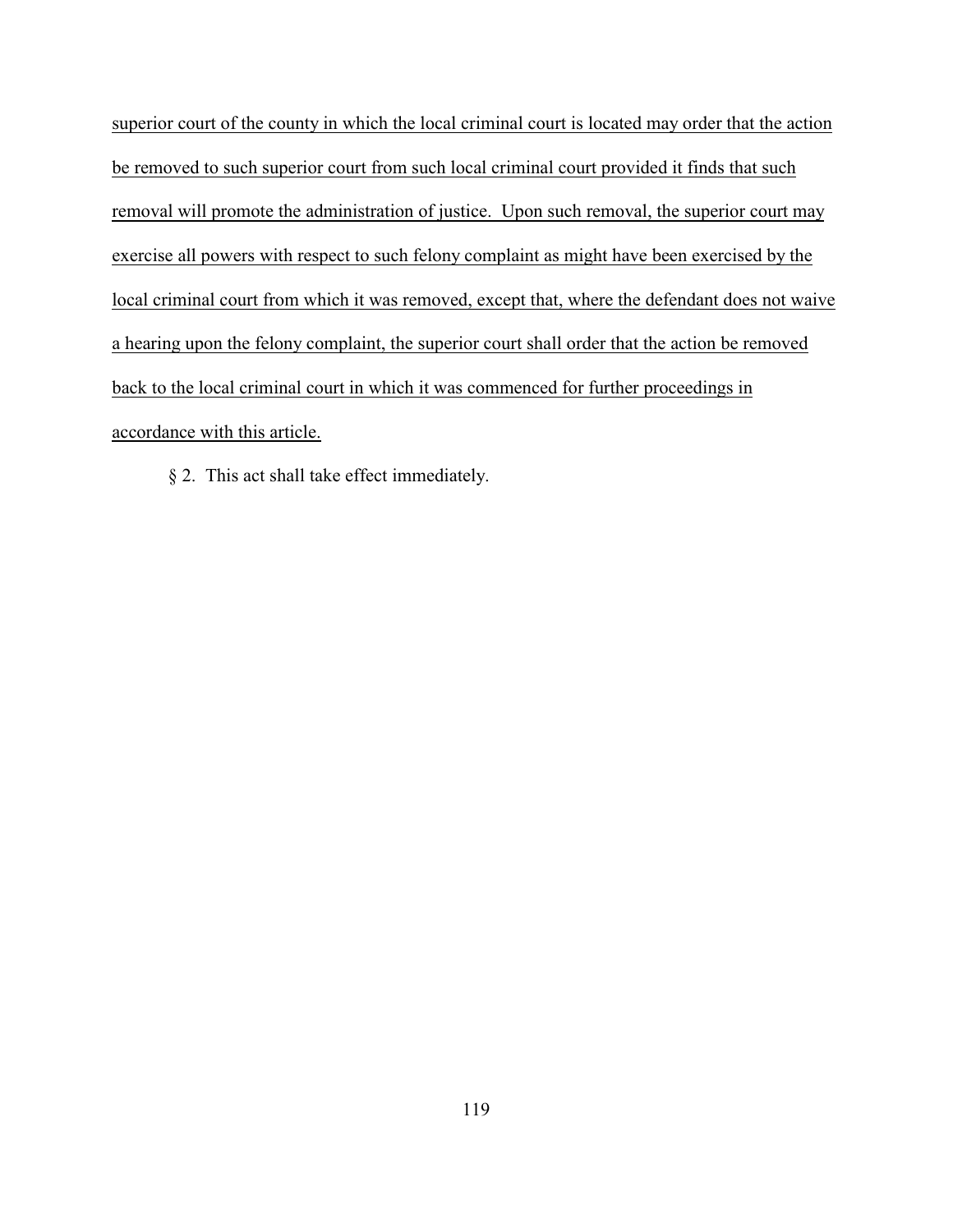superior court of the county in which the local criminal court is located may order that the action be removed to such superior court from such local criminal court provided it finds that such removal will promote the administration of justice. Upon such removal, the superior court may exercise all powers with respect to such felony complaint as might have been exercised by the local criminal court from which it was removed, except that, where the defendant does not waive a hearing upon the felony complaint, the superior court shall order that the action be removed back to the local criminal court in which it was commenced for further proceedings in accordance with this article.

§ 2. This act shall take effect immediately.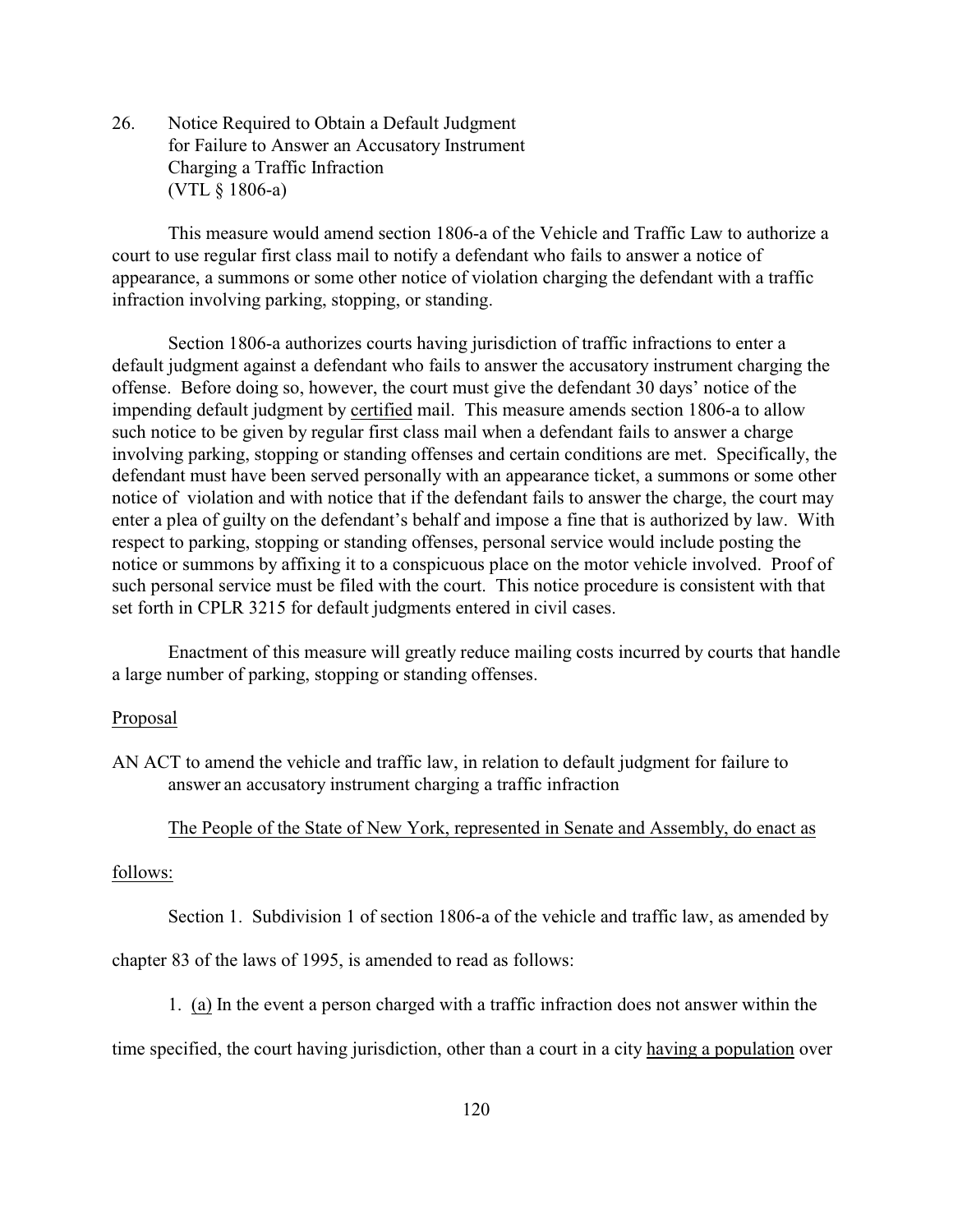26. Notice Required to Obtain a Default Judgment for Failure to Answer an Accusatory Instrument Charging a Traffic Infraction (VTL § 1806-a)

This measure would amend section 1806-a of the Vehicle and Traffic Law to authorize a court to use regular first class mail to notify a defendant who fails to answer a notice of appearance, a summons or some other notice of violation charging the defendant with a traffic infraction involving parking, stopping, or standing.

Section 1806-a authorizes courts having jurisdiction of traffic infractions to enter a default judgment against a defendant who fails to answer the accusatory instrument charging the offense. Before doing so, however, the court must give the defendant 30 days' notice of the impending default judgment by <u>certified</u> mail. This measure amends section 1806-a to allow such notice to be given by regular first class mail when a defendant fails to answer a charge involving parking, stopping or standing offenses and certain conditions are met. Specifically, the defendant must have been served personally with an appearance ticket, a summons or some other notice of violation and with notice that if the defendant fails to answer the charge, the court may enter a plea of guilty on the defendant's behalf and impose a fine that is authorized by law. With respect to parking, stopping or standing offenses, personal service would include posting the notice or summons by affixing it to a conspicuous place on the motor vehicle involved. Proof of such personal service must be filed with the court. This notice procedure is consistent with that set forth in CPLR 3215 for default judgments entered in civil cases.

Enactment of this measure will greatly reduce mailing costs incurred by courts that handle a large number of parking, stopping or standing offenses.

<u>Proposal</u>

AN ACT to amend the vehicle and traffic law, in relation to default judgment for failure to answer an accusatory instrument charging a traffic infraction

<u>The People of the State of New York, represented in Senate and Assembly, do enact as follows:</u>

Section 1. Subdivision 1 of section 1806-a of the vehicle and traffic law, as amended by chapter 83 of the laws of 1995, is amended to read as follows:

1. <u>(a)</u> In the event a person charged with a traffic infraction does not answer within the time specified, the court having jurisdiction, other than a court in a city <u>having a population</u> over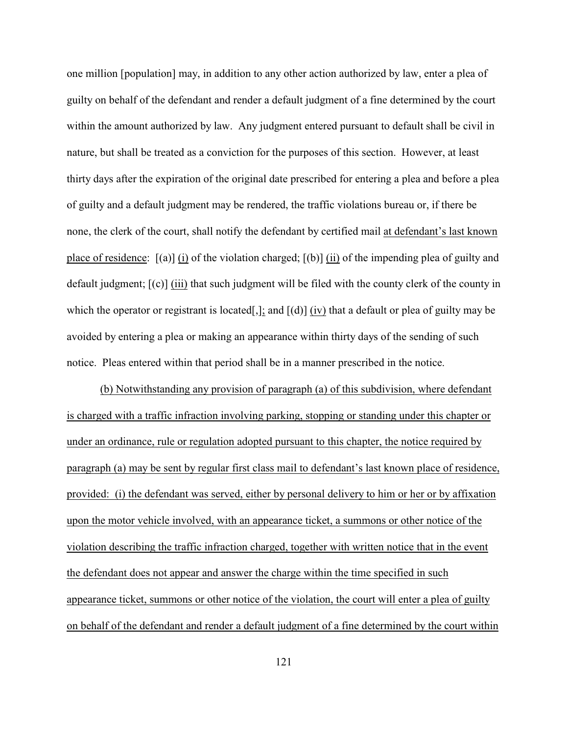one million [population] may, in addition to any other action authorized by law, enter a plea of guilty on behalf of the defendant and render a default judgment of a fine determined by the court within the amount authorized by law. Any judgment entered pursuant to default shall be civil in nature, but shall be treated as a conviction for the purposes of this section. However, at least thirty days after the expiration of the original date prescribed for entering a plea and before a plea of guilty and a default judgment may be rendered, the traffic violations bureau or, if there be none, the clerk of the court, shall notify the defendant by certified mail <u>at defendant's last known place of residence</u>: [(a)] <u>(i)</u> of the violation charged; [(b)] <u>(ii)</u> of the impending plea of guilty and default judgment; [(c)] <u>(iii)</u> that such judgment will be filed with the county clerk of the county in which the operator or registrant is located[,]<u>;</u> and [(d)] <u>(iv)</u> that a default or plea of guilty may be avoided by entering a plea or making an appearance within thirty days of the sending of such notice. Pleas entered within that period shall be in a manner prescribed in the notice.

<u>(b) Notwithstanding any provision of paragraph (a) of this subdivision, where defendant is charged with a traffic infraction involving parking, stopping or standing under this chapter or under an ordinance, rule or regulation adopted pursuant to this chapter, the notice required by paragraph (a) may be sent by regular first class mail to defendant's last known place of residence, provided: (i) the defendant was served, either by personal delivery to him or her or by affixation upon the motor vehicle involved, with an appearance ticket, a summons or other notice of the violation describing the traffic infraction charged, together with written notice that in the event the defendant does not appear and answer the charge within the time specified in such appearance ticket, summons or other notice of the violation, the court will enter a plea of guilty on behalf of the defendant and render a default judgment of a fine determined by the court within</u>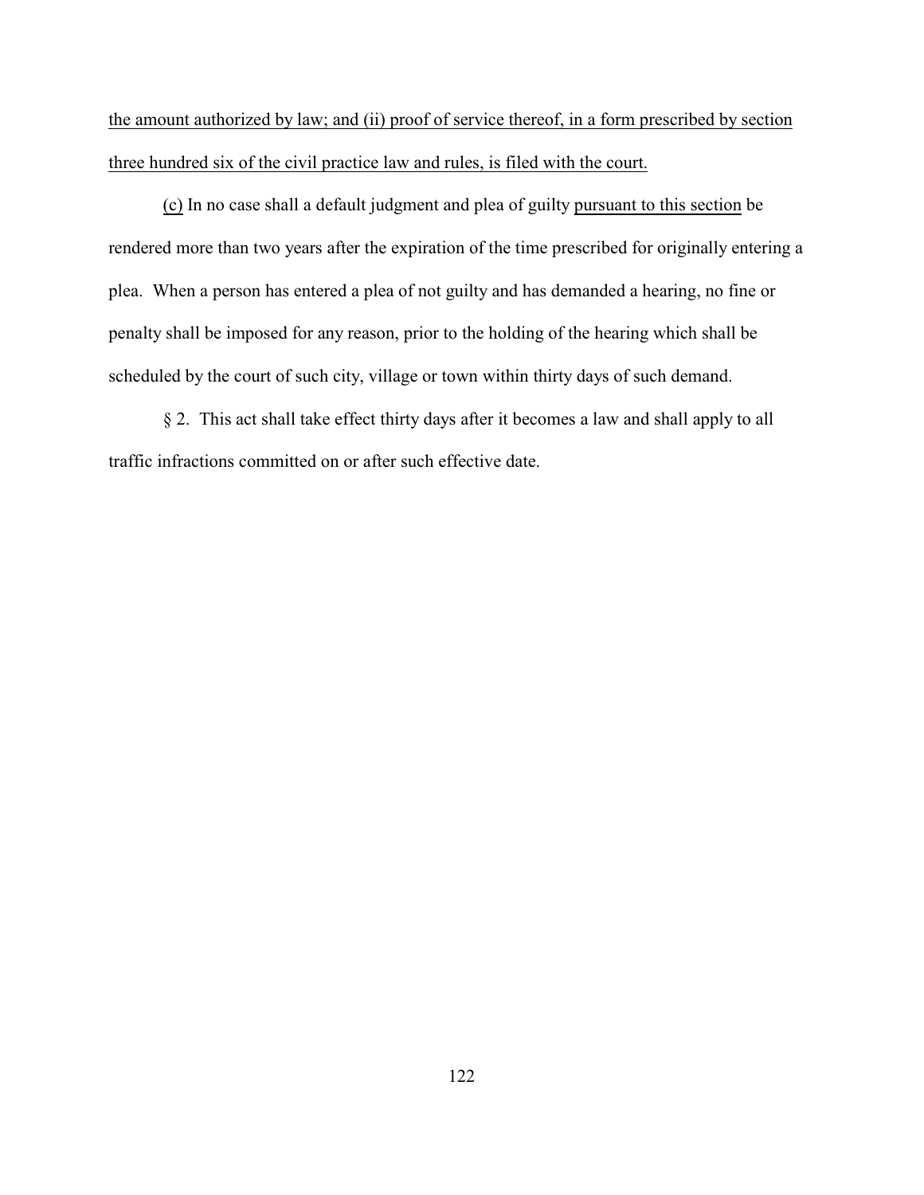the amount authorized by law; and (ii) proof of service thereof, in a form prescribed by section three hundred six of the civil practice law and rules, is filed with the court.

(c) In no case shall a default judgment and plea of guilty pursuant to this section be rendered more than two years after the expiration of the time prescribed for originally entering a plea. When a person has entered a plea of not guilty and has demanded a hearing, no fine or penalty shall be imposed for any reason, prior to the holding of the hearing which shall be scheduled by the court of such city, village or town within thirty days of such demand.

§ 2. This act shall take effect thirty days after it becomes a law and shall apply to all traffic infractions committed on or after such effective date.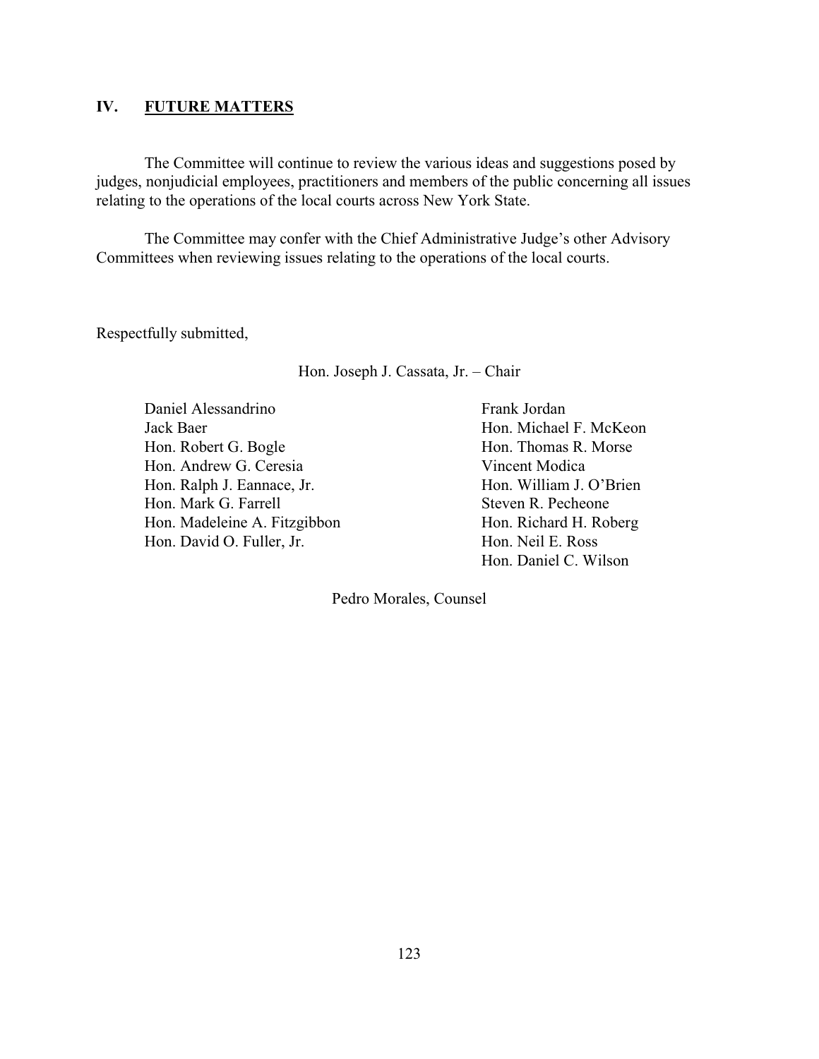## IV. FUTURE MATTERS

The Committee will continue to review the various ideas and suggestions posed by judges, nonjudicial employees, practitioners and members of the public concerning all issues relating to the operations of the local courts across New York State.

The Committee may confer with the Chief Administrative Judge's other Advisory Committees when reviewing issues relating to the operations of the local courts.

Respectfully submitted,

Hon. Joseph J. Cassata, Jr. – Chair

Daniel Alessandrino
Jack Baer
Hon. Robert G. Bogle
Hon. Andrew G. Ceresia
Hon. Ralph J. Eannace, Jr.
Hon. Mark G. Farrell
Hon. Madeleine A. Fitzgibbon
Hon. David O. Fuller, Jr.
Frank Jordan
Hon. Michael F. McKeon
Hon. Thomas R. Morse
Vincent Modica
Hon. William J. O'Brien
Steven R. Pecheone
Hon. Richard H. Roberg
Hon. Neil E. Ross
Hon. Daniel C. Wilson

Pedro Morales, Counsel